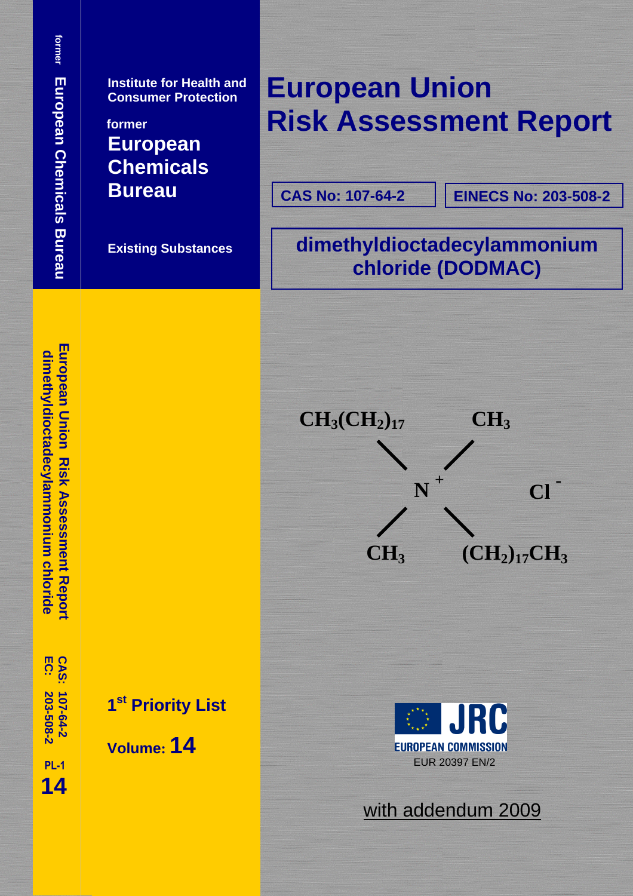Institute for Health and Consumer Protection

former

**European Chemicals Bureau**

**Existing Substances**

# European Union Risk Assessment Report

**CAS No: 107-64-2** | **EINECS No: 203-508-2**

## dimethyldioctadecylammonium chloride (DODMAC)

$$[CH_3(CH_2)_{17}]_2N^+(CH_3)_2 \; Cl^-$$

**1st Priority List**

**Volume: 14**

EUROPEAN COMMISSION

EUR 20397 EN/2

with addendum 2009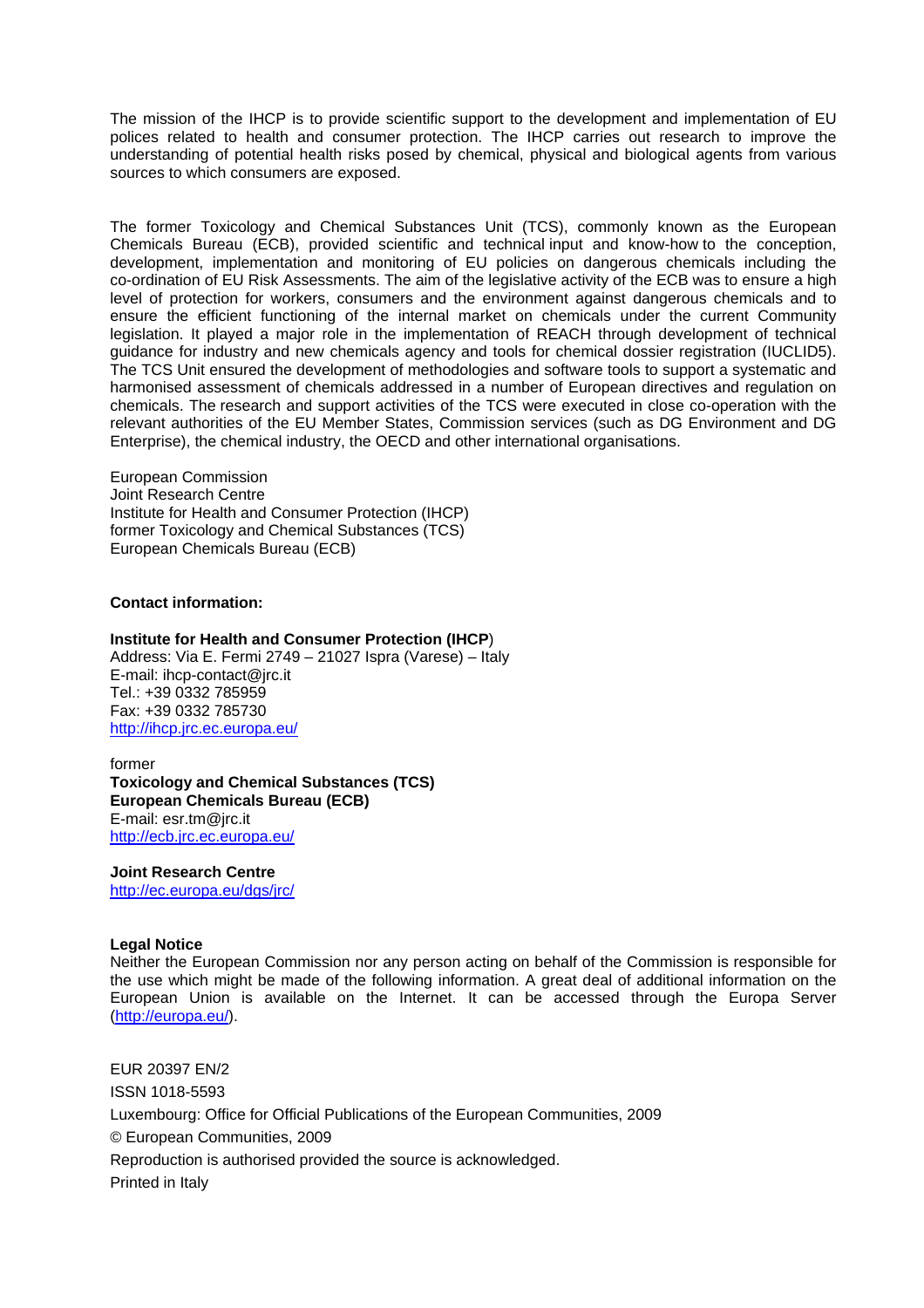The mission of the IHCP is to provide scientific support to the development and implementation of EU polices related to health and consumer protection. The IHCP carries out research to improve the understanding of potential health risks posed by chemical, physical and biological agents from various sources to which consumers are exposed.

The former Toxicology and Chemical Substances Unit (TCS), commonly known as the European Chemicals Bureau (ECB), provided scientific and technical input and know-how to the conception, development, implementation and monitoring of EU policies on dangerous chemicals including the co-ordination of EU Risk Assessments. The aim of the legislative activity of the ECB was to ensure a high level of protection for workers, consumers and the environment against dangerous chemicals and to ensure the efficient functioning of the internal market on chemicals under the current Community legislation. It played a major role in the implementation of REACH through development of technical guidance for industry and new chemicals agency and tools for chemical dossier registration (IUCLID5). The TCS Unit ensured the development of methodologies and software tools to support a systematic and harmonised assessment of chemicals addressed in a number of European directives and regulation on chemicals. The research and support activities of the TCS were executed in close co-operation with the relevant authorities of the EU Member States, Commission services (such as DG Environment and DG Enterprise), the chemical industry, the OECD and other international organisations.

European Commission
Joint Research Centre
Institute for Health and Consumer Protection (IHCP)
former Toxicology and Chemical Substances (TCS)
European Chemicals Bureau (ECB)

**Contact information:**

**Institute for Health and Consumer Protection (IHCP)**
Address: Via E. Fermi 2749 – 21027 Ispra (Varese) – Italy
E-mail: ihcp-contact@jrc.it
Tel.: +39 0332 785959
Fax: +39 0332 785730
http://ihcp.jrc.ec.europa.eu/

former
**Toxicology and Chemical Substances (TCS)**
**European Chemicals Bureau (ECB)**
E-mail: esr.tm@jrc.it
http://ecb.jrc.ec.europa.eu/

**Joint Research Centre**
http://ec.europa.eu/dgs/jrc/

**Legal Notice**
Neither the European Commission nor any person acting on behalf of the Commission is responsible for the use which might be made of the following information. A great deal of additional information on the European Union is available on the Internet. It can be accessed through the Europa Server (http://europa.eu/).

EUR 20397 EN/2
ISSN 1018-5593
Luxembourg: Office for Official Publications of the European Communities, 2009
© European Communities, 2009
Reproduction is authorised provided the source is acknowledged.
Printed in Italy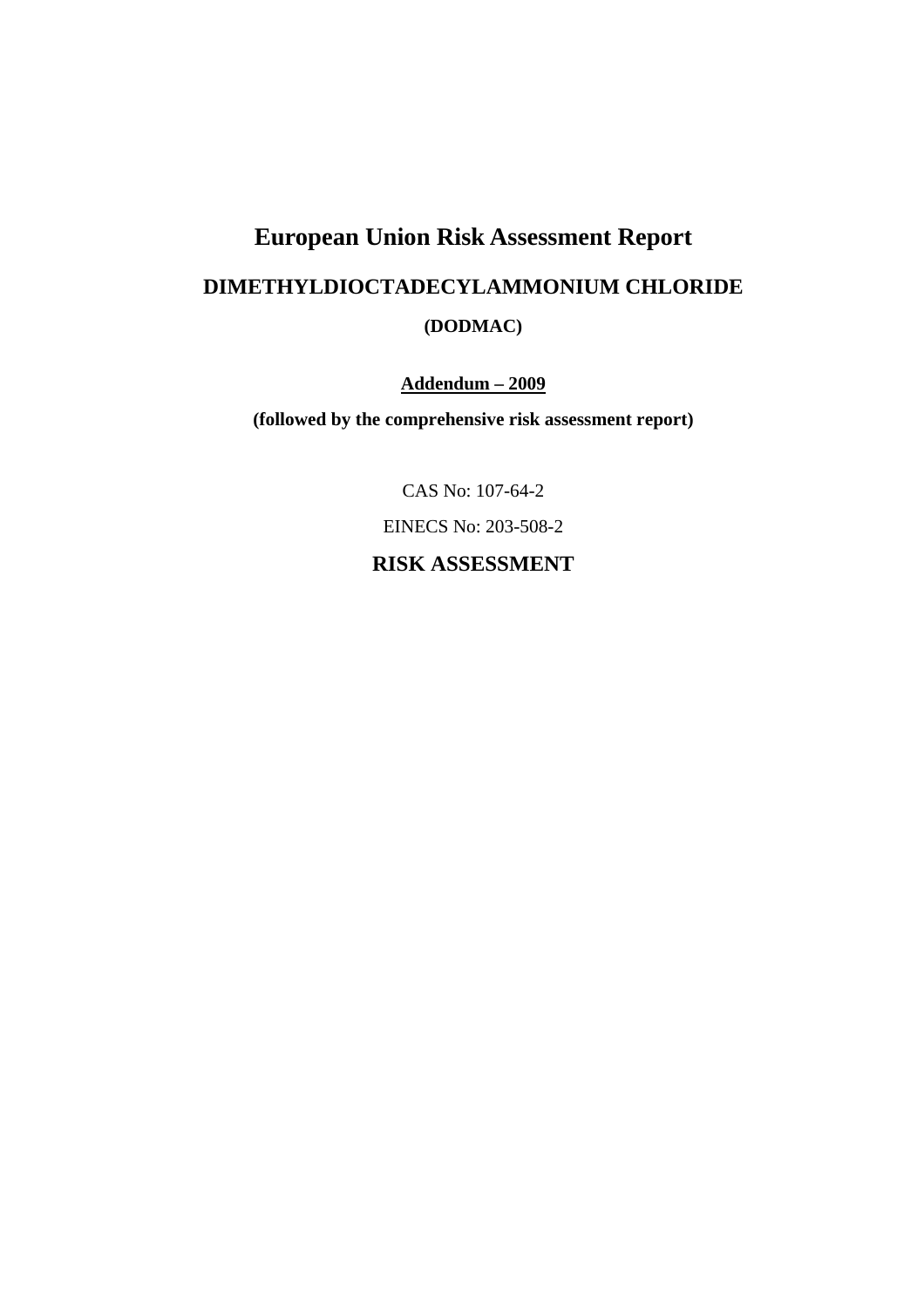# European Union Risk Assessment Report

## DIMETHYLDIOCTADECYLAMMONIUM CHLORIDE

### (DODMAC)

**Addendum – 2009**

**(followed by the comprehensive risk assessment report)**

CAS No: 107-64-2

EINECS No: 203-508-2

## RISK ASSESSMENT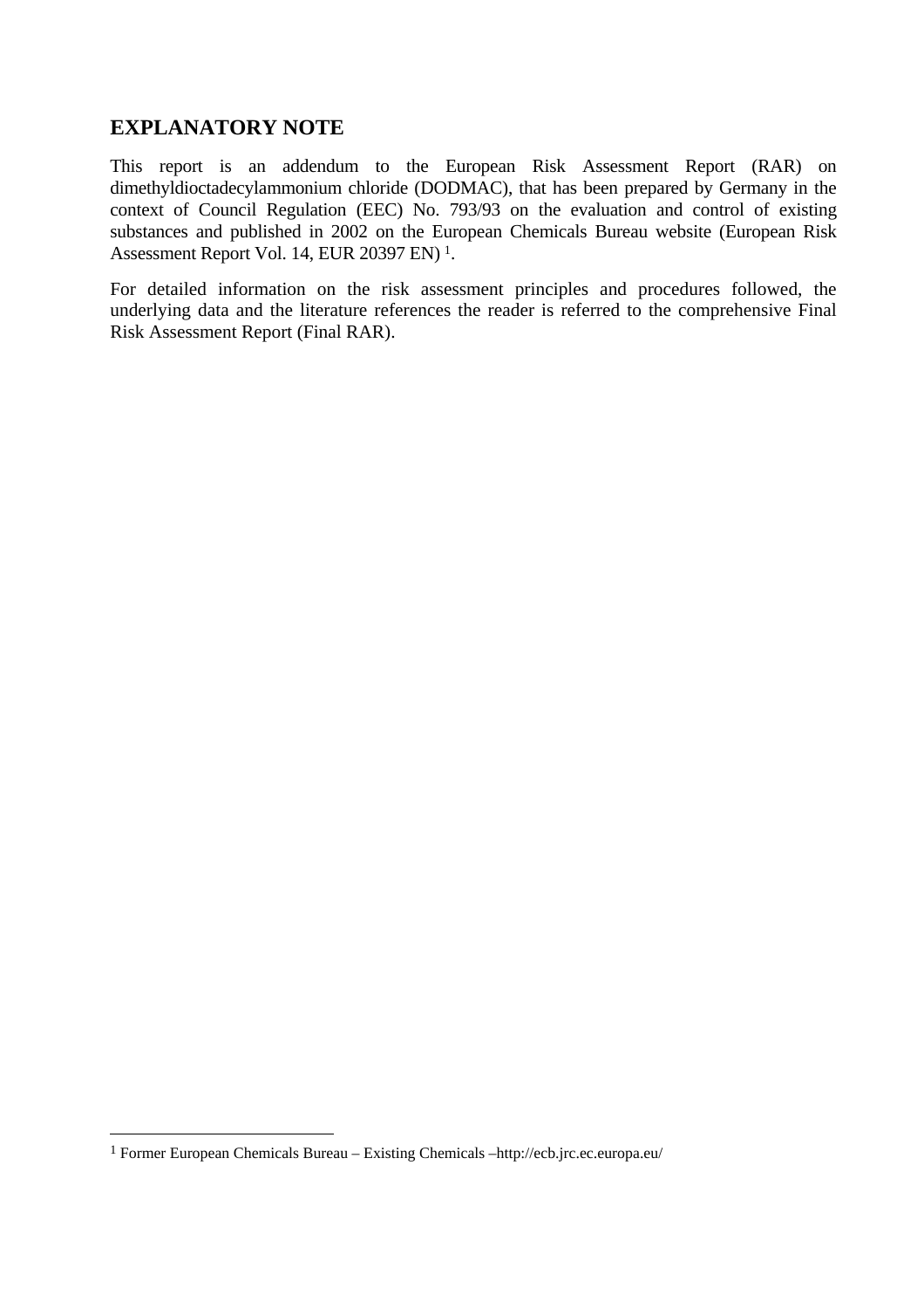## EXPLANATORY NOTE

This report is an addendum to the European Risk Assessment Report (RAR) on dimethyldioctadecylammonium chloride (DODMAC), that has been prepared by Germany in the context of Council Regulation (EEC) No. 793/93 on the evaluation and control of existing substances and published in 2002 on the European Chemicals Bureau website (European Risk Assessment Report Vol. 14, EUR 20397 EN) [1].

For detailed information on the risk assessment principles and procedures followed, the underlying data and the literature references the reader is referred to the comprehensive Final Risk Assessment Report (Final RAR).

[1] Former European Chemicals Bureau – Existing Chemicals –http://ecb.jrc.ec.europa.eu/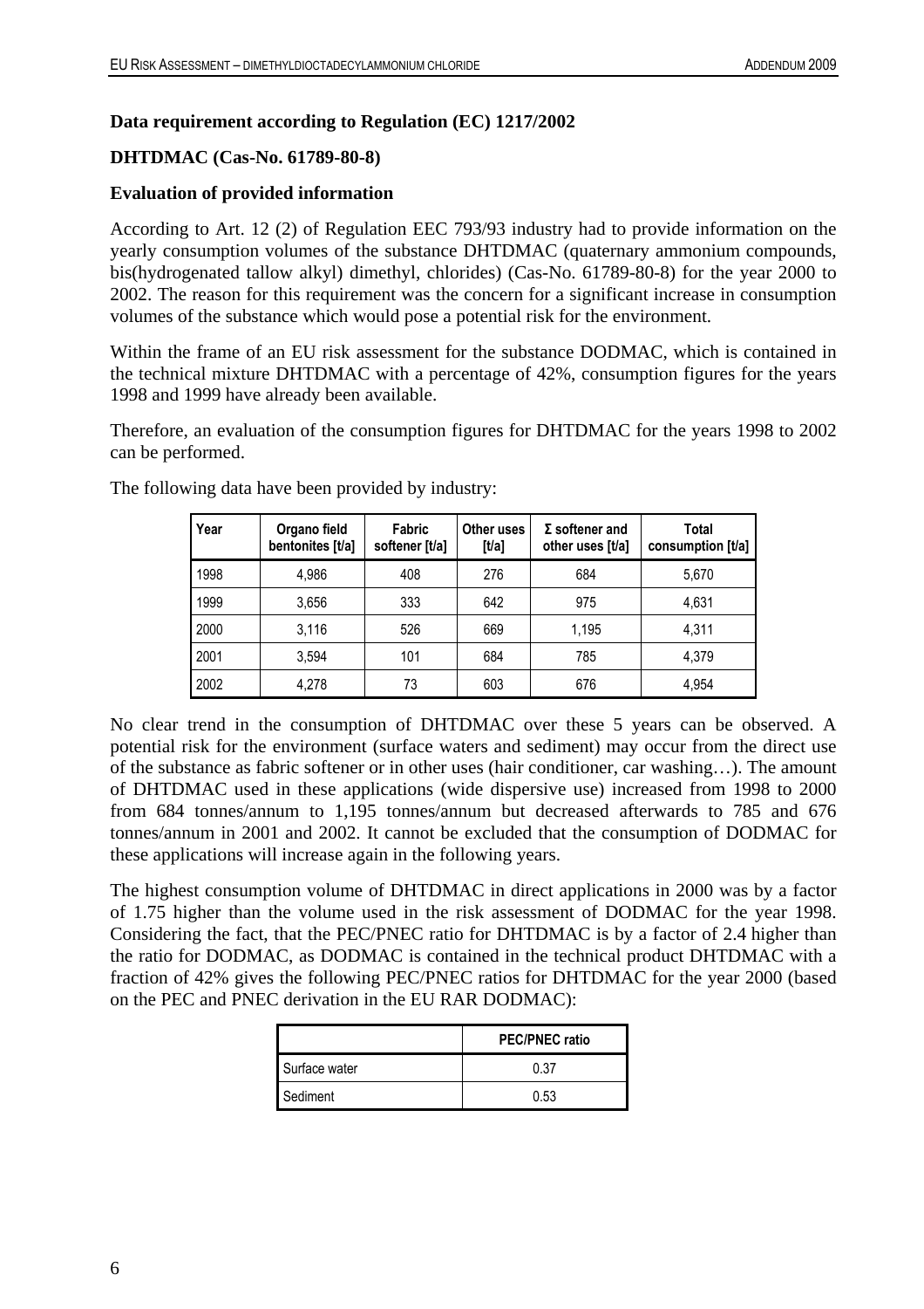**Data requirement according to Regulation (EC) 1217/2002**

**DHTDMAC (Cas-No. 61789-80-8)**

**Evaluation of provided information**

According to Art. 12 (2) of Regulation EEC 793/93 industry had to provide information on the yearly consumption volumes of the substance DHTDMAC (quaternary ammonium compounds, bis(hydrogenated tallow alkyl) dimethyl, chlorides) (Cas-No. 61789-80-8) for the year 2000 to 2002. The reason for this requirement was the concern for a significant increase in consumption volumes of the substance which would pose a potential risk for the environment.

Within the frame of an EU risk assessment for the substance DODMAC, which is contained in the technical mixture DHTDMAC with a percentage of 42%, consumption figures for the years 1998 and 1999 have already been available.

Therefore, an evaluation of the consumption figures for DHTDMAC for the years 1998 to 2002 can be performed.

The following data have been provided by industry:

| Year | Organo field bentonites [t/a] | Fabric softener [t/a] | Other uses [t/a] | Σ softener and other uses [t/a] | Total consumption [t/a] |
|---|---|---|---|---|---|
| 1998 | 4,986 | 408 | 276 | 684 | 5,670 |
| 1999 | 3,656 | 333 | 642 | 975 | 4,631 |
| 2000 | 3,116 | 526 | 669 | 1,195 | 4,311 |
| 2001 | 3,594 | 101 | 684 | 785 | 4,379 |
| 2002 | 4,278 | 73 | 603 | 676 | 4,954 |

No clear trend in the consumption of DHTDMAC over these 5 years can be observed. A potential risk for the environment (surface waters and sediment) may occur from the direct use of the substance as fabric softener or in other uses (hair conditioner, car washing…). The amount of DHTDMAC used in these applications (wide dispersive use) increased from 1998 to 2000 from 684 tonnes/annum to 1,195 tonnes/annum but decreased afterwards to 785 and 676 tonnes/annum in 2001 and 2002. It cannot be excluded that the consumption of DODMAC for these applications will increase again in the following years.

The highest consumption volume of DHTDMAC in direct applications in 2000 was by a factor of 1.75 higher than the volume used in the risk assessment of DODMAC for the year 1998. Considering the fact, that the PEC/PNEC ratio for DHTDMAC is by a factor of 2.4 higher than the ratio for DODMAC, as DODMAC is contained in the technical product DHTDMAC with a fraction of 42% gives the following PEC/PNEC ratios for DHTDMAC for the year 2000 (based on the PEC and PNEC derivation in the EU RAR DODMAC):

| | PEC/PNEC ratio |
|---|---|
| Surface water | 0.37 |
| Sediment | 0.53 |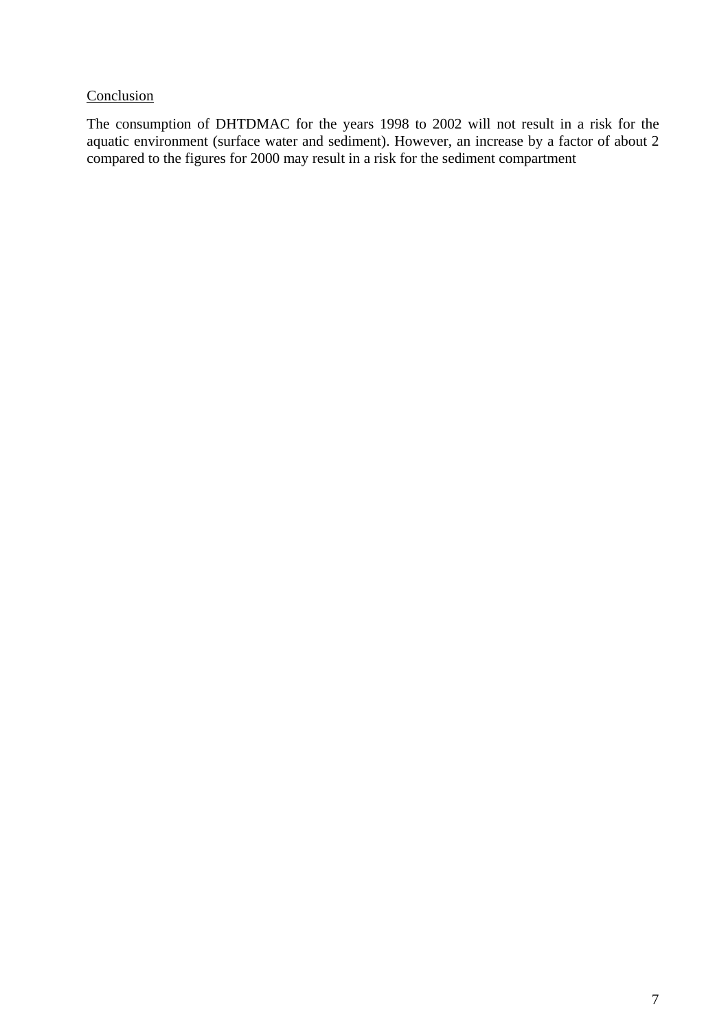Conclusion

The consumption of DHTDMAC for the years 1998 to 2002 will not result in a risk for the aquatic environment (surface water and sediment). However, an increase by a factor of about 2 compared to the figures for 2000 may result in a risk for the sediment compartment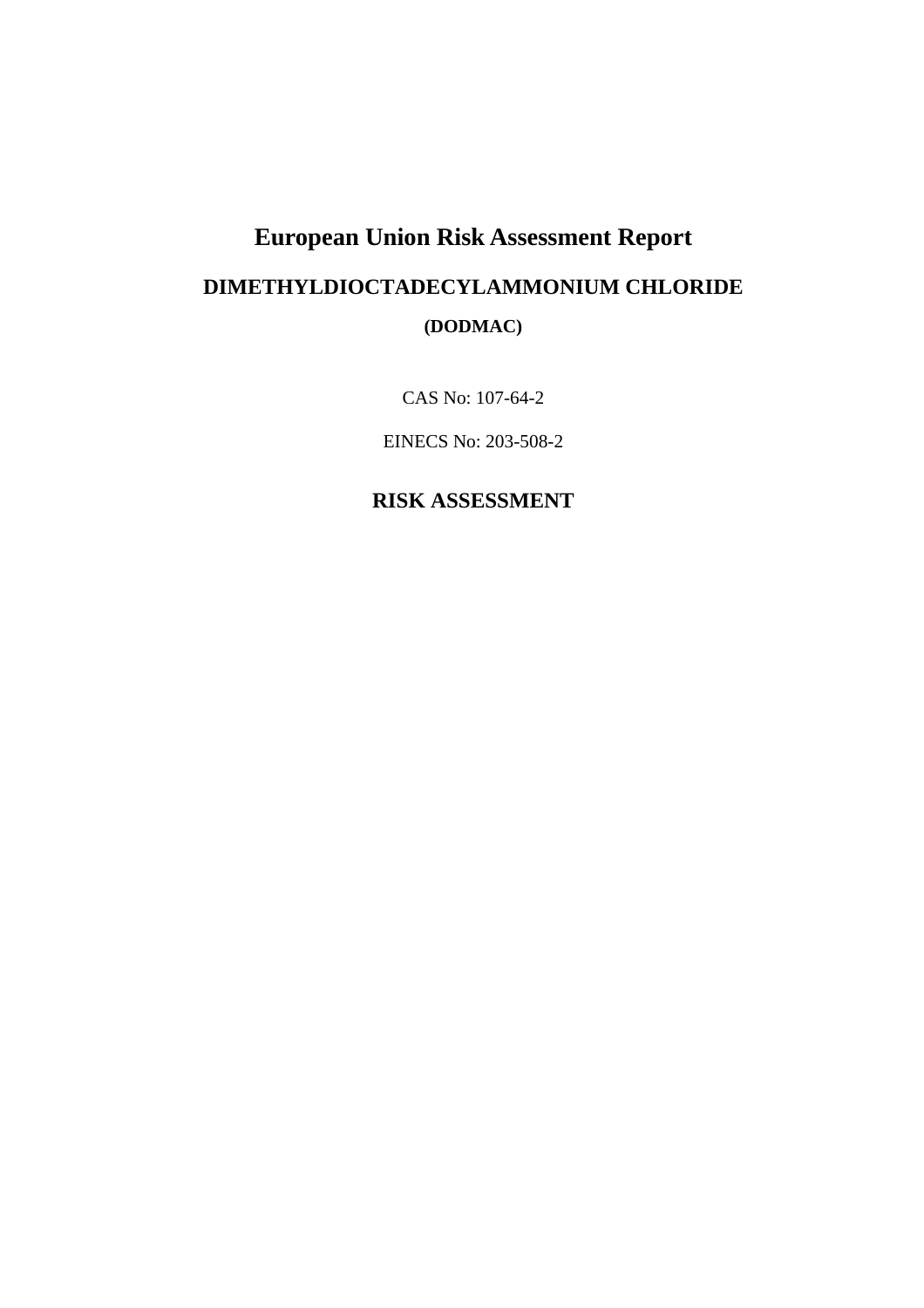# European Union Risk Assessment Report

## DIMETHYLDIOCTADECYLAMMONIUM CHLORIDE

### (DODMAC)

CAS No: 107-64-2

EINECS No: 203-508-2

## RISK ASSESSMENT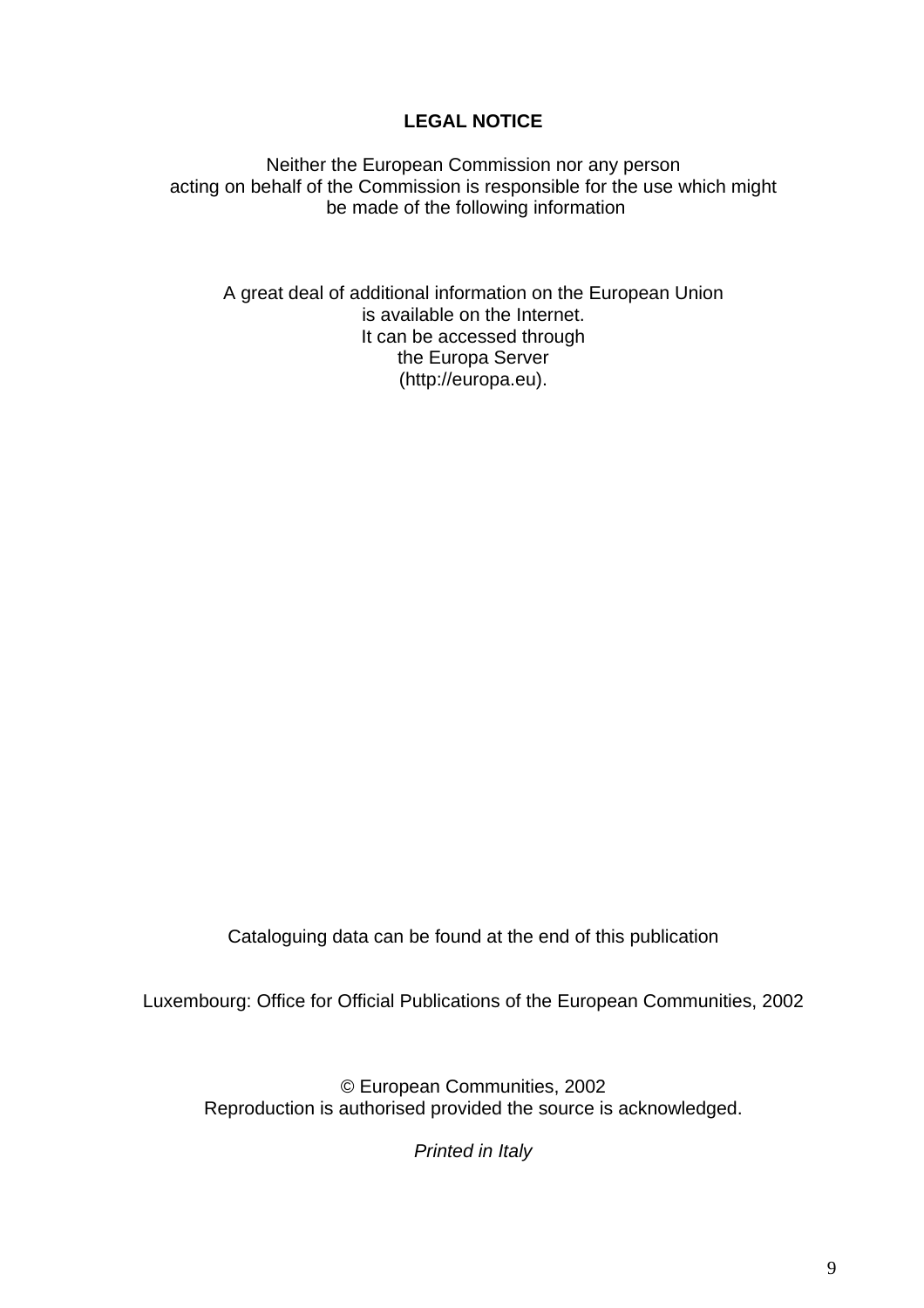**LEGAL NOTICE**

Neither the European Commission nor any person
acting on behalf of the Commission is responsible for the use which might
be made of the following information

A great deal of additional information on the European Union
is available on the Internet.
It can be accessed through
the Europa Server
(http://europa.eu).

Cataloguing data can be found at the end of this publication

Luxembourg: Office for Official Publications of the European Communities, 2002

© European Communities, 2002
Reproduction is authorised provided the source is acknowledged.

*Printed in Italy*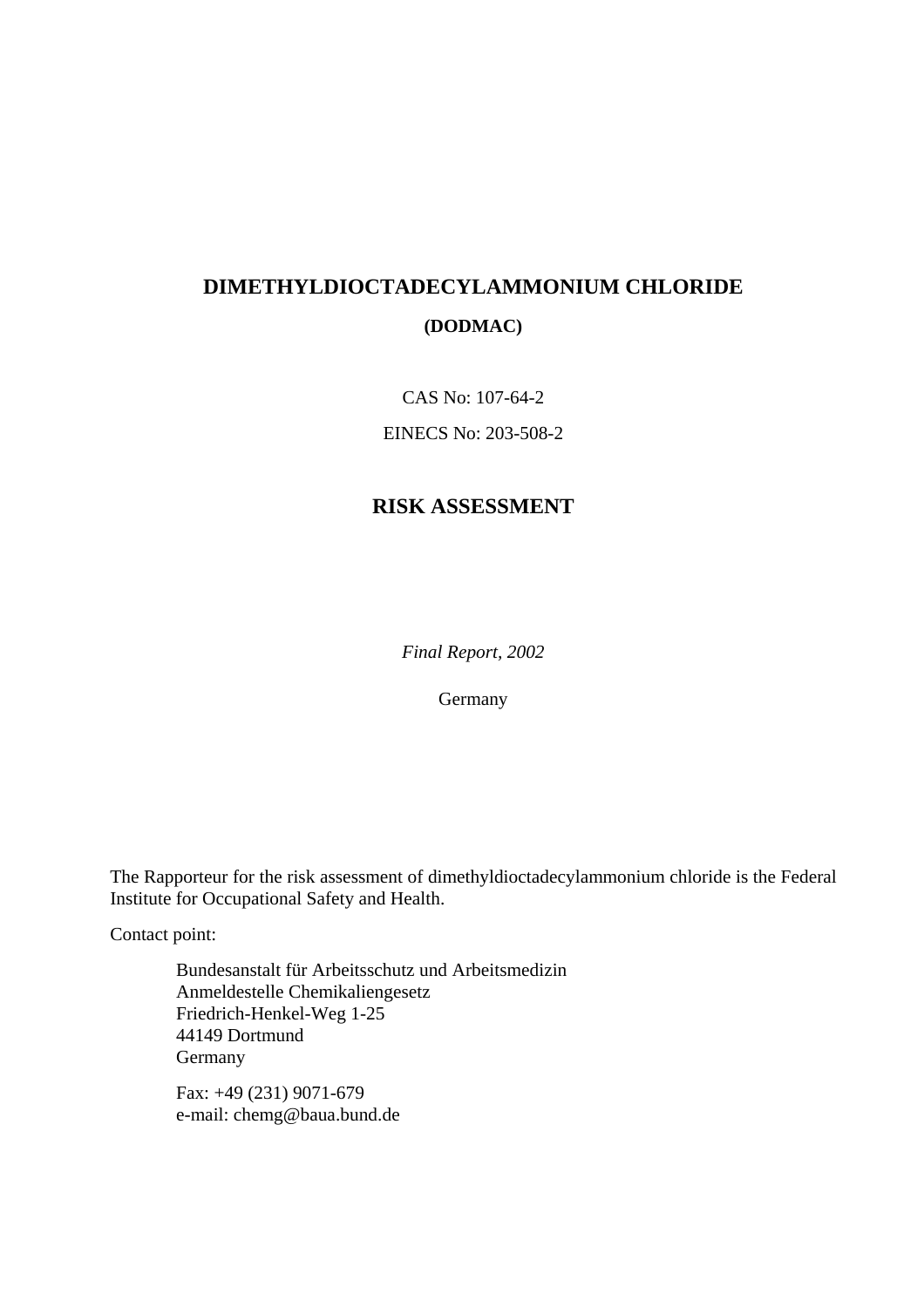# DIMETHYLDIOCTADECYLAMMONIUM CHLORIDE

**(DODMAC)**

CAS No: 107-64-2

EINECS No: 203-508-2

## RISK ASSESSMENT

*Final Report, 2002*

Germany

The Rapporteur for the risk assessment of dimethyldioctadecylammonium chloride is the Federal Institute for Occupational Safety and Health.

Contact point:

Bundesanstalt für Arbeitsschutz und Arbeitsmedizin
Anmeldestelle Chemikaliengesetz
Friedrich-Henkel-Weg 1-25
44149 Dortmund
Germany

Fax: +49 (231) 9071-679
e-mail: chemg@baua.bund.de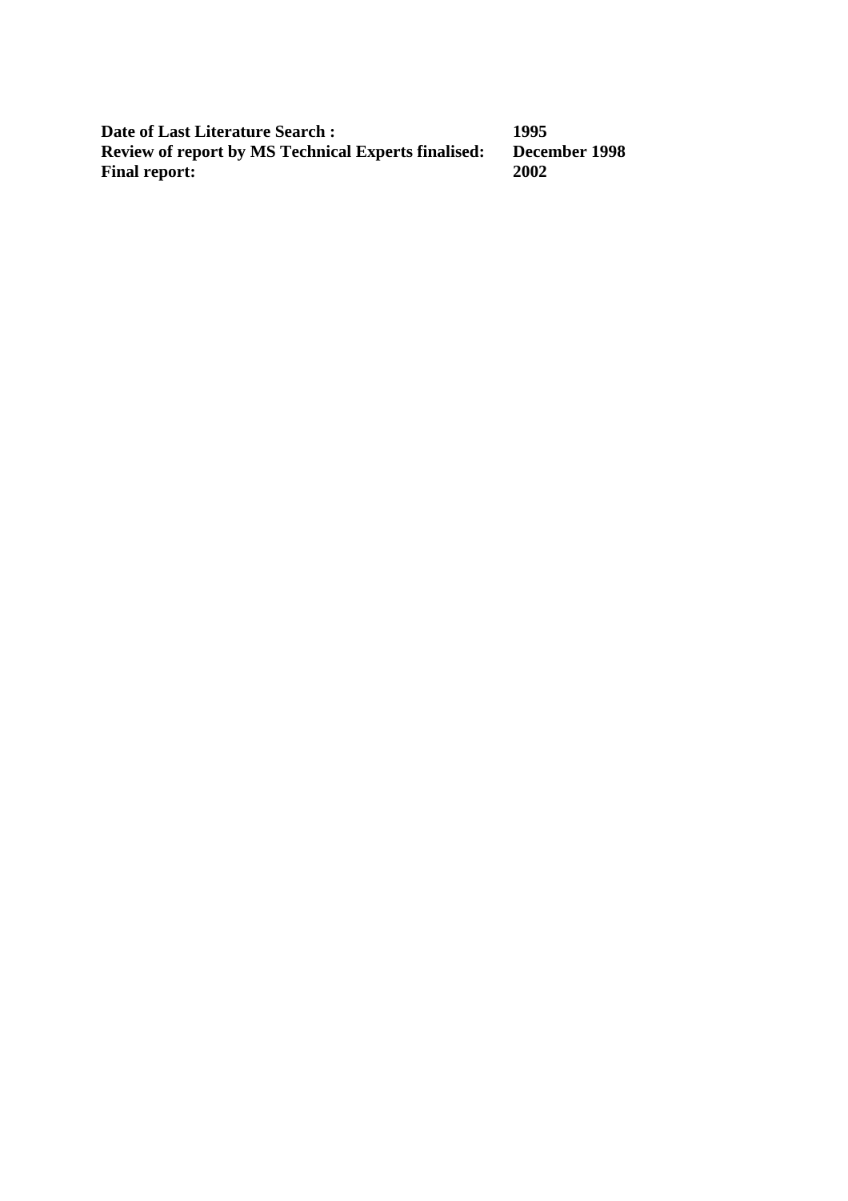| | |
|---|---|
| **Date of Last Literature Search :** | **1995** |
| **Review of report by MS Technical Experts finalised:** | **December 1998** |
| **Final report:** | **2002** |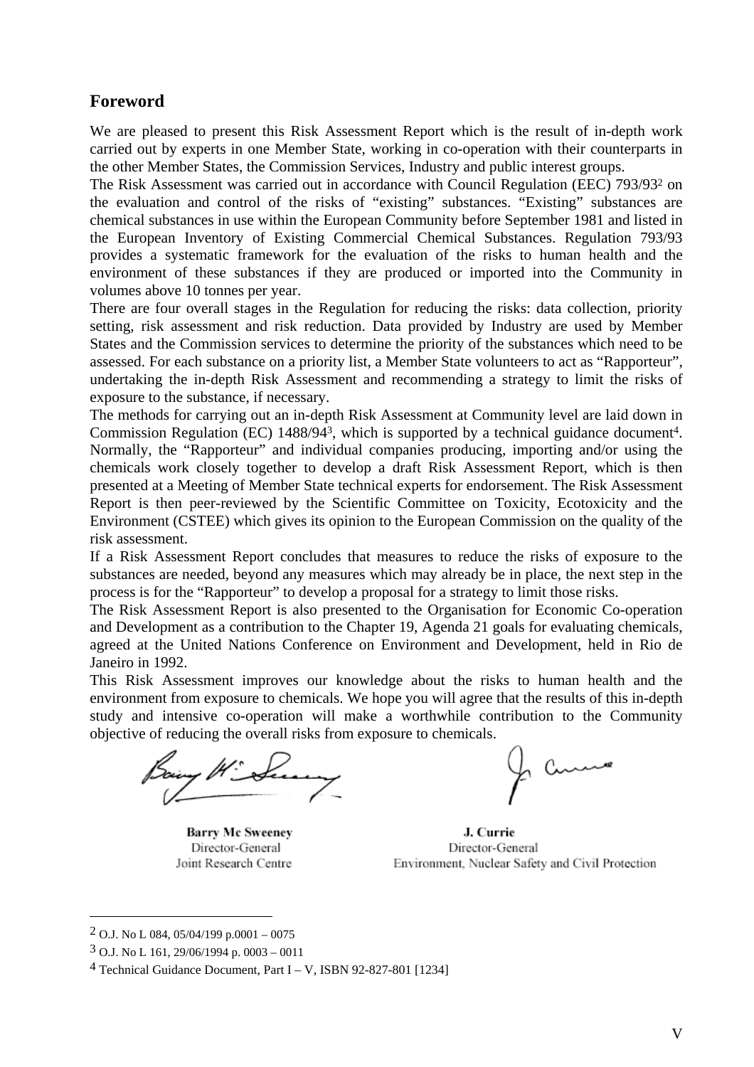## Foreword

We are pleased to present this Risk Assessment Report which is the result of in-depth work carried out by experts in one Member State, working in co-operation with their counterparts in the other Member States, the Commission Services, Industry and public interest groups.

The Risk Assessment was carried out in accordance with Council Regulation (EEC) 793/93[2] on the evaluation and control of the risks of "existing" substances. "Existing" substances are chemical substances in use within the European Community before September 1981 and listed in the European Inventory of Existing Commercial Chemical Substances. Regulation 793/93 provides a systematic framework for the evaluation of the risks to human health and the environment of these substances if they are produced or imported into the Community in volumes above 10 tonnes per year.

There are four overall stages in the Regulation for reducing the risks: data collection, priority setting, risk assessment and risk reduction. Data provided by Industry are used by Member States and the Commission services to determine the priority of the substances which need to be assessed. For each substance on a priority list, a Member State volunteers to act as "Rapporteur", undertaking the in-depth Risk Assessment and recommending a strategy to limit the risks of exposure to the substance, if necessary.

The methods for carrying out an in-depth Risk Assessment at Community level are laid down in Commission Regulation (EC) 1488/94[3], which is supported by a technical guidance document[4]. Normally, the "Rapporteur" and individual companies producing, importing and/or using the chemicals work closely together to develop a draft Risk Assessment Report, which is then presented at a Meeting of Member State technical experts for endorsement. The Risk Assessment Report is then peer-reviewed by the Scientific Committee on Toxicity, Ecotoxicity and the Environment (CSTEE) which gives its opinion to the European Commission on the quality of the risk assessment.

If a Risk Assessment Report concludes that measures to reduce the risks of exposure to the substances are needed, beyond any measures which may already be in place, the next step in the process is for the "Rapporteur" to develop a proposal for a strategy to limit those risks.

The Risk Assessment Report is also presented to the Organisation for Economic Co-operation and Development as a contribution to the Chapter 19, Agenda 21 goals for evaluating chemicals, agreed at the United Nations Conference on Environment and Development, held in Rio de Janeiro in 1992.

This Risk Assessment improves our knowledge about the risks to human health and the environment from exposure to chemicals. We hope you will agree that the results of this in-depth study and intensive co-operation will make a worthwhile contribution to the Community objective of reducing the overall risks from exposure to chemicals.

| **Barry Mc Sweeney** | **J. Currie** |
|---|---|
| Director-General | Director-General |
| Joint Research Centre | Environment, Nuclear Safety and Civil Protection |

---

[2] O.J. No L 084, 05/04/199 p.0001 – 0075

[3] O.J. No L 161, 29/06/1994 p. 0003 – 0011

[4] Technical Guidance Document, Part I – V, ISBN 92-827-801 [1234]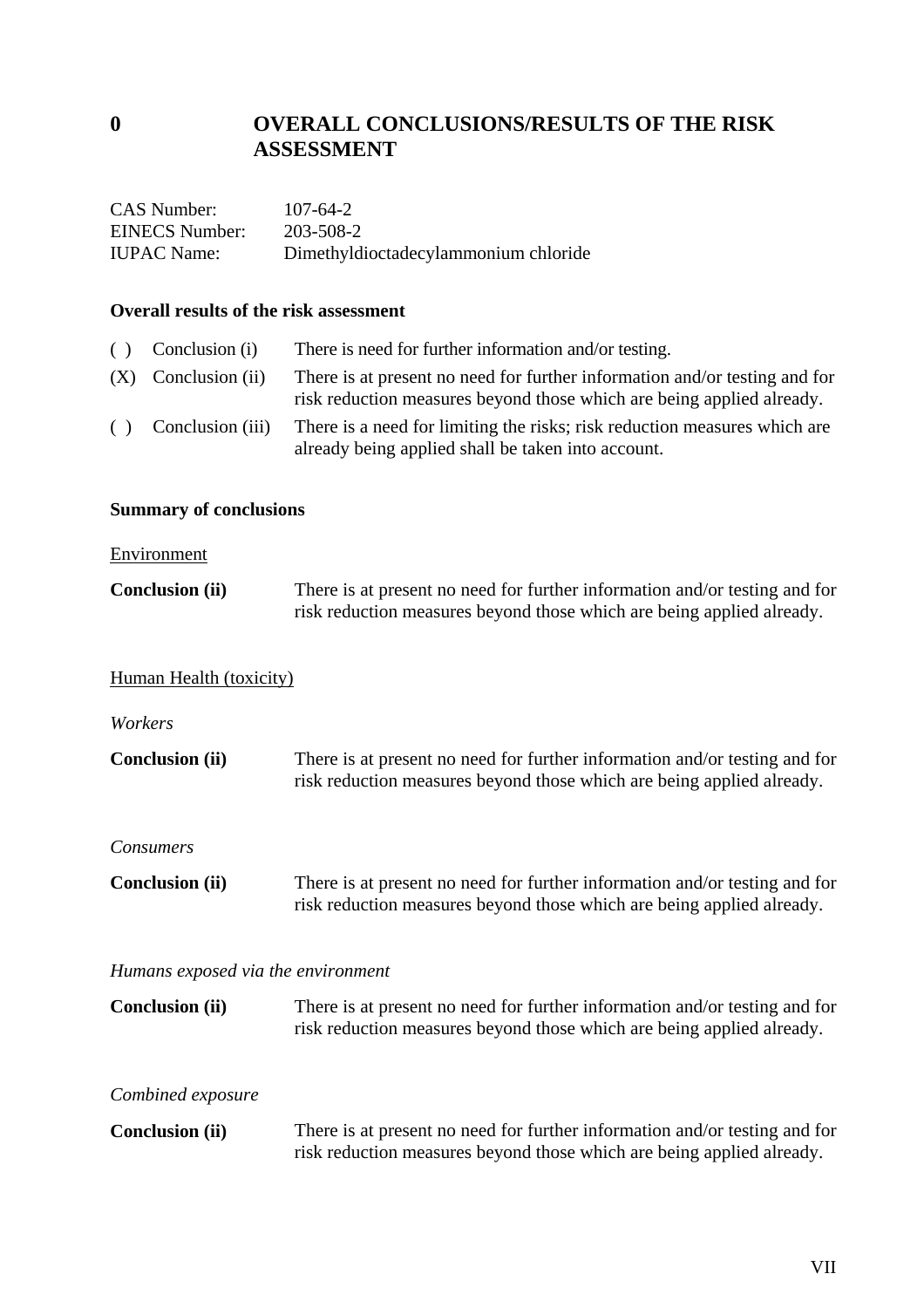# 0 OVERALL CONCLUSIONS/RESULTS OF THE RISK ASSESSMENT

CAS Number: 107-64-2
EINECS Number: 203-508-2
IUPAC Name: Dimethyldioctadecylammonium chloride

**Overall results of the risk assessment**

( ) Conclusion (i) There is need for further information and/or testing.

(X) Conclusion (ii) There is at present no need for further information and/or testing and for risk reduction measures beyond those which are being applied already.

( ) Conclusion (iii) There is a need for limiting the risks; risk reduction measures which are already being applied shall be taken into account.

**Summary of conclusions**

Environment

**Conclusion (ii)** There is at present no need for further information and/or testing and for risk reduction measures beyond those which are being applied already.

Human Health (toxicity)

*Workers*

**Conclusion (ii)** There is at present no need for further information and/or testing and for risk reduction measures beyond those which are being applied already.

*Consumers*

**Conclusion (ii)** There is at present no need for further information and/or testing and for risk reduction measures beyond those which are being applied already.

*Humans exposed via the environment*

**Conclusion (ii)** There is at present no need for further information and/or testing and for risk reduction measures beyond those which are being applied already.

*Combined exposure*

**Conclusion (ii)** There is at present no need for further information and/or testing and for risk reduction measures beyond those which are being applied already.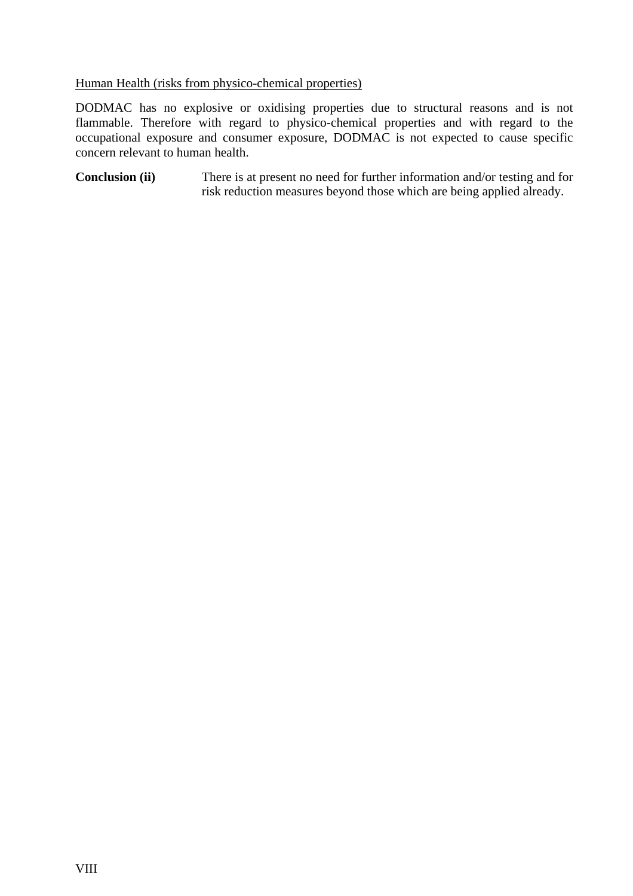<u>Human Health (risks from physico-chemical properties)</u>

DODMAC has no explosive or oxidising properties due to structural reasons and is not flammable. Therefore with regard to physico-chemical properties and with regard to the occupational exposure and consumer exposure, DODMAC is not expected to cause specific concern relevant to human health.

**Conclusion (ii)** There is at present no need for further information and/or testing and for risk reduction measures beyond those which are being applied already.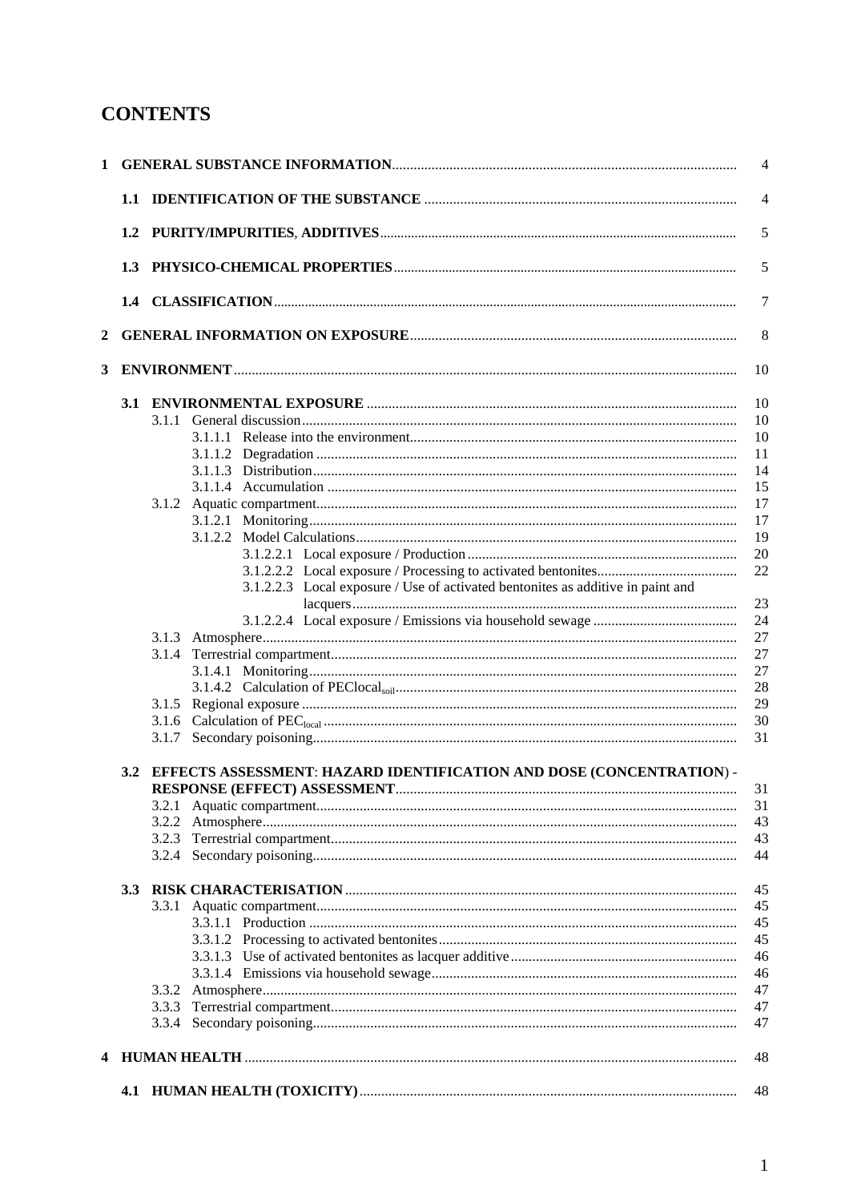# CONTENTS

| | | |
|---|---|---|
| **1** | **GENERAL SUBSTANCE INFORMATION** | 4 |
| | **1.1 IDENTIFICATION OF THE SUBSTANCE** | 4 |
| | **1.2 PURITY/IMPURITIES, ADDITIVES** | 5 |
| | **1.3 PHYSICO-CHEMICAL PROPERTIES** | 5 |
| | **1.4 CLASSIFICATION** | 7 |
| **2** | **GENERAL INFORMATION ON EXPOSURE** | 8 |
| **3** | **ENVIRONMENT** | 10 |
| | **3.1 ENVIRONMENTAL EXPOSURE** | 10 |
| | 3.1.1 General discussion | 10 |
| | 3.1.1.1 Release into the environment | 10 |
| | 3.1.1.2 Degradation | 11 |
| | 3.1.1.3 Distribution | 14 |
| | 3.1.1.4 Accumulation | 15 |
| | 3.1.2 Aquatic compartment | 17 |
| | 3.1.2.1 Monitoring | 17 |
| | 3.1.2.2 Model Calculations | 19 |
| | 3.1.2.2.1 Local exposure / Production | 20 |
| | 3.1.2.2.2 Local exposure / Processing to activated bentonites | 22 |
| | 3.1.2.2.3 Local exposure / Use of activated bentonites as additive in paint and lacquers | 23 |
| | 3.1.2.2.4 Local exposure / Emissions via household sewage | 24 |
| | 3.1.3 Atmosphere | 27 |
| | 3.1.4 Terrestrial compartment | 27 |
| | 3.1.4.1 Monitoring | 27 |
| | 3.1.4.2 Calculation of $PEClocal_{soil}$ | 28 |
| | 3.1.5 Regional exposure | 29 |
| | 3.1.6 Calculation of $PEC_{local}$ | 30 |
| | 3.1.7 Secondary poisoning | 31 |
| | **3.2 EFFECTS ASSESSMENT: HAZARD IDENTIFICATION AND DOSE (CONCENTRATION) - RESPONSE (EFFECT) ASSESSMENT** | 31 |
| | 3.2.1 Aquatic compartment | 31 |
| | 3.2.2 Atmosphere | 43 |
| | 3.2.3 Terrestrial compartment | 43 |
| | 3.2.4 Secondary poisoning | 44 |
| | **3.3 RISK CHARACTERISATION** | 45 |
| | 3.3.1 Aquatic compartment | 45 |
| | 3.3.1.1 Production | 45 |
| | 3.3.1.2 Processing to activated bentonites | 45 |
| | 3.3.1.3 Use of activated bentonites as lacquer additive | 46 |
| | 3.3.1.4 Emissions via household sewage | 46 |
| | 3.3.2 Atmosphere | 47 |
| | 3.3.3 Terrestrial compartment | 47 |
| | 3.3.4 Secondary poisoning | 47 |
| **4** | **HUMAN HEALTH** | 48 |
| | **4.1 HUMAN HEALTH (TOXICITY)** | 48 |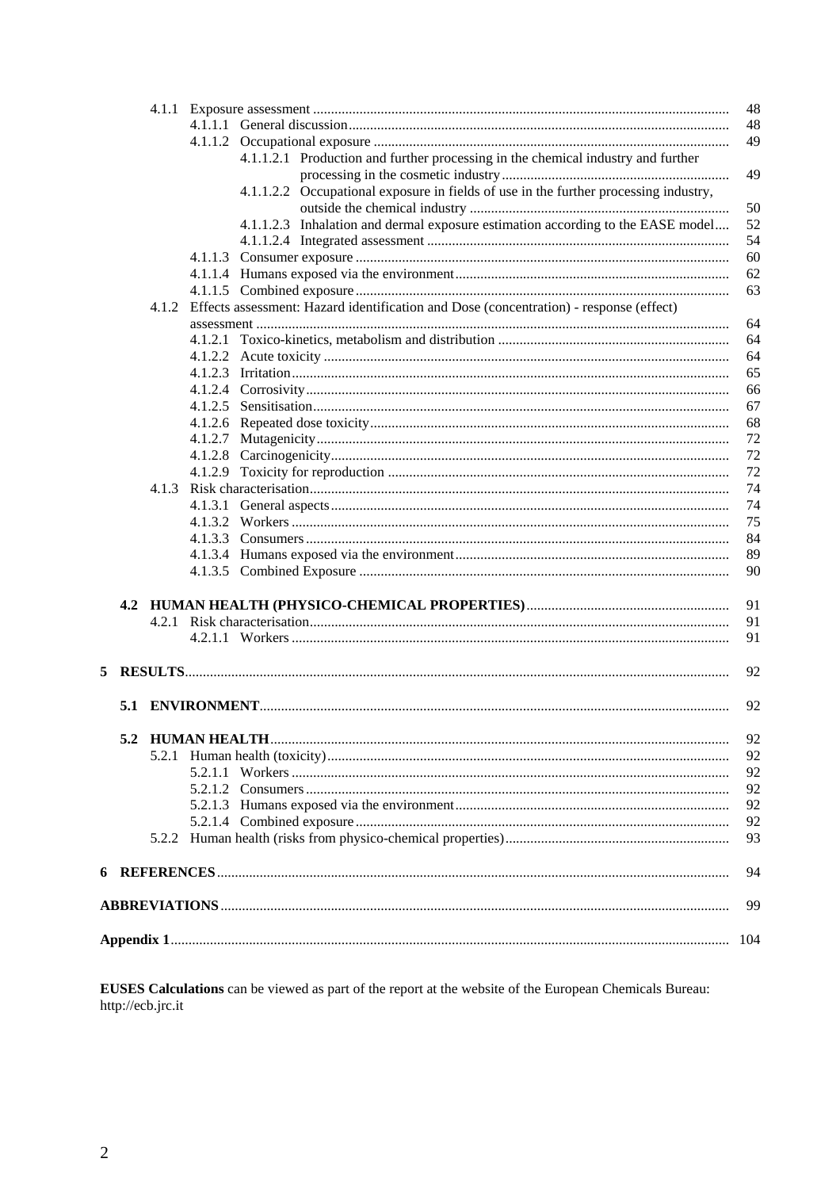| | | |
|---|---|---|
| 4.1.1 | Exposure assessment | 48 |
| 4.1.1.1 | General discussion | 48 |
| 4.1.1.2 | Occupational exposure | 49 |
| 4.1.1.2.1 | Production and further processing in the chemical industry and further processing in the cosmetic industry | 49 |
| 4.1.1.2.2 | Occupational exposure in fields of use in the further processing industry, outside the chemical industry | 50 |
| 4.1.1.2.3 | Inhalation and dermal exposure estimation according to the EASE model | 52 |
| 4.1.1.2.4 | Integrated assessment | 54 |
| 4.1.1.3 | Consumer exposure | 60 |
| 4.1.1.4 | Humans exposed via the environment | 62 |
| 4.1.1.5 | Combined exposure | 63 |
| 4.1.2 | Effects assessment: Hazard identification and Dose (concentration) - response (effect) assessment | 64 |
| 4.1.2.1 | Toxico-kinetics, metabolism and distribution | 64 |
| 4.1.2.2 | Acute toxicity | 64 |
| 4.1.2.3 | Irritation | 65 |
| 4.1.2.4 | Corrosivity | 66 |
| 4.1.2.5 | Sensitisation | 67 |
| 4.1.2.6 | Repeated dose toxicity | 68 |
| 4.1.2.7 | Mutagenicity | 72 |
| 4.1.2.8 | Carcinogenicity | 72 |
| 4.1.2.9 | Toxicity for reproduction | 72 |
| 4.1.3 | Risk characterisation | 74 |
| 4.1.3.1 | General aspects | 74 |
| 4.1.3.2 | Workers | 75 |
| 4.1.3.3 | Consumers | 84 |
| 4.1.3.4 | Humans exposed via the environment | 89 |
| 4.1.3.5 | Combined Exposure | 90 |
| **4.2** | **HUMAN HEALTH (PHYSICO-CHEMICAL PROPERTIES)** | 91 |
| 4.2.1 | Risk characterisation | 91 |
| 4.2.1.1 | Workers | 91 |
| **5** | **RESULTS** | 92 |
| **5.1** | **ENVIRONMENT** | 92 |
| **5.2** | **HUMAN HEALTH** | 92 |
| 5.2.1 | Human health (toxicity) | 92 |
| 5.2.1.1 | Workers | 92 |
| 5.2.1.2 | Consumers | 92 |
| 5.2.1.3 | Humans exposed via the environment | 92 |
| 5.2.1.4 | Combined exposure | 92 |
| 5.2.2 | Human health (risks from physico-chemical properties) | 93 |
| **6** | **REFERENCES** | 94 |
| | **ABBREVIATIONS** | 99 |
| | **Appendix 1** | 104 |

**EUSES Calculations** can be viewed as part of the report at the website of the European Chemicals Bureau: http://ecb.jrc.it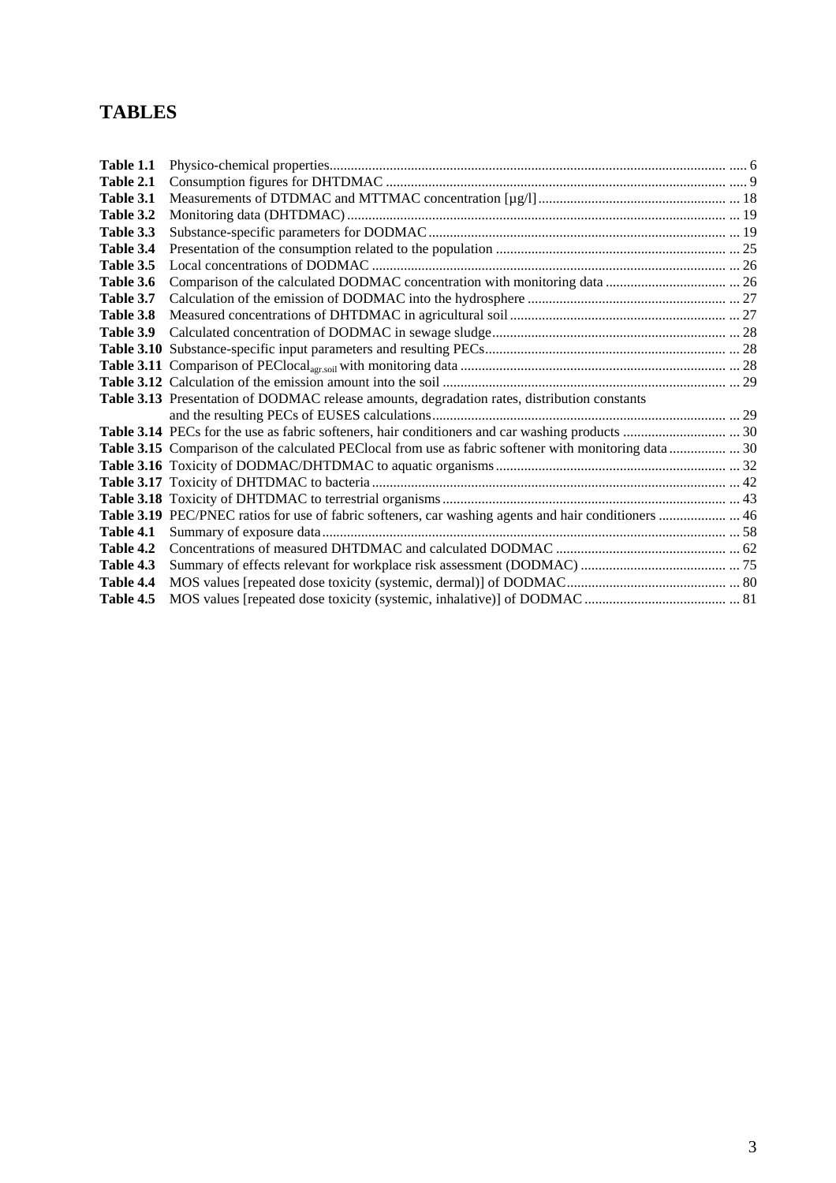# TABLES

| | | |
|---|---|---|
| **Table 1.1** | Physico-chemical properties | 6 |
| **Table 2.1** | Consumption figures for DHTDMAC | 9 |
| **Table 3.1** | Measurements of DTDMAC and MTTMAC concentration [µg/l] | 18 |
| **Table 3.2** | Monitoring data (DHTDMAC) | 19 |
| **Table 3.3** | Substance-specific parameters for DODMAC | 19 |
| **Table 3.4** | Presentation of the consumption related to the population | 25 |
| **Table 3.5** | Local concentrations of DODMAC | 26 |
| **Table 3.6** | Comparison of the calculated DODMAC concentration with monitoring data | 26 |
| **Table 3.7** | Calculation of the emission of DODMAC into the hydrosphere | 27 |
| **Table 3.8** | Measured concentrations of DHTDMAC in agricultural soil | 27 |
| **Table 3.9** | Calculated concentration of DODMAC in sewage sludge | 28 |
| **Table 3.10** | Substance-specific input parameters and resulting PECs | 28 |
| **Table 3.11** | Comparison of $PEClocal_{agr.soil}$ with monitoring data | 28 |
| **Table 3.12** | Calculation of the emission amount into the soil | 29 |
| **Table 3.13** | Presentation of DODMAC release amounts, degradation rates, distribution constants and the resulting PECs of EUSES calculations | 29 |
| **Table 3.14** | PECs for the use as fabric softeners, hair conditioners and car washing products | 30 |
| **Table 3.15** | Comparison of the calculated PEClocal from use as fabric softener with monitoring data | 30 |
| **Table 3.16** | Toxicity of DODMAC/DHTDMAC to aquatic organisms | 32 |
| **Table 3.17** | Toxicity of DHTDMAC to bacteria | 42 |
| **Table 3.18** | Toxicity of DHTDMAC to terrestrial organisms | 43 |
| **Table 3.19** | PEC/PNEC ratios for use of fabric softeners, car washing agents and hair conditioners | 46 |
| **Table 4.1** | Summary of exposure data | 58 |
| **Table 4.2** | Concentrations of measured DHTDMAC and calculated DODMAC | 62 |
| **Table 4.3** | Summary of effects relevant for workplace risk assessment (DODMAC) | 75 |
| **Table 4.4** | MOS values [repeated dose toxicity (systemic, dermal)] of DODMAC | 80 |
| **Table 4.5** | MOS values [repeated dose toxicity (systemic, inhalative)] of DODMAC | 81 |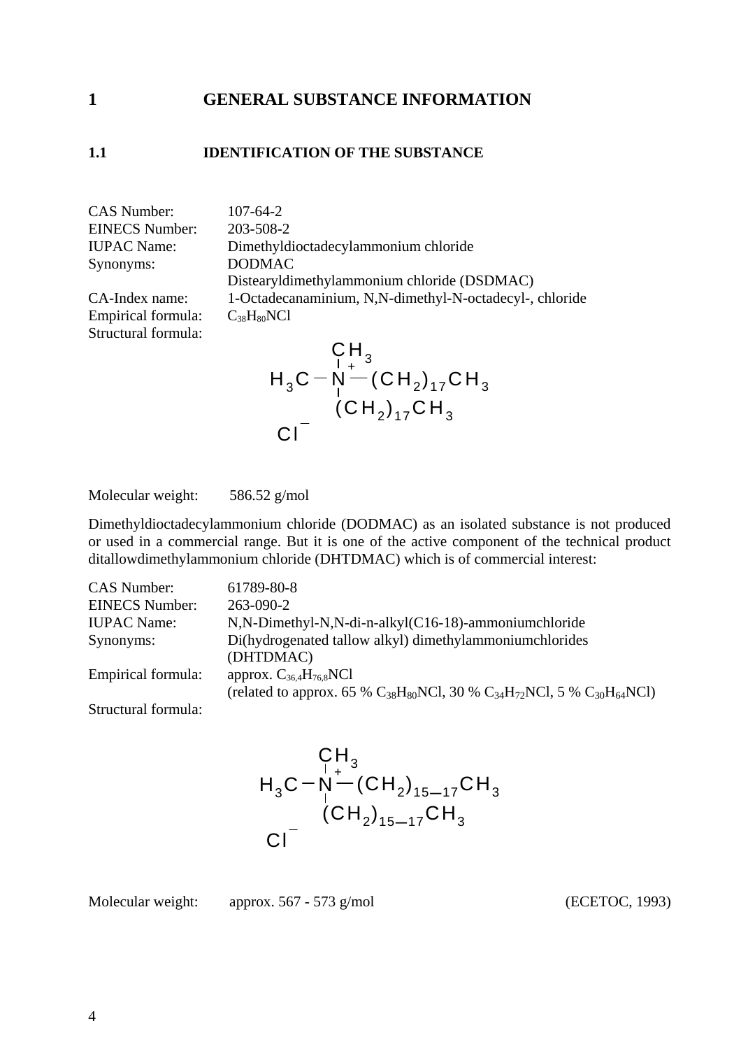# 1 GENERAL SUBSTANCE INFORMATION

## 1.1 IDENTIFICATION OF THE SUBSTANCE

| | |
|---|---|
| CAS Number: | 107-64-2 |
| EINECS Number: | 203-508-2 |
| IUPAC Name: | Dimethyldioctadecylammonium chloride |
| Synonyms: | DODMAC |
| | Distearyldimethylammonium chloride (DSDMAC) |
| CA-Index name: | 1-Octadecanaminium, N,N-dimethyl-N-octadecyl-, chloride |
| Empirical formula: | $C_{38}H_{80}NCl$ |
| Structural formula: | |

$$H_3C-\overset{\overset{\displaystyle CH_3}{|}}{\underset{|}{N^+}}-(CH_2)_{17}CH_3 \quad \text{with second chain } (CH_2)_{17}CH_3 \text{ on N}, \quad Cl^-$$

Molecular weight: 586.52 g/mol

Dimethyldioctadecylammonium chloride (DODMAC) as an isolated substance is not produced or used in a commercial range. But it is one of the active component of the technical product ditallowdimethylammonium chloride (DHTDMAC) which is of commercial interest:

| | |
|---|---|
| CAS Number: | 61789-80-8 |
| EINECS Number: | 263-090-2 |
| IUPAC Name: | N,N-Dimethyl-N,N-di-n-alkyl(C16-18)-ammoniumchloride |
| Synonyms: | Di(hydrogenated tallow alkyl) dimethylammoniumchlorides (DHTDMAC) |
| Empirical formula: | approx. $C_{36,4}H_{76,8}NCl$ |
| | (related to approx. 65 % $C_{38}H_{80}NCl$, 30 % $C_{34}H_{72}NCl$, 5 % $C_{30}H_{64}NCl$) |
| Structural formula: | |

$$H_3C-\overset{\overset{\displaystyle CH_3}{|}}{\underset{|}{N^+}}-(CH_2)_{15-17}CH_3 \quad \text{with second chain } (CH_2)_{15-17}CH_3 \text{ on N}, \quad Cl^-$$

Molecular weight: approx. 567 - 573 g/mol (ECETOC, 1993)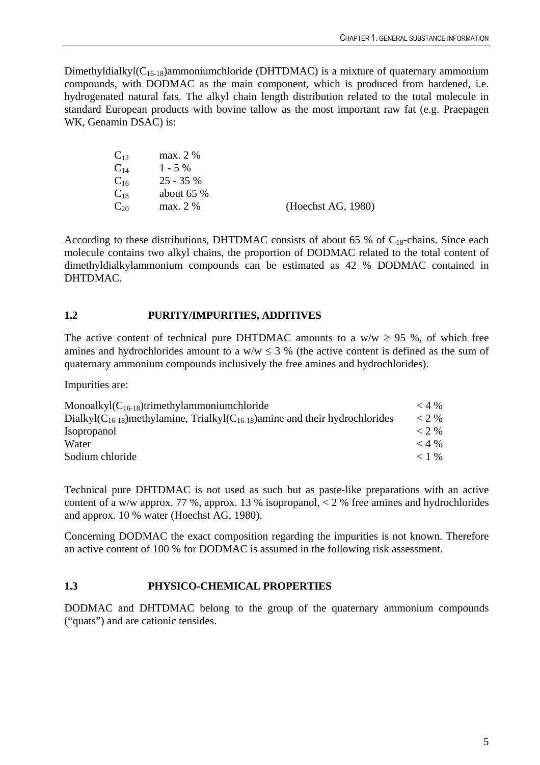Dimethyldialkyl($C_{16-18}$)ammoniumchloride (DHTDMAC) is a mixture of quaternary ammonium compounds, with DODMAC as the main component, which is produced from hardened, i.e. hydrogenated natural fats. The alkyl chain length distribution related to the total molecule in standard European products with bovine tallow as the most important raw fat (e.g. Praepagen WK, Genamin DSAC) is:

| | | |
|---|---|---|
| $C_{12}$ | max. 2 % | |
| $C_{14}$ | 1 - 5 % | |
| $C_{16}$ | 25 - 35 % | |
| $C_{18}$ | about 65 % | |
| $C_{20}$ | max. 2 % | (Hoechst AG, 1980) |

According to these distributions, DHTDMAC consists of about 65 % of $C_{18}$-chains. Since each molecule contains two alkyl chains, the proportion of DODMAC related to the total content of dimethyldialkylammonium compounds can be estimated as 42 % DODMAC contained in DHTDMAC.

## 1.2 PURITY/IMPURITIES, ADDITIVES

The active content of technical pure DHTDMAC amounts to a w/w $\geq$ 95 %, of which free amines and hydrochlorides amount to a w/w $\leq$ 3 % (the active content is defined as the sum of quaternary ammonium compounds inclusively the free amines and hydrochlorides).

Impurities are:

| | |
|---|---|
| Monoalkyl($C_{16-18}$)trimethylammoniumchloride | < 4 % |
| Dialkyl($C_{16-18}$)methylamine, Trialkyl($C_{16-18}$)amine and their hydrochlorides | < 2 % |
| Isopropanol | < 2 % |
| Water | < 4 % |
| Sodium chloride | < 1 % |

Technical pure DHTDMAC is not used as such but as paste-like preparations with an active content of a w/w approx. 77 %, approx. 13 % isopropanol, < 2 % free amines and hydrochlorides and approx. 10 % water (Hoechst AG, 1980).

Concerning DODMAC the exact composition regarding the impurities is not known. Therefore an active content of 100 % for DODMAC is assumed in the following risk assessment.

## 1.3 PHYSICO-CHEMICAL PROPERTIES

DODMAC and DHTDMAC belong to the group of the quaternary ammonium compounds ("quats") and are cationic tensides.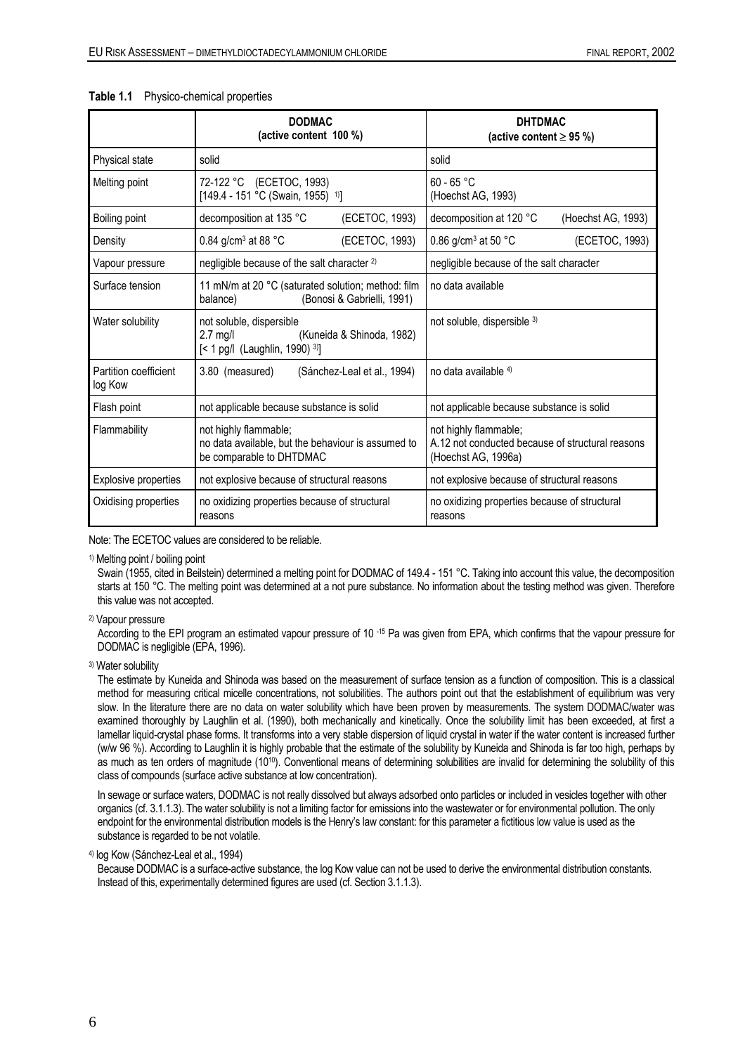**Table 1.1** Physico-chemical properties

| | **DODMAC (active content 100 %)** | **DHTDMAC (active content ≥ 95 %)** |
|---|---|---|
| Physical state | solid | solid |
| Melting point | 72-122 °C (ECETOC, 1993) [149.4 - 151 °C (Swain, 1955) [1)]] | 60 - 65 °C (Hoechst AG, 1993) |
| Boiling point | decomposition at 135 °C (ECETOC, 1993) | decomposition at 120 °C (Hoechst AG, 1993) |
| Density | 0.84 g/cm³ at 88 °C (ECETOC, 1993) | 0.86 g/cm³ at 50 °C (ECETOC, 1993) |
| Vapour pressure | negligible because of the salt character [2)] | negligible because of the salt character |
| Surface tension | 11 mN/m at 20 °C (saturated solution; method: film balance) (Bonosi & Gabrielli, 1991) | no data available |
| Water solubility | not soluble, dispersible 2.7 mg/l (Kuneida & Shinoda, 1982) [< 1 pg/l (Laughlin, 1990) [3)]] | not soluble, dispersible [3)] |
| Partition coefficient log Kow | 3.80 (measured) (Sánchez-Leal et al., 1994) | no data available [4)] |
| Flash point | not applicable because substance is solid | not applicable because substance is solid |
| Flammability | not highly flammable; no data available, but the behaviour is assumed to be comparable to DHTDMAC | not highly flammable; A.12 not conducted because of structural reasons (Hoechst AG, 1996a) |
| Explosive properties | not explosive because of structural reasons | not explosive because of structural reasons |
| Oxidising properties | no oxidizing properties because of structural reasons | no oxidizing properties because of structural reasons |

Note: The ECETOC values are considered to be reliable.

[1)] Melting point / boiling point

Swain (1955, cited in Beilstein) determined a melting point for DODMAC of 149.4 - 151 °C. Taking into account this value, the decomposition starts at 150 °C. The melting point was determined at a not pure substance. No information about the testing method was given. Therefore this value was not accepted.

[2)] Vapour pressure

According to the EPI program an estimated vapour pressure of $10^{-15}$ Pa was given from EPA, which confirms that the vapour pressure for DODMAC is negligible (EPA, 1996).

[3)] Water solubility

The estimate by Kuneida and Shinoda was based on the measurement of surface tension as a function of composition. This is a classical method for measuring critical micelle concentrations, not solubilities. The authors point out that the establishment of equilibrium was very slow. In the literature there are no data on water solubility which have been proven by measurements. The system DODMAC/water was examined thoroughly by Laughlin et al. (1990), both mechanically and kinetically. Once the solubility limit has been exceeded, at first a lamellar liquid-crystal phase forms. It transforms into a very stable dispersion of liquid crystal in water if the water content is increased further (w/w 96 %). According to Laughlin it is highly probable that the estimate of the solubility by Kuneida and Shinoda is far too high, perhaps by as much as ten orders of magnitude ($10^{10}$). Conventional means of determining solubilities are invalid for determining the solubility of this class of compounds (surface active substance at low concentration).

In sewage or surface waters, DODMAC is not really dissolved but always adsorbed onto particles or included in vesicles together with other organics (cf. 3.1.1.3). The water solubility is not a limiting factor for emissions into the wastewater or for environmental pollution. The only endpoint for the environmental distribution models is the Henry's law constant: for this parameter a fictitious low value is used as the substance is regarded to be not volatile.

[4)] log Kow (Sánchez-Leal et al., 1994)

Because DODMAC is a surface-active substance, the log Kow value can not be used to derive the environmental distribution constants. Instead of this, experimentally determined figures are used (cf. Section 3.1.1.3).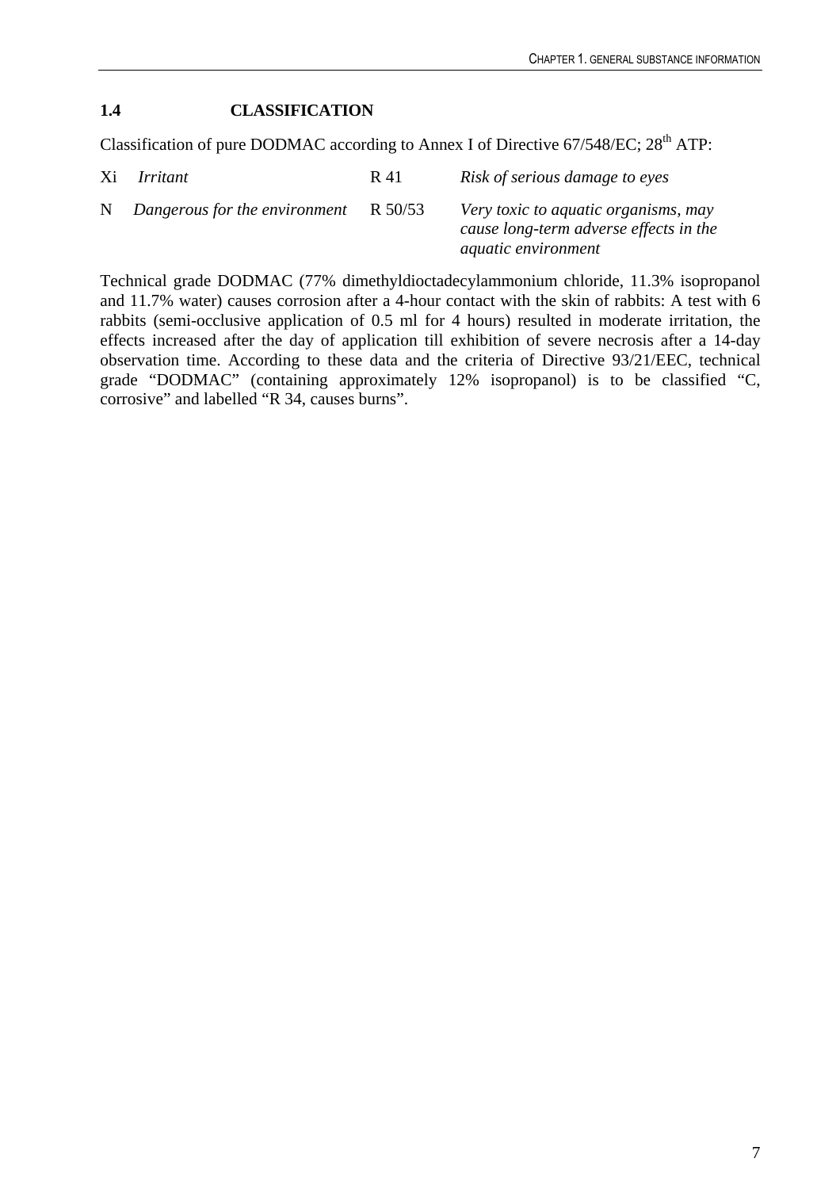## 1.4 CLASSIFICATION

Classification of pure DODMAC according to Annex I of Directive 67/548/EC; 28th ATP:

| | | | |
|---|---|---|---|
| Xi | *Irritant* | R 41 | *Risk of serious damage to eyes* |
| N | *Dangerous for the environment* | R 50/53 | *Very toxic to aquatic organisms, may cause long-term adverse effects in the aquatic environment* |

Technical grade DODMAC (77% dimethyldioctadecylammonium chloride, 11.3% isopropanol and 11.7% water) causes corrosion after a 4-hour contact with the skin of rabbits: A test with 6 rabbits (semi-occlusive application of 0.5 ml for 4 hours) resulted in moderate irritation, the effects increased after the day of application till exhibition of severe necrosis after a 14-day observation time. According to these data and the criteria of Directive 93/21/EEC, technical grade "DODMAC" (containing approximately 12% isopropanol) is to be classified "C, corrosive" and labelled "R 34, causes burns".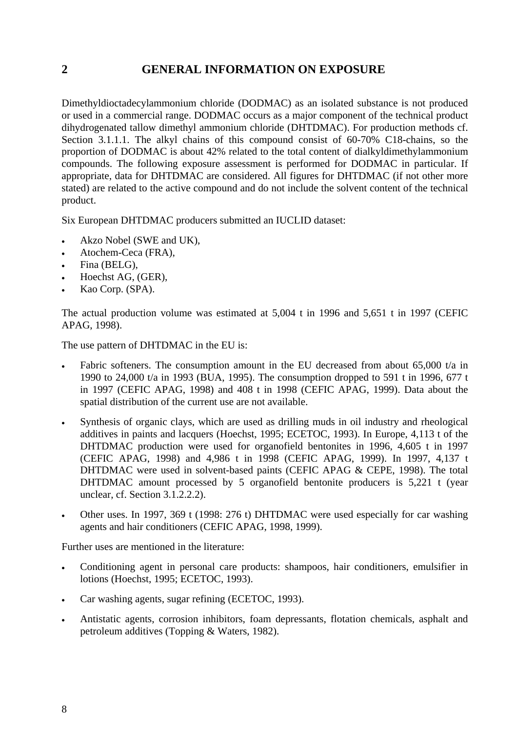# 2 GENERAL INFORMATION ON EXPOSURE

Dimethyldioctadecylammonium chloride (DODMAC) as an isolated substance is not produced or used in a commercial range. DODMAC occurs as a major component of the technical product dihydrogenated tallow dimethyl ammonium chloride (DHTDMAC). For production methods cf. Section 3.1.1.1. The alkyl chains of this compound consist of 60-70% C18-chains, so the proportion of DODMAC is about 42% related to the total content of dialkyldimethylammonium compounds. The following exposure assessment is performed for DODMAC in particular. If appropriate, data for DHTDMAC are considered. All figures for DHTDMAC (if not other more stated) are related to the active compound and do not include the solvent content of the technical product.

Six European DHTDMAC producers submitted an IUCLID dataset:

- Akzo Nobel (SWE and UK),
- Atochem-Ceca (FRA),
- Fina (BELG),
- Hoechst AG, (GER),
- Kao Corp. (SPA).

The actual production volume was estimated at 5,004 t in 1996 and 5,651 t in 1997 (CEFIC APAG, 1998).

The use pattern of DHTDMAC in the EU is:

- Fabric softeners. The consumption amount in the EU decreased from about 65,000 t/a in 1990 to 24,000 t/a in 1993 (BUA, 1995). The consumption dropped to 591 t in 1996, 677 t in 1997 (CEFIC APAG, 1998) and 408 t in 1998 (CEFIC APAG, 1999). Data about the spatial distribution of the current use are not available.

- Synthesis of organic clays, which are used as drilling muds in oil industry and rheological additives in paints and lacquers (Hoechst, 1995; ECETOC, 1993). In Europe, 4,113 t of the DHTDMAC production were used for organofield bentonites in 1996, 4,605 t in 1997 (CEFIC APAG, 1998) and 4,986 t in 1998 (CEFIC APAG, 1999). In 1997, 4,137 t DHTDMAC were used in solvent-based paints (CEFIC APAG & CEPE, 1998). The total DHTDMAC amount processed by 5 organofield bentonite producers is 5,221 t (year unclear, cf. Section 3.1.2.2.2).

- Other uses. In 1997, 369 t (1998: 276 t) DHTDMAC were used especially for car washing agents and hair conditioners (CEFIC APAG, 1998, 1999).

Further uses are mentioned in the literature:

- Conditioning agent in personal care products: shampoos, hair conditioners, emulsifier in lotions (Hoechst, 1995; ECETOC, 1993).

- Car washing agents, sugar refining (ECETOC, 1993).

- Antistatic agents, corrosion inhibitors, foam depressants, flotation chemicals, asphalt and petroleum additives (Topping & Waters, 1982).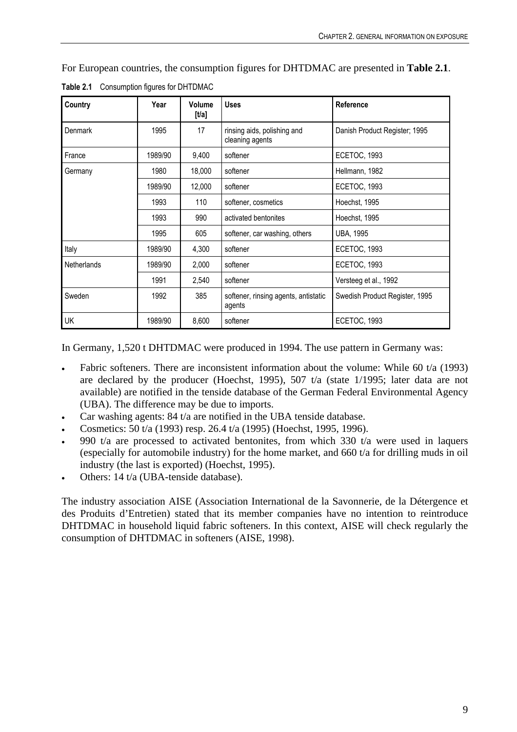For European countries, the consumption figures for DHTDMAC are presented in **Table 2.1**.

**Table 2.1** Consumption figures for DHTDMAC

| Country | Year | Volume [t/a] | Uses | Reference |
|---|---|---|---|---|
| Denmark | 1995 | 17 | rinsing aids, polishing and cleaning agents | Danish Product Register; 1995 |
| France | 1989/90 | 9,400 | softener | ECETOC, 1993 |
| Germany | 1980 | 18,000 | softener | Hellmann, 1982 |
| | 1989/90 | 12,000 | softener | ECETOC, 1993 |
| | 1993 | 110 | softener, cosmetics | Hoechst, 1995 |
| | 1993 | 990 | activated bentonites | Hoechst, 1995 |
| | 1995 | 605 | softener, car washing, others | UBA, 1995 |
| Italy | 1989/90 | 4,300 | softener | ECETOC, 1993 |
| Netherlands | 1989/90 | 2,000 | softener | ECETOC, 1993 |
| | 1991 | 2,540 | softener | Versteeg et al., 1992 |
| Sweden | 1992 | 385 | softener, rinsing agents, antistatic agents | Swedish Product Register, 1995 |
| UK | 1989/90 | 8,600 | softener | ECETOC, 1993 |

In Germany, 1,520 t DHTDMAC were produced in 1994. The use pattern in Germany was:

- Fabric softeners. There are inconsistent information about the volume: While 60 t/a (1993) are declared by the producer (Hoechst, 1995), 507 t/a (state 1/1995; later data are not available) are notified in the tenside database of the German Federal Environmental Agency (UBA). The difference may be due to imports.
- Car washing agents: 84 t/a are notified in the UBA tenside database.
- Cosmetics: 50 t/a (1993) resp. 26.4 t/a (1995) (Hoechst, 1995, 1996).
- 990 t/a are processed to activated bentonites, from which 330 t/a were used in laquers (especially for automobile industry) for the home market, and 660 t/a for drilling muds in oil industry (the last is exported) (Hoechst, 1995).
- Others: 14 t/a (UBA-tenside database).

The industry association AISE (Association International de la Savonnerie, de la Détergence et des Produits d'Entretien) stated that its member companies have no intention to reintroduce DHTDMAC in household liquid fabric softeners. In this context, AISE will check regularly the consumption of DHTDMAC in softeners (AISE, 1998).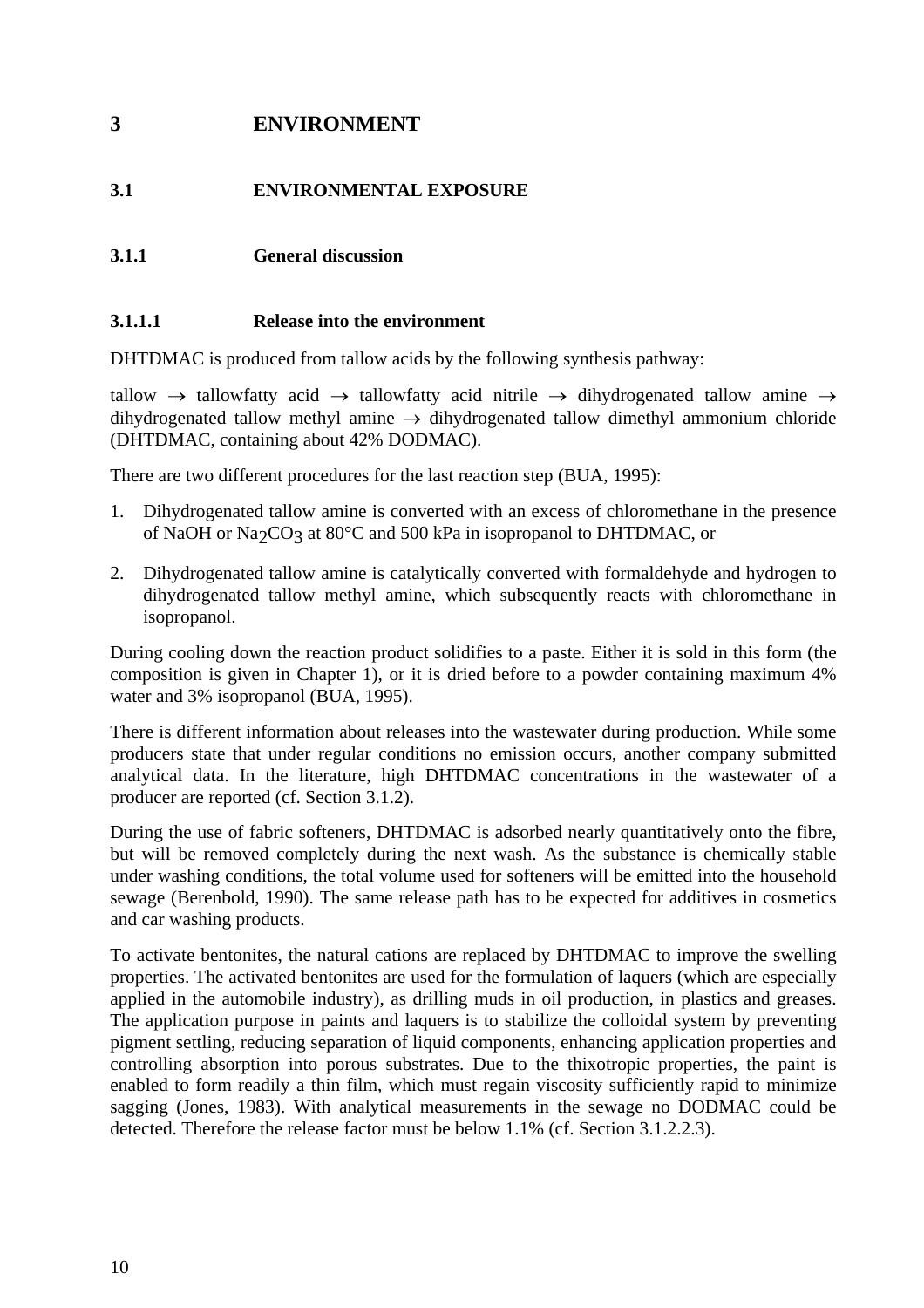# 3 ENVIRONMENT

## 3.1 ENVIRONMENTAL EXPOSURE

### 3.1.1 General discussion

#### 3.1.1.1 Release into the environment

DHTDMAC is produced from tallow acids by the following synthesis pathway:

tallow → tallowfatty acid → tallowfatty acid nitrile → dihydrogenated tallow amine → dihydrogenated tallow methyl amine → dihydrogenated tallow dimethyl ammonium chloride (DHTDMAC, containing about 42% DODMAC).

There are two different procedures for the last reaction step (BUA, 1995):

1. Dihydrogenated tallow amine is converted with an excess of chloromethane in the presence of NaOH or $Na_2CO_3$ at 80°C and 500 kPa in isopropanol to DHTDMAC, or
2. Dihydrogenated tallow amine is catalytically converted with formaldehyde and hydrogen to dihydrogenated tallow methyl amine, which subsequently reacts with chloromethane in isopropanol.

During cooling down the reaction product solidifies to a paste. Either it is sold in this form (the composition is given in Chapter 1), or it is dried before to a powder containing maximum 4% water and 3% isopropanol (BUA, 1995).

There is different information about releases into the wastewater during production. While some producers state that under regular conditions no emission occurs, another company submitted analytical data. In the literature, high DHTDMAC concentrations in the wastewater of a producer are reported (cf. Section 3.1.2).

During the use of fabric softeners, DHTDMAC is adsorbed nearly quantitatively onto the fibre, but will be removed completely during the next wash. As the substance is chemically stable under washing conditions, the total volume used for softeners will be emitted into the household sewage (Berenbold, 1990). The same release path has to be expected for additives in cosmetics and car washing products.

To activate bentonites, the natural cations are replaced by DHTDMAC to improve the swelling properties. The activated bentonites are used for the formulation of laquers (which are especially applied in the automobile industry), as drilling muds in oil production, in plastics and greases. The application purpose in paints and laquers is to stabilize the colloidal system by preventing pigment settling, reducing separation of liquid components, enhancing application properties and controlling absorption into porous substrates. Due to the thixotropic properties, the paint is enabled to form readily a thin film, which must regain viscosity sufficiently rapid to minimize sagging (Jones, 1983). With analytical measurements in the sewage no DODMAC could be detected. Therefore the release factor must be below 1.1% (cf. Section 3.1.2.2.3).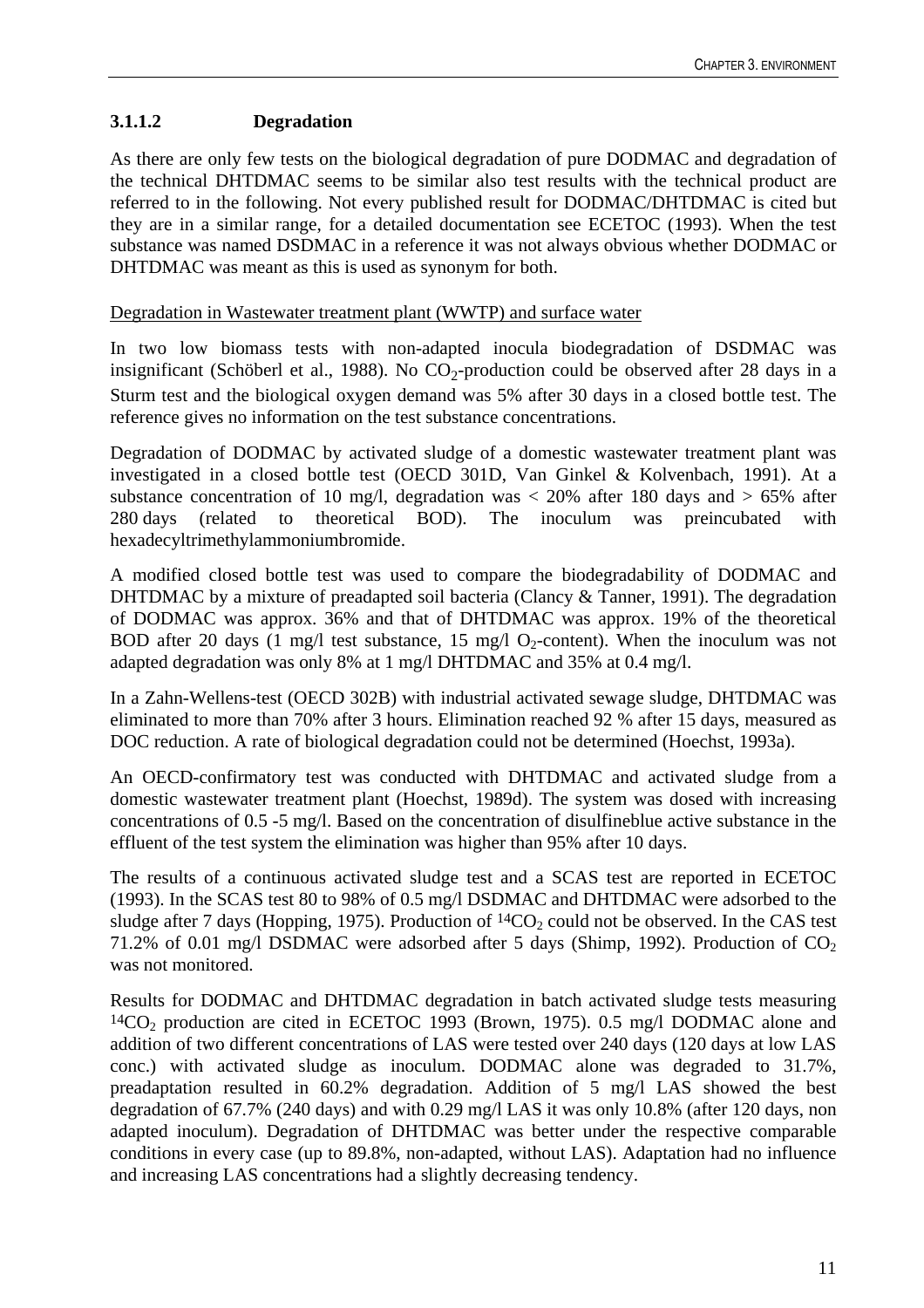### 3.1.1.2 Degradation

As there are only few tests on the biological degradation of pure DODMAC and degradation of the technical DHTDMAC seems to be similar also test results with the technical product are referred to in the following. Not every published result for DODMAC/DHTDMAC is cited but they are in a similar range, for a detailed documentation see ECETOC (1993). When the test substance was named DSDMAC in a reference it was not always obvious whether DODMAC or DHTDMAC was meant as this is used as synonym for both.

Degradation in Wastewater treatment plant (WWTP) and surface water

In two low biomass tests with non-adapted inocula biodegradation of DSDMAC was insignificant (Schöberl et al., 1988). No $CO_2$-production could be observed after 28 days in a Sturm test and the biological oxygen demand was 5% after 30 days in a closed bottle test. The reference gives no information on the test substance concentrations.

Degradation of DODMAC by activated sludge of a domestic wastewater treatment plant was investigated in a closed bottle test (OECD 301D, Van Ginkel & Kolvenbach, 1991). At a substance concentration of 10 mg/l, degradation was < 20% after 180 days and > 65% after 280 days (related to theoretical BOD). The inoculum was preincubated with hexadecyltrimethylammoniumbromide.

A modified closed bottle test was used to compare the biodegradability of DODMAC and DHTDMAC by a mixture of preadapted soil bacteria (Clancy & Tanner, 1991). The degradation of DODMAC was approx. 36% and that of DHTDMAC was approx. 19% of the theoretical BOD after 20 days (1 mg/l test substance, 15 mg/l $O_2$-content). When the inoculum was not adapted degradation was only 8% at 1 mg/l DHTDMAC and 35% at 0.4 mg/l.

In a Zahn-Wellens-test (OECD 302B) with industrial activated sewage sludge, DHTDMAC was eliminated to more than 70% after 3 hours. Elimination reached 92 % after 15 days, measured as DOC reduction. A rate of biological degradation could not be determined (Hoechst, 1993a).

An OECD-confirmatory test was conducted with DHTDMAC and activated sludge from a domestic wastewater treatment plant (Hoechst, 1989d). The system was dosed with increasing concentrations of 0.5 -5 mg/l. Based on the concentration of disulfineblue active substance in the effluent of the test system the elimination was higher than 95% after 10 days.

The results of a continuous activated sludge test and a SCAS test are reported in ECETOC (1993). In the SCAS test 80 to 98% of 0.5 mg/l DSDMAC and DHTDMAC were adsorbed to the sludge after 7 days (Hopping, 1975). Production of $^{14}CO_2$ could not be observed. In the CAS test 71.2% of 0.01 mg/l DSDMAC were adsorbed after 5 days (Shimp, 1992). Production of $CO_2$ was not monitored.

Results for DODMAC and DHTDMAC degradation in batch activated sludge tests measuring $^{14}CO_2$ production are cited in ECETOC 1993 (Brown, 1975). 0.5 mg/l DODMAC alone and addition of two different concentrations of LAS were tested over 240 days (120 days at low LAS conc.) with activated sludge as inoculum. DODMAC alone was degraded to 31.7%, preadaptation resulted in 60.2% degradation. Addition of 5 mg/l LAS showed the best degradation of 67.7% (240 days) and with 0.29 mg/l LAS it was only 10.8% (after 120 days, non adapted inoculum). Degradation of DHTDMAC was better under the respective comparable conditions in every case (up to 89.8%, non-adapted, without LAS). Adaptation had no influence and increasing LAS concentrations had a slightly decreasing tendency.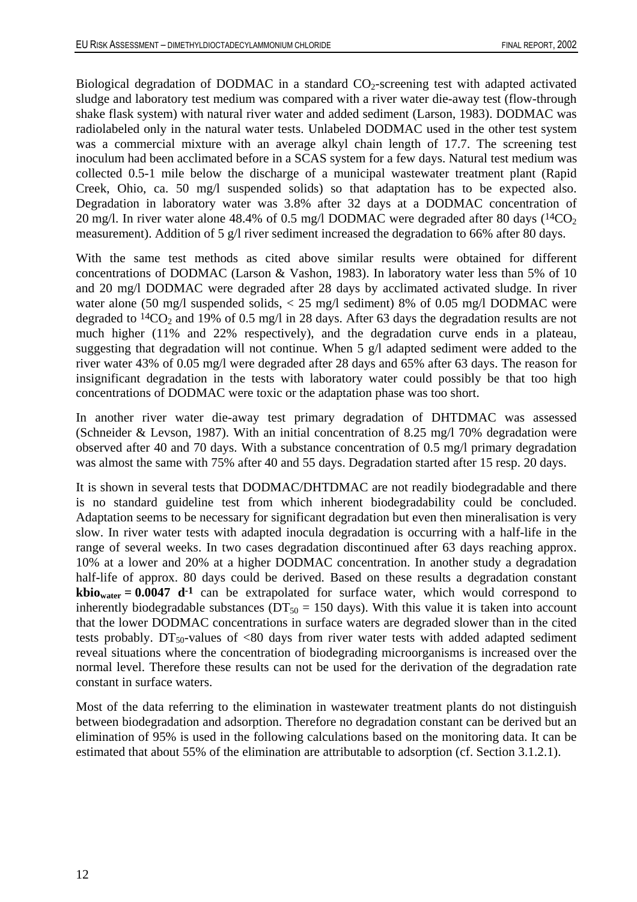Biological degradation of DODMAC in a standard $CO_2$-screening test with adapted activated sludge and laboratory test medium was compared with a river water die-away test (flow-through shake flask system) with natural river water and added sediment (Larson, 1983). DODMAC was radiolabeled only in the natural water tests. Unlabeled DODMAC used in the other test system was a commercial mixture with an average alkyl chain length of 17.7. The screening test inoculum had been acclimated before in a SCAS system for a few days. Natural test medium was collected 0.5-1 mile below the discharge of a municipal wastewater treatment plant (Rapid Creek, Ohio, ca. 50 mg/l suspended solids) so that adaptation has to be expected also. Degradation in laboratory water was 3.8% after 32 days at a DODMAC concentration of 20 mg/l. In river water alone 48.4% of 0.5 mg/l DODMAC were degraded after 80 days ($^{14}CO_2$ measurement). Addition of 5 g/l river sediment increased the degradation to 66% after 80 days.

With the same test methods as cited above similar results were obtained for different concentrations of DODMAC (Larson & Vashon, 1983). In laboratory water less than 5% of 10 and 20 mg/l DODMAC were degraded after 28 days by acclimated activated sludge. In river water alone (50 mg/l suspended solids, < 25 mg/l sediment) 8% of 0.05 mg/l DODMAC were degraded to $^{14}CO_2$ and 19% of 0.5 mg/l in 28 days. After 63 days the degradation results are not much higher (11% and 22% respectively), and the degradation curve ends in a plateau, suggesting that degradation will not continue. When 5 g/l adapted sediment were added to the river water 43% of 0.05 mg/l were degraded after 28 days and 65% after 63 days. The reason for insignificant degradation in the tests with laboratory water could possibly be that too high concentrations of DODMAC were toxic or the adaptation phase was too short.

In another river water die-away test primary degradation of DHTDMAC was assessed (Schneider & Levson, 1987). With an initial concentration of 8.25 mg/l 70% degradation were observed after 40 and 70 days. With a substance concentration of 0.5 mg/l primary degradation was almost the same with 75% after 40 and 55 days. Degradation started after 15 resp. 20 days.

It is shown in several tests that DODMAC/DHTDMAC are not readily biodegradable and there is no standard guideline test from which inherent biodegradability could be concluded. Adaptation seems to be necessary for significant degradation but even then mineralisation is very slow. In river water tests with adapted inocula degradation is occurring with a half-life in the range of several weeks. In two cases degradation discontinued after 63 days reaching approx. 10% at a lower and 20% at a higher DODMAC concentration. In another study a degradation half-life of approx. 80 days could be derived. Based on these results a degradation constant $\mathbf{kbio_{water} = 0.0047\ d^{-1}}$ can be extrapolated for surface water, which would correspond to inherently biodegradable substances ($DT_{50}$ = 150 days). With this value it is taken into account that the lower DODMAC concentrations in surface waters are degraded slower than in the cited tests probably. $DT_{50}$-values of <80 days from river water tests with added adapted sediment reveal situations where the concentration of biodegrading microorganisms is increased over the normal level. Therefore these results can not be used for the derivation of the degradation rate constant in surface waters.

Most of the data referring to the elimination in wastewater treatment plants do not distinguish between biodegradation and adsorption. Therefore no degradation constant can be derived but an elimination of 95% is used in the following calculations based on the monitoring data. It can be estimated that about 55% of the elimination are attributable to adsorption (cf. Section 3.1.2.1).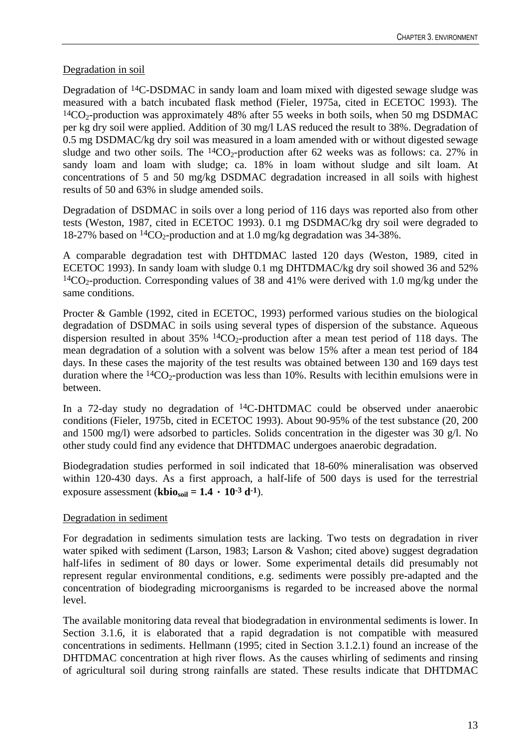Degradation in soil

Degradation of $^{14}C$-DSDMAC in sandy loam and loam mixed with digested sewage sludge was measured with a batch incubated flask method (Fieler, 1975a, cited in ECETOC 1993). The $^{14}CO_2$-production was approximately 48% after 55 weeks in both soils, when 50 mg DSDMAC per kg dry soil were applied. Addition of 30 mg/l LAS reduced the result to 38%. Degradation of 0.5 mg DSDMAC/kg dry soil was measured in a loam amended with or without digested sewage sludge and two other soils. The $^{14}CO_2$-production after 62 weeks was as follows: ca. 27% in sandy loam and loam with sludge; ca. 18% in loam without sludge and silt loam. At concentrations of 5 and 50 mg/kg DSDMAC degradation increased in all soils with highest results of 50 and 63% in sludge amended soils.

Degradation of DSDMAC in soils over a long period of 116 days was reported also from other tests (Weston, 1987, cited in ECETOC 1993). 0.1 mg DSDMAC/kg dry soil were degraded to 18-27% based on $^{14}CO_2$-production and at 1.0 mg/kg degradation was 34-38%.

A comparable degradation test with DHTDMAC lasted 120 days (Weston, 1989, cited in ECETOC 1993). In sandy loam with sludge 0.1 mg DHTDMAC/kg dry soil showed 36 and 52% $^{14}CO_2$-production. Corresponding values of 38 and 41% were derived with 1.0 mg/kg under the same conditions.

Procter & Gamble (1992, cited in ECETOC, 1993) performed various studies on the biological degradation of DSDMAC in soils using several types of dispersion of the substance. Aqueous dispersion resulted in about 35% $^{14}CO_2$-production after a mean test period of 118 days. The mean degradation of a solution with a solvent was below 15% after a mean test period of 184 days. In these cases the majority of the test results was obtained between 130 and 169 days test duration where the $^{14}CO_2$-production was less than 10%. Results with lecithin emulsions were in between.

In a 72-day study no degradation of $^{14}C$-DHTDMAC could be observed under anaerobic conditions (Fieler, 1975b, cited in ECETOC 1993). About 90-95% of the test substance (20, 200 and 1500 mg/l) were adsorbed to particles. Solids concentration in the digester was 30 g/l. No other study could find any evidence that DHTDMAC undergoes anaerobic degradation.

Biodegradation studies performed in soil indicated that 18-60% mineralisation was observed within 120-430 days. As a first approach, a half-life of 500 days is used for the terrestrial exposure assessment (**$kbio_{soil} = 1.4 \cdot 10^{-3}$ $d^{-1}$**).

Degradation in sediment

For degradation in sediments simulation tests are lacking. Two tests on degradation in river water spiked with sediment (Larson, 1983; Larson & Vashon; cited above) suggest degradation half-lifes in sediment of 80 days or lower. Some experimental details did presumably not represent regular environmental conditions, e.g. sediments were possibly pre-adapted and the concentration of biodegrading microorganisms is regarded to be increased above the normal level.

The available monitoring data reveal that biodegradation in environmental sediments is lower. In Section 3.1.6, it is elaborated that a rapid degradation is not compatible with measured concentrations in sediments. Hellmann (1995; cited in Section 3.1.2.1) found an increase of the DHTDMAC concentration at high river flows. As the causes whirling of sediments and rinsing of agricultural soil during strong rainfalls are stated. These results indicate that DHTDMAC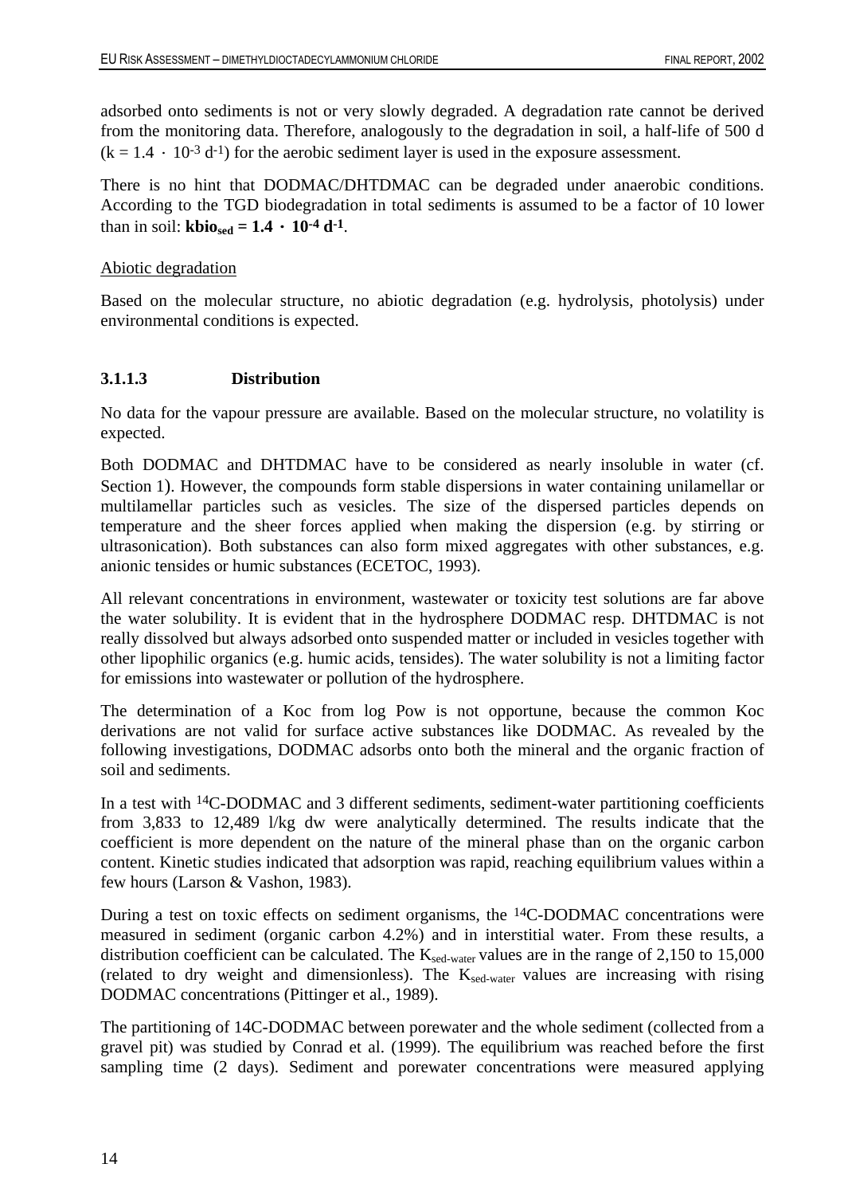adsorbed onto sediments is not or very slowly degraded. A degradation rate cannot be derived from the monitoring data. Therefore, analogously to the degradation in soil, a half-life of 500 d ($k = 1.4 \cdot 10^{-3}\ d^{-1}$) for the aerobic sediment layer is used in the exposure assessment.

There is no hint that DODMAC/DHTDMAC can be degraded under anaerobic conditions. According to the TGD biodegradation in total sediments is assumed to be a factor of 10 lower than in soil: $\mathbf{kbio_{sed} = 1.4 \cdot 10^{-4}\ d^{-1}}$.

Abiotic degradation

Based on the molecular structure, no abiotic degradation (e.g. hydrolysis, photolysis) under environmental conditions is expected.

### 3.1.1.3 Distribution

No data for the vapour pressure are available. Based on the molecular structure, no volatility is expected.

Both DODMAC and DHTDMAC have to be considered as nearly insoluble in water (cf. Section 1). However, the compounds form stable dispersions in water containing unilamellar or multilamellar particles such as vesicles. The size of the dispersed particles depends on temperature and the sheer forces applied when making the dispersion (e.g. by stirring or ultrasonication). Both substances can also form mixed aggregates with other substances, e.g. anionic tensides or humic substances (ECETOC, 1993).

All relevant concentrations in environment, wastewater or toxicity test solutions are far above the water solubility. It is evident that in the hydrosphere DODMAC resp. DHTDMAC is not really dissolved but always adsorbed onto suspended matter or included in vesicles together with other lipophilic organics (e.g. humic acids, tensides). The water solubility is not a limiting factor for emissions into wastewater or pollution of the hydrosphere.

The determination of a Koc from log Pow is not opportune, because the common Koc derivations are not valid for surface active substances like DODMAC. As revealed by the following investigations, DODMAC adsorbs onto both the mineral and the organic fraction of soil and sediments.

In a test with $^{14}$C-DODMAC and 3 different sediments, sediment-water partitioning coefficients from 3,833 to 12,489 l/kg dw were analytically determined. The results indicate that the coefficient is more dependent on the nature of the mineral phase than on the organic carbon content. Kinetic studies indicated that adsorption was rapid, reaching equilibrium values within a few hours (Larson & Vashon, 1983).

During a test on toxic effects on sediment organisms, the $^{14}$C-DODMAC concentrations were measured in sediment (organic carbon 4.2%) and in interstitial water. From these results, a distribution coefficient can be calculated. The $K_{sed\text{-}water}$ values are in the range of 2,150 to 15,000 (related to dry weight and dimensionless). The $K_{sed\text{-}water}$ values are increasing with rising DODMAC concentrations (Pittinger et al., 1989).

The partitioning of 14C-DODMAC between porewater and the whole sediment (collected from a gravel pit) was studied by Conrad et al. (1999). The equilibrium was reached before the first sampling time (2 days). Sediment and porewater concentrations were measured applying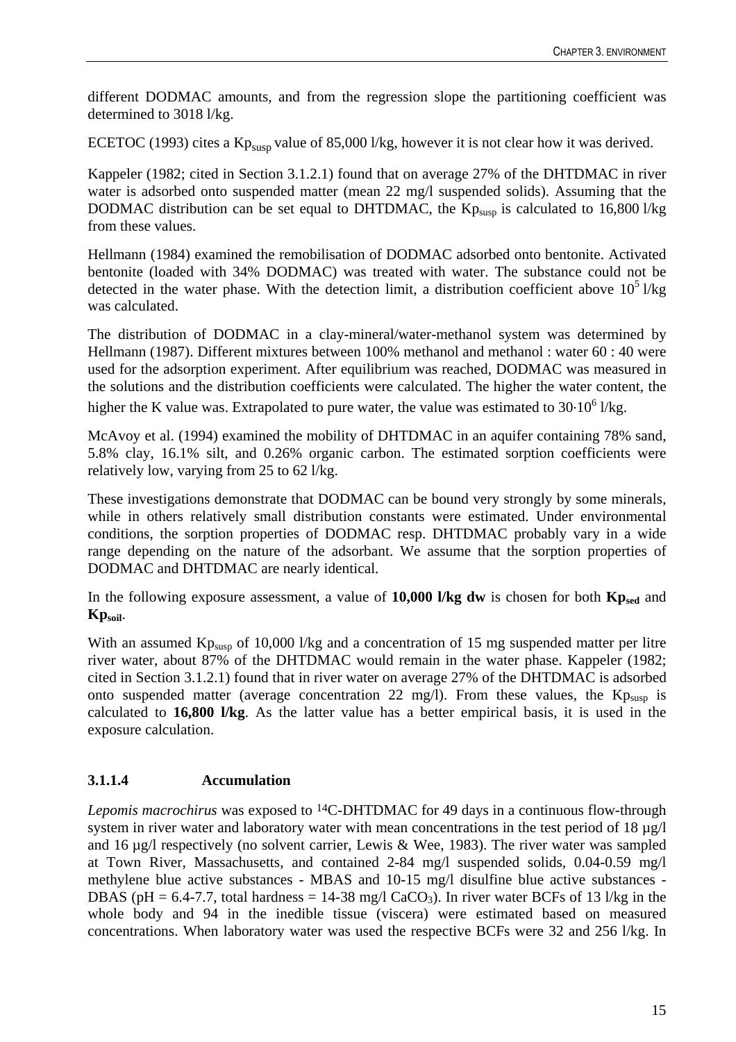different DODMAC amounts, and from the regression slope the partitioning coefficient was determined to 3018 l/kg.

ECETOC (1993) cites a $Kp_{susp}$ value of 85,000 l/kg, however it is not clear how it was derived.

Kappeler (1982; cited in Section 3.1.2.1) found that on average 27% of the DHTDMAC in river water is adsorbed onto suspended matter (mean 22 mg/l suspended solids). Assuming that the DODMAC distribution can be set equal to DHTDMAC, the $Kp_{susp}$ is calculated to 16,800 l/kg from these values.

Hellmann (1984) examined the remobilisation of DODMAC adsorbed onto bentonite. Activated bentonite (loaded with 34% DODMAC) was treated with water. The substance could not be detected in the water phase. With the detection limit, a distribution coefficient above $10^5$ l/kg was calculated.

The distribution of DODMAC in a clay-mineral/water-methanol system was determined by Hellmann (1987). Different mixtures between 100% methanol and methanol : water 60 : 40 were used for the adsorption experiment. After equilibrium was reached, DODMAC was measured in the solutions and the distribution coefficients were calculated. The higher the water content, the higher the K value was. Extrapolated to pure water, the value was estimated to $30 \cdot 10^6$ l/kg.

McAvoy et al. (1994) examined the mobility of DHTDMAC in an aquifer containing 78% sand, 5.8% clay, 16.1% silt, and 0.26% organic carbon. The estimated sorption coefficients were relatively low, varying from 25 to 62 l/kg.

These investigations demonstrate that DODMAC can be bound very strongly by some minerals, while in others relatively small distribution constants were estimated. Under environmental conditions, the sorption properties of DODMAC resp. DHTDMAC probably vary in a wide range depending on the nature of the adsorbant. We assume that the sorption properties of DODMAC and DHTDMAC are nearly identical.

In the following exposure assessment, a value of **10,000 l/kg dw** is chosen for both $\mathbf{Kp_{sed}}$ and $\mathbf{Kp_{soil}}$.

With an assumed $Kp_{susp}$ of 10,000 l/kg and a concentration of 15 mg suspended matter per litre river water, about 87% of the DHTDMAC would remain in the water phase. Kappeler (1982; cited in Section 3.1.2.1) found that in river water on average 27% of the DHTDMAC is adsorbed onto suspended matter (average concentration 22 mg/l). From these values, the $Kp_{susp}$ is calculated to **16,800 l/kg**. As the latter value has a better empirical basis, it is used in the exposure calculation.

#### 3.1.1.4 Accumulation

*Lepomis macrochirus* was exposed to $^{14}$C-DHTDMAC for 49 days in a continuous flow-through system in river water and laboratory water with mean concentrations in the test period of 18 µg/l and 16 µg/l respectively (no solvent carrier, Lewis & Wee, 1983). The river water was sampled at Town River, Massachusetts, and contained 2-84 mg/l suspended solids, 0.04-0.59 mg/l methylene blue active substances - MBAS and 10-15 mg/l disulfine blue active substances - DBAS (pH = 6.4-7.7, total hardness = 14-38 mg/l $CaCO_3$). In river water BCFs of 13 l/kg in the whole body and 94 in the inedible tissue (viscera) were estimated based on measured concentrations. When laboratory water was used the respective BCFs were 32 and 256 l/kg. In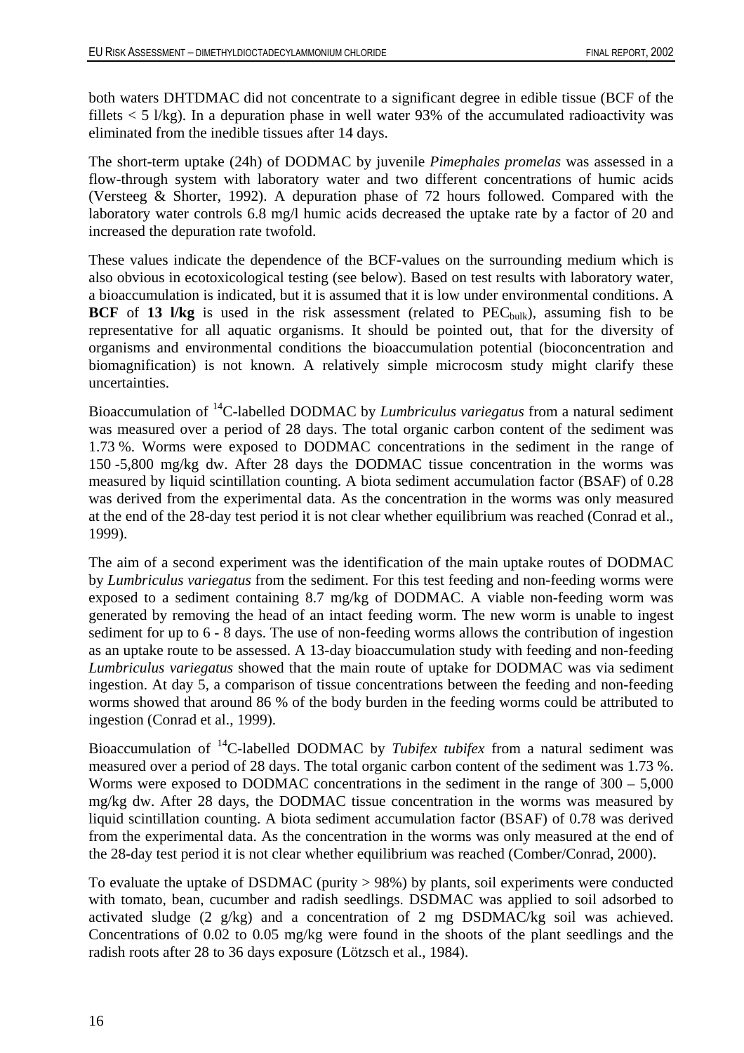both waters DHTDMAC did not concentrate to a significant degree in edible tissue (BCF of the fillets < 5 l/kg). In a depuration phase in well water 93% of the accumulated radioactivity was eliminated from the inedible tissues after 14 days.

The short-term uptake (24h) of DODMAC by juvenile *Pimephales promelas* was assessed in a flow-through system with laboratory water and two different concentrations of humic acids (Versteeg & Shorter, 1992). A depuration phase of 72 hours followed. Compared with the laboratory water controls 6.8 mg/l humic acids decreased the uptake rate by a factor of 20 and increased the depuration rate twofold.

These values indicate the dependence of the BCF-values on the surrounding medium which is also obvious in ecotoxicological testing (see below). Based on test results with laboratory water, a bioaccumulation is indicated, but it is assumed that it is low under environmental conditions. A **BCF** of **13 l/kg** is used in the risk assessment (related to $PEC_{bulk}$), assuming fish to be representative for all aquatic organisms. It should be pointed out, that for the diversity of organisms and environmental conditions the bioaccumulation potential (bioconcentration and biomagnification) is not known. A relatively simple microcosm study might clarify these uncertainties.

Bioaccumulation of $^{14}$C-labelled DODMAC by *Lumbriculus variegatus* from a natural sediment was measured over a period of 28 days. The total organic carbon content of the sediment was 1.73 %. Worms were exposed to DODMAC concentrations in the sediment in the range of 150 -5,800 mg/kg dw. After 28 days the DODMAC tissue concentration in the worms was measured by liquid scintillation counting. A biota sediment accumulation factor (BSAF) of 0.28 was derived from the experimental data. As the concentration in the worms was only measured at the end of the 28-day test period it is not clear whether equilibrium was reached (Conrad et al., 1999).

The aim of a second experiment was the identification of the main uptake routes of DODMAC by *Lumbriculus variegatus* from the sediment. For this test feeding and non-feeding worms were exposed to a sediment containing 8.7 mg/kg of DODMAC. A viable non-feeding worm was generated by removing the head of an intact feeding worm. The new worm is unable to ingest sediment for up to 6 - 8 days. The use of non-feeding worms allows the contribution of ingestion as an uptake route to be assessed. A 13-day bioaccumulation study with feeding and non-feeding *Lumbriculus variegatus* showed that the main route of uptake for DODMAC was via sediment ingestion. At day 5, a comparison of tissue concentrations between the feeding and non-feeding worms showed that around 86 % of the body burden in the feeding worms could be attributed to ingestion (Conrad et al., 1999).

Bioaccumulation of $^{14}$C-labelled DODMAC by *Tubifex tubifex* from a natural sediment was measured over a period of 28 days. The total organic carbon content of the sediment was 1.73 %. Worms were exposed to DODMAC concentrations in the sediment in the range of 300 – 5,000 mg/kg dw. After 28 days, the DODMAC tissue concentration in the worms was measured by liquid scintillation counting. A biota sediment accumulation factor (BSAF) of 0.78 was derived from the experimental data. As the concentration in the worms was only measured at the end of the 28-day test period it is not clear whether equilibrium was reached (Comber/Conrad, 2000).

To evaluate the uptake of DSDMAC (purity > 98%) by plants, soil experiments were conducted with tomato, bean, cucumber and radish seedlings. DSDMAC was applied to soil adsorbed to activated sludge (2 g/kg) and a concentration of 2 mg DSDMAC/kg soil was achieved. Concentrations of 0.02 to 0.05 mg/kg were found in the shoots of the plant seedlings and the radish roots after 28 to 36 days exposure (Lötzsch et al., 1984).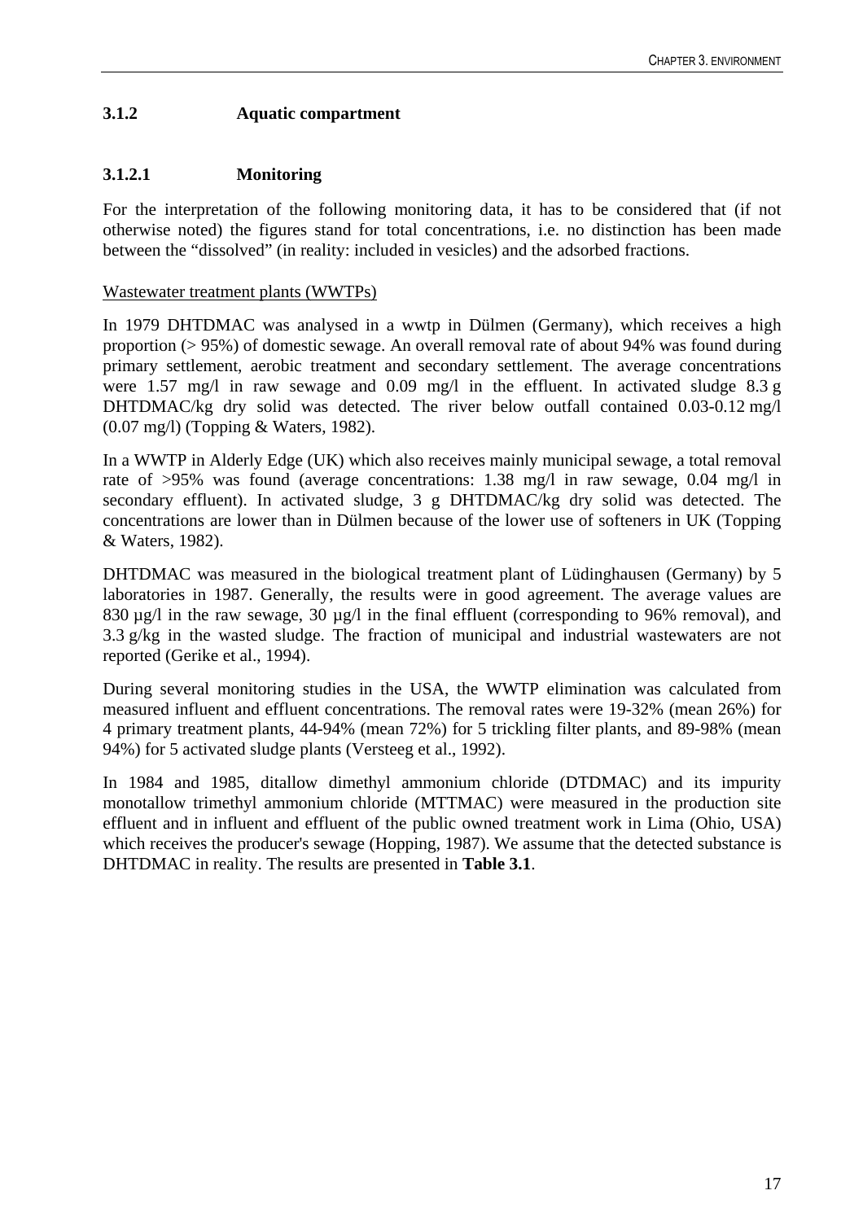### 3.1.2 Aquatic compartment

#### 3.1.2.1 Monitoring

For the interpretation of the following monitoring data, it has to be considered that (if not otherwise noted) the figures stand for total concentrations, i.e. no distinction has been made between the "dissolved" (in reality: included in vesicles) and the adsorbed fractions.

Wastewater treatment plants (WWTPs)

In 1979 DHTDMAC was analysed in a wwtp in Dülmen (Germany), which receives a high proportion (> 95%) of domestic sewage. An overall removal rate of about 94% was found during primary settlement, aerobic treatment and secondary settlement. The average concentrations were 1.57 mg/l in raw sewage and 0.09 mg/l in the effluent. In activated sludge 8.3 g DHTDMAC/kg dry solid was detected. The river below outfall contained 0.03-0.12 mg/l (0.07 mg/l) (Topping & Waters, 1982).

In a WWTP in Alderly Edge (UK) which also receives mainly municipal sewage, a total removal rate of >95% was found (average concentrations: 1.38 mg/l in raw sewage, 0.04 mg/l in secondary effluent). In activated sludge, 3 g DHTDMAC/kg dry solid was detected. The concentrations are lower than in Dülmen because of the lower use of softeners in UK (Topping & Waters, 1982).

DHTDMAC was measured in the biological treatment plant of Lüdinghausen (Germany) by 5 laboratories in 1987. Generally, the results were in good agreement. The average values are 830 µg/l in the raw sewage, 30 µg/l in the final effluent (corresponding to 96% removal), and 3.3 g/kg in the wasted sludge. The fraction of municipal and industrial wastewaters are not reported (Gerike et al., 1994).

During several monitoring studies in the USA, the WWTP elimination was calculated from measured influent and effluent concentrations. The removal rates were 19-32% (mean 26%) for 4 primary treatment plants, 44-94% (mean 72%) for 5 trickling filter plants, and 89-98% (mean 94%) for 5 activated sludge plants (Versteeg et al., 1992).

In 1984 and 1985, ditallow dimethyl ammonium chloride (DTDMAC) and its impurity monotallow trimethyl ammonium chloride (MTTMAC) were measured in the production site effluent and in influent and effluent of the public owned treatment work in Lima (Ohio, USA) which receives the producer's sewage (Hopping, 1987). We assume that the detected substance is DHTDMAC in reality. The results are presented in **Table 3.1**.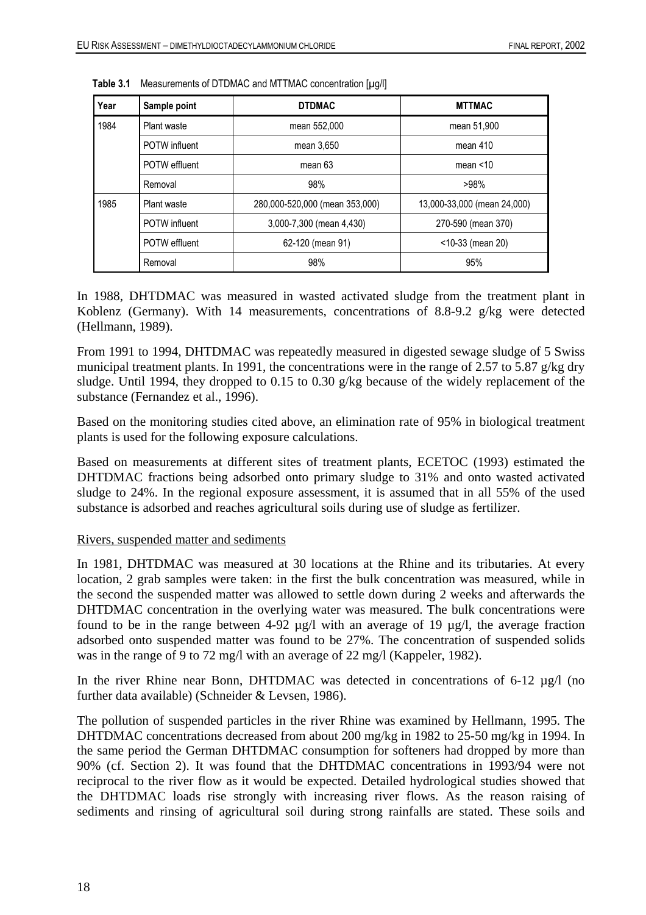**Table 3.1** Measurements of DTDMAC and MTTMAC concentration [µg/l]

| Year | Sample point | DTDMAC | MTTMAC |
|---|---|---|---|
| 1984 | Plant waste | mean 552,000 | mean 51,900 |
| | POTW influent | mean 3,650 | mean 410 |
| | POTW effluent | mean 63 | mean <10 |
| | Removal | 98% | >98% |
| 1985 | Plant waste | 280,000-520,000 (mean 353,000) | 13,000-33,000 (mean 24,000) |
| | POTW influent | 3,000-7,300 (mean 4,430) | 270-590 (mean 370) |
| | POTW effluent | 62-120 (mean 91) | <10-33 (mean 20) |
| | Removal | 98% | 95% |

In 1988, DHTDMAC was measured in wasted activated sludge from the treatment plant in Koblenz (Germany). With 14 measurements, concentrations of 8.8-9.2 g/kg were detected (Hellmann, 1989).

From 1991 to 1994, DHTDMAC was repeatedly measured in digested sewage sludge of 5 Swiss municipal treatment plants. In 1991, the concentrations were in the range of 2.57 to 5.87 g/kg dry sludge. Until 1994, they dropped to 0.15 to 0.30 g/kg because of the widely replacement of the substance (Fernandez et al., 1996).

Based on the monitoring studies cited above, an elimination rate of 95% in biological treatment plants is used for the following exposure calculations.

Based on measurements at different sites of treatment plants, ECETOC (1993) estimated the DHTDMAC fractions being adsorbed onto primary sludge to 31% and onto wasted activated sludge to 24%. In the regional exposure assessment, it is assumed that in all 55% of the used substance is adsorbed and reaches agricultural soils during use of sludge as fertilizer.

Rivers, suspended matter and sediments

In 1981, DHTDMAC was measured at 30 locations at the Rhine and its tributaries. At every location, 2 grab samples were taken: in the first the bulk concentration was measured, while in the second the suspended matter was allowed to settle down during 2 weeks and afterwards the DHTDMAC concentration in the overlying water was measured. The bulk concentrations were found to be in the range between 4-92 µg/l with an average of 19 µg/l, the average fraction adsorbed onto suspended matter was found to be 27%. The concentration of suspended solids was in the range of 9 to 72 mg/l with an average of 22 mg/l (Kappeler, 1982).

In the river Rhine near Bonn, DHTDMAC was detected in concentrations of 6-12 µg/l (no further data available) (Schneider & Levsen, 1986).

The pollution of suspended particles in the river Rhine was examined by Hellmann, 1995. The DHTDMAC concentrations decreased from about 200 mg/kg in 1982 to 25-50 mg/kg in 1994. In the same period the German DHTDMAC consumption for softeners had dropped by more than 90% (cf. Section 2). It was found that the DHTDMAC concentrations in 1993/94 were not reciprocal to the river flow as it would be expected. Detailed hydrological studies showed that the DHTDMAC loads rise strongly with increasing river flows. As the reason raising of sediments and rinsing of agricultural soil during strong rainfalls are stated. These soils and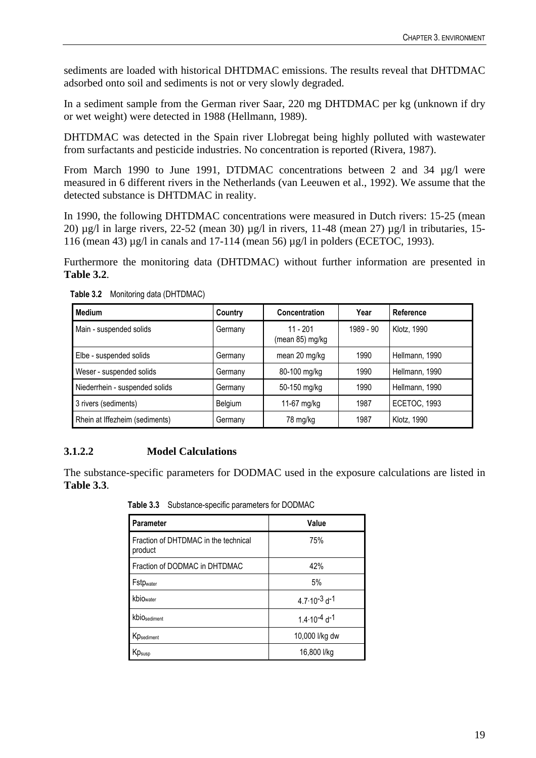sediments are loaded with historical DHTDMAC emissions. The results reveal that DHTDMAC adsorbed onto soil and sediments is not or very slowly degraded.

In a sediment sample from the German river Saar, 220 mg DHTDMAC per kg (unknown if dry or wet weight) were detected in 1988 (Hellmann, 1989).

DHTDMAC was detected in the Spain river Llobregat being highly polluted with wastewater from surfactants and pesticide industries. No concentration is reported (Rivera, 1987).

From March 1990 to June 1991, DTDMAC concentrations between 2 and 34 µg/l were measured in 6 different rivers in the Netherlands (van Leeuwen et al., 1992). We assume that the detected substance is DHTDMAC in reality.

In 1990, the following DHTDMAC concentrations were measured in Dutch rivers: 15-25 (mean 20) µg/l in large rivers, 22-52 (mean 30) µg/l in rivers, 11-48 (mean 27) µg/l in tributaries, 15-116 (mean 43) µg/l in canals and 17-114 (mean 56) µg/l in polders (ECETOC, 1993).

Furthermore the monitoring data (DHTDMAC) without further information are presented in **Table 3.2**.

**Table 3.2** Monitoring data (DHTDMAC)

| Medium | Country | Concentration | Year | Reference |
|---|---|---|---|---|
| Main - suspended solids | Germany | 11 - 201 (mean 85) mg/kg | 1989 - 90 | Klotz, 1990 |
| Elbe - suspended solids | Germany | mean 20 mg/kg | 1990 | Hellmann, 1990 |
| Weser - suspended solids | Germany | 80-100 mg/kg | 1990 | Hellmann, 1990 |
| Niederrhein - suspended solids | Germany | 50-150 mg/kg | 1990 | Hellmann, 1990 |
| 3 rivers (sediments) | Belgium | 11-67 mg/kg | 1987 | ECETOC, 1993 |
| Rhein at Iffezheim (sediments) | Germany | 78 mg/kg | 1987 | Klotz, 1990 |

### 3.1.2.2 Model Calculations

The substance-specific parameters for DODMAC used in the exposure calculations are listed in **Table 3.3**.

**Table 3.3** Substance-specific parameters for DODMAC

| Parameter | Value |
|---|---|
| Fraction of DHTDMAC in the technical product | 75% |
| Fraction of DODMAC in DHTDMAC | 42% |
| $Fstp_{water}$ | 5% |
| $kbio_{water}$ | $4.7 \cdot 10^{-3}$ $d^{-1}$ |
| $kbio_{sediment}$ | $1.4 \cdot 10^{-4}$ $d^{-1}$ |
| $Kp_{sediment}$ | 10,000 l/kg dw |
| $Kp_{susp}$ | 16,800 l/kg |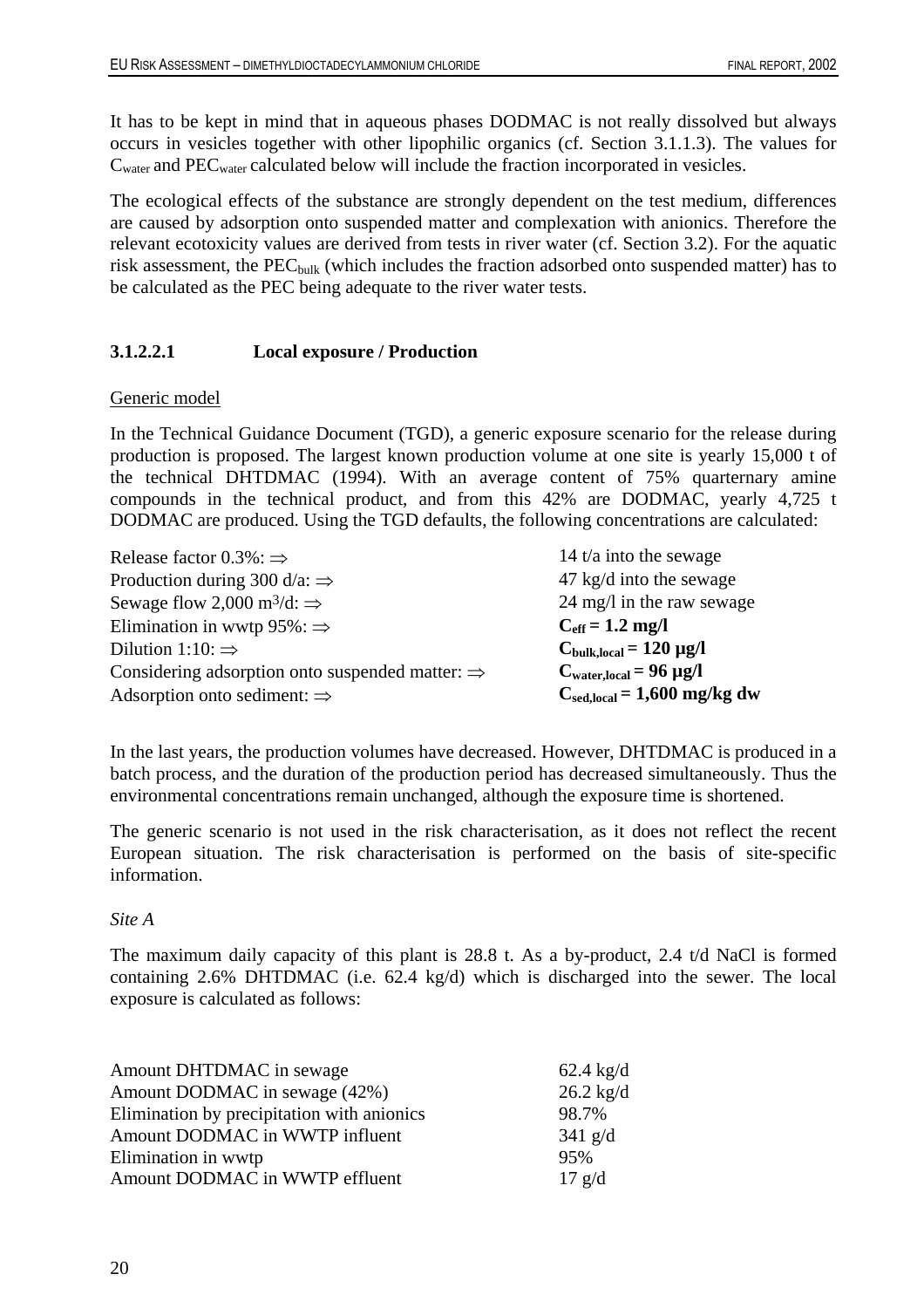It has to be kept in mind that in aqueous phases DODMAC is not really dissolved but always occurs in vesicles together with other lipophilic organics (cf. Section 3.1.1.3). The values for $C_{water}$ and $PEC_{water}$ calculated below will include the fraction incorporated in vesicles.

The ecological effects of the substance are strongly dependent on the test medium, differences are caused by adsorption onto suspended matter and complexation with anionics. Therefore the relevant ecotoxicity values are derived from tests in river water (cf. Section 3.2). For the aquatic risk assessment, the $PEC_{bulk}$ (which includes the fraction adsorbed onto suspended matter) has to be calculated as the PEC being adequate to the river water tests.

#### 3.1.2.2.1 Local exposure / Production

Generic model

In the Technical Guidance Document (TGD), a generic exposure scenario for the release during production is proposed. The largest known production volume at one site is yearly 15,000 t of the technical DHTDMAC (1994). With an average content of 75% quarternary amine compounds in the technical product, and from this 42% are DODMAC, yearly 4,725 t DODMAC are produced. Using the TGD defaults, the following concentrations are calculated:

| | |
|---|---|
| Release factor 0.3%: ⇒ | 14 t/a into the sewage |
| Production during 300 d/a: ⇒ | 47 kg/d into the sewage |
| Sewage flow 2,000 $m^3$/d: ⇒ | 24 mg/l in the raw sewage |
| Elimination in wwtp 95%: ⇒ | **$C_{eff}$ = 1.2 mg/l** |
| Dilution 1:10: ⇒ | **$C_{bulk,local}$ = 120 µg/l** |
| Considering adsorption onto suspended matter: ⇒ | **$C_{water,local}$ = 96 µg/l** |
| Adsorption onto sediment: ⇒ | **$C_{sed,local}$ = 1,600 mg/kg dw** |

In the last years, the production volumes have decreased. However, DHTDMAC is produced in a batch process, and the duration of the production period has decreased simultaneously. Thus the environmental concentrations remain unchanged, although the exposure time is shortened.

The generic scenario is not used in the risk characterisation, as it does not reflect the recent European situation. The risk characterisation is performed on the basis of site-specific information.

*Site A*

The maximum daily capacity of this plant is 28.8 t. As a by-product, 2.4 t/d NaCl is formed containing 2.6% DHTDMAC (i.e. 62.4 kg/d) which is discharged into the sewer. The local exposure is calculated as follows:

| | |
|---|---|
| Amount DHTDMAC in sewage | 62.4 kg/d |
| Amount DODMAC in sewage (42%) | 26.2 kg/d |
| Elimination by precipitation with anionics | 98.7% |
| Amount DODMAC in WWTP influent | 341 g/d |
| Elimination in wwtp | 95% |
| Amount DODMAC in WWTP effluent | 17 g/d |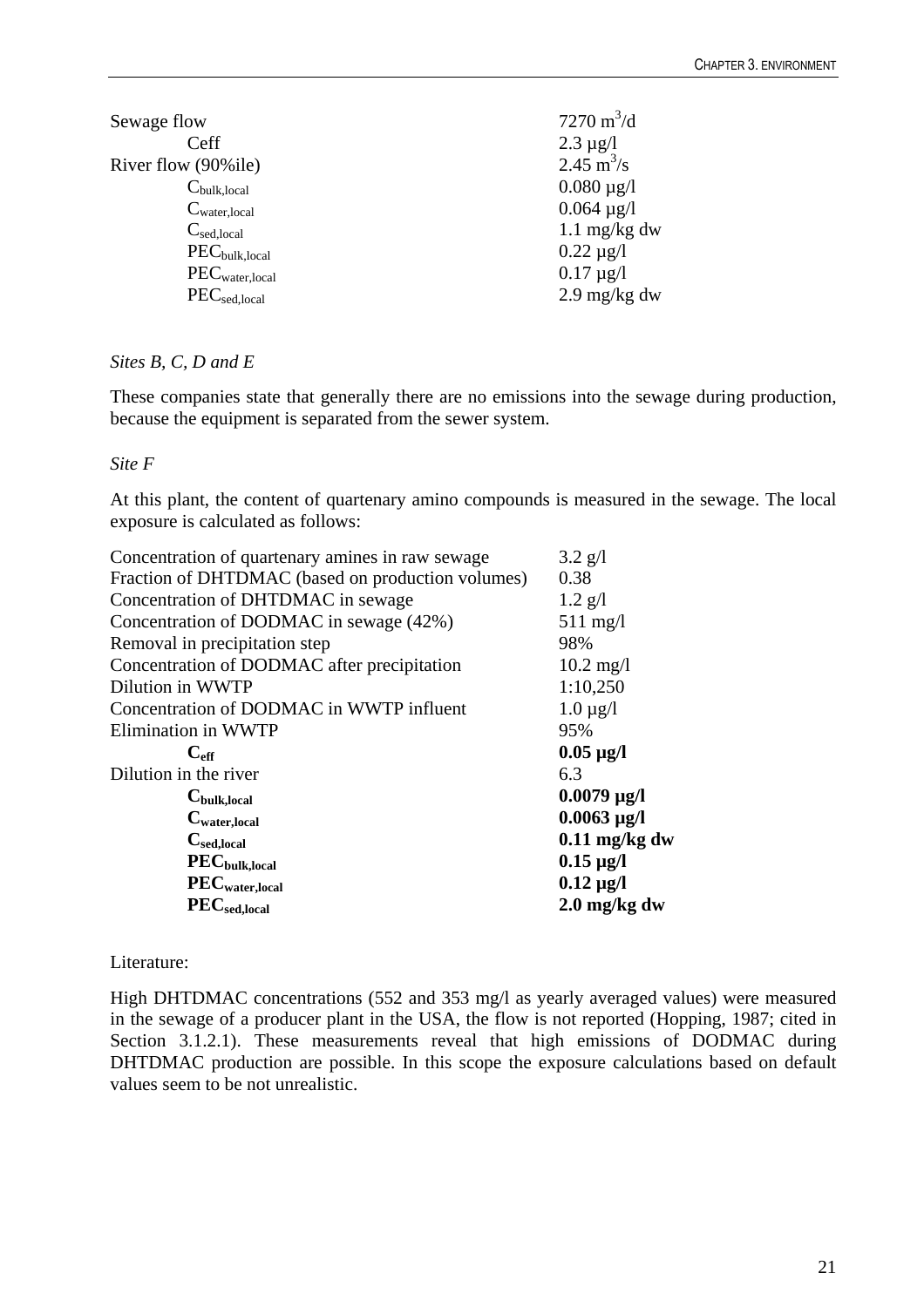| | |
|---|---|
| Sewage flow | 7270 $m^3/d$ |
| $C_{eff}$ | 2.3 µg/l |
| River flow (90%ile) | 2.45 $m^3/s$ |
| $C_{bulk,local}$ | 0.080 µg/l |
| $C_{water,local}$ | 0.064 µg/l |
| $C_{sed,local}$ | 1.1 mg/kg dw |
| $PEC_{bulk,local}$ | 0.22 µg/l |
| $PEC_{water,local}$ | 0.17 µg/l |
| $PEC_{sed,local}$ | 2.9 mg/kg dw |

*Sites B, C, D and E*

These companies state that generally there are no emissions into the sewage during production, because the equipment is separated from the sewer system.

*Site F*

At this plant, the content of quartenary amino compounds is measured in the sewage. The local exposure is calculated as follows:

| | |
|---|---|
| Concentration of quartenary amines in raw sewage | 3.2 g/l |
| Fraction of DHTDMAC (based on production volumes) | 0.38 |
| Concentration of DHTDMAC in sewage | 1.2 g/l |
| Concentration of DODMAC in sewage (42%) | 511 mg/l |
| Removal in precipitation step | 98% |
| Concentration of DODMAC after precipitation | 10.2 mg/l |
| Dilution in WWTP | 1:10,250 |
| Concentration of DODMAC in WWTP influent | 1.0 µg/l |
| Elimination in WWTP | 95% |
| **$C_{eff}$** | **0.05 µg/l** |
| Dilution in the river | 6.3 |
| **$C_{bulk,local}$** | **0.0079 µg/l** |
| **$C_{water,local}$** | **0.0063 µg/l** |
| **$C_{sed,local}$** | **0.11 mg/kg dw** |
| **$PEC_{bulk,local}$** | **0.15 µg/l** |
| **$PEC_{water,local}$** | **0.12 µg/l** |
| **$PEC_{sed,local}$** | **2.0 mg/kg dw** |

Literature:

High DHTDMAC concentrations (552 and 353 mg/l as yearly averaged values) were measured in the sewage of a producer plant in the USA, the flow is not reported (Hopping, 1987; cited in Section 3.1.2.1). These measurements reveal that high emissions of DODMAC during DHTDMAC production are possible. In this scope the exposure calculations based on default values seem to be not unrealistic.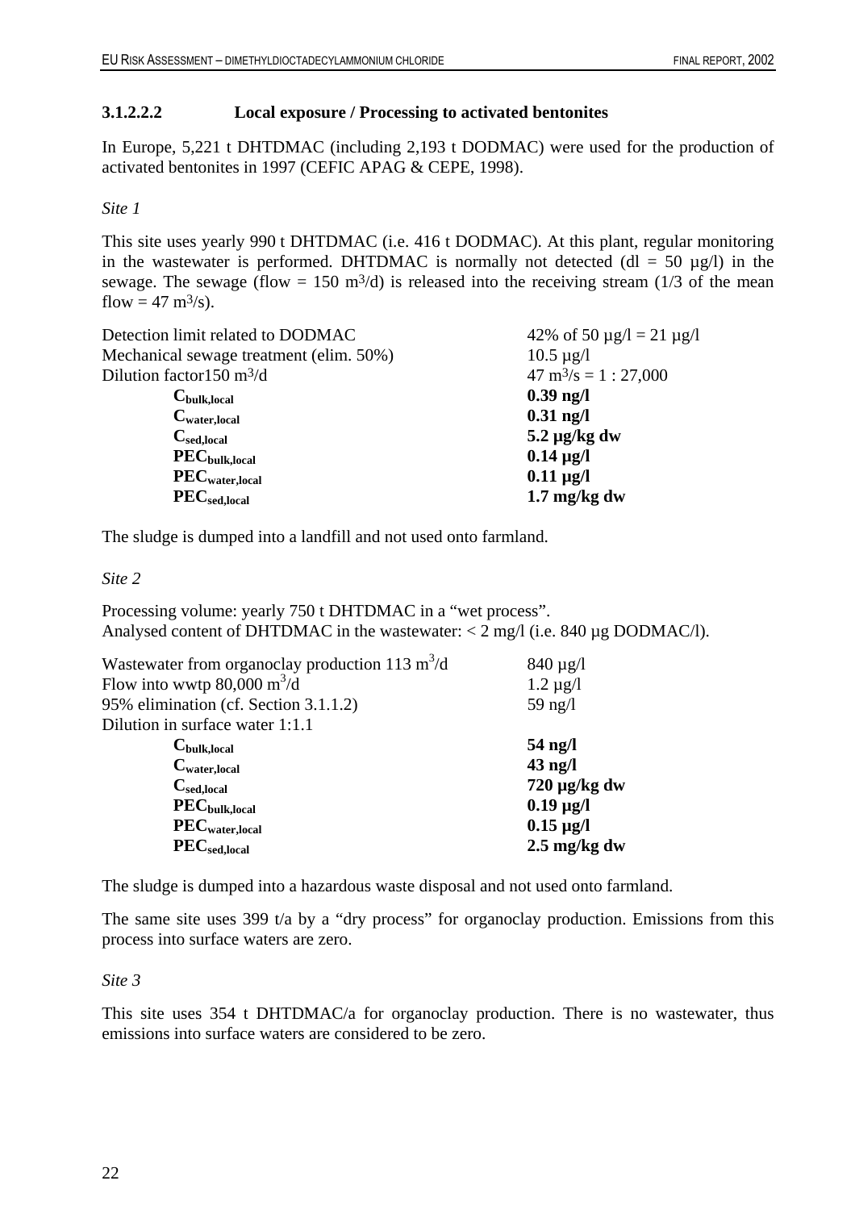#### 3.1.2.2.2 Local exposure / Processing to activated bentonites

In Europe, 5,221 t DHTDMAC (including 2,193 t DODMAC) were used for the production of activated bentonites in 1997 (CEFIC APAG & CEPE, 1998).

*Site 1*

This site uses yearly 990 t DHTDMAC (i.e. 416 t DODMAC). At this plant, regular monitoring in the wastewater is performed. DHTDMAC is normally not detected (dl = 50 µg/l) in the sewage. The sewage (flow = 150 $m^3$/d) is released into the receiving stream (1/3 of the mean flow = 47 $m^3$/s).

| | |
|---|---|
| Detection limit related to DODMAC | 42% of 50 µg/l = 21 µg/l |
| Mechanical sewage treatment (elim. 50%) | 10.5 µg/l |
| Dilution factor150 $m^3$/d | 47 $m^3$/s = 1 : 27,000 |
| **$C_{bulk,local}$** | **0.39 ng/l** |
| **$C_{water,local}$** | **0.31 ng/l** |
| **$C_{sed,local}$** | **5.2 µg/kg dw** |
| **$PEC_{bulk,local}$** | **0.14 µg/l** |
| **$PEC_{water,local}$** | **0.11 µg/l** |
| **$PEC_{sed,local}$** | **1.7 mg/kg dw** |

The sludge is dumped into a landfill and not used onto farmland.

*Site 2*

Processing volume: yearly 750 t DHTDMAC in a "wet process".
Analysed content of DHTDMAC in the wastewater: < 2 mg/l (i.e. 840 µg DODMAC/l).

| | |
|---|---|
| Wastewater from organoclay production 113 $m^3$/d | 840 µg/l |
| Flow into wwtp 80,000 $m^3$/d | 1.2 µg/l |
| 95% elimination (cf. Section 3.1.1.2) | 59 ng/l |
| Dilution in surface water 1:1.1 | |
| **$C_{bulk,local}$** | **54 ng/l** |
| **$C_{water,local}$** | **43 ng/l** |
| **$C_{sed,local}$** | **720 µg/kg dw** |
| **$PEC_{bulk,local}$** | **0.19 µg/l** |
| **$PEC_{water,local}$** | **0.15 µg/l** |
| **$PEC_{sed,local}$** | **2.5 mg/kg dw** |

The sludge is dumped into a hazardous waste disposal and not used onto farmland.

The same site uses 399 t/a by a "dry process" for organoclay production. Emissions from this process into surface waters are zero.

*Site 3*

This site uses 354 t DHTDMAC/a for organoclay production. There is no wastewater, thus emissions into surface waters are considered to be zero.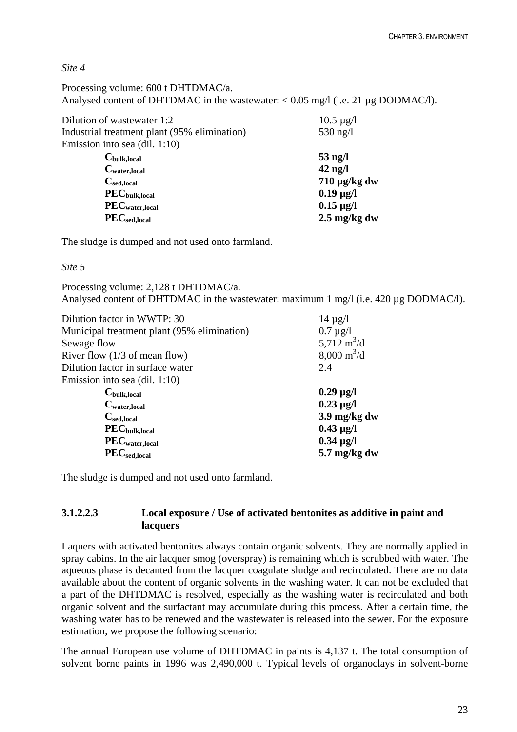*Site 4*

Processing volume: 600 t DHTDMAC/a.
Analysed content of DHTDMAC in the wastewater: < 0.05 mg/l (i.e. 21 µg DODMAC/l).

| | |
|---|---|
| Dilution of wastewater 1:2 | 10.5 µg/l |
| Industrial treatment plant (95% elimination) | 530 ng/l |
| Emission into sea (dil. 1:10) | |
| **$C_{bulk,local}$** | **53 ng/l** |
| **$C_{water,local}$** | **42 ng/l** |
| **$C_{sed,local}$** | **710 µg/kg dw** |
| **$PEC_{bulk,local}$** | **0.19 µg/l** |
| **$PEC_{water,local}$** | **0.15 µg/l** |
| **$PEC_{sed,local}$** | **2.5 mg/kg dw** |

The sludge is dumped and not used onto farmland.

*Site 5*

Processing volume: 2,128 t DHTDMAC/a.
Analysed content of DHTDMAC in the wastewater: <u>maximum</u> 1 mg/l (i.e. 420 µg DODMAC/l).

| | |
|---|---|
| Dilution factor in WWTP: 30 | 14 µg/l |
| Municipal treatment plant (95% elimination) | 0.7 µg/l |
| Sewage flow | 5,712 $m^3/d$ |
| River flow (1/3 of mean flow) | 8,000 $m^3/d$ |
| Dilution factor in surface water | 2.4 |
| Emission into sea (dil. 1:10) | |
| **$C_{bulk,local}$** | **0.29 µg/l** |
| **$C_{water,local}$** | **0.23 µg/l** |
| **$C_{sed,local}$** | **3.9 mg/kg dw** |
| **$PEC_{bulk,local}$** | **0.43 µg/l** |
| **$PEC_{water,local}$** | **0.34 µg/l** |
| **$PEC_{sed,local}$** | **5.7 mg/kg dw** |

The sludge is dumped and not used onto farmland.

#### 3.1.2.2.3 Local exposure / Use of activated bentonites as additive in paint and lacquers

Laquers with activated bentonites always contain organic solvents. They are normally applied in spray cabins. In the air lacquer smog (overspray) is remaining which is scrubbed with water. The aqueous phase is decanted from the lacquer coagulate sludge and recirculated. There are no data available about the content of organic solvents in the washing water. It can not be excluded that a part of the DHTDMAC is resolved, especially as the washing water is recirculated and both organic solvent and the surfactant may accumulate during this process. After a certain time, the washing water has to be renewed and the wastewater is released into the sewer. For the exposure estimation, we propose the following scenario:

The annual European use volume of DHTDMAC in paints is 4,137 t. The total consumption of solvent borne paints in 1996 was 2,490,000 t. Typical levels of organoclays in solvent-borne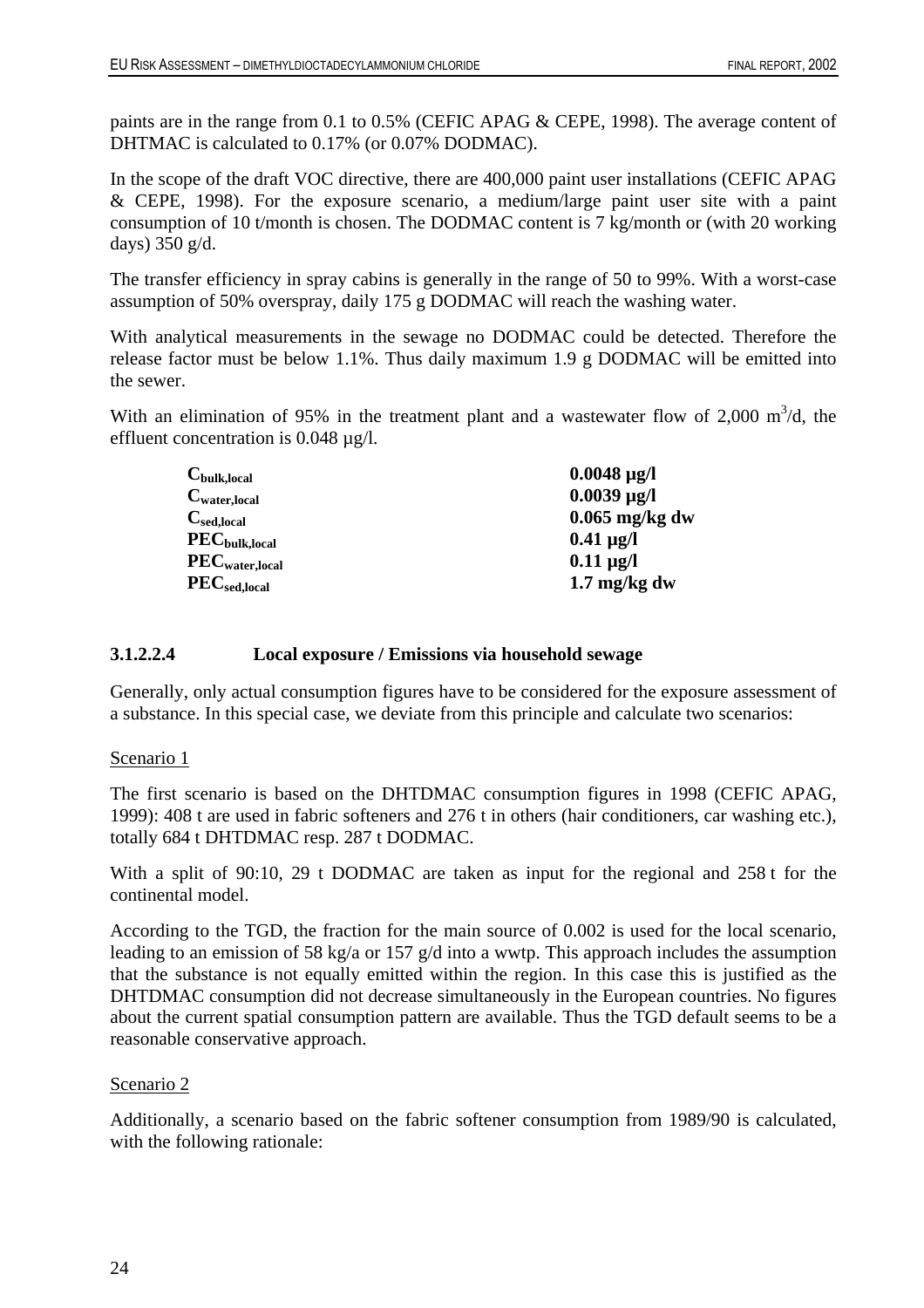paints are in the range from 0.1 to 0.5% (CEFIC APAG & CEPE, 1998). The average content of DHTMAC is calculated to 0.17% (or 0.07% DODMAC).

In the scope of the draft VOC directive, there are 400,000 paint user installations (CEFIC APAG & CEPE, 1998). For the exposure scenario, a medium/large paint user site with a paint consumption of 10 t/month is chosen. The DODMAC content is 7 kg/month or (with 20 working days) 350 g/d.

The transfer efficiency in spray cabins is generally in the range of 50 to 99%. With a worst-case assumption of 50% overspray, daily 175 g DODMAC will reach the washing water.

With analytical measurements in the sewage no DODMAC could be detected. Therefore the release factor must be below 1.1%. Thus daily maximum 1.9 g DODMAC will be emitted into the sewer.

With an elimination of 95% in the treatment plant and a wastewater flow of 2,000 $m^3$/d, the effluent concentration is 0.048 µg/l.

| | |
|---|---|
| $C_{bulk,local}$ | **0.0048 µg/l** |
| $C_{water,local}$ | **0.0039 µg/l** |
| $C_{sed,local}$ | **0.065 mg/kg dw** |
| $PEC_{bulk,local}$ | **0.41 µg/l** |
| $PEC_{water,local}$ | **0.11 µg/l** |
| $PEC_{sed,local}$ | **1.7 mg/kg dw** |

#### 3.1.2.2.4 Local exposure / Emissions via household sewage

Generally, only actual consumption figures have to be considered for the exposure assessment of a substance. In this special case, we deviate from this principle and calculate two scenarios:

Scenario 1

The first scenario is based on the DHTDMAC consumption figures in 1998 (CEFIC APAG, 1999): 408 t are used in fabric softeners and 276 t in others (hair conditioners, car washing etc.), totally 684 t DHTDMAC resp. 287 t DODMAC.

With a split of 90:10, 29 t DODMAC are taken as input for the regional and 258 t for the continental model.

According to the TGD, the fraction for the main source of 0.002 is used for the local scenario, leading to an emission of 58 kg/a or 157 g/d into a wwtp. This approach includes the assumption that the substance is not equally emitted within the region. In this case this is justified as the DHTDMAC consumption did not decrease simultaneously in the European countries. No figures about the current spatial consumption pattern are available. Thus the TGD default seems to be a reasonable conservative approach.

Scenario 2

Additionally, a scenario based on the fabric softener consumption from 1989/90 is calculated, with the following rationale: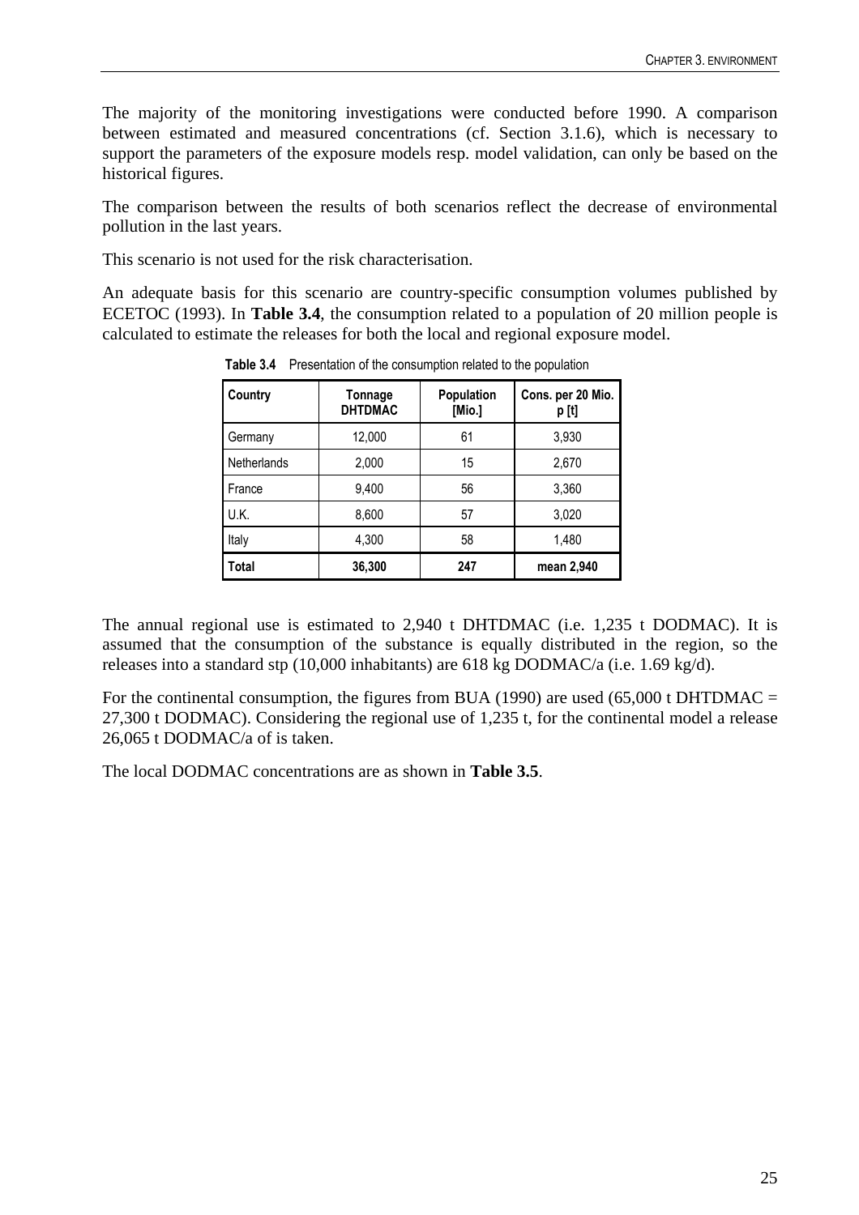The majority of the monitoring investigations were conducted before 1990. A comparison between estimated and measured concentrations (cf. Section 3.1.6), which is necessary to support the parameters of the exposure models resp. model validation, can only be based on the historical figures.

The comparison between the results of both scenarios reflect the decrease of environmental pollution in the last years.

This scenario is not used for the risk characterisation.

An adequate basis for this scenario are country-specific consumption volumes published by ECETOC (1993). In **Table 3.4**, the consumption related to a population of 20 million people is calculated to estimate the releases for both the local and regional exposure model.

**Table 3.4** Presentation of the consumption related to the population

| Country | Tonnage DHTDMAC | Population [Mio.] | Cons. per 20 Mio. p [t] |
|---|---|---|---|
| Germany | 12,000 | 61 | 3,930 |
| Netherlands | 2,000 | 15 | 2,670 |
| France | 9,400 | 56 | 3,360 |
| U.K. | 8,600 | 57 | 3,020 |
| Italy | 4,300 | 58 | 1,480 |
| **Total** | **36,300** | **247** | **mean 2,940** |

The annual regional use is estimated to 2,940 t DHTDMAC (i.e. 1,235 t DODMAC). It is assumed that the consumption of the substance is equally distributed in the region, so the releases into a standard stp (10,000 inhabitants) are 618 kg DODMAC/a (i.e. 1.69 kg/d).

For the continental consumption, the figures from BUA (1990) are used (65,000 t DHTDMAC = 27,300 t DODMAC). Considering the regional use of 1,235 t, for the continental model a release 26,065 t DODMAC/a of is taken.

The local DODMAC concentrations are as shown in **Table 3.5**.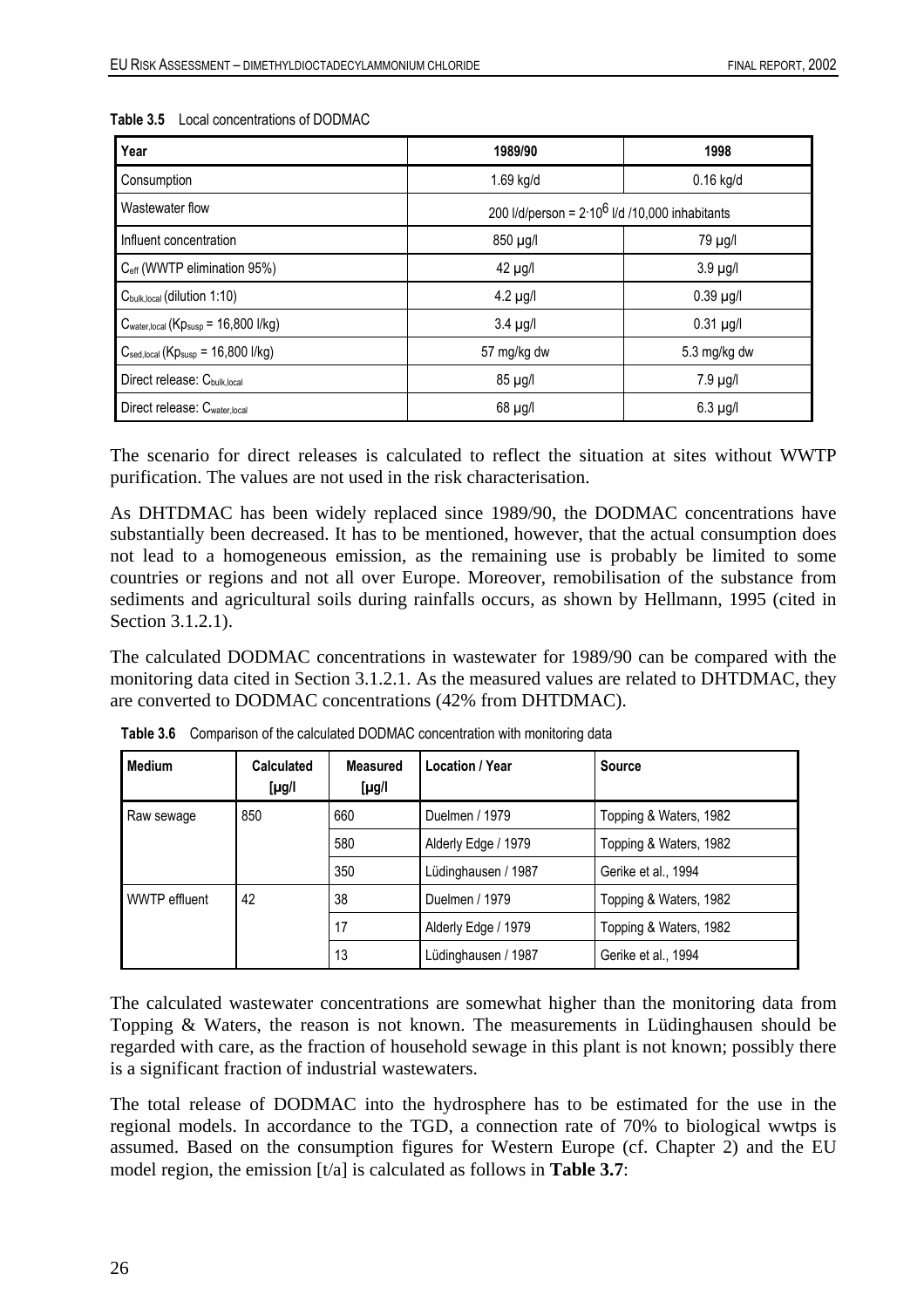**Table 3.5** Local concentrations of DODMAC

| Year | 1989/90 | 1998 |
|---|---|---|
| Consumption | 1.69 kg/d | 0.16 kg/d |
| Wastewater flow | 200 l/d/person = $2 \cdot 10^6$ l/d /10,000 inhabitants | |
| Influent concentration | 850 µg/l | 79 µg/l |
| $C_{eff}$ (WWTP elimination 95%) | 42 µg/l | 3.9 µg/l |
| $C_{bulk,local}$ (dilution 1:10) | 4.2 µg/l | 0.39 µg/l |
| $C_{water,local}$ ($Kp_{susp}$ = 16,800 l/kg) | 3.4 µg/l | 0.31 µg/l |
| $C_{sed,local}$ ($Kp_{susp}$ = 16,800 l/kg) | 57 mg/kg dw | 5.3 mg/kg dw |
| Direct release: $C_{bulk,local}$ | 85 µg/l | 7.9 µg/l |
| Direct release: $C_{water,local}$ | 68 µg/l | 6.3 µg/l |

The scenario for direct releases is calculated to reflect the situation at sites without WWTP purification. The values are not used in the risk characterisation.

As DHTDMAC has been widely replaced since 1989/90, the DODMAC concentrations have substantially been decreased. It has to be mentioned, however, that the actual consumption does not lead to a homogeneous emission, as the remaining use is probably be limited to some countries or regions and not all over Europe. Moreover, remobilisation of the substance from sediments and agricultural soils during rainfalls occurs, as shown by Hellmann, 1995 (cited in Section 3.1.2.1).

The calculated DODMAC concentrations in wastewater for 1989/90 can be compared with the monitoring data cited in Section 3.1.2.1. As the measured values are related to DHTDMAC, they are converted to DODMAC concentrations (42% from DHTDMAC).

**Table 3.6** Comparison of the calculated DODMAC concentration with monitoring data

| Medium | Calculated [µg/l | Measured [µg/l | Location / Year | Source |
|---|---|---|---|---|
| Raw sewage | 850 | 660 | Duelmen / 1979 | Topping & Waters, 1982 |
| | | 580 | Alderly Edge / 1979 | Topping & Waters, 1982 |
| | | 350 | Lüdinghausen / 1987 | Gerike et al., 1994 |
| WWTP effluent | 42 | 38 | Duelmen / 1979 | Topping & Waters, 1982 |
| | | 17 | Alderly Edge / 1979 | Topping & Waters, 1982 |
| | | 13 | Lüdinghausen / 1987 | Gerike et al., 1994 |

The calculated wastewater concentrations are somewhat higher than the monitoring data from Topping & Waters, the reason is not known. The measurements in Lüdinghausen should be regarded with care, as the fraction of household sewage in this plant is not known; possibly there is a significant fraction of industrial wastewaters.

The total release of DODMAC into the hydrosphere has to be estimated for the use in the regional models. In accordance to the TGD, a connection rate of 70% to biological wwtps is assumed. Based on the consumption figures for Western Europe (cf. Chapter 2) and the EU model region, the emission [t/a] is calculated as follows in **Table 3.7**: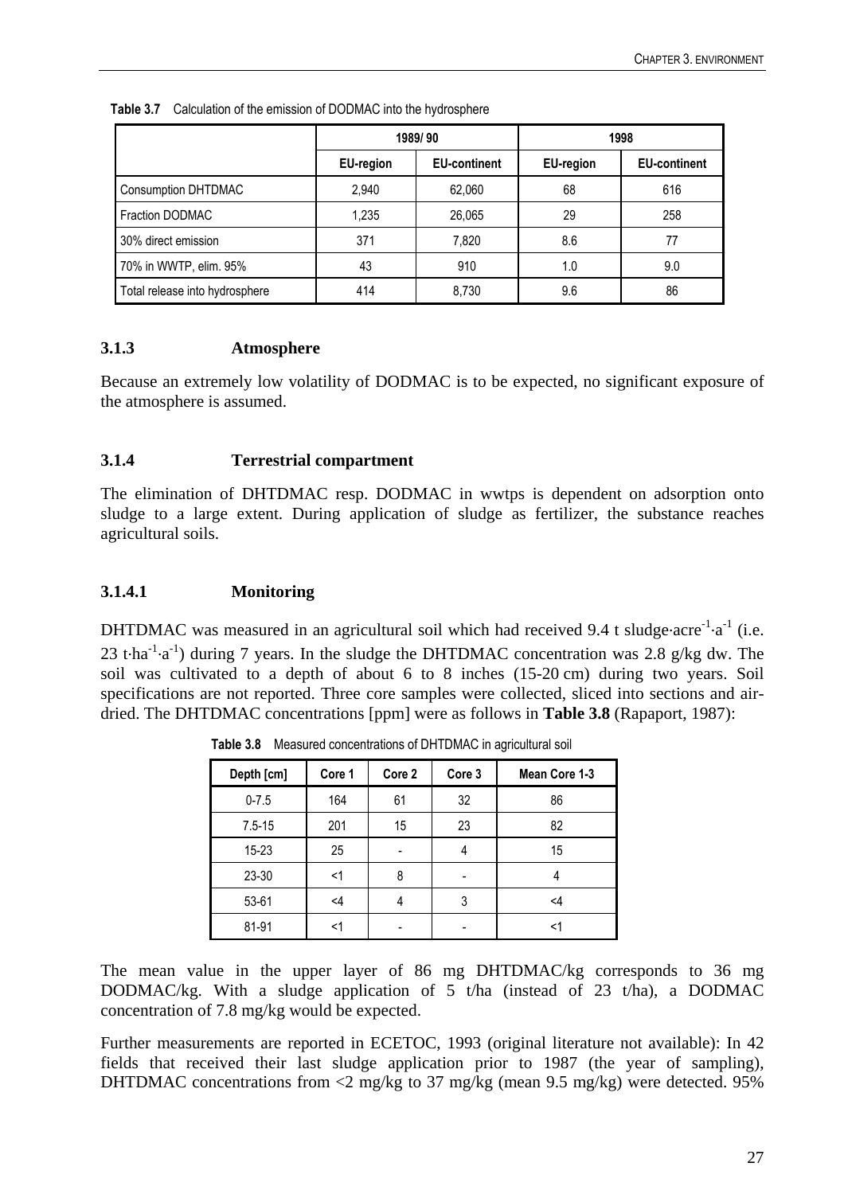**Table 3.7** Calculation of the emission of DODMAC into the hydrosphere

| | 1989/ 90 | | 1998 | |
|---|---|---|---|---|
| | EU-region | EU-continent | EU-region | EU-continent |
| Consumption DHTDMAC | 2,940 | 62,060 | 68 | 616 |
| Fraction DODMAC | 1,235 | 26,065 | 29 | 258 |
| 30% direct emission | 371 | 7,820 | 8.6 | 77 |
| 70% in WWTP, elim. 95% | 43 | 910 | 1.0 | 9.0 |
| Total release into hydrosphere | 414 | 8,730 | 9.6 | 86 |

### 3.1.3 Atmosphere

Because an extremely low volatility of DODMAC is to be expected, no significant exposure of the atmosphere is assumed.

### 3.1.4 Terrestrial compartment

The elimination of DHTDMAC resp. DODMAC in wwtps is dependent on adsorption onto sludge to a large extent. During application of sludge as fertilizer, the substance reaches agricultural soils.

#### 3.1.4.1 Monitoring

DHTDMAC was measured in an agricultural soil which had received 9.4 t sludge·acre$^{-1}$·a$^{-1}$ (i.e. 23 t·ha$^{-1}$·a$^{-1}$) during 7 years. In the sludge the DHTDMAC concentration was 2.8 g/kg dw. The soil was cultivated to a depth of about 6 to 8 inches (15-20 cm) during two years. Soil specifications are not reported. Three core samples were collected, sliced into sections and air-dried. The DHTDMAC concentrations [ppm] were as follows in **Table 3.8** (Rapaport, 1987):

**Table 3.8** Measured concentrations of DHTDMAC in agricultural soil

| Depth [cm] | Core 1 | Core 2 | Core 3 | Mean Core 1-3 |
|---|---|---|---|---|
| 0-7.5 | 164 | 61 | 32 | 86 |
| 7.5-15 | 201 | 15 | 23 | 82 |
| 15-23 | 25 | - | 4 | 15 |
| 23-30 | <1 | 8 | - | 4 |
| 53-61 | <4 | 4 | 3 | <4 |
| 81-91 | <1 | - | - | <1 |

The mean value in the upper layer of 86 mg DHTDMAC/kg corresponds to 36 mg DODMAC/kg. With a sludge application of 5 t/ha (instead of 23 t/ha), a DODMAC concentration of 7.8 mg/kg would be expected.

Further measurements are reported in ECETOC, 1993 (original literature not available): In 42 fields that received their last sludge application prior to 1987 (the year of sampling), DHTDMAC concentrations from <2 mg/kg to 37 mg/kg (mean 9.5 mg/kg) were detected. 95%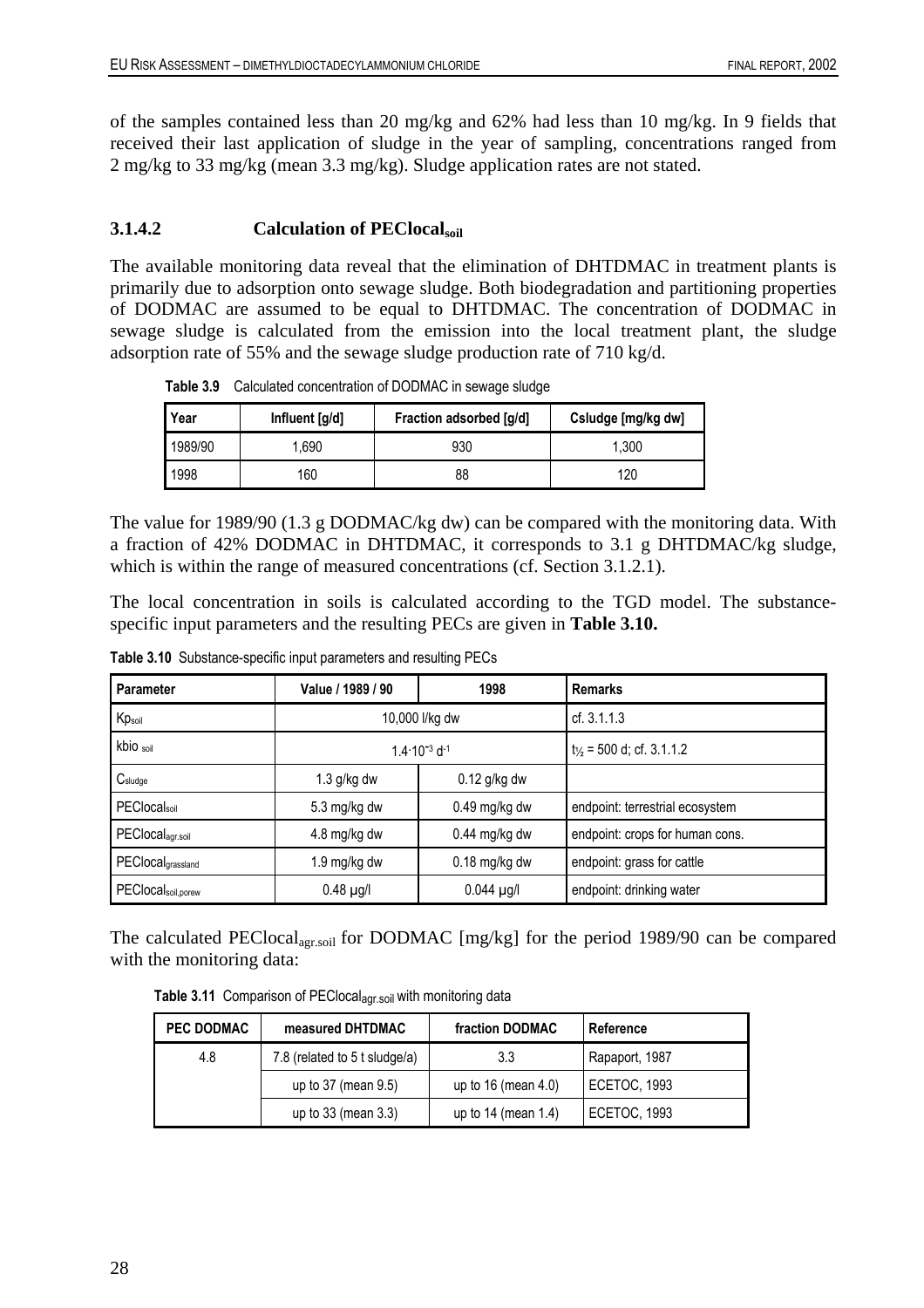of the samples contained less than 20 mg/kg and 62% had less than 10 mg/kg. In 9 fields that received their last application of sludge in the year of sampling, concentrations ranged from 2 mg/kg to 33 mg/kg (mean 3.3 mg/kg). Sludge application rates are not stated.

### 3.1.4.2 Calculation of $PEClocal_{soil}$

The available monitoring data reveal that the elimination of DHTDMAC in treatment plants is primarily due to adsorption onto sewage sludge. Both biodegradation and partitioning properties of DODMAC are assumed to be equal to DHTDMAC. The concentration of DODMAC in sewage sludge is calculated from the emission into the local treatment plant, the sludge adsorption rate of 55% and the sewage sludge production rate of 710 kg/d.

**Table 3.9** Calculated concentration of DODMAC in sewage sludge

| Year | Influent [g/d] | Fraction adsorbed [g/d] | Csludge [mg/kg dw] |
|---|---|---|---|
| 1989/90 | 1,690 | 930 | 1,300 |
| 1998 | 160 | 88 | 120 |

The value for 1989/90 (1.3 g DODMAC/kg dw) can be compared with the monitoring data. With a fraction of 42% DODMAC in DHTDMAC, it corresponds to 3.1 g DHTDMAC/kg sludge, which is within the range of measured concentrations (cf. Section 3.1.2.1).

The local concentration in soils is calculated according to the TGD model. The substance-specific input parameters and the resulting PECs are given in **Table 3.10.**

**Table 3.10** Substance-specific input parameters and resulting PECs

| Parameter | Value / 1989 / 90 | 1998 | Remarks |
|---|---|---|---|
| $Kp_{soil}$ | 10,000 l/kg dw | | cf. 3.1.1.3 |
| $kbio_{soil}$ | $1.4 \cdot 10^{-3}\ d^{-1}$ | | $t_{½}$ = 500 d; cf. 3.1.1.2 |
| $C_{sludge}$ | 1.3 g/kg dw | 0.12 g/kg dw | |
| $PEClocal_{soil}$ | 5.3 mg/kg dw | 0.49 mg/kg dw | endpoint: terrestrial ecosystem |
| $PEClocal_{agr.soil}$ | 4.8 mg/kg dw | 0.44 mg/kg dw | endpoint: crops for human cons. |
| $PEClocal_{grassland}$ | 1.9 mg/kg dw | 0.18 mg/kg dw | endpoint: grass for cattle |
| $PEClocal_{soil,porew}$ | 0.48 µg/l | 0.044 µg/l | endpoint: drinking water |

The calculated $PEClocal_{agr.soil}$ for DODMAC [mg/kg] for the period 1989/90 can be compared with the monitoring data:

**Table 3.11** Comparison of $PEClocal_{agr.soil}$ with monitoring data

| PEC DODMAC | measured DHTDMAC | fraction DODMAC | Reference |
|---|---|---|---|
| 4.8 | 7.8 (related to 5 t sludge/a) | 3.3 | Rapaport, 1987 |
| | up to 37 (mean 9.5) | up to 16 (mean 4.0) | ECETOC, 1993 |
| | up to 33 (mean 3.3) | up to 14 (mean 1.4) | ECETOC, 1993 |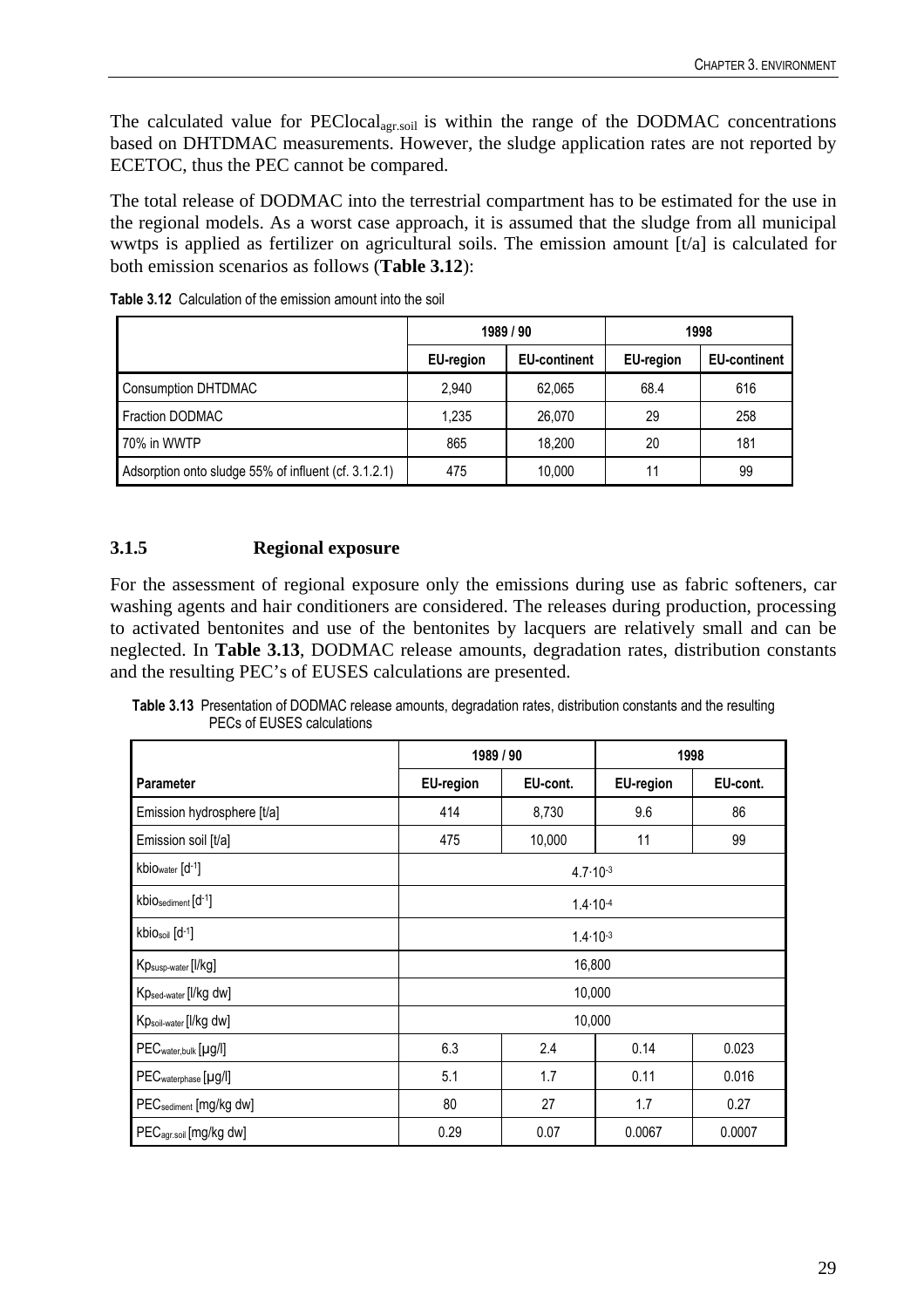The calculated value for $PEClocal_{agr.soil}$ is within the range of the DODMAC concentrations based on DHTDMAC measurements. However, the sludge application rates are not reported by ECETOC, thus the PEC cannot be compared.

The total release of DODMAC into the terrestrial compartment has to be estimated for the use in the regional models. As a worst case approach, it is assumed that the sludge from all municipal wwtps is applied as fertilizer on agricultural soils. The emission amount [t/a] is calculated for both emission scenarios as follows (**Table 3.12**):

**Table 3.12** Calculation of the emission amount into the soil

| | 1989 / 90 | | 1998 | |
|---|---|---|---|---|
| | EU-region | EU-continent | EU-region | EU-continent |
| Consumption DHTDMAC | 2,940 | 62,065 | 68.4 | 616 |
| Fraction DODMAC | 1,235 | 26,070 | 29 | 258 |
| 70% in WWTP | 865 | 18,200 | 20 | 181 |
| Adsorption onto sludge 55% of influent (cf. 3.1.2.1) | 475 | 10,000 | 11 | 99 |

### 3.1.5 Regional exposure

For the assessment of regional exposure only the emissions during use as fabric softeners, car washing agents and hair conditioners are considered. The releases during production, processing to activated bentonites and use of the bentonites by lacquers are relatively small and can be neglected. In **Table 3.13**, DODMAC release amounts, degradation rates, distribution constants and the resulting PEC's of EUSES calculations are presented.

**Table 3.13** Presentation of DODMAC release amounts, degradation rates, distribution constants and the resulting PECs of EUSES calculations

| | 1989 / 90 | | 1998 | |
|---|---|---|---|---|
| Parameter | EU-region | EU-cont. | EU-region | EU-cont. |
| Emission hydrosphere [t/a] | 414 | 8,730 | 9.6 | 86 |
| Emission soil [t/a] | 475 | 10,000 | 11 | 99 |
| $kbio_{water}$ [$d^{-1}$] | $4.7 \cdot 10^{-3}$ | | | |
| $kbio_{sediment}$ [$d^{-1}$] | $1.4 \cdot 10^{-4}$ | | | |
| $kbio_{soil}$ [$d^{-1}$] | $1.4 \cdot 10^{-3}$ | | | |
| $Kp_{susp\text{-}water}$ [l/kg] | 16,800 | | | |
| $Kp_{sed\text{-}water}$ [l/kg dw] | 10,000 | | | |
| $Kp_{soil\text{-}water}$ [l/kg dw] | 10,000 | | | |
| $PEC_{water,bulk}$ [µg/l] | 6.3 | 2.4 | 0.14 | 0.023 |
| $PEC_{waterphase}$ [µg/l] | 5.1 | 1.7 | 0.11 | 0.016 |
| $PEC_{sediment}$ [mg/kg dw] | 80 | 27 | 1.7 | 0.27 |
| $PEC_{agr.soil}$ [mg/kg dw] | 0.29 | 0.07 | 0.0067 | 0.0007 |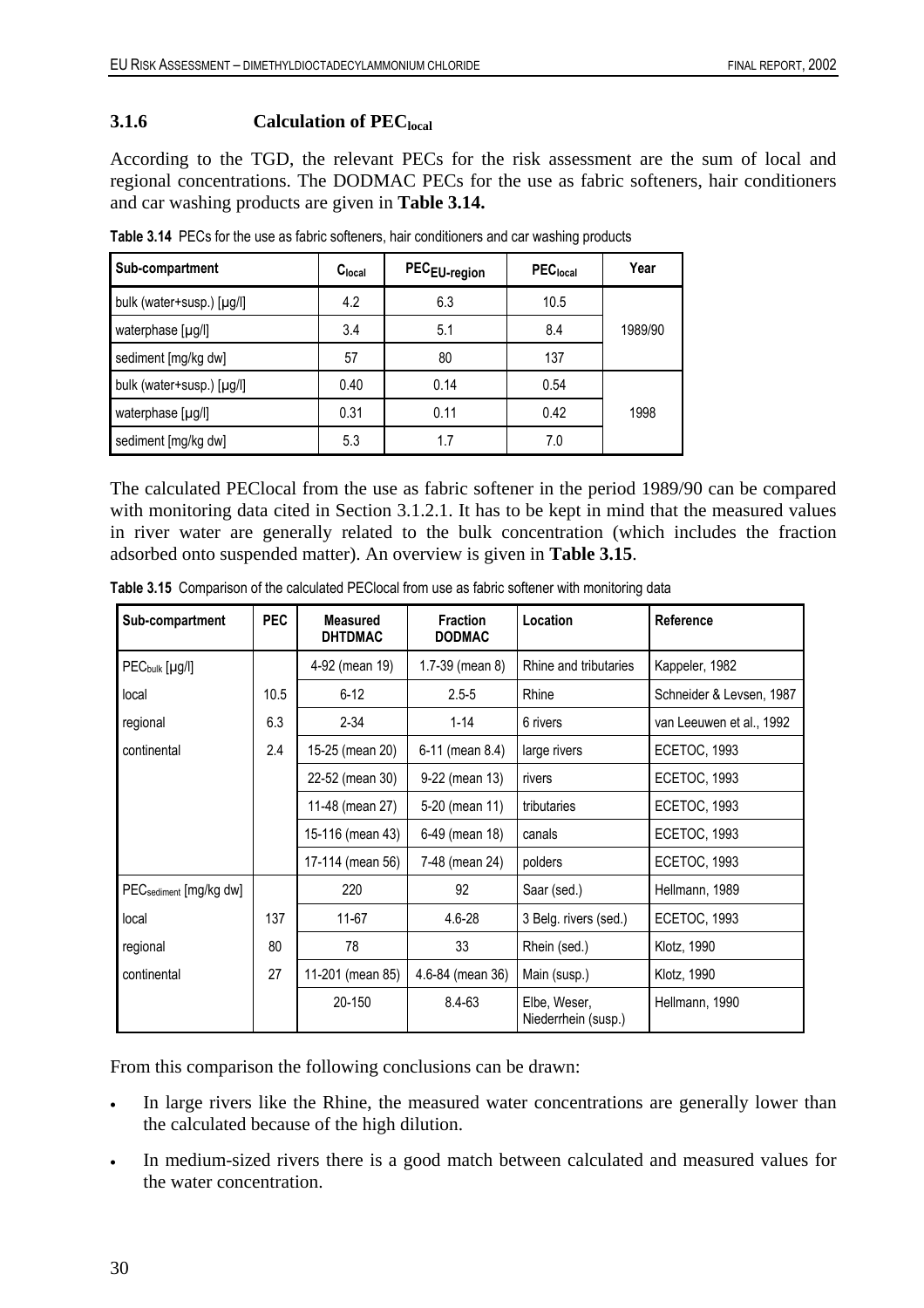### 3.1.6 Calculation of $PEC_{local}$

According to the TGD, the relevant PECs for the risk assessment are the sum of local and regional concentrations. The DODMAC PECs for the use as fabric softeners, hair conditioners and car washing products are given in **Table 3.14.**

**Table 3.14** PECs for the use as fabric softeners, hair conditioners and car washing products

| Sub-compartment | $C_{local}$ | $PEC_{EU\text{-}region}$ | $PEC_{local}$ | Year |
|---|---|---|---|---|
| bulk (water+susp.) [µg/l] | 4.2 | 6.3 | 10.5 | 1989/90 |
| waterphase [µg/l] | 3.4 | 5.1 | 8.4 | |
| sediment [mg/kg dw] | 57 | 80 | 137 | |
| bulk (water+susp.) [µg/l] | 0.40 | 0.14 | 0.54 | 1998 |
| waterphase [µg/l] | 0.31 | 0.11 | 0.42 | |
| sediment [mg/kg dw] | 5.3 | 1.7 | 7.0 | |

The calculated PEClocal from the use as fabric softener in the period 1989/90 can be compared with monitoring data cited in Section 3.1.2.1. It has to be kept in mind that the measured values in river water are generally related to the bulk concentration (which includes the fraction adsorbed onto suspended matter). An overview is given in **Table 3.15**.

**Table 3.15** Comparison of the calculated PEClocal from use as fabric softener with monitoring data

| Sub-compartment | PEC | Measured DHTDMAC | Fraction DODMAC | Location | Reference |
|---|---|---|---|---|---|
| $PEC_{bulk}$ [µg/l] | | 4-92 (mean 19) | 1.7-39 (mean 8) | Rhine and tributaries | Kappeler, 1982 |
| local | 10.5 | 6-12 | 2.5-5 | Rhine | Schneider & Levsen, 1987 |
| regional | 6.3 | 2-34 | 1-14 | 6 rivers | van Leeuwen et al., 1992 |
| continental | 2.4 | 15-25 (mean 20) | 6-11 (mean 8.4) | large rivers | ECETOC, 1993 |
| | | 22-52 (mean 30) | 9-22 (mean 13) | rivers | ECETOC, 1993 |
| | | 11-48 (mean 27) | 5-20 (mean 11) | tributaries | ECETOC, 1993 |
| | | 15-116 (mean 43) | 6-49 (mean 18) | canals | ECETOC, 1993 |
| | | 17-114 (mean 56) | 7-48 (mean 24) | polders | ECETOC, 1993 |
| $PEC_{sediment}$ [mg/kg dw] | | 220 | 92 | Saar (sed.) | Hellmann, 1989 |
| local | 137 | 11-67 | 4.6-28 | 3 Belg. rivers (sed.) | ECETOC, 1993 |
| regional | 80 | 78 | 33 | Rhein (sed.) | Klotz, 1990 |
| continental | 27 | 11-201 (mean 85) | 4.6-84 (mean 36) | Main (susp.) | Klotz, 1990 |
| | | 20-150 | 8.4-63 | Elbe, Weser, Niederrhein (susp.) | Hellmann, 1990 |

From this comparison the following conclusions can be drawn:

- In large rivers like the Rhine, the measured water concentrations are generally lower than the calculated because of the high dilution.
- In medium-sized rivers there is a good match between calculated and measured values for the water concentration.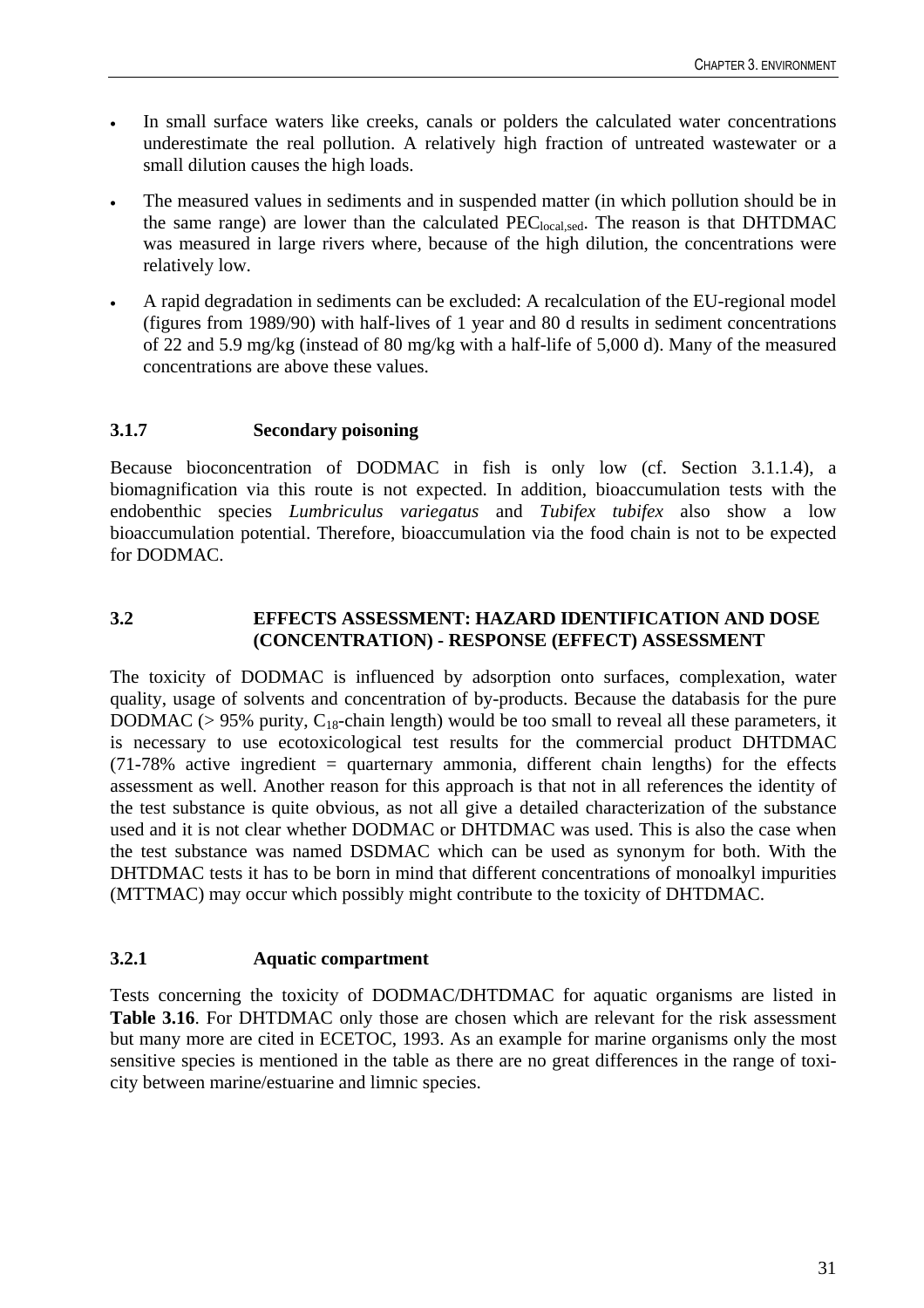- In small surface waters like creeks, canals or polders the calculated water concentrations underestimate the real pollution. A relatively high fraction of untreated wastewater or a small dilution causes the high loads.
- The measured values in sediments and in suspended matter (in which pollution should be in the same range) are lower than the calculated $PEC_{local,sed}$. The reason is that DHTDMAC was measured in large rivers where, because of the high dilution, the concentrations were relatively low.
- A rapid degradation in sediments can be excluded: A recalculation of the EU-regional model (figures from 1989/90) with half-lives of 1 year and 80 d results in sediment concentrations of 22 and 5.9 mg/kg (instead of 80 mg/kg with a half-life of 5,000 d). Many of the measured concentrations are above these values.

### 3.1.7 Secondary poisoning

Because bioconcentration of DODMAC in fish is only low (cf. Section 3.1.1.4), a biomagnification via this route is not expected. In addition, bioaccumulation tests with the endobenthic species *Lumbriculus variegatus* and *Tubifex tubifex* also show a low bioaccumulation potential. Therefore, bioaccumulation via the food chain is not to be expected for DODMAC.

## 3.2 EFFECTS ASSESSMENT: HAZARD IDENTIFICATION AND DOSE (CONCENTRATION) - RESPONSE (EFFECT) ASSESSMENT

The toxicity of DODMAC is influenced by adsorption onto surfaces, complexation, water quality, usage of solvents and concentration of by-products. Because the databasis for the pure DODMAC (> 95% purity, $C_{18}$-chain length) would be too small to reveal all these parameters, it is necessary to use ecotoxicological test results for the commercial product DHTDMAC (71-78% active ingredient = quarternary ammonia, different chain lengths) for the effects assessment as well. Another reason for this approach is that not in all references the identity of the test substance is quite obvious, as not all give a detailed characterization of the substance used and it is not clear whether DODMAC or DHTDMAC was used. This is also the case when the test substance was named DSDMAC which can be used as synonym for both. With the DHTDMAC tests it has to be born in mind that different concentrations of monoalkyl impurities (MTTMAC) may occur which possibly might contribute to the toxicity of DHTDMAC.

### 3.2.1 Aquatic compartment

Tests concerning the toxicity of DODMAC/DHTDMAC for aquatic organisms are listed in **Table 3.16**. For DHTDMAC only those are chosen which are relevant for the risk assessment but many more are cited in ECETOC, 1993. As an example for marine organisms only the most sensitive species is mentioned in the table as there are no great differences in the range of toxicity between marine/estuarine and limnic species.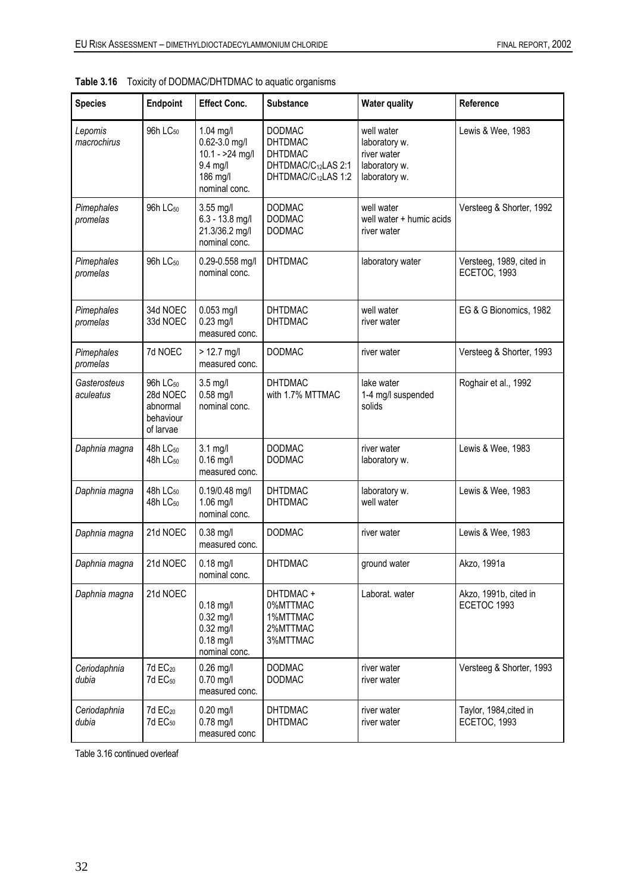**Table 3.16** Toxicity of DODMAC/DHTDMAC to aquatic organisms

| Species | Endpoint | Effect Conc. | Substance | Water quality | Reference |
|---|---|---|---|---|---|
| *Lepomis macrochirus* | 96h $LC_{50}$ | 1.04 mg/l<br>0.62-3.0 mg/l<br>10.1 - >24 mg/l<br>9.4 mg/l<br>186 mg/l<br>nominal conc. | DODMAC<br>DHTDMAC<br>DHTDMAC<br>DHTDMAC/$C_{12}$LAS 2:1<br>DHTDMAC/$C_{12}$LAS 1:2 | well water<br>laboratory w.<br>river water<br>laboratory w.<br>laboratory w. | Lewis & Wee, 1983 |
| *Pimephales promelas* | 96h $LC_{50}$ | 3.55 mg/l<br>6.3 - 13.8 mg/l<br>21.3/36.2 mg/l<br>nominal conc. | DODMAC<br>DODMAC<br>DODMAC | well water<br>well water + humic acids<br>river water | Versteeg & Shorter, 1992 |
| *Pimephales promelas* | 96h $LC_{50}$ | 0.29-0.558 mg/l<br>nominal conc. | DHTDMAC | laboratory water | Versteeg, 1989, cited in ECETOC, 1993 |
| *Pimephales promelas* | 34d NOEC<br>33d NOEC | 0.053 mg/l<br>0.23 mg/l<br>measured conc. | DHTDMAC<br>DHTDMAC | well water<br>river water | EG & G Bionomics, 1982 |
| *Pimephales promelas* | 7d NOEC | > 12.7 mg/l<br>measured conc. | DODMAC | river water | Versteeg & Shorter, 1993 |
| *Gasterosteus aculeatus* | 96h $LC_{50}$<br>28d NOEC abnormal behaviour of larvae | 3.5 mg/l<br>0.58 mg/l<br>nominal conc. | DHTDMAC<br>with 1.7% MTTMAC | lake water<br>1-4 mg/l suspended solids | Roghair et al., 1992 |
| *Daphnia magna* | 48h $LC_{50}$<br>48h $LC_{50}$ | 3.1 mg/l<br>0.16 mg/l<br>measured conc. | DODMAC<br>DODMAC | river water<br>laboratory w. | Lewis & Wee, 1983 |
| *Daphnia magna* | 48h $LC_{50}$<br>48h $LC_{50}$ | 0.19/0.48 mg/l<br>1.06 mg/l<br>nominal conc. | DHTDMAC<br>DHTDMAC | laboratory w.<br>well water | Lewis & Wee, 1983 |
| *Daphnia magna* | 21d NOEC | 0.38 mg/l<br>measured conc. | DODMAC | river water | Lewis & Wee, 1983 |
| *Daphnia magna* | 21d NOEC | 0.18 mg/l<br>nominal conc. | DHTDMAC | ground water | Akzo, 1991a |
| *Daphnia magna* | 21d NOEC | 0.18 mg/l<br>0.32 mg/l<br>0.32 mg/l<br>0.18 mg/l<br>nominal conc. | DHTDMAC +<br>0%MTTMAC<br>1%MTTMAC<br>2%MTTMAC<br>3%MTTMAC | Laborat. water | Akzo, 1991b, cited in ECETOC 1993 |
| *Ceriodaphnia dubia* | 7d $EC_{20}$<br>7d $EC_{50}$ | 0.26 mg/l<br>0.70 mg/l<br>measured conc. | DODMAC<br>DODMAC | river water<br>river water | Versteeg & Shorter, 1993 |
| *Ceriodaphnia dubia* | 7d $EC_{20}$<br>7d $EC_{50}$ | 0.20 mg/l<br>0.78 mg/l<br>measured conc | DHTDMAC<br>DHTDMAC | river water<br>river water | Taylor, 1984,cited in ECETOC, 1993 |

Table 3.16 continued overleaf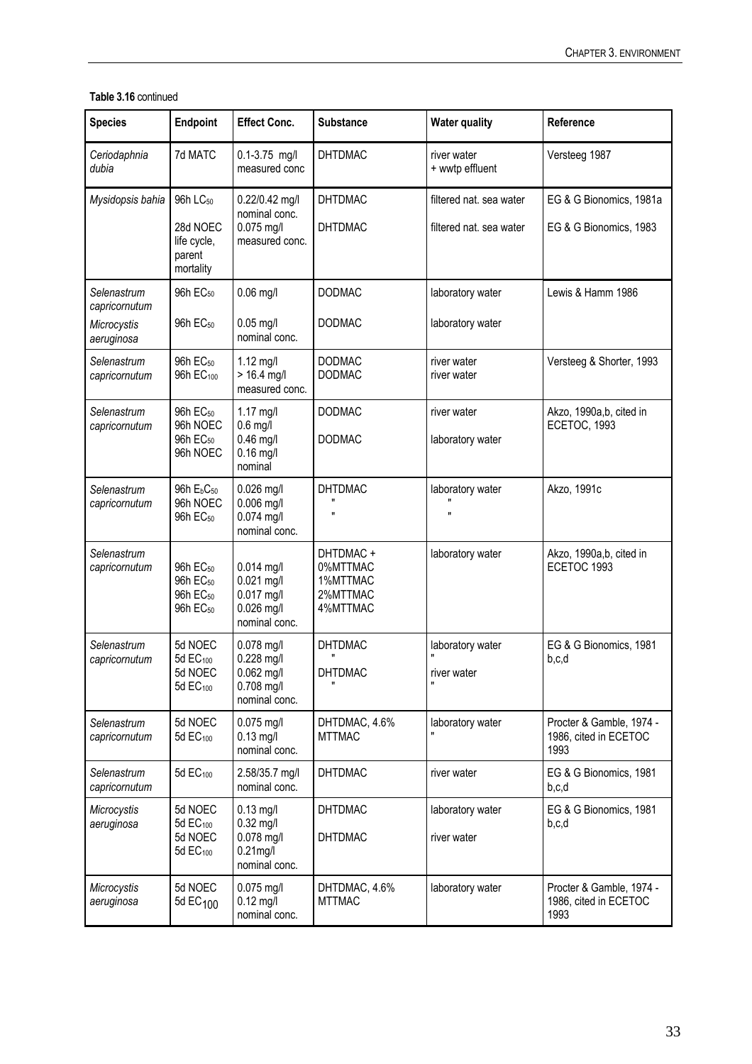**Table 3.16** continued

| Species | Endpoint | Effect Conc. | Substance | Water quality | Reference |
|---|---|---|---|---|---|
| *Ceriodaphnia dubia* | 7d MATC | 0.1-3.75 mg/l measured conc | DHTDMAC | river water + wwtp effluent | Versteeg 1987 |
| *Mysidopsis bahia* | 96h $LC_{50}$<br><br>28d NOEC life cycle, parent mortality | 0.22/0.42 mg/l nominal conc.<br>0.075 mg/l measured conc. | DHTDMAC<br><br>DHTDMAC | filtered nat. sea water<br><br>filtered nat. sea water | EG & G Bionomics, 1981a<br><br>EG & G Bionomics, 1983 |
| *Selenastrum capricornutum*<br><br>*Microcystis aeruginosa* | 96h $EC_{50}$<br><br>96h $EC_{50}$ | 0.06 mg/l<br><br>0.05 mg/l nominal conc. | DODMAC<br><br>DODMAC | laboratory water<br><br>laboratory water | Lewis & Hamm 1986 |
| *Selenastrum capricornutum* | 96h $EC_{50}$<br>96h $EC_{100}$ | 1.12 mg/l<br>> 16.4 mg/l measured conc. | DODMAC<br>DODMAC | river water<br>river water | Versteeg & Shorter, 1993 |
| *Selenastrum capricornutum* | 96h $EC_{50}$<br>96h NOEC<br>96h $EC_{50}$<br>96h NOEC | 1.17 mg/l<br>0.6 mg/l<br>0.46 mg/l<br>0.16 mg/l nominal | DODMAC<br><br>DODMAC | river water<br><br>laboratory water | Akzo, 1990a,b, cited in ECETOC, 1993 |
| *Selenastrum capricornutum* | 96h $E_bC_{50}$<br>96h NOEC<br>96h $EC_{50}$ | 0.026 mg/l<br>0.006 mg/l<br>0.074 mg/l nominal conc. | DHTDMAC<br>"<br>" | laboratory water<br>"<br>" | Akzo, 1991c |
| *Selenastrum capricornutum* | <br>96h $EC_{50}$<br>96h $EC_{50}$<br>96h $EC_{50}$<br>96h $EC_{50}$ | <br>0.014 mg/l<br>0.021 mg/l<br>0.017 mg/l<br>0.026 mg/l nominal conc. | DHTDMAC +<br>0%MTTMAC<br>1%MTTMAC<br>2%MTTMAC<br>4%MTTMAC | laboratory water | Akzo, 1990a,b, cited in ECETOC 1993 |
| *Selenastrum capricornutum* | 5d NOEC<br>5d $EC_{100}$<br>5d NOEC<br>5d $EC_{100}$ | 0.078 mg/l<br>0.228 mg/l<br>0.062 mg/l<br>0.708 mg/l nominal conc. | DHTDMAC<br>"<br>DHTDMAC<br>" | laboratory water<br>"<br>river water<br>" | EG & G Bionomics, 1981 b,c,d |
| *Selenastrum capricornutum* | 5d NOEC<br>5d $EC_{100}$ | 0.075 mg/l<br>0.13 mg/l nominal conc. | DHTDMAC, 4.6% MTTMAC | laboratory water<br>" | Procter & Gamble, 1974 - 1986, cited in ECETOC 1993 |
| *Selenastrum capricornutum* | 5d $EC_{100}$ | 2.58/35.7 mg/l nominal conc. | DHTDMAC | river water | EG & G Bionomics, 1981 b,c,d |
| *Microcystis aeruginosa* | 5d NOEC<br>5d $EC_{100}$<br>5d NOEC<br>5d $EC_{100}$ | 0.13 mg/l<br>0.32 mg/l<br>0.078 mg/l<br>0.21mg/l nominal conc. | DHTDMAC<br><br>DHTDMAC | laboratory water<br><br>river water | EG & G Bionomics, 1981 b,c,d |
| *Microcystis aeruginosa* | 5d NOEC<br>5d $EC_{100}$ | 0.075 mg/l<br>0.12 mg/l nominal conc. | DHTDMAC, 4.6% MTTMAC | laboratory water | Procter & Gamble, 1974 - 1986, cited in ECETOC 1993 |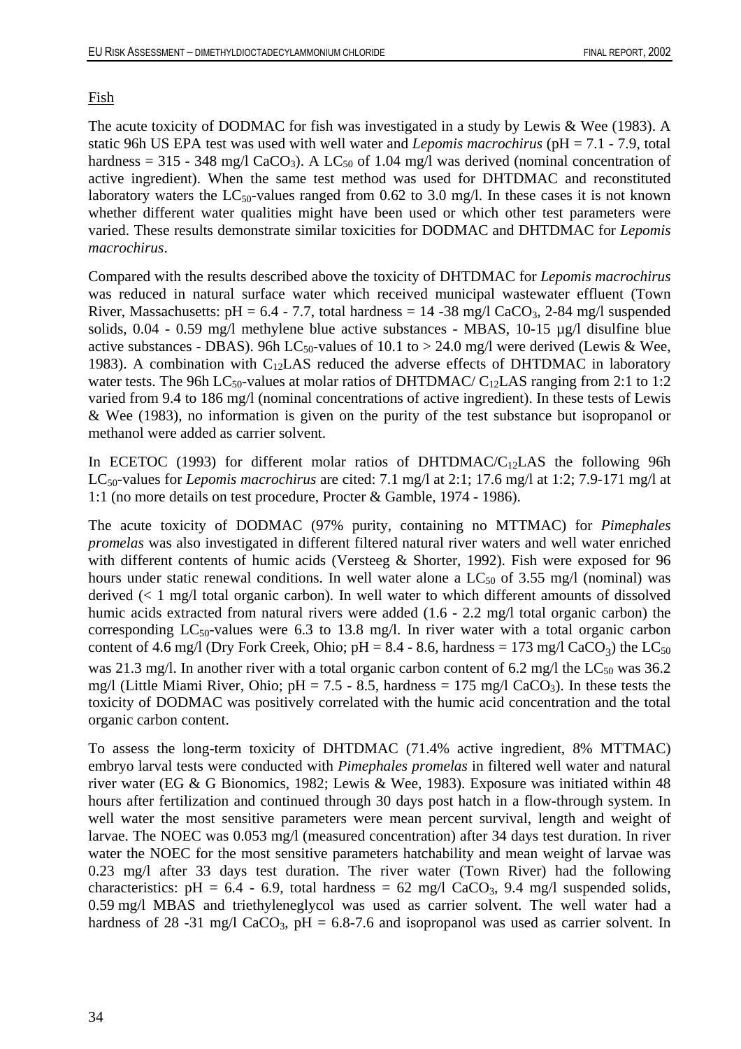Fish

The acute toxicity of DODMAC for fish was investigated in a study by Lewis & Wee (1983). A static 96h US EPA test was used with well water and *Lepomis macrochirus* (pH = 7.1 - 7.9, total hardness = 315 - 348 mg/l $CaCO_3$). A $LC_{50}$ of 1.04 mg/l was derived (nominal concentration of active ingredient). When the same test method was used for DHTDMAC and reconstituted laboratory waters the $LC_{50}$-values ranged from 0.62 to 3.0 mg/l. In these cases it is not known whether different water qualities might have been used or which other test parameters were varied. These results demonstrate similar toxicities for DODMAC and DHTDMAC for *Lepomis macrochirus*.

Compared with the results described above the toxicity of DHTDMAC for *Lepomis macrochirus* was reduced in natural surface water which received municipal wastewater effluent (Town River, Massachusetts: pH = 6.4 - 7.7, total hardness = 14 -38 mg/l $CaCO_3$, 2-84 mg/l suspended solids, 0.04 - 0.59 mg/l methylene blue active substances - MBAS, 10-15 µg/l disulfine blue active substances - DBAS). 96h $LC_{50}$-values of 10.1 to > 24.0 mg/l were derived (Lewis & Wee, 1983). A combination with $C_{12}$LAS reduced the adverse effects of DHTDMAC in laboratory water tests. The 96h $LC_{50}$-values at molar ratios of DHTDMAC/ $C_{12}$LAS ranging from 2:1 to 1:2 varied from 9.4 to 186 mg/l (nominal concentrations of active ingredient). In these tests of Lewis & Wee (1983), no information is given on the purity of the test substance but isopropanol or methanol were added as carrier solvent.

In ECETOC (1993) for different molar ratios of DHTDMAC/$C_{12}$LAS the following 96h $LC_{50}$-values for *Lepomis macrochirus* are cited: 7.1 mg/l at 2:1; 17.6 mg/l at 1:2; 7.9-171 mg/l at 1:1 (no more details on test procedure, Procter & Gamble, 1974 - 1986).

The acute toxicity of DODMAC (97% purity, containing no MTTMAC) for *Pimephales promelas* was also investigated in different filtered natural river waters and well water enriched with different contents of humic acids (Versteeg & Shorter, 1992). Fish were exposed for 96 hours under static renewal conditions. In well water alone a $LC_{50}$ of 3.55 mg/l (nominal) was derived (< 1 mg/l total organic carbon). In well water to which different amounts of dissolved humic acids extracted from natural rivers were added (1.6 - 2.2 mg/l total organic carbon) the corresponding $LC_{50}$-values were 6.3 to 13.8 mg/l. In river water with a total organic carbon content of 4.6 mg/l (Dry Fork Creek, Ohio; pH = 8.4 - 8.6, hardness = 173 mg/l $CaCO_3$) the $LC_{50}$ was 21.3 mg/l. In another river with a total organic carbon content of 6.2 mg/l the $LC_{50}$ was 36.2 mg/l (Little Miami River, Ohio; pH = 7.5 - 8.5, hardness = 175 mg/l $CaCO_3$). In these tests the toxicity of DODMAC was positively correlated with the humic acid concentration and the total organic carbon content.

To assess the long-term toxicity of DHTDMAC (71.4% active ingredient, 8% MTTMAC) embryo larval tests were conducted with *Pimephales promelas* in filtered well water and natural river water (EG & G Bionomics, 1982; Lewis & Wee, 1983). Exposure was initiated within 48 hours after fertilization and continued through 30 days post hatch in a flow-through system. In well water the most sensitive parameters were mean percent survival, length and weight of larvae. The NOEC was 0.053 mg/l (measured concentration) after 34 days test duration. In river water the NOEC for the most sensitive parameters hatchability and mean weight of larvae was 0.23 mg/l after 33 days test duration. The river water (Town River) had the following characteristics: pH = 6.4 - 6.9, total hardness = 62 mg/l $CaCO_3$, 9.4 mg/l suspended solids, 0.59 mg/l MBAS and triethyleneglycol was used as carrier solvent. The well water had a hardness of 28 -31 mg/l $CaCO_3$, pH = 6.8-7.6 and isopropanol was used as carrier solvent. In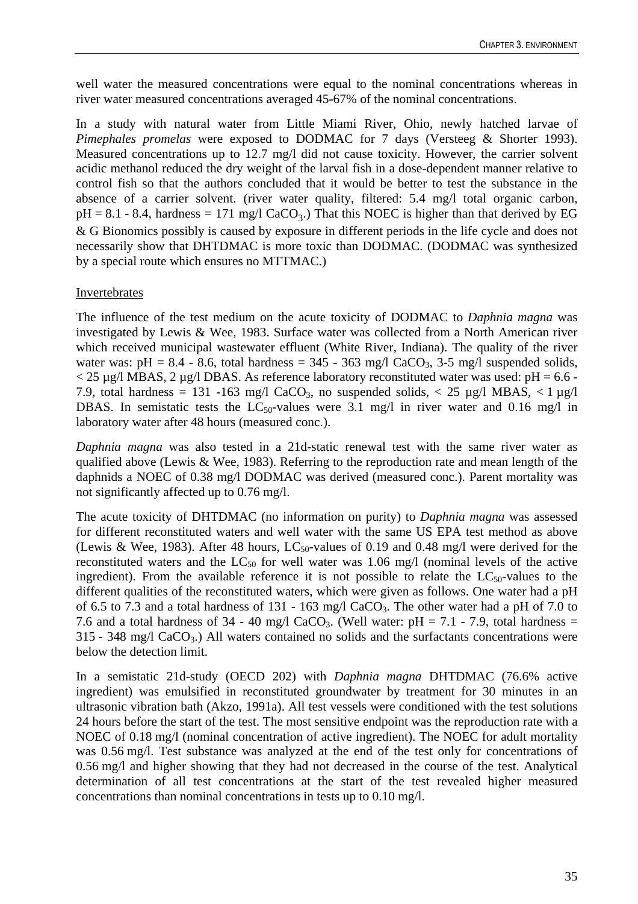well water the measured concentrations were equal to the nominal concentrations whereas in river water measured concentrations averaged 45-67% of the nominal concentrations.

In a study with natural water from Little Miami River, Ohio, newly hatched larvae of *Pimephales promelas* were exposed to DODMAC for 7 days (Versteeg & Shorter 1993). Measured concentrations up to 12.7 mg/l did not cause toxicity. However, the carrier solvent acidic methanol reduced the dry weight of the larval fish in a dose-dependent manner relative to control fish so that the authors concluded that it would be better to test the substance in the absence of a carrier solvent. (river water quality, filtered: 5.4 mg/l total organic carbon, pH = 8.1 - 8.4, hardness = 171 mg/l $CaCO_3$.) That this NOEC is higher than that derived by EG & G Bionomics possibly is caused by exposure in different periods in the life cycle and does not necessarily show that DHTDMAC is more toxic than DODMAC. (DODMAC was synthesized by a special route which ensures no MTTMAC.)

Invertebrates

The influence of the test medium on the acute toxicity of DODMAC to *Daphnia magna* was investigated by Lewis & Wee, 1983. Surface water was collected from a North American river which received municipal wastewater effluent (White River, Indiana). The quality of the river water was: pH = 8.4 - 8.6, total hardness = 345 - 363 mg/l $CaCO_3$, 3-5 mg/l suspended solids, < 25 µg/l MBAS, 2 µg/l DBAS. As reference laboratory reconstituted water was used: pH = 6.6 - 7.9, total hardness = 131 -163 mg/l $CaCO_3$, no suspended solids, < 25 µg/l MBAS, < 1 µg/l DBAS. In semistatic tests the $LC_{50}$-values were 3.1 mg/l in river water and 0.16 mg/l in laboratory water after 48 hours (measured conc.).

*Daphnia magna* was also tested in a 21d-static renewal test with the same river water as qualified above (Lewis & Wee, 1983). Referring to the reproduction rate and mean length of the daphnids a NOEC of 0.38 mg/l DODMAC was derived (measured conc.). Parent mortality was not significantly affected up to 0.76 mg/l.

The acute toxicity of DHTDMAC (no information on purity) to *Daphnia magna* was assessed for different reconstituted waters and well water with the same US EPA test method as above (Lewis & Wee, 1983). After 48 hours, $LC_{50}$-values of 0.19 and 0.48 mg/l were derived for the reconstituted waters and the $LC_{50}$ for well water was 1.06 mg/l (nominal levels of the active ingredient). From the available reference it is not possible to relate the $LC_{50}$-values to the different qualities of the reconstituted waters, which were given as follows. One water had a pH of 6.5 to 7.3 and a total hardness of 131 - 163 mg/l $CaCO_3$. The other water had a pH of 7.0 to 7.6 and a total hardness of 34 - 40 mg/l $CaCO_3$. (Well water: pH = 7.1 - 7.9, total hardness = 315 - 348 mg/l $CaCO_3$.) All waters contained no solids and the surfactants concentrations were below the detection limit.

In a semistatic 21d-study (OECD 202) with *Daphnia magna* DHTDMAC (76.6% active ingredient) was emulsified in reconstituted groundwater by treatment for 30 minutes in an ultrasonic vibration bath (Akzo, 1991a). All test vessels were conditioned with the test solutions 24 hours before the start of the test. The most sensitive endpoint was the reproduction rate with a NOEC of 0.18 mg/l (nominal concentration of active ingredient). The NOEC for adult mortality was 0.56 mg/l. Test substance was analyzed at the end of the test only for concentrations of 0.56 mg/l and higher showing that they had not decreased in the course of the test. Analytical determination of all test concentrations at the start of the test revealed higher measured concentrations than nominal concentrations in tests up to 0.10 mg/l.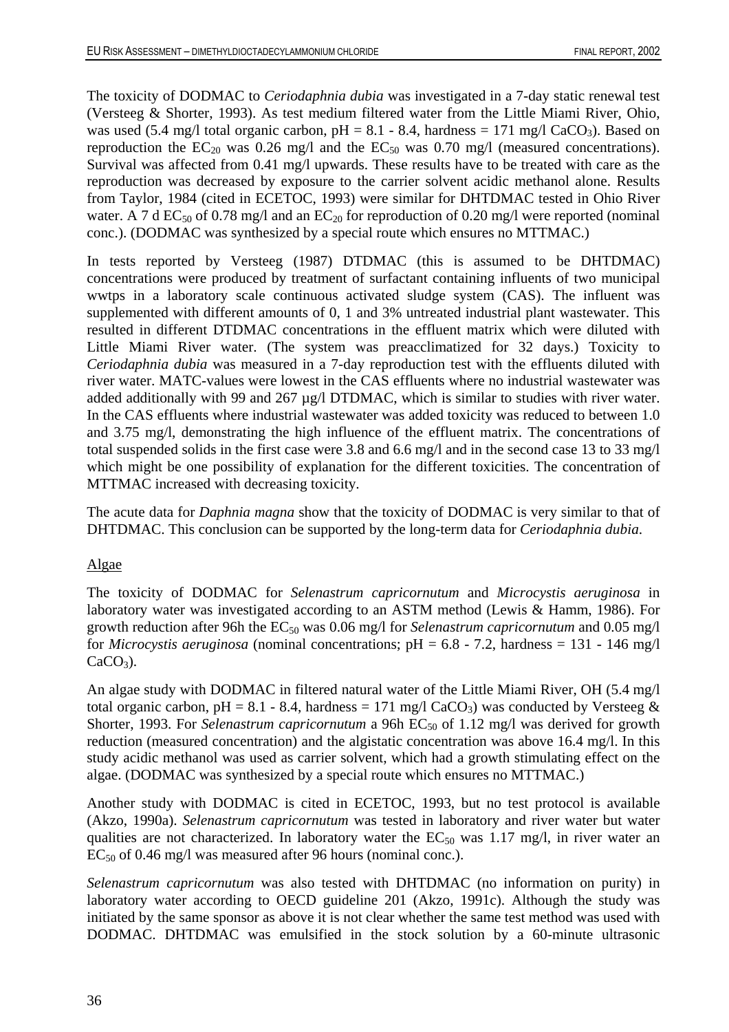The toxicity of DODMAC to *Ceriodaphnia dubia* was investigated in a 7-day static renewal test (Versteeg & Shorter, 1993). As test medium filtered water from the Little Miami River, Ohio, was used (5.4 mg/l total organic carbon, pH = 8.1 - 8.4, hardness = 171 mg/l $CaCO_3$). Based on reproduction the $EC_{20}$ was 0.26 mg/l and the $EC_{50}$ was 0.70 mg/l (measured concentrations). Survival was affected from 0.41 mg/l upwards. These results have to be treated with care as the reproduction was decreased by exposure to the carrier solvent acidic methanol alone. Results from Taylor, 1984 (cited in ECETOC, 1993) were similar for DHTDMAC tested in Ohio River water. A 7 d $EC_{50}$ of 0.78 mg/l and an $EC_{20}$ for reproduction of 0.20 mg/l were reported (nominal conc.). (DODMAC was synthesized by a special route which ensures no MTTMAC.)

In tests reported by Versteeg (1987) DTDMAC (this is assumed to be DHTDMAC) concentrations were produced by treatment of surfactant containing influents of two municipal wwtps in a laboratory scale continuous activated sludge system (CAS). The influent was supplemented with different amounts of 0, 1 and 3% untreated industrial plant wastewater. This resulted in different DTDMAC concentrations in the effluent matrix which were diluted with Little Miami River water. (The system was preacclimatized for 32 days.) Toxicity to *Ceriodaphnia dubia* was measured in a 7-day reproduction test with the effluents diluted with river water. MATC-values were lowest in the CAS effluents where no industrial wastewater was added additionally with 99 and 267 µg/l DTDMAC, which is similar to studies with river water. In the CAS effluents where industrial wastewater was added toxicity was reduced to between 1.0 and 3.75 mg/l, demonstrating the high influence of the effluent matrix. The concentrations of total suspended solids in the first case were 3.8 and 6.6 mg/l and in the second case 13 to 33 mg/l which might be one possibility of explanation for the different toxicities. The concentration of MTTMAC increased with decreasing toxicity.

The acute data for *Daphnia magna* show that the toxicity of DODMAC is very similar to that of DHTDMAC. This conclusion can be supported by the long-term data for *Ceriodaphnia dubia*.

Algae

The toxicity of DODMAC for *Selenastrum capricornutum* and *Microcystis aeruginosa* in laboratory water was investigated according to an ASTM method (Lewis & Hamm, 1986). For growth reduction after 96h the $EC_{50}$ was 0.06 mg/l for *Selenastrum capricornutum* and 0.05 mg/l for *Microcystis aeruginosa* (nominal concentrations; pH = 6.8 - 7.2, hardness = 131 - 146 mg/l $CaCO_3$).

An algae study with DODMAC in filtered natural water of the Little Miami River, OH (5.4 mg/l total organic carbon, pH = 8.1 - 8.4, hardness = 171 mg/l $CaCO_3$) was conducted by Versteeg & Shorter, 1993. For *Selenastrum capricornutum* a 96h $EC_{50}$ of 1.12 mg/l was derived for growth reduction (measured concentration) and the algistatic concentration was above 16.4 mg/l. In this study acidic methanol was used as carrier solvent, which had a growth stimulating effect on the algae. (DODMAC was synthesized by a special route which ensures no MTTMAC.)

Another study with DODMAC is cited in ECETOC, 1993, but no test protocol is available (Akzo, 1990a). *Selenastrum capricornutum* was tested in laboratory and river water but water qualities are not characterized. In laboratory water the $EC_{50}$ was 1.17 mg/l, in river water an $EC_{50}$ of 0.46 mg/l was measured after 96 hours (nominal conc.).

*Selenastrum capricornutum* was also tested with DHTDMAC (no information on purity) in laboratory water according to OECD guideline 201 (Akzo, 1991c). Although the study was initiated by the same sponsor as above it is not clear whether the same test method was used with DODMAC. DHTDMAC was emulsified in the stock solution by a 60-minute ultrasonic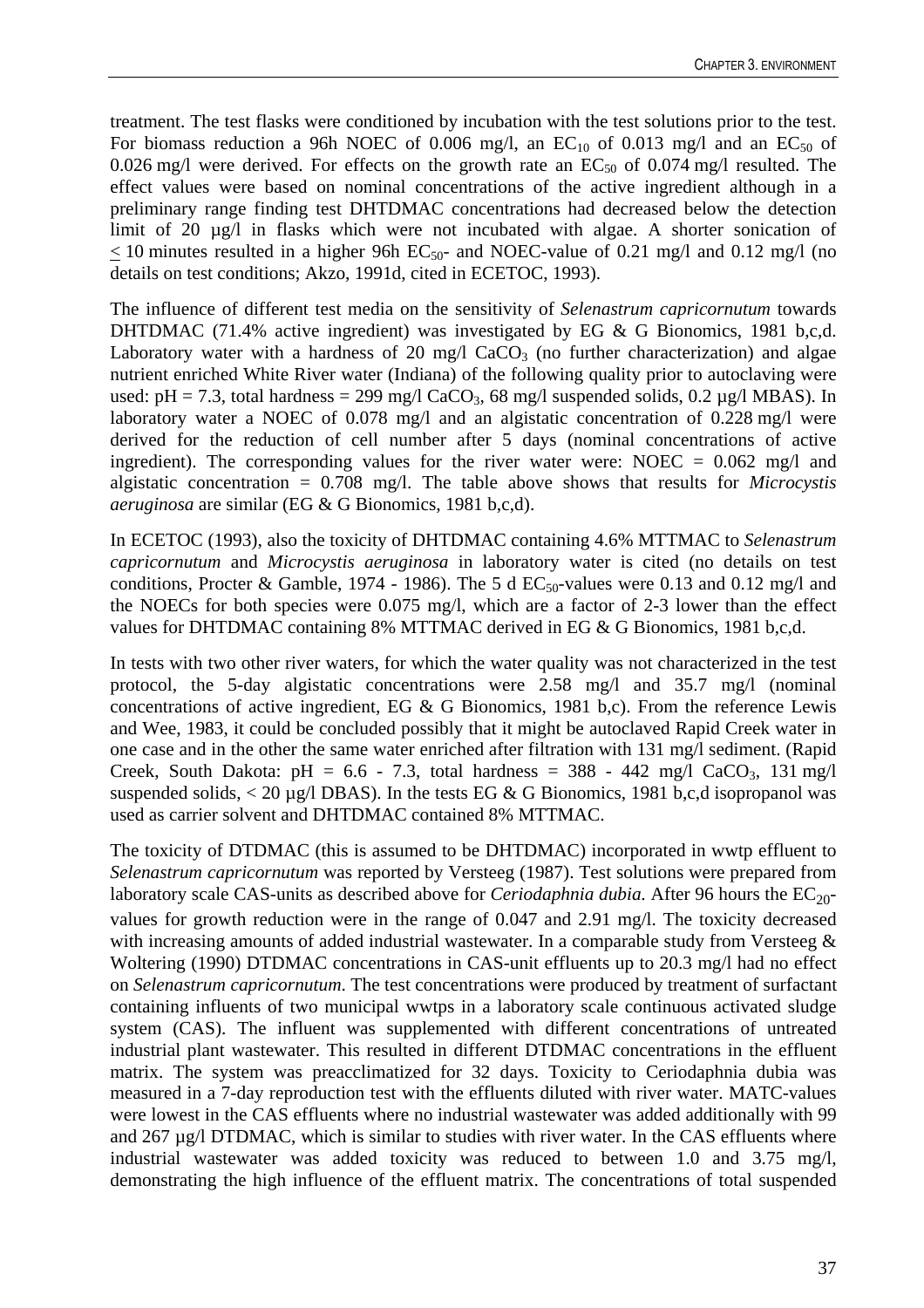treatment. The test flasks were conditioned by incubation with the test solutions prior to the test. For biomass reduction a 96h NOEC of 0.006 mg/l, an $EC_{10}$ of 0.013 mg/l and an $EC_{50}$ of 0.026 mg/l were derived. For effects on the growth rate an $EC_{50}$ of 0.074 mg/l resulted. The effect values were based on nominal concentrations of the active ingredient although in a preliminary range finding test DHTDMAC concentrations had decreased below the detection limit of 20 µg/l in flasks which were not incubated with algae. A shorter sonication of $\leq$ 10 minutes resulted in a higher 96h $EC_{50}$- and NOEC-value of 0.21 mg/l and 0.12 mg/l (no details on test conditions; Akzo, 1991d, cited in ECETOC, 1993).

The influence of different test media on the sensitivity of *Selenastrum capricornutum* towards DHTDMAC (71.4% active ingredient) was investigated by EG & G Bionomics, 1981 b,c,d. Laboratory water with a hardness of 20 mg/l $CaCO_3$ (no further characterization) and algae nutrient enriched White River water (Indiana) of the following quality prior to autoclaving were used: pH = 7.3, total hardness = 299 mg/l $CaCO_3$, 68 mg/l suspended solids, 0.2 µg/l MBAS). In laboratory water a NOEC of 0.078 mg/l and an algistatic concentration of 0.228 mg/l were derived for the reduction of cell number after 5 days (nominal concentrations of active ingredient). The corresponding values for the river water were: NOEC = 0.062 mg/l and algistatic concentration = 0.708 mg/l. The table above shows that results for *Microcystis aeruginosa* are similar (EG & G Bionomics, 1981 b,c,d).

In ECETOC (1993), also the toxicity of DHTDMAC containing 4.6% MTTMAC to *Selenastrum capricornutum* and *Microcystis aeruginosa* in laboratory water is cited (no details on test conditions, Procter & Gamble, 1974 - 1986). The 5 d $EC_{50}$-values were 0.13 and 0.12 mg/l and the NOECs for both species were 0.075 mg/l, which are a factor of 2-3 lower than the effect values for DHTDMAC containing 8% MTTMAC derived in EG & G Bionomics, 1981 b,c,d.

In tests with two other river waters, for which the water quality was not characterized in the test protocol, the 5-day algistatic concentrations were 2.58 mg/l and 35.7 mg/l (nominal concentrations of active ingredient, EG & G Bionomics, 1981 b,c). From the reference Lewis and Wee, 1983, it could be concluded possibly that it might be autoclaved Rapid Creek water in one case and in the other the same water enriched after filtration with 131 mg/l sediment. (Rapid Creek, South Dakota: pH = 6.6 - 7.3, total hardness = 388 - 442 mg/l $CaCO_3$, 131 mg/l suspended solids, < 20 µg/l DBAS). In the tests EG & G Bionomics, 1981 b,c,d isopropanol was used as carrier solvent and DHTDMAC contained 8% MTTMAC.

The toxicity of DTDMAC (this is assumed to be DHTDMAC) incorporated in wwtp effluent to *Selenastrum capricornutum* was reported by Versteeg (1987). Test solutions were prepared from laboratory scale CAS-units as described above for *Ceriodaphnia dubia.* After 96 hours the $EC_{20}$-values for growth reduction were in the range of 0.047 and 2.91 mg/l. The toxicity decreased with increasing amounts of added industrial wastewater. In a comparable study from Versteeg & Woltering (1990) DTDMAC concentrations in CAS-unit effluents up to 20.3 mg/l had no effect on *Selenastrum capricornutum.* The test concentrations were produced by treatment of surfactant containing influents of two municipal wwtps in a laboratory scale continuous activated sludge system (CAS). The influent was supplemented with different concentrations of untreated industrial plant wastewater. This resulted in different DTDMAC concentrations in the effluent matrix. The system was preacclimatized for 32 days. Toxicity to Ceriodaphnia dubia was measured in a 7-day reproduction test with the effluents diluted with river water. MATC-values were lowest in the CAS effluents where no industrial wastewater was added additionally with 99 and 267 µg/l DTDMAC, which is similar to studies with river water. In the CAS effluents where industrial wastewater was added toxicity was reduced to between 1.0 and 3.75 mg/l, demonstrating the high influence of the effluent matrix. The concentrations of total suspended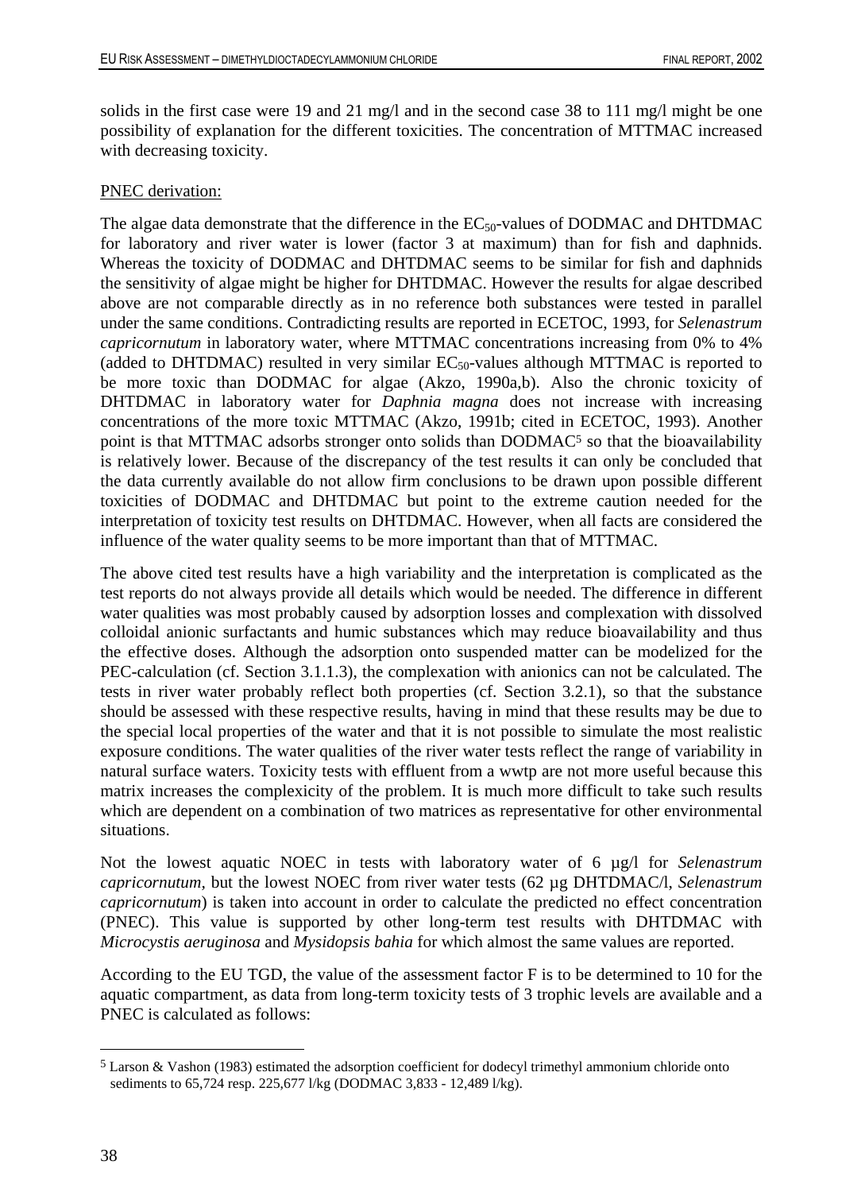solids in the first case were 19 and 21 mg/l and in the second case 38 to 111 mg/l might be one possibility of explanation for the different toxicities. The concentration of MTTMAC increased with decreasing toxicity.

PNEC derivation:

The algae data demonstrate that the difference in the $EC_{50}$-values of DODMAC and DHTDMAC for laboratory and river water is lower (factor 3 at maximum) than for fish and daphnids. Whereas the toxicity of DODMAC and DHTDMAC seems to be similar for fish and daphnids the sensitivity of algae might be higher for DHTDMAC. However the results for algae described above are not comparable directly as in no reference both substances were tested in parallel under the same conditions. Contradicting results are reported in ECETOC, 1993, for *Selenastrum capricornutum* in laboratory water, where MTTMAC concentrations increasing from 0% to 4% (added to DHTDMAC) resulted in very similar $EC_{50}$-values although MTTMAC is reported to be more toxic than DODMAC for algae (Akzo, 1990a,b). Also the chronic toxicity of DHTDMAC in laboratory water for *Daphnia magna* does not increase with increasing concentrations of the more toxic MTTMAC (Akzo, 1991b; cited in ECETOC, 1993). Another point is that MTTMAC adsorbs stronger onto solids than DODMAC[5] so that the bioavailability is relatively lower. Because of the discrepancy of the test results it can only be concluded that the data currently available do not allow firm conclusions to be drawn upon possible different toxicities of DODMAC and DHTDMAC but point to the extreme caution needed for the interpretation of toxicity test results on DHTDMAC. However, when all facts are considered the influence of the water quality seems to be more important than that of MTTMAC.

The above cited test results have a high variability and the interpretation is complicated as the test reports do not always provide all details which would be needed. The difference in different water qualities was most probably caused by adsorption losses and complexation with dissolved colloidal anionic surfactants and humic substances which may reduce bioavailability and thus the effective doses. Although the adsorption onto suspended matter can be modelized for the PEC-calculation (cf. Section 3.1.1.3), the complexation with anionics can not be calculated. The tests in river water probably reflect both properties (cf. Section 3.2.1), so that the substance should be assessed with these respective results, having in mind that these results may be due to the special local properties of the water and that it is not possible to simulate the most realistic exposure conditions. The water qualities of the river water tests reflect the range of variability in natural surface waters. Toxicity tests with effluent from a wwtp are not more useful because this matrix increases the complexicity of the problem. It is much more difficult to take such results which are dependent on a combination of two matrices as representative for other environmental situations.

Not the lowest aquatic NOEC in tests with laboratory water of 6 µg/l for *Selenastrum capricornutum*, but the lowest NOEC from river water tests (62 µg DHTDMAC/l, *Selenastrum capricornutum*) is taken into account in order to calculate the predicted no effect concentration (PNEC). This value is supported by other long-term test results with DHTDMAC with *Microcystis aeruginosa* and *Mysidopsis bahia* for which almost the same values are reported.

According to the EU TGD, the value of the assessment factor F is to be determined to 10 for the aquatic compartment, as data from long-term toxicity tests of 3 trophic levels are available and a PNEC is calculated as follows:

[5] Larson & Vashon (1983) estimated the adsorption coefficient for dodecyl trimethyl ammonium chloride onto sediments to 65,724 resp. 225,677 l/kg (DODMAC 3,833 - 12,489 l/kg).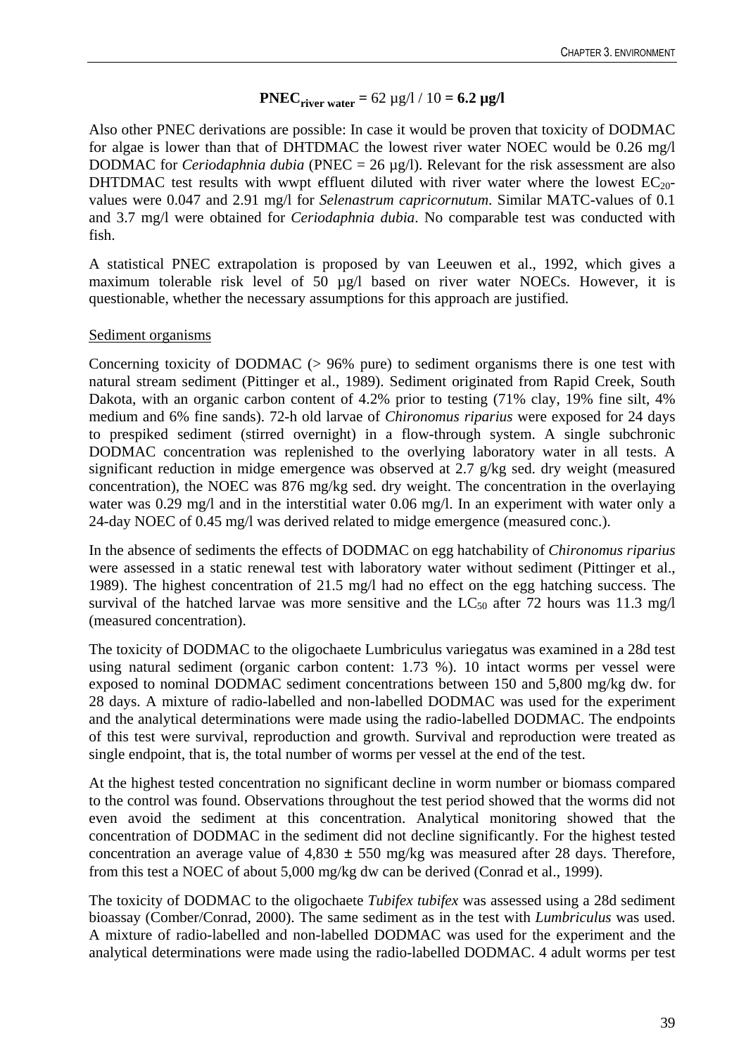$$\mathbf{PNEC_{river\ water}} = 62\ \mu g/l / 10 = \mathbf{6.2\ \mu g/l}$$

Also other PNEC derivations are possible: In case it would be proven that toxicity of DODMAC for algae is lower than that of DHTDMAC the lowest river water NOEC would be 0.26 mg/l DODMAC for *Ceriodaphnia dubia* (PNEC = 26 µg/l). Relevant for the risk assessment are also DHTDMAC test results with wwpt effluent diluted with river water where the lowest $EC_{20}$-values were 0.047 and 2.91 mg/l for *Selenastrum capricornutum*. Similar MATC-values of 0.1 and 3.7 mg/l were obtained for *Ceriodaphnia dubia*. No comparable test was conducted with fish.

A statistical PNEC extrapolation is proposed by van Leeuwen et al., 1992, which gives a maximum tolerable risk level of 50 µg/l based on river water NOECs. However, it is questionable, whether the necessary assumptions for this approach are justified.

Sediment organisms

Concerning toxicity of DODMAC (> 96% pure) to sediment organisms there is one test with natural stream sediment (Pittinger et al., 1989). Sediment originated from Rapid Creek, South Dakota, with an organic carbon content of 4.2% prior to testing (71% clay, 19% fine silt, 4% medium and 6% fine sands). 72-h old larvae of *Chironomus riparius* were exposed for 24 days to prespiked sediment (stirred overnight) in a flow-through system. A single subchronic DODMAC concentration was replenished to the overlying laboratory water in all tests. A significant reduction in midge emergence was observed at 2.7 g/kg sed. dry weight (measured concentration), the NOEC was 876 mg/kg sed. dry weight. The concentration in the overlaying water was 0.29 mg/l and in the interstitial water 0.06 mg/l. In an experiment with water only a 24-day NOEC of 0.45 mg/l was derived related to midge emergence (measured conc.).

In the absence of sediments the effects of DODMAC on egg hatchability of *Chironomus riparius* were assessed in a static renewal test with laboratory water without sediment (Pittinger et al., 1989). The highest concentration of 21.5 mg/l had no effect on the egg hatching success. The survival of the hatched larvae was more sensitive and the $LC_{50}$ after 72 hours was 11.3 mg/l (measured concentration).

The toxicity of DODMAC to the oligochaete Lumbriculus variegatus was examined in a 28d test using natural sediment (organic carbon content: 1.73 %). 10 intact worms per vessel were exposed to nominal DODMAC sediment concentrations between 150 and 5,800 mg/kg dw. for 28 days. A mixture of radio-labelled and non-labelled DODMAC was used for the experiment and the analytical determinations were made using the radio-labelled DODMAC. The endpoints of this test were survival, reproduction and growth. Survival and reproduction were treated as single endpoint, that is, the total number of worms per vessel at the end of the test.

At the highest tested concentration no significant decline in worm number or biomass compared to the control was found. Observations throughout the test period showed that the worms did not even avoid the sediment at this concentration. Analytical monitoring showed that the concentration of DODMAC in the sediment did not decline significantly. For the highest tested concentration an average value of 4,830 ± 550 mg/kg was measured after 28 days. Therefore, from this test a NOEC of about 5,000 mg/kg dw can be derived (Conrad et al., 1999).

The toxicity of DODMAC to the oligochaete *Tubifex tubifex* was assessed using a 28d sediment bioassay (Comber/Conrad, 2000). The same sediment as in the test with *Lumbriculus* was used. A mixture of radio-labelled and non-labelled DODMAC was used for the experiment and the analytical determinations were made using the radio-labelled DODMAC. 4 adult worms per test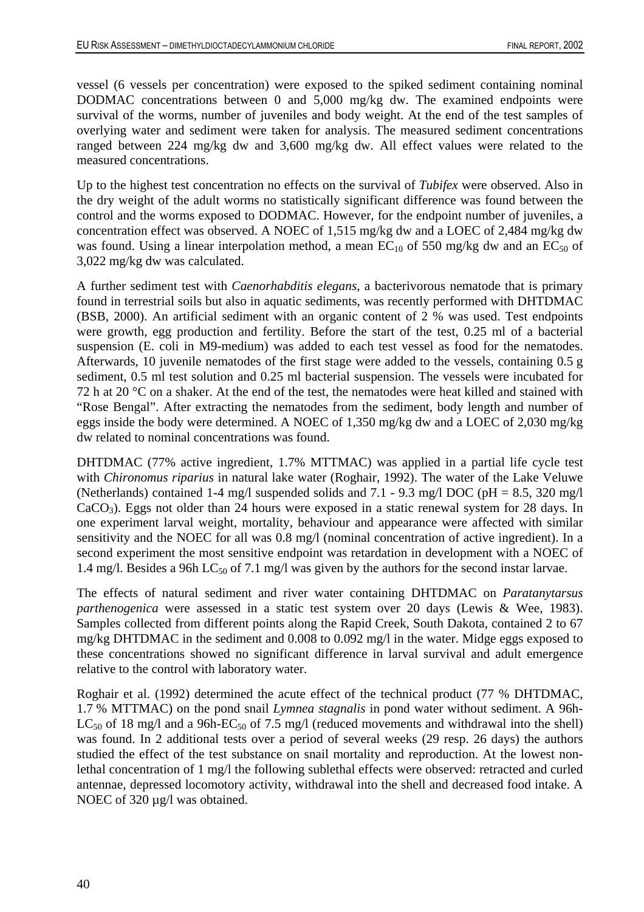vessel (6 vessels per concentration) were exposed to the spiked sediment containing nominal DODMAC concentrations between 0 and 5,000 mg/kg dw. The examined endpoints were survival of the worms, number of juveniles and body weight. At the end of the test samples of overlying water and sediment were taken for analysis. The measured sediment concentrations ranged between 224 mg/kg dw and 3,600 mg/kg dw. All effect values were related to the measured concentrations.

Up to the highest test concentration no effects on the survival of *Tubifex* were observed. Also in the dry weight of the adult worms no statistically significant difference was found between the control and the worms exposed to DODMAC. However, for the endpoint number of juveniles, a concentration effect was observed. A NOEC of 1,515 mg/kg dw and a LOEC of 2,484 mg/kg dw was found. Using a linear interpolation method, a mean $EC_{10}$ of 550 mg/kg dw and an $EC_{50}$ of 3,022 mg/kg dw was calculated.

A further sediment test with *Caenorhabditis elegans*, a bacterivorous nematode that is primary found in terrestrial soils but also in aquatic sediments, was recently performed with DHTDMAC (BSB, 2000). An artificial sediment with an organic content of 2 % was used. Test endpoints were growth, egg production and fertility. Before the start of the test, 0.25 ml of a bacterial suspension (E. coli in M9-medium) was added to each test vessel as food for the nematodes. Afterwards, 10 juvenile nematodes of the first stage were added to the vessels, containing 0.5 g sediment, 0.5 ml test solution and 0.25 ml bacterial suspension. The vessels were incubated for 72 h at 20 °C on a shaker. At the end of the test, the nematodes were heat killed and stained with "Rose Bengal". After extracting the nematodes from the sediment, body length and number of eggs inside the body were determined. A NOEC of 1,350 mg/kg dw and a LOEC of 2,030 mg/kg dw related to nominal concentrations was found.

DHTDMAC (77% active ingredient, 1.7% MTTMAC) was applied in a partial life cycle test with *Chironomus riparius* in natural lake water (Roghair, 1992). The water of the Lake Veluwe (Netherlands) contained 1-4 mg/l suspended solids and 7.1 - 9.3 mg/l DOC (pH = 8.5, 320 mg/l $CaCO_3$). Eggs not older than 24 hours were exposed in a static renewal system for 28 days. In one experiment larval weight, mortality, behaviour and appearance were affected with similar sensitivity and the NOEC for all was 0.8 mg/l (nominal concentration of active ingredient). In a second experiment the most sensitive endpoint was retardation in development with a NOEC of 1.4 mg/l. Besides a 96h $LC_{50}$ of 7.1 mg/l was given by the authors for the second instar larvae.

The effects of natural sediment and river water containing DHTDMAC on *Paratanytarsus parthenogenica* were assessed in a static test system over 20 days (Lewis & Wee, 1983). Samples collected from different points along the Rapid Creek, South Dakota, contained 2 to 67 mg/kg DHTDMAC in the sediment and 0.008 to 0.092 mg/l in the water. Midge eggs exposed to these concentrations showed no significant difference in larval survival and adult emergence relative to the control with laboratory water.

Roghair et al. (1992) determined the acute effect of the technical product (77 % DHTDMAC, 1.7 % MTTMAC) on the pond snail *Lymnea stagnalis* in pond water without sediment. A 96h-$LC_{50}$ of 18 mg/l and a 96h-$EC_{50}$ of 7.5 mg/l (reduced movements and withdrawal into the shell) was found. In 2 additional tests over a period of several weeks (29 resp. 26 days) the authors studied the effect of the test substance on snail mortality and reproduction. At the lowest non-lethal concentration of 1 mg/l the following sublethal effects were observed: retracted and curled antennae, depressed locomotory activity, withdrawal into the shell and decreased food intake. A NOEC of 320 µg/l was obtained.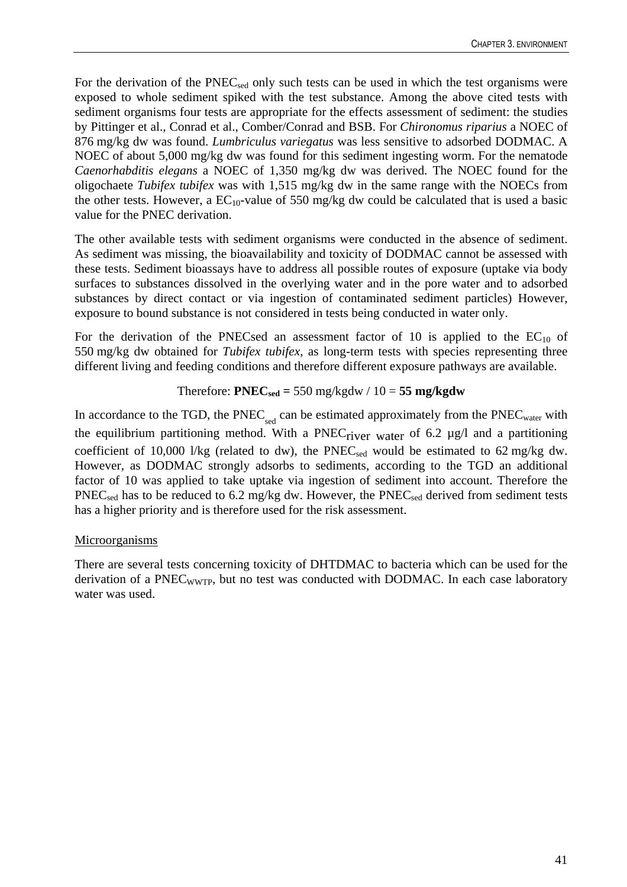For the derivation of the $PNEC_{sed}$ only such tests can be used in which the test organisms were exposed to whole sediment spiked with the test substance. Among the above cited tests with sediment organisms four tests are appropriate for the effects assessment of sediment: the studies by Pittinger et al., Conrad et al., Comber/Conrad and BSB. For *Chironomus riparius* a NOEC of 876 mg/kg dw was found. *Lumbriculus variegatus* was less sensitive to adsorbed DODMAC. A NOEC of about 5,000 mg/kg dw was found for this sediment ingesting worm. For the nematode *Caenorhabditis elegans* a NOEC of 1,350 mg/kg dw was derived. The NOEC found for the oligochaete *Tubifex tubifex* was with 1,515 mg/kg dw in the same range with the NOECs from the other tests. However, a $EC_{10}$-value of 550 mg/kg dw could be calculated that is used a basic value for the PNEC derivation.

The other available tests with sediment organisms were conducted in the absence of sediment. As sediment was missing, the bioavailability and toxicity of DODMAC cannot be assessed with these tests. Sediment bioassays have to address all possible routes of exposure (uptake via body surfaces to substances dissolved in the overlying water and in the pore water and to adsorbed substances by direct contact or via ingestion of contaminated sediment particles) However, exposure to bound substance is not considered in tests being conducted in water only.

For the derivation of the PNECsed an assessment factor of 10 is applied to the $EC_{10}$ of 550 mg/kg dw obtained for *Tubifex tubifex*, as long-term tests with species representing three different living and feeding conditions and therefore different exposure pathways are available.

Therefore: $\mathbf{PNEC_{sed}}$ **=** 550 mg/kgdw / 10 = **55 mg/kgdw**

In accordance to the TGD, the $PNEC_{sed}$ can be estimated approximately from the $PNEC_{water}$ with the equilibrium partitioning method. With a $PNEC_{river\ water}$ of 6.2 µg/l and a partitioning coefficient of 10,000 l/kg (related to dw), the $PNEC_{sed}$ would be estimated to 62 mg/kg dw. However, as DODMAC strongly adsorbs to sediments, according to the TGD an additional factor of 10 was applied to take uptake via ingestion of sediment into account. Therefore the $PNEC_{sed}$ has to be reduced to 6.2 mg/kg dw. However, the $PNEC_{sed}$ derived from sediment tests has a higher priority and is therefore used for the risk assessment.

Microorganisms

There are several tests concerning toxicity of DHTDMAC to bacteria which can be used for the derivation of a $PNEC_{WWTP}$, but no test was conducted with DODMAC. In each case laboratory water was used.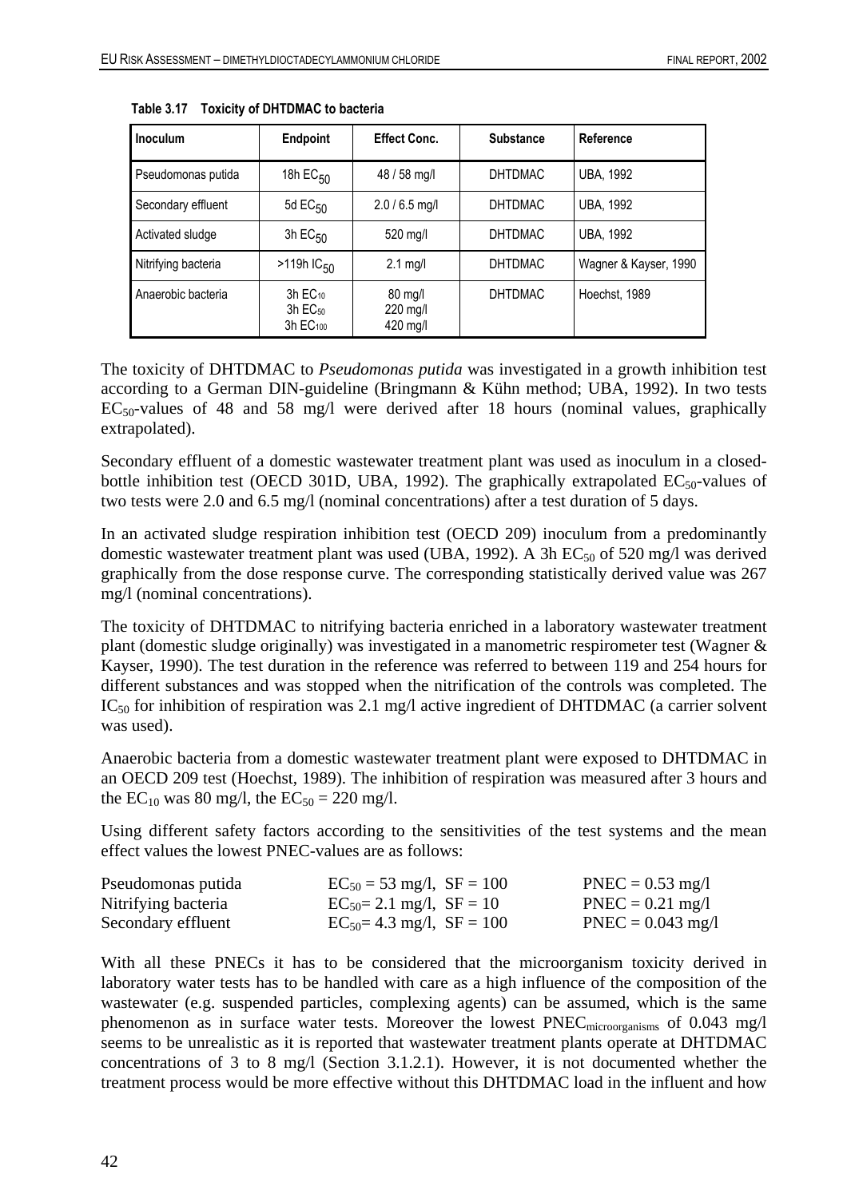**Table 3.17 Toxicity of DHTDMAC to bacteria**

| Inoculum | Endpoint | Effect Conc. | Substance | Reference |
|---|---|---|---|---|
| Pseudomonas putida | 18h $EC_{50}$ | 48 / 58 mg/l | DHTDMAC | UBA, 1992 |
| Secondary effluent | 5d $EC_{50}$ | 2.0 / 6.5 mg/l | DHTDMAC | UBA, 1992 |
| Activated sludge | 3h $EC_{50}$ | 520 mg/l | DHTDMAC | UBA, 1992 |
| Nitrifying bacteria | >119h $IC_{50}$ | 2.1 mg/l | DHTDMAC | Wagner & Kayser, 1990 |
| Anaerobic bacteria | 3h $EC_{10}$<br>3h $EC_{50}$<br>3h $EC_{100}$ | 80 mg/l<br>220 mg/l<br>420 mg/l | DHTDMAC | Hoechst, 1989 |

The toxicity of DHTDMAC to *Pseudomonas putida* was investigated in a growth inhibition test according to a German DIN-guideline (Bringmann & Kühn method; UBA, 1992). In two tests $EC_{50}$-values of 48 and 58 mg/l were derived after 18 hours (nominal values, graphically extrapolated).

Secondary effluent of a domestic wastewater treatment plant was used as inoculum in a closed-bottle inhibition test (OECD 301D, UBA, 1992). The graphically extrapolated $EC_{50}$-values of two tests were 2.0 and 6.5 mg/l (nominal concentrations) after a test duration of 5 days.

In an activated sludge respiration inhibition test (OECD 209) inoculum from a predominantly domestic wastewater treatment plant was used (UBA, 1992). A 3h $EC_{50}$ of 520 mg/l was derived graphically from the dose response curve. The corresponding statistically derived value was 267 mg/l (nominal concentrations).

The toxicity of DHTDMAC to nitrifying bacteria enriched in a laboratory wastewater treatment plant (domestic sludge originally) was investigated in a manometric respirometer test (Wagner & Kayser, 1990). The test duration in the reference was referred to between 119 and 254 hours for different substances and was stopped when the nitrification of the controls was completed. The $IC_{50}$ for inhibition of respiration was 2.1 mg/l active ingredient of DHTDMAC (a carrier solvent was used).

Anaerobic bacteria from a domestic wastewater treatment plant were exposed to DHTDMAC in an OECD 209 test (Hoechst, 1989). The inhibition of respiration was measured after 3 hours and the $EC_{10}$ was 80 mg/l, the $EC_{50}$ = 220 mg/l.

Using different safety factors according to the sensitivities of the test systems and the mean effect values the lowest PNEC-values are as follows:

| | | |
|---|---|---|
| Pseudomonas putida | $EC_{50}$ = 53 mg/l, SF = 100 | PNEC = 0.53 mg/l |
| Nitrifying bacteria | $EC_{50}$= 2.1 mg/l, SF = 10 | PNEC = 0.21 mg/l |
| Secondary effluent | $EC_{50}$= 4.3 mg/l, SF = 100 | PNEC = 0.043 mg/l |

With all these PNECs it has to be considered that the microorganism toxicity derived in laboratory water tests has to be handled with care as a high influence of the composition of the wastewater (e.g. suspended particles, complexing agents) can be assumed, which is the same phenomenon as in surface water tests. Moreover the lowest $PNEC_{microorganisms}$ of 0.043 mg/l seems to be unrealistic as it is reported that wastewater treatment plants operate at DHTDMAC concentrations of 3 to 8 mg/l (Section 3.1.2.1). However, it is not documented whether the treatment process would be more effective without this DHTDMAC load in the influent and how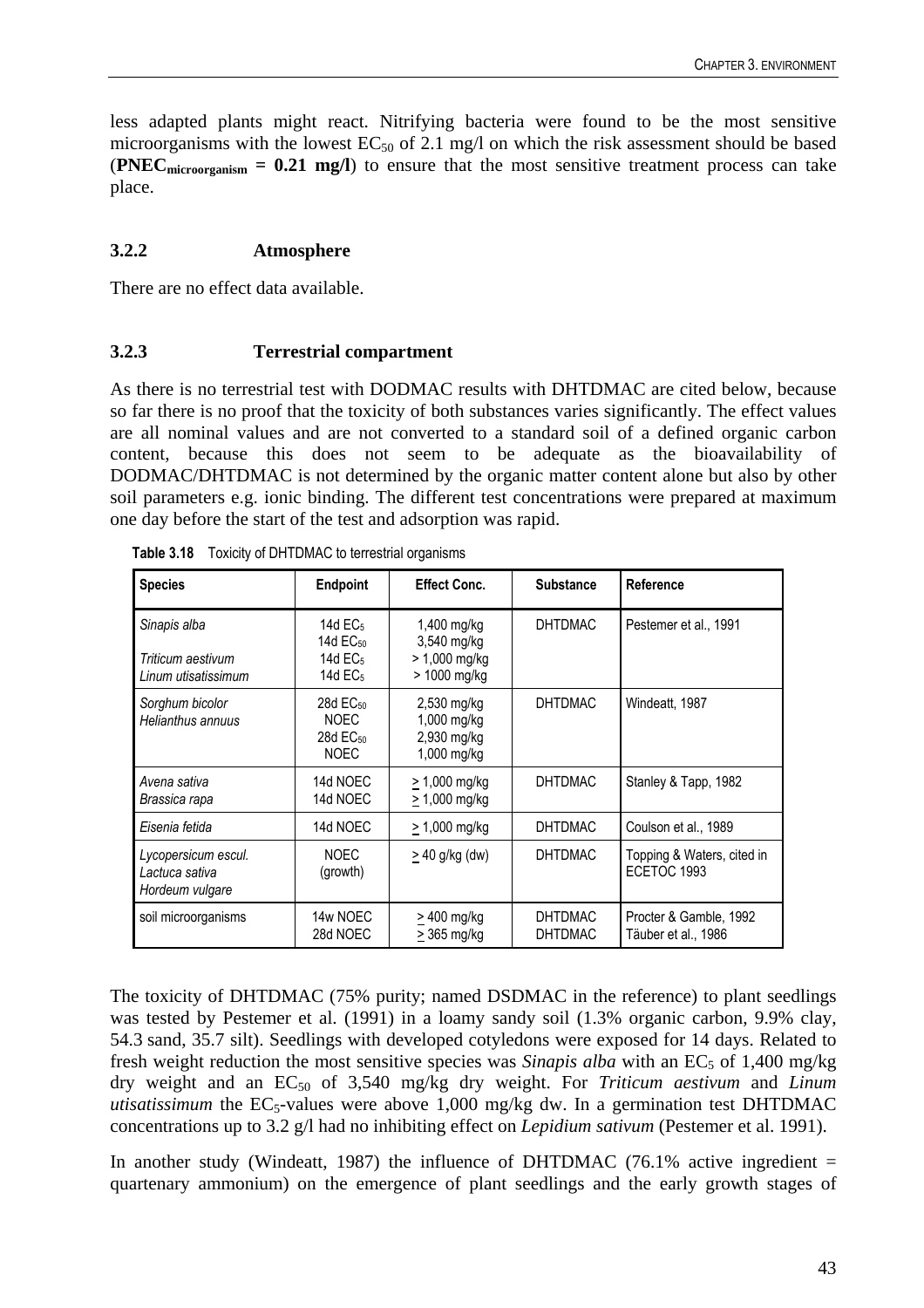less adapted plants might react. Nitrifying bacteria were found to be the most sensitive microorganisms with the lowest $EC_{50}$ of 2.1 mg/l on which the risk assessment should be based (**$PNEC_{microorganism}$ = 0.21 mg/l**) to ensure that the most sensitive treatment process can take place.

### 3.2.2 Atmosphere

There are no effect data available.

### 3.2.3 Terrestrial compartment

As there is no terrestrial test with DODMAC results with DHTDMAC are cited below, because so far there is no proof that the toxicity of both substances varies significantly. The effect values are all nominal values and are not converted to a standard soil of a defined organic carbon content, because this does not seem to be adequate as the bioavailability of DODMAC/DHTDMAC is not determined by the organic matter content alone but also by other soil parameters e.g. ionic binding. The different test concentrations were prepared at maximum one day before the start of the test and adsorption was rapid.

**Table 3.18** Toxicity of DHTDMAC to terrestrial organisms

| Species | Endpoint | Effect Conc. | Substance | Reference |
|---|---|---|---|---|
| *Sinapis alba*<br><br>*Triticum aestivum*<br>*Linum utisatissimum* | 14d $EC_5$<br>14d $EC_{50}$<br>14d $EC_5$<br>14d $EC_5$ | 1,400 mg/kg<br>3,540 mg/kg<br>> 1,000 mg/kg<br>> 1000 mg/kg | DHTDMAC | Pestemer et al., 1991 |
| *Sorghum bicolor*<br>*Helianthus annuus* | 28d $EC_{50}$<br>NOEC<br>28d $EC_{50}$<br>NOEC | 2,530 mg/kg<br>1,000 mg/kg<br>2,930 mg/kg<br>1,000 mg/kg | DHTDMAC | Windeatt, 1987 |
| *Avena sativa*<br>*Brassica rapa* | 14d NOEC<br>14d NOEC | ≥ 1,000 mg/kg<br>≥ 1,000 mg/kg | DHTDMAC | Stanley & Tapp, 1982 |
| *Eisenia fetida* | 14d NOEC | ≥ 1,000 mg/kg | DHTDMAC | Coulson et al., 1989 |
| *Lycopersicum escul.*<br>*Lactuca sativa*<br>*Hordeum vulgare* | NOEC<br>(growth) | ≥ 40 g/kg (dw) | DHTDMAC | Topping & Waters, cited in ECETOC 1993 |
| soil microorganisms | 14w NOEC<br>28d NOEC | ≥ 400 mg/kg<br>≥ 365 mg/kg | DHTDMAC<br>DHTDMAC | Procter & Gamble, 1992<br>Täuber et al., 1986 |

The toxicity of DHTDMAC (75% purity; named DSDMAC in the reference) to plant seedlings was tested by Pestemer et al. (1991) in a loamy sandy soil (1.3% organic carbon, 9.9% clay, 54.3 sand, 35.7 silt). Seedlings with developed cotyledons were exposed for 14 days. Related to fresh weight reduction the most sensitive species was *Sinapis alba* with an $EC_5$ of 1,400 mg/kg dry weight and an $EC_{50}$ of 3,540 mg/kg dry weight. For *Triticum aestivum* and *Linum utisatissimum* the $EC_5$-values were above 1,000 mg/kg dw. In a germination test DHTDMAC concentrations up to 3.2 g/l had no inhibiting effect on *Lepidium sativum* (Pestemer et al. 1991).

In another study (Windeatt, 1987) the influence of DHTDMAC (76.1% active ingredient = quartenary ammonium) on the emergence of plant seedlings and the early growth stages of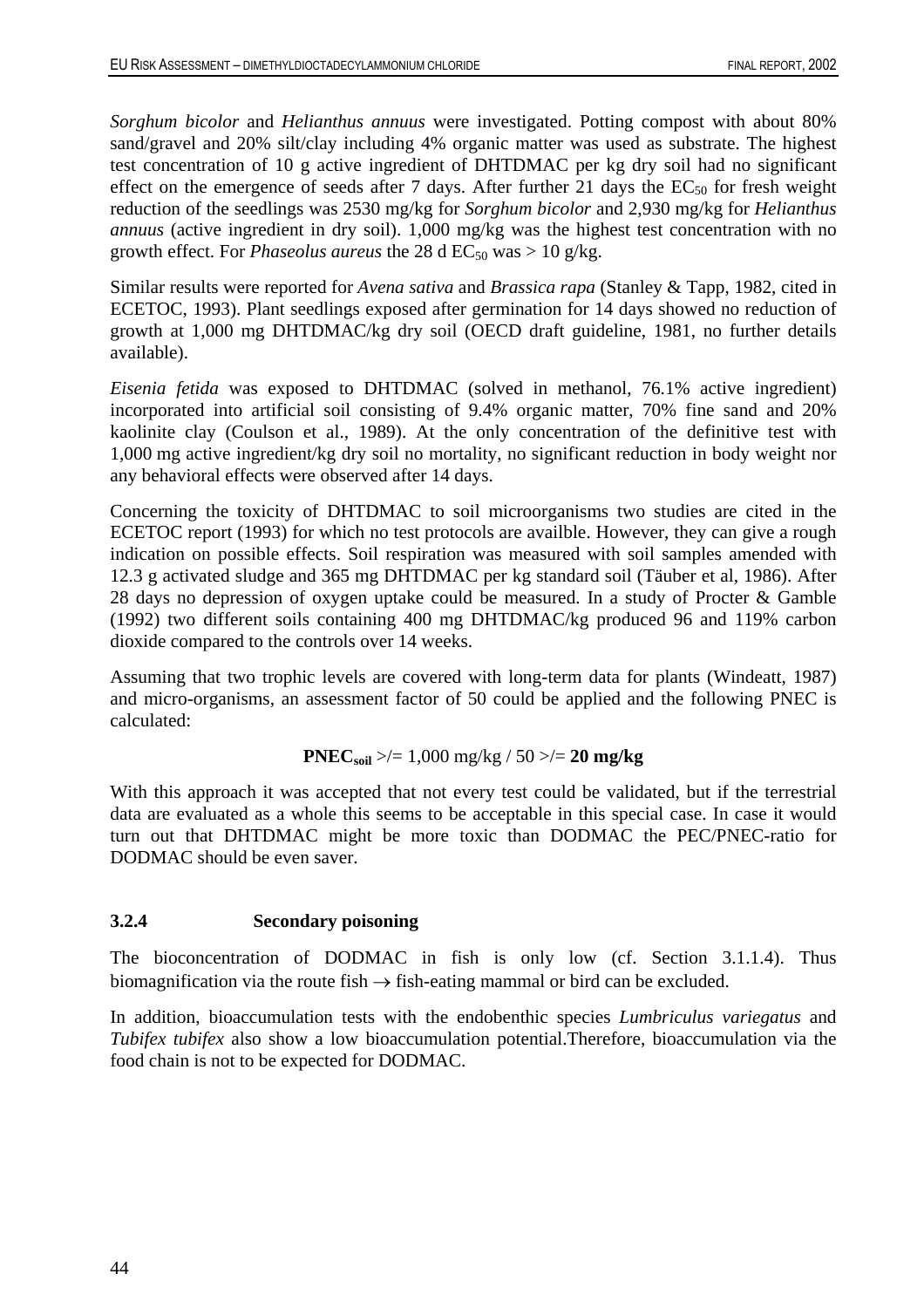*Sorghum bicolor* and *Helianthus annuus* were investigated. Potting compost with about 80% sand/gravel and 20% silt/clay including 4% organic matter was used as substrate. The highest test concentration of 10 g active ingredient of DHTDMAC per kg dry soil had no significant effect on the emergence of seeds after 7 days. After further 21 days the $EC_{50}$ for fresh weight reduction of the seedlings was 2530 mg/kg for *Sorghum bicolor* and 2,930 mg/kg for *Helianthus annuus* (active ingredient in dry soil). 1,000 mg/kg was the highest test concentration with no growth effect. For *Phaseolus aureus* the 28 d $EC_{50}$ was > 10 g/kg.

Similar results were reported for *Avena sativa* and *Brassica rapa* (Stanley & Tapp, 1982, cited in ECETOC, 1993). Plant seedlings exposed after germination for 14 days showed no reduction of growth at 1,000 mg DHTDMAC/kg dry soil (OECD draft guideline, 1981, no further details available).

*Eisenia fetida* was exposed to DHTDMAC (solved in methanol, 76.1% active ingredient) incorporated into artificial soil consisting of 9.4% organic matter, 70% fine sand and 20% kaolinite clay (Coulson et al., 1989). At the only concentration of the definitive test with 1,000 mg active ingredient/kg dry soil no mortality, no significant reduction in body weight nor any behavioral effects were observed after 14 days.

Concerning the toxicity of DHTDMAC to soil microorganisms two studies are cited in the ECETOC report (1993) for which no test protocols are availble. However, they can give a rough indication on possible effects. Soil respiration was measured with soil samples amended with 12.3 g activated sludge and 365 mg DHTDMAC per kg standard soil (Täuber et al, 1986). After 28 days no depression of oxygen uptake could be measured. In a study of Procter & Gamble (1992) two different soils containing 400 mg DHTDMAC/kg produced 96 and 119% carbon dioxide compared to the controls over 14 weeks.

Assuming that two trophic levels are covered with long-term data for plants (Windeatt, 1987) and micro-organisms, an assessment factor of 50 could be applied and the following PNEC is calculated:

$$\mathbf{PNEC_{soil}} \geq 1{,}000 \text{ mg/kg} / 50 \geq \mathbf{20\ mg/kg}$$

With this approach it was accepted that not every test could be validated, but if the terrestrial data are evaluated as a whole this seems to be acceptable in this special case. In case it would turn out that DHTDMAC might be more toxic than DODMAC the PEC/PNEC-ratio for DODMAC should be even saver.

### 3.2.4 Secondary poisoning

The bioconcentration of DODMAC in fish is only low (cf. Section 3.1.1.4). Thus biomagnification via the route fish → fish-eating mammal or bird can be excluded.

In addition, bioaccumulation tests with the endobenthic species *Lumbriculus variegatus* and *Tubifex tubifex* also show a low bioaccumulation potential.Therefore, bioaccumulation via the food chain is not to be expected for DODMAC.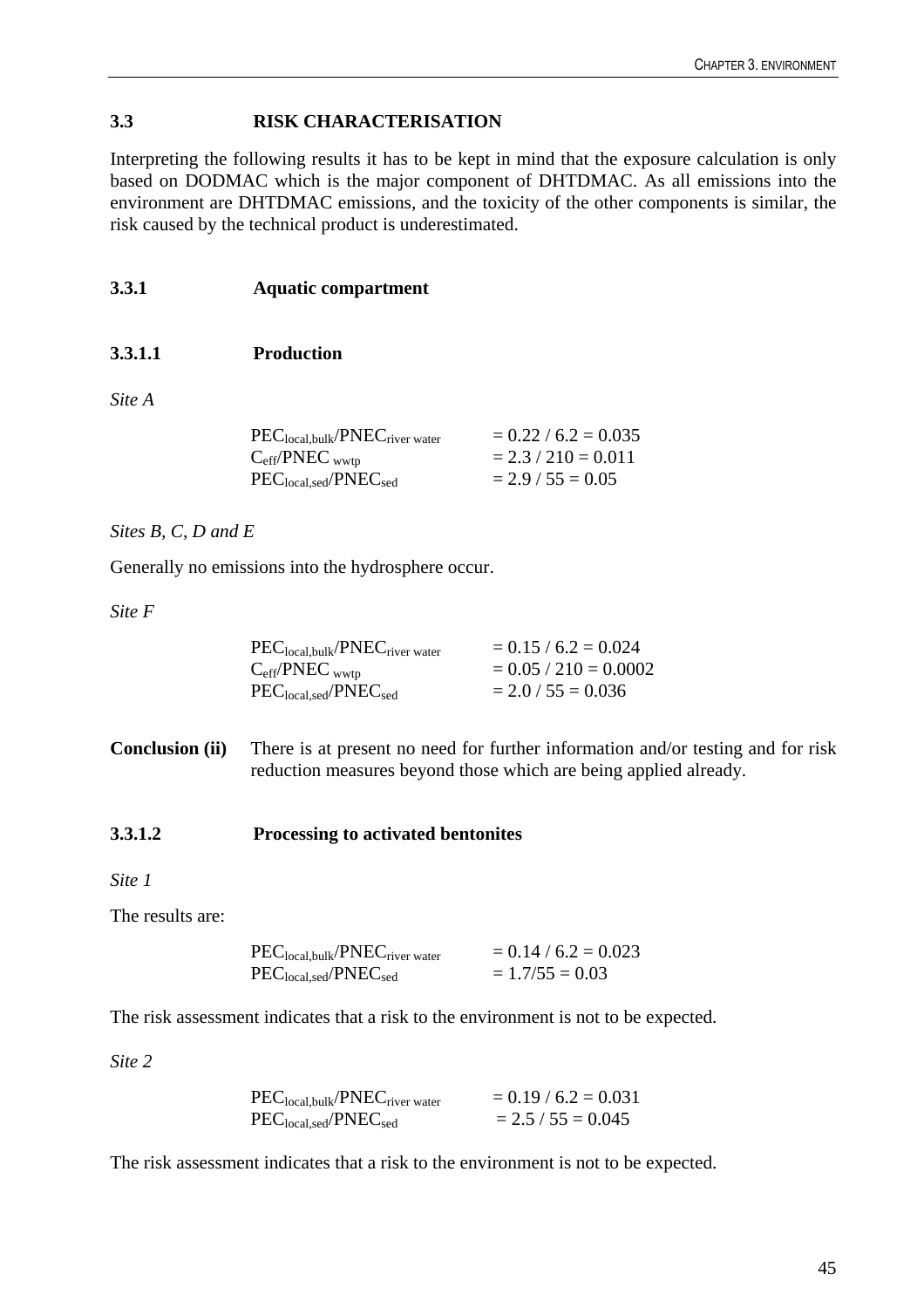## 3.3 RISK CHARACTERISATION

Interpreting the following results it has to be kept in mind that the exposure calculation is only based on DODMAC which is the major component of DHTDMAC. As all emissions into the environment are DHTDMAC emissions, and the toxicity of the other components is similar, the risk caused by the technical product is underestimated.

### 3.3.1 Aquatic compartment

#### 3.3.1.1 Production

*Site A*

$PEC_{local,bulk}/PNEC_{river\ water}$ = 0.22 / 6.2 = 0.035
$C_{eff}/PNEC_{wwtp}$ = 2.3 / 210 = 0.011
$PEC_{local,sed}/PNEC_{sed}$ = 2.9 / 55 = 0.05

*Sites B, C, D and E*

Generally no emissions into the hydrosphere occur.

*Site F*

$PEC_{local,bulk}/PNEC_{river\ water}$ = 0.15 / 6.2 = 0.024
$C_{eff}/PNEC_{wwtp}$ = 0.05 / 210 = 0.0002
$PEC_{local,sed}/PNEC_{sed}$ = 2.0 / 55 = 0.036

**Conclusion (ii)** There is at present no need for further information and/or testing and for risk reduction measures beyond those which are being applied already.

#### 3.3.1.2 Processing to activated bentonites

*Site 1*

The results are:

$PEC_{local,bulk}/PNEC_{river\ water}$ = 0.14 / 6.2 = 0.023
$PEC_{local,sed}/PNEC_{sed}$ = 1.7/55 = 0.03

The risk assessment indicates that a risk to the environment is not to be expected.

*Site 2*

$PEC_{local,bulk}/PNEC_{river\ water}$ = 0.19 / 6.2 = 0.031
$PEC_{local,sed}/PNEC_{sed}$ = 2.5 / 55 = 0.045

The risk assessment indicates that a risk to the environment is not to be expected.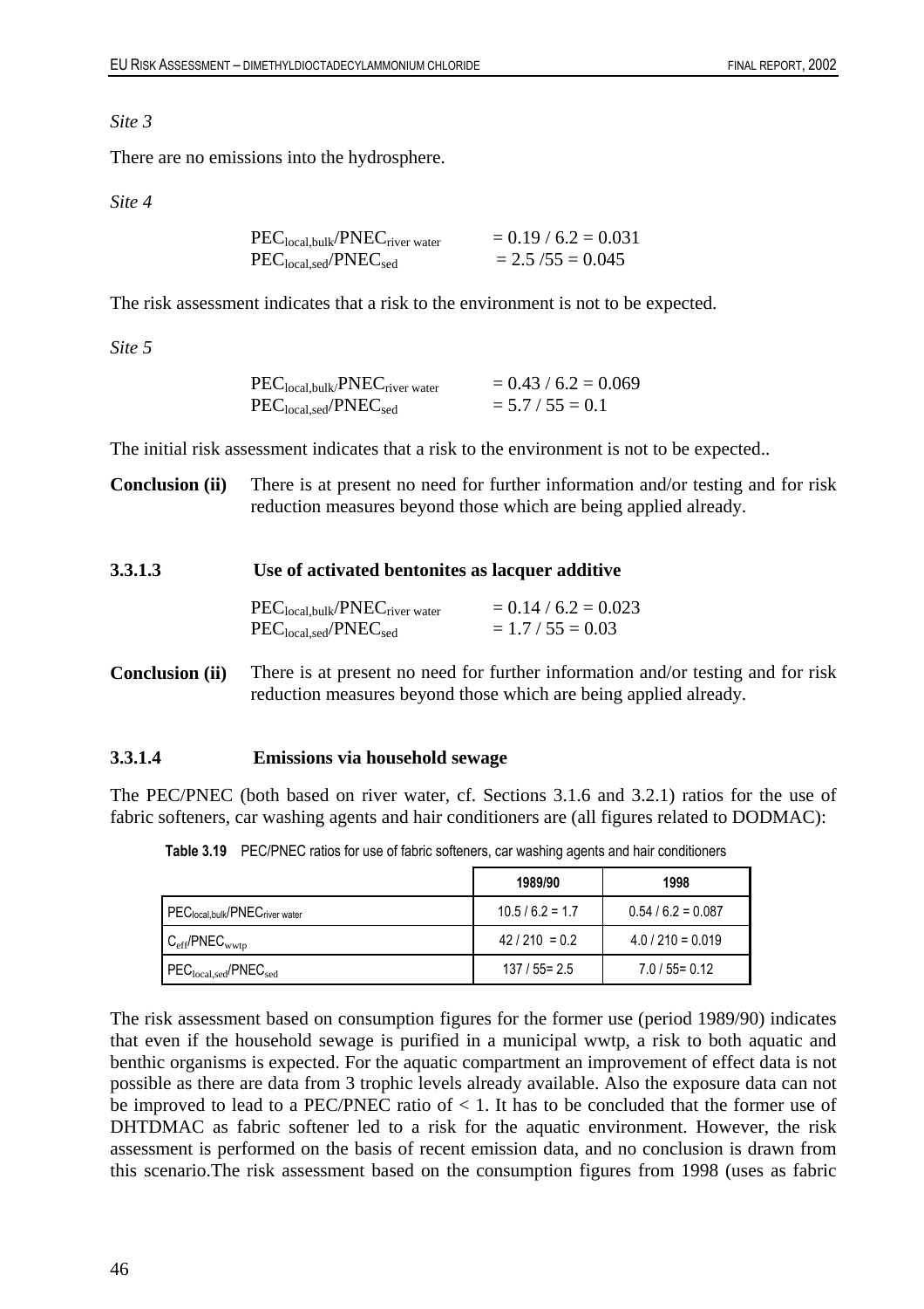*Site 3*

There are no emissions into the hydrosphere.

*Site 4*

$PEC_{local,bulk}/PNEC_{river\ water}$ = 0.19 / 6.2 = 0.031
$PEC_{local,sed}/PNEC_{sed}$ = 2.5 /55 = 0.045

The risk assessment indicates that a risk to the environment is not to be expected.

*Site 5*

$PEC_{local,bulk}/PNEC_{river\ water}$ = 0.43 / 6.2 = 0.069
$PEC_{local,sed}/PNEC_{sed}$ = 5.7 / 55 = 0.1

The initial risk assessment indicates that a risk to the environment is not to be expected..

**Conclusion (ii)** There is at present no need for further information and/or testing and for risk reduction measures beyond those which are being applied already.

### 3.3.1.3 Use of activated bentonites as lacquer additive

$PEC_{local,bulk}/PNEC_{river\ water}$ = 0.14 / 6.2 = 0.023
$PEC_{local,sed}/PNEC_{sed}$ = 1.7 / 55 = 0.03

**Conclusion (ii)** There is at present no need for further information and/or testing and for risk reduction measures beyond those which are being applied already.

### 3.3.1.4 Emissions via household sewage

The PEC/PNEC (both based on river water, cf. Sections 3.1.6 and 3.2.1) ratios for the use of fabric softeners, car washing agents and hair conditioners are (all figures related to DODMAC):

**Table 3.19** PEC/PNEC ratios for use of fabric softeners, car washing agents and hair conditioners

| | 1989/90 | 1998 |
|---|---|---|
| $PEC_{local,bulk}/PNEC_{river\ water}$ | 10.5 / 6.2 = 1.7 | 0.54 / 6.2 = 0.087 |
| $C_{eff}/PNEC_{wwtp}$ | 42 / 210 = 0.2 | 4.0 / 210 = 0.019 |
| $PEC_{local,sed}/PNEC_{sed}$ | 137 / 55= 2.5 | 7.0 / 55= 0.12 |

The risk assessment based on consumption figures for the former use (period 1989/90) indicates that even if the household sewage is purified in a municipal wwtp, a risk to both aquatic and benthic organisms is expected. For the aquatic compartment an improvement of effect data is not possible as there are data from 3 trophic levels already available. Also the exposure data can not be improved to lead to a PEC/PNEC ratio of < 1. It has to be concluded that the former use of DHTDMAC as fabric softener led to a risk for the aquatic environment. However, the risk assessment is performed on the basis of recent emission data, and no conclusion is drawn from this scenario.The risk assessment based on the consumption figures from 1998 (uses as fabric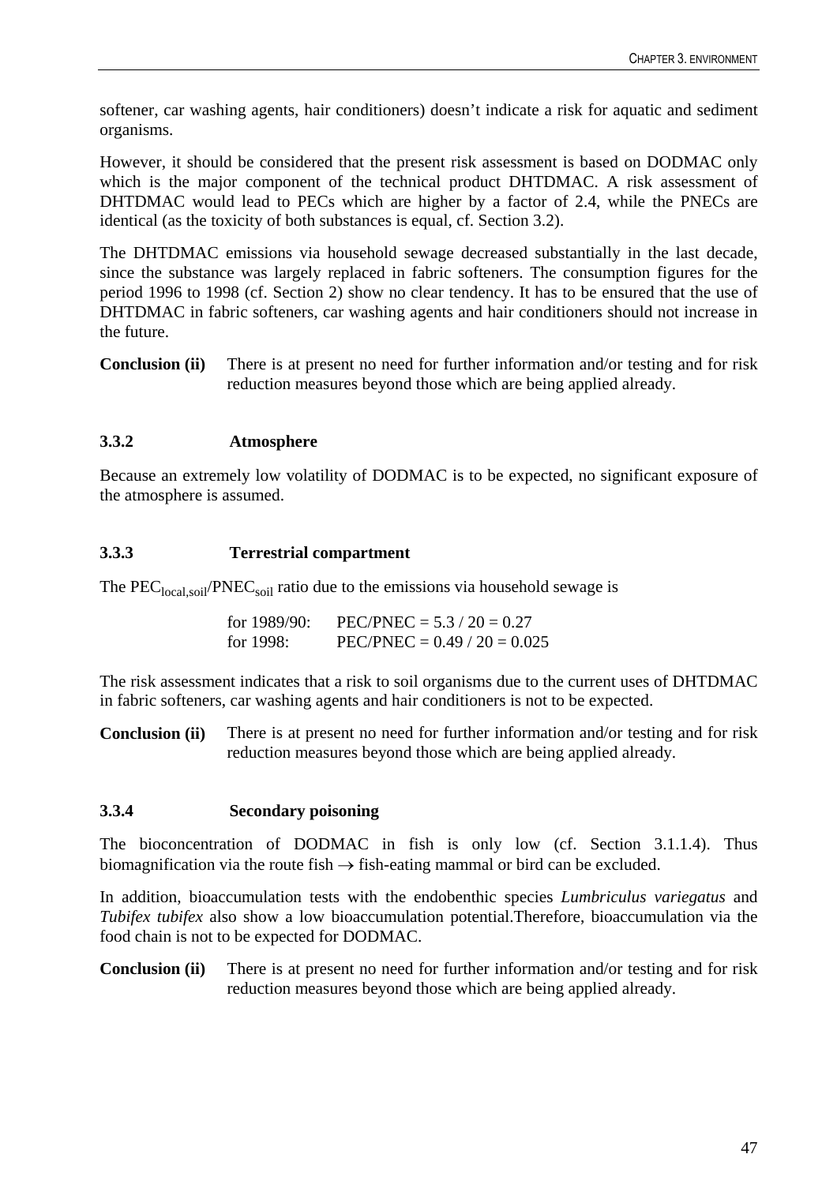softener, car washing agents, hair conditioners) doesn't indicate a risk for aquatic and sediment organisms.

However, it should be considered that the present risk assessment is based on DODMAC only which is the major component of the technical product DHTDMAC. A risk assessment of DHTDMAC would lead to PECs which are higher by a factor of 2.4, while the PNECs are identical (as the toxicity of both substances is equal, cf. Section 3.2).

The DHTDMAC emissions via household sewage decreased substantially in the last decade, since the substance was largely replaced in fabric softeners. The consumption figures for the period 1996 to 1998 (cf. Section 2) show no clear tendency. It has to be ensured that the use of DHTDMAC in fabric softeners, car washing agents and hair conditioners should not increase in the future.

**Conclusion (ii)** There is at present no need for further information and/or testing and for risk reduction measures beyond those which are being applied already.

### 3.3.2 Atmosphere

Because an extremely low volatility of DODMAC is to be expected, no significant exposure of the atmosphere is assumed.

### 3.3.3 Terrestrial compartment

The $PEC_{local,soil}/PNEC_{soil}$ ratio due to the emissions via household sewage is

for 1989/90: PEC/PNEC = 5.3 / 20 = 0.27
for 1998: PEC/PNEC = 0.49 / 20 = 0.025

The risk assessment indicates that a risk to soil organisms due to the current uses of DHTDMAC in fabric softeners, car washing agents and hair conditioners is not to be expected.

**Conclusion (ii)** There is at present no need for further information and/or testing and for risk reduction measures beyond those which are being applied already.

### 3.3.4 Secondary poisoning

The bioconcentration of DODMAC in fish is only low (cf. Section 3.1.1.4). Thus biomagnification via the route fish $\rightarrow$ fish-eating mammal or bird can be excluded.

In addition, bioaccumulation tests with the endobenthic species *Lumbriculus variegatus* and *Tubifex tubifex* also show a low bioaccumulation potential.Therefore, bioaccumulation via the food chain is not to be expected for DODMAC.

**Conclusion (ii)** There is at present no need for further information and/or testing and for risk reduction measures beyond those which are being applied already.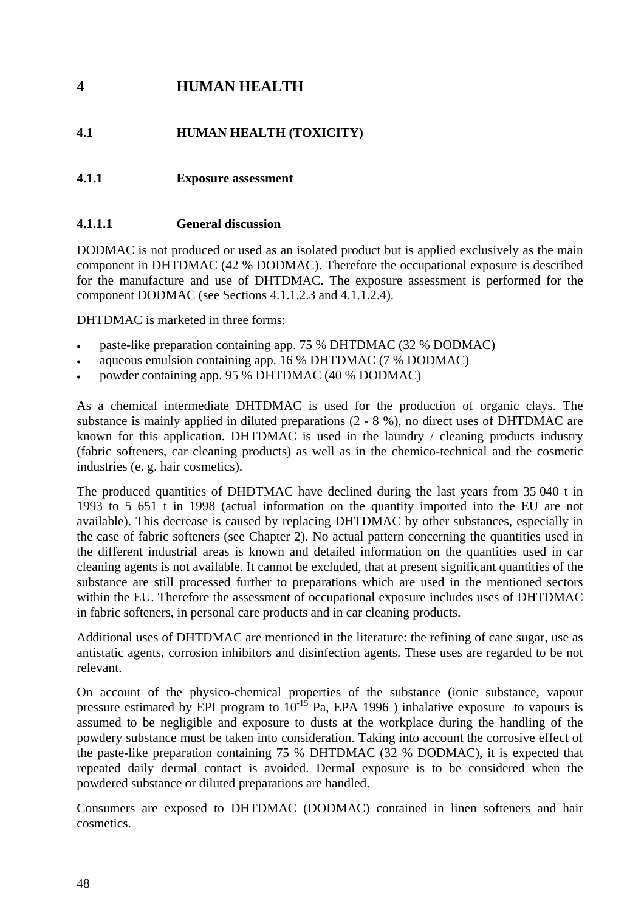# 4 HUMAN HEALTH

## 4.1 HUMAN HEALTH (TOXICITY)

### 4.1.1 Exposure assessment

#### 4.1.1.1 General discussion

DODMAC is not produced or used as an isolated product but is applied exclusively as the main component in DHTDMAC (42 % DODMAC). Therefore the occupational exposure is described for the manufacture and use of DHTDMAC. The exposure assessment is performed for the component DODMAC (see Sections 4.1.1.2.3 and 4.1.1.2.4).

DHTDMAC is marketed in three forms:

- paste-like preparation containing app. 75 % DHTDMAC (32 % DODMAC)
- aqueous emulsion containing app. 16 % DHTDMAC (7 % DODMAC)
- powder containing app. 95 % DHTDMAC (40 % DODMAC)

As a chemical intermediate DHTDMAC is used for the production of organic clays. The substance is mainly applied in diluted preparations (2 - 8 %), no direct uses of DHTDMAC are known for this application. DHTDMAC is used in the laundry / cleaning products industry (fabric softeners, car cleaning products) as well as in the chemico-technical and the cosmetic industries (e. g. hair cosmetics).

The produced quantities of DHDTMAC have declined during the last years from 35 040 t in 1993 to 5 651 t in 1998 (actual information on the quantity imported into the EU are not available). This decrease is caused by replacing DHTDMAC by other substances, especially in the case of fabric softeners (see Chapter 2). No actual pattern concerning the quantities used in the different industrial areas is known and detailed information on the quantities used in car cleaning agents is not available. It cannot be excluded, that at present significant quantities of the substance are still processed further to preparations which are used in the mentioned sectors within the EU. Therefore the assessment of occupational exposure includes uses of DHTDMAC in fabric softeners, in personal care products and in car cleaning products.

Additional uses of DHTDMAC are mentioned in the literature: the refining of cane sugar, use as antistatic agents, corrosion inhibitors and disinfection agents. These uses are regarded to be not relevant.

On account of the physico-chemical properties of the substance (ionic substance, vapour pressure estimated by EPI program to $10^{-15}$ Pa, EPA 1996 ) inhalative exposure to vapours is assumed to be negligible and exposure to dusts at the workplace during the handling of the powdery substance must be taken into consideration. Taking into account the corrosive effect of the paste-like preparation containing 75 % DHTDMAC (32 % DODMAC), it is expected that repeated daily dermal contact is avoided. Dermal exposure is to be considered when the powdered substance or diluted preparations are handled.

Consumers are exposed to DHTDMAC (DODMAC) contained in linen softeners and hair cosmetics.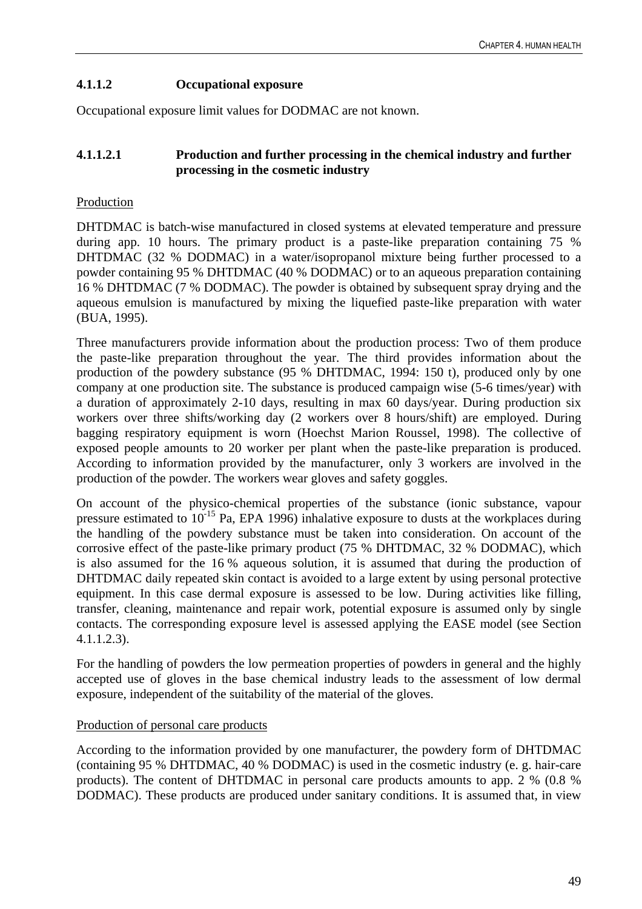#### 4.1.1.2 Occupational exposure

Occupational exposure limit values for DODMAC are not known.

##### 4.1.1.2.1 Production and further processing in the chemical industry and further processing in the cosmetic industry

Production

DHTDMAC is batch-wise manufactured in closed systems at elevated temperature and pressure during app. 10 hours. The primary product is a paste-like preparation containing 75 % DHTDMAC (32 % DODMAC) in a water/isopropanol mixture being further processed to a powder containing 95 % DHTDMAC (40 % DODMAC) or to an aqueous preparation containing 16 % DHTDMAC (7 % DODMAC). The powder is obtained by subsequent spray drying and the aqueous emulsion is manufactured by mixing the liquefied paste-like preparation with water (BUA, 1995).

Three manufacturers provide information about the production process: Two of them produce the paste-like preparation throughout the year. The third provides information about the production of the powdery substance (95 % DHTDMAC, 1994: 150 t), produced only by one company at one production site. The substance is produced campaign wise (5-6 times/year) with a duration of approximately 2-10 days, resulting in max 60 days/year. During production six workers over three shifts/working day (2 workers over 8 hours/shift) are employed. During bagging respiratory equipment is worn (Hoechst Marion Roussel, 1998). The collective of exposed people amounts to 20 worker per plant when the paste-like preparation is produced. According to information provided by the manufacturer, only 3 workers are involved in the production of the powder. The workers wear gloves and safety goggles.

On account of the physico-chemical properties of the substance (ionic substance, vapour pressure estimated to $10^{-15}$ Pa, EPA 1996) inhalative exposure to dusts at the workplaces during the handling of the powdery substance must be taken into consideration. On account of the corrosive effect of the paste-like primary product (75 % DHTDMAC, 32 % DODMAC), which is also assumed for the 16 % aqueous solution, it is assumed that during the production of DHTDMAC daily repeated skin contact is avoided to a large extent by using personal protective equipment. In this case dermal exposure is assessed to be low. During activities like filling, transfer, cleaning, maintenance and repair work, potential exposure is assumed only by single contacts. The corresponding exposure level is assessed applying the EASE model (see Section 4.1.1.2.3).

For the handling of powders the low permeation properties of powders in general and the highly accepted use of gloves in the base chemical industry leads to the assessment of low dermal exposure, independent of the suitability of the material of the gloves.

Production of personal care products

According to the information provided by one manufacturer, the powdery form of DHTDMAC (containing 95 % DHTDMAC, 40 % DODMAC) is used in the cosmetic industry (e. g. hair-care products). The content of DHTDMAC in personal care products amounts to app. 2 % (0.8 % DODMAC). These products are produced under sanitary conditions. It is assumed that, in view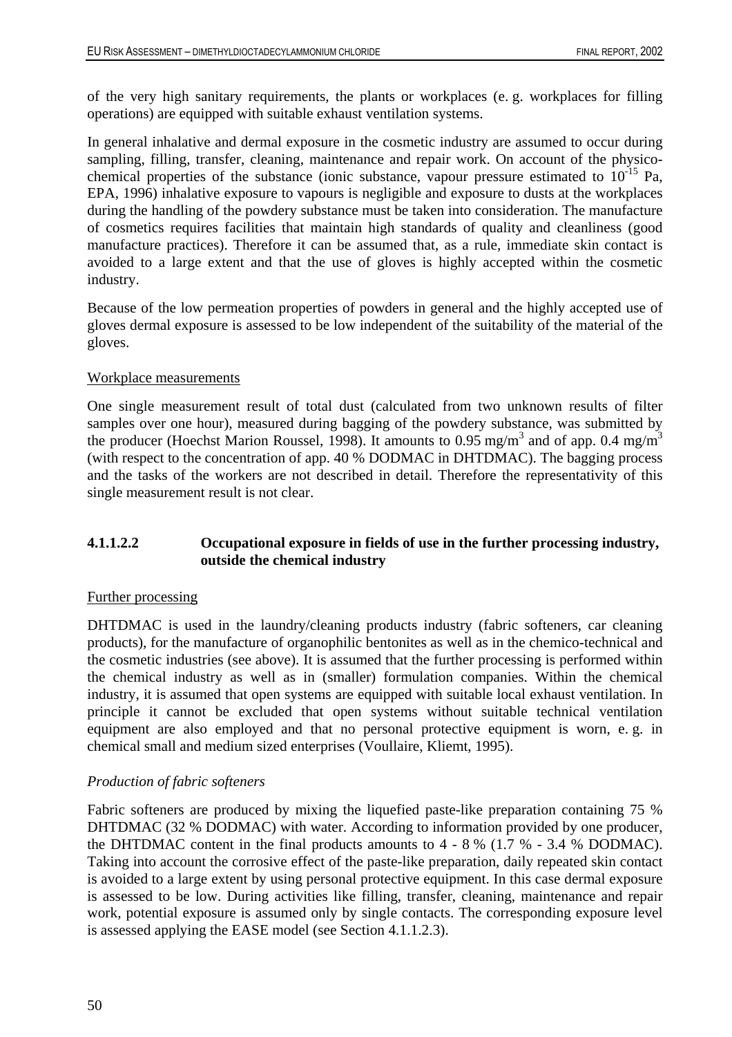of the very high sanitary requirements, the plants or workplaces (e. g. workplaces for filling operations) are equipped with suitable exhaust ventilation systems.

In general inhalative and dermal exposure in the cosmetic industry are assumed to occur during sampling, filling, transfer, cleaning, maintenance and repair work. On account of the physico-chemical properties of the substance (ionic substance, vapour pressure estimated to $10^{-15}$ Pa, EPA, 1996) inhalative exposure to vapours is negligible and exposure to dusts at the workplaces during the handling of the powdery substance must be taken into consideration. The manufacture of cosmetics requires facilities that maintain high standards of quality and cleanliness (good manufacture practices). Therefore it can be assumed that, as a rule, immediate skin contact is avoided to a large extent and that the use of gloves is highly accepted within the cosmetic industry.

Because of the low permeation properties of powders in general and the highly accepted use of gloves dermal exposure is assessed to be low independent of the suitability of the material of the gloves.

Workplace measurements

One single measurement result of total dust (calculated from two unknown results of filter samples over one hour), measured during bagging of the powdery substance, was submitted by the producer (Hoechst Marion Roussel, 1998). It amounts to 0.95 mg/m$^3$ and of app. 0.4 mg/m$^3$ (with respect to the concentration of app. 40 % DODMAC in DHTDMAC). The bagging process and the tasks of the workers are not described in detail. Therefore the representativity of this single measurement result is not clear.

#### 4.1.1.2.2 Occupational exposure in fields of use in the further processing industry, outside the chemical industry

Further processing

DHTDMAC is used in the laundry/cleaning products industry (fabric softeners, car cleaning products), for the manufacture of organophilic bentonites as well as in the chemico-technical and the cosmetic industries (see above). It is assumed that the further processing is performed within the chemical industry as well as in (smaller) formulation companies. Within the chemical industry, it is assumed that open systems are equipped with suitable local exhaust ventilation. In principle it cannot be excluded that open systems without suitable technical ventilation equipment are also employed and that no personal protective equipment is worn, e. g. in chemical small and medium sized enterprises (Voullaire, Kliemt, 1995).

*Production of fabric softeners*

Fabric softeners are produced by mixing the liquefied paste-like preparation containing 75 % DHTDMAC (32 % DODMAC) with water. According to information provided by one producer, the DHTDMAC content in the final products amounts to 4 - 8 % (1.7 % - 3.4 % DODMAC). Taking into account the corrosive effect of the paste-like preparation, daily repeated skin contact is avoided to a large extent by using personal protective equipment. In this case dermal exposure is assessed to be low. During activities like filling, transfer, cleaning, maintenance and repair work, potential exposure is assumed only by single contacts. The corresponding exposure level is assessed applying the EASE model (see Section 4.1.1.2.3).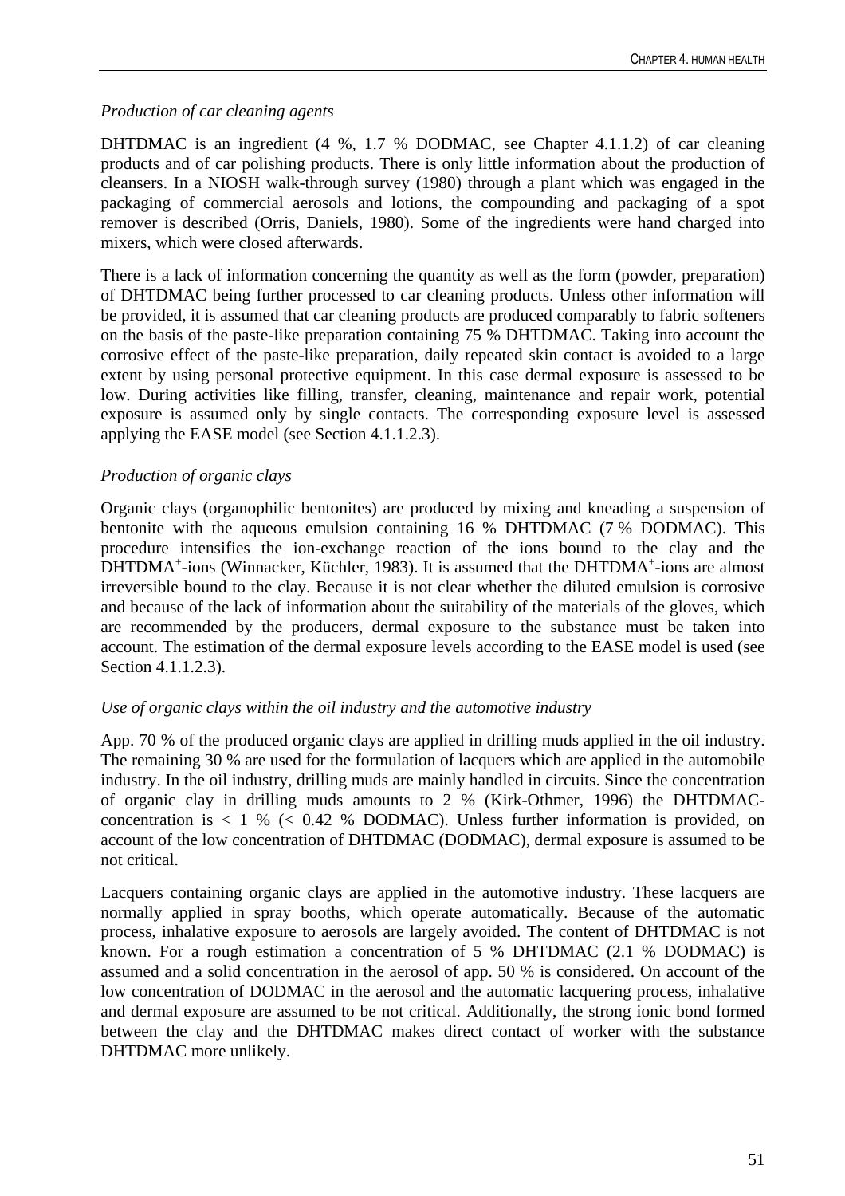*Production of car cleaning agents*

DHTDMAC is an ingredient (4 %, 1.7 % DODMAC, see Chapter 4.1.1.2) of car cleaning products and of car polishing products. There is only little information about the production of cleansers. In a NIOSH walk-through survey (1980) through a plant which was engaged in the packaging of commercial aerosols and lotions, the compounding and packaging of a spot remover is described (Orris, Daniels, 1980). Some of the ingredients were hand charged into mixers, which were closed afterwards.

There is a lack of information concerning the quantity as well as the form (powder, preparation) of DHTDMAC being further processed to car cleaning products. Unless other information will be provided, it is assumed that car cleaning products are produced comparably to fabric softeners on the basis of the paste-like preparation containing 75 % DHTDMAC. Taking into account the corrosive effect of the paste-like preparation, daily repeated skin contact is avoided to a large extent by using personal protective equipment. In this case dermal exposure is assessed to be low. During activities like filling, transfer, cleaning, maintenance and repair work, potential exposure is assumed only by single contacts. The corresponding exposure level is assessed applying the EASE model (see Section 4.1.1.2.3).

*Production of organic clays*

Organic clays (organophilic bentonites) are produced by mixing and kneading a suspension of bentonite with the aqueous emulsion containing 16 % DHTDMAC (7 % DODMAC). This procedure intensifies the ion-exchange reaction of the ions bound to the clay and the $DHTDMA^{+}$-ions (Winnacker, Küchler, 1983). It is assumed that the $DHTDMA^{+}$-ions are almost irreversible bound to the clay. Because it is not clear whether the diluted emulsion is corrosive and because of the lack of information about the suitability of the materials of the gloves, which are recommended by the producers, dermal exposure to the substance must be taken into account. The estimation of the dermal exposure levels according to the EASE model is used (see Section 4.1.1.2.3).

*Use of organic clays within the oil industry and the automotive industry*

App. 70 % of the produced organic clays are applied in drilling muds applied in the oil industry. The remaining 30 % are used for the formulation of lacquers which are applied in the automobile industry. In the oil industry, drilling muds are mainly handled in circuits. Since the concentration of organic clay in drilling muds amounts to 2 % (Kirk-Othmer, 1996) the DHTDMAC-concentration is < 1 % (< 0.42 % DODMAC). Unless further information is provided, on account of the low concentration of DHTDMAC (DODMAC), dermal exposure is assumed to be not critical.

Lacquers containing organic clays are applied in the automotive industry. These lacquers are normally applied in spray booths, which operate automatically. Because of the automatic process, inhalative exposure to aerosols are largely avoided. The content of DHTDMAC is not known. For a rough estimation a concentration of 5 % DHTDMAC (2.1 % DODMAC) is assumed and a solid concentration in the aerosol of app. 50 % is considered. On account of the low concentration of DODMAC in the aerosol and the automatic lacquering process, inhalative and dermal exposure are assumed to be not critical. Additionally, the strong ionic bond formed between the clay and the DHTDMAC makes direct contact of worker with the substance DHTDMAC more unlikely.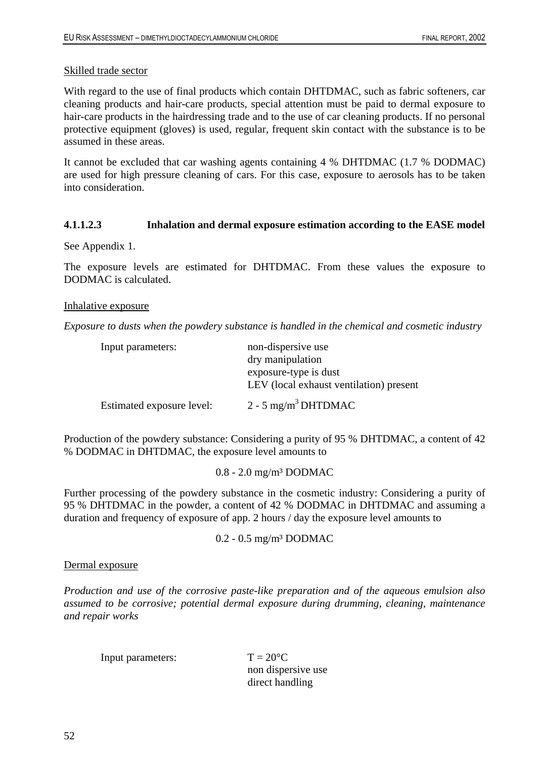Skilled trade sector

With regard to the use of final products which contain DHTDMAC, such as fabric softeners, car cleaning products and hair-care products, special attention must be paid to dermal exposure to hair-care products in the hairdressing trade and to the use of car cleaning products. If no personal protective equipment (gloves) is used, regular, frequent skin contact with the substance is to be assumed in these areas.

It cannot be excluded that car washing agents containing 4 % DHTDMAC (1.7 % DODMAC) are used for high pressure cleaning of cars. For this case, exposure to aerosols has to be taken into consideration.

#### 4.1.1.2.3 Inhalation and dermal exposure estimation according to the EASE model

See Appendix 1.

The exposure levels are estimated for DHTDMAC. From these values the exposure to DODMAC is calculated.

Inhalative exposure

*Exposure to dusts when the powdery substance is handled in the chemical and cosmetic industry*

Input parameters: non-dispersive use
dry manipulation
exposure-type is dust
LEV (local exhaust ventilation) present

Estimated exposure level: 2 - 5 $mg/m^3$ DHTDMAC

Production of the powdery substance: Considering a purity of 95 % DHTDMAC, a content of 42 % DODMAC in DHTDMAC, the exposure level amounts to

0.8 - 2.0 $mg/m^3$ DODMAC

Further processing of the powdery substance in the cosmetic industry: Considering a purity of 95 % DHTDMAC in the powder, a content of 42 % DODMAC in DHTDMAC and assuming a duration and frequency of exposure of app. 2 hours / day the exposure level amounts to

0.2 - 0.5 $mg/m^3$ DODMAC

Dermal exposure

*Production and use of the corrosive paste-like preparation and of the aqueous emulsion also assumed to be corrosive; potential dermal exposure during drumming, cleaning, maintenance and repair works*

Input parameters: T = 20°C
non dispersive use
direct handling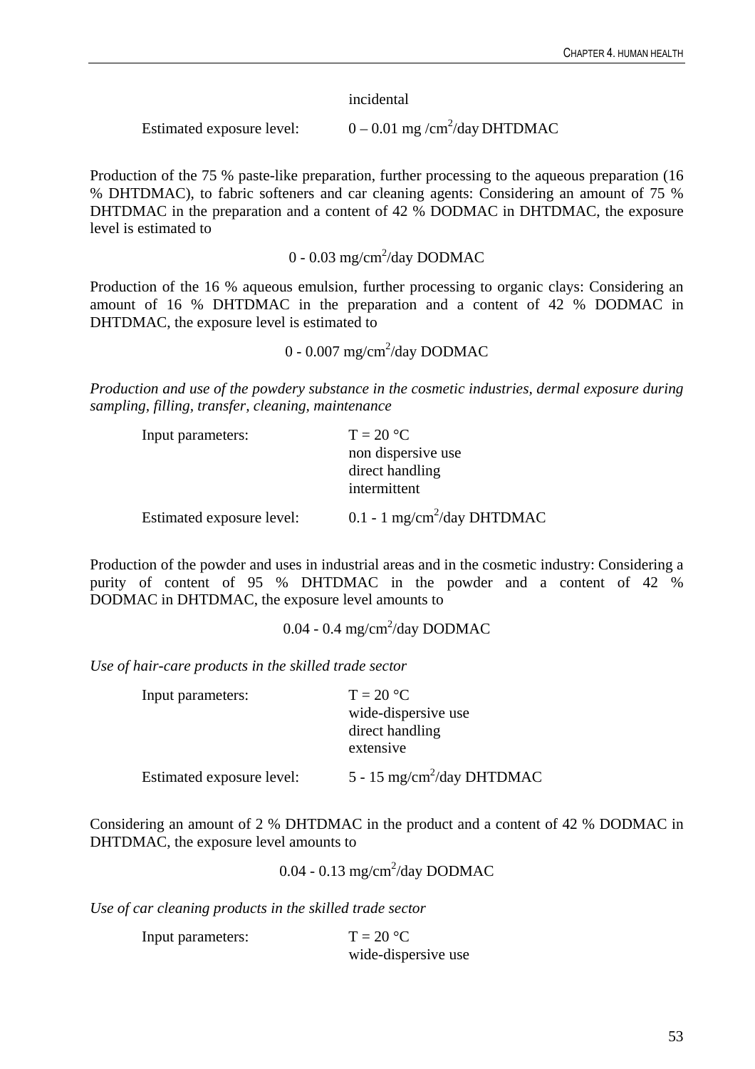incidental

Estimated exposure level: $0 – 0.01$ mg /$cm^2$/day DHTDMAC

Production of the 75 % paste-like preparation, further processing to the aqueous preparation (16 % DHTDMAC), to fabric softeners and car cleaning agents: Considering an amount of 75 % DHTDMAC in the preparation and a content of 42 % DODMAC in DHTDMAC, the exposure level is estimated to

0 - 0.03 mg/$cm^2$/day DODMAC

Production of the 16 % aqueous emulsion, further processing to organic clays: Considering an amount of 16 % DHTDMAC in the preparation and a content of 42 % DODMAC in DHTDMAC, the exposure level is estimated to

0 - 0.007 mg/$cm^2$/day DODMAC

*Production and use of the powdery substance in the cosmetic industries, dermal exposure during sampling, filling, transfer, cleaning, maintenance*

Input parameters: T = 20 °C
non dispersive use
direct handling
intermittent

Estimated exposure level: 0.1 - 1 mg/$cm^2$/day DHTDMAC

Production of the powder and uses in industrial areas and in the cosmetic industry: Considering a purity of content of 95 % DHTDMAC in the powder and a content of 42 % DODMAC in DHTDMAC, the exposure level amounts to

0.04 - 0.4 mg/$cm^2$/day DODMAC

*Use of hair-care products in the skilled trade sector*

Input parameters: T = 20 °C
wide-dispersive use
direct handling
extensive

Estimated exposure level: 5 - 15 mg/$cm^2$/day DHTDMAC

Considering an amount of 2 % DHTDMAC in the product and a content of 42 % DODMAC in DHTDMAC, the exposure level amounts to

0.04 - 0.13 mg/$cm^2$/day DODMAC

*Use of car cleaning products in the skilled trade sector*

Input parameters: T = 20 °C
wide-dispersive use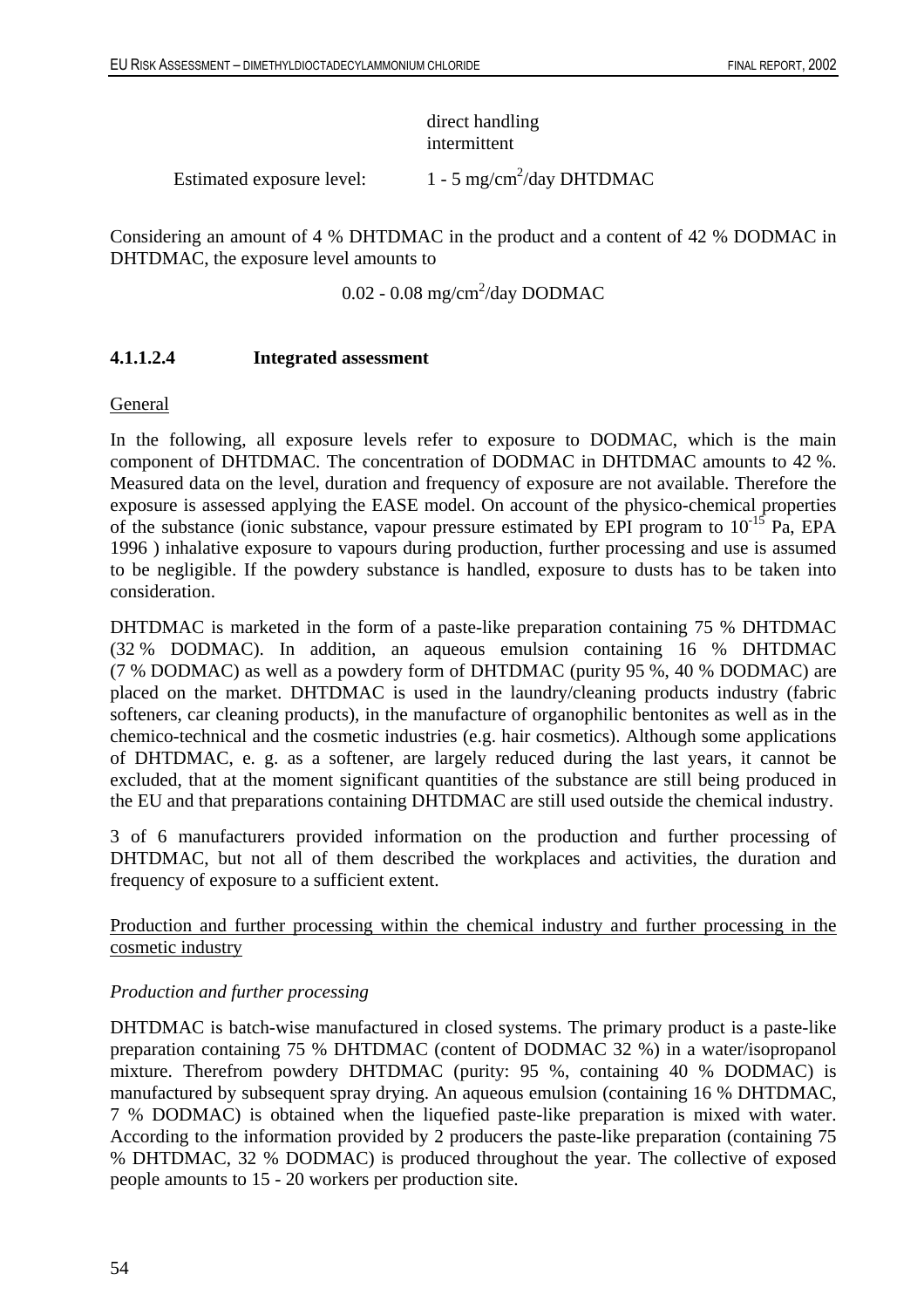direct handling
intermittent

Estimated exposure level: 1 - 5 mg/cm$^2$/day DHTDMAC

Considering an amount of 4 % DHTDMAC in the product and a content of 42 % DODMAC in DHTDMAC, the exposure level amounts to

0.02 - 0.08 mg/cm$^2$/day DODMAC

#### 4.1.1.2.4 Integrated assessment

General

In the following, all exposure levels refer to exposure to DODMAC, which is the main component of DHTDMAC. The concentration of DODMAC in DHTDMAC amounts to 42 %. Measured data on the level, duration and frequency of exposure are not available. Therefore the exposure is assessed applying the EASE model. On account of the physico-chemical properties of the substance (ionic substance, vapour pressure estimated by EPI program to $10^{-15}$ Pa, EPA 1996 ) inhalative exposure to vapours during production, further processing and use is assumed to be negligible. If the powdery substance is handled, exposure to dusts has to be taken into consideration.

DHTDMAC is marketed in the form of a paste-like preparation containing 75 % DHTDMAC (32 % DODMAC). In addition, an aqueous emulsion containing 16 % DHTDMAC (7 % DODMAC) as well as a powdery form of DHTDMAC (purity 95 %, 40 % DODMAC) are placed on the market. DHTDMAC is used in the laundry/cleaning products industry (fabric softeners, car cleaning products), in the manufacture of organophilic bentonites as well as in the chemico-technical and the cosmetic industries (e.g. hair cosmetics). Although some applications of DHTDMAC, e. g. as a softener, are largely reduced during the last years, it cannot be excluded, that at the moment significant quantities of the substance are still being produced in the EU and that preparations containing DHTDMAC are still used outside the chemical industry.

3 of 6 manufacturers provided information on the production and further processing of DHTDMAC, but not all of them described the workplaces and activities, the duration and frequency of exposure to a sufficient extent.

Production and further processing within the chemical industry and further processing in the cosmetic industry

*Production and further processing*

DHTDMAC is batch-wise manufactured in closed systems. The primary product is a paste-like preparation containing 75 % DHTDMAC (content of DODMAC 32 %) in a water/isopropanol mixture. Therefrom powdery DHTDMAC (purity: 95 %, containing 40 % DODMAC) is manufactured by subsequent spray drying. An aqueous emulsion (containing 16 % DHTDMAC, 7 % DODMAC) is obtained when the liquefied paste-like preparation is mixed with water. According to the information provided by 2 producers the paste-like preparation (containing 75 % DHTDMAC, 32 % DODMAC) is produced throughout the year. The collective of exposed people amounts to 15 - 20 workers per production site.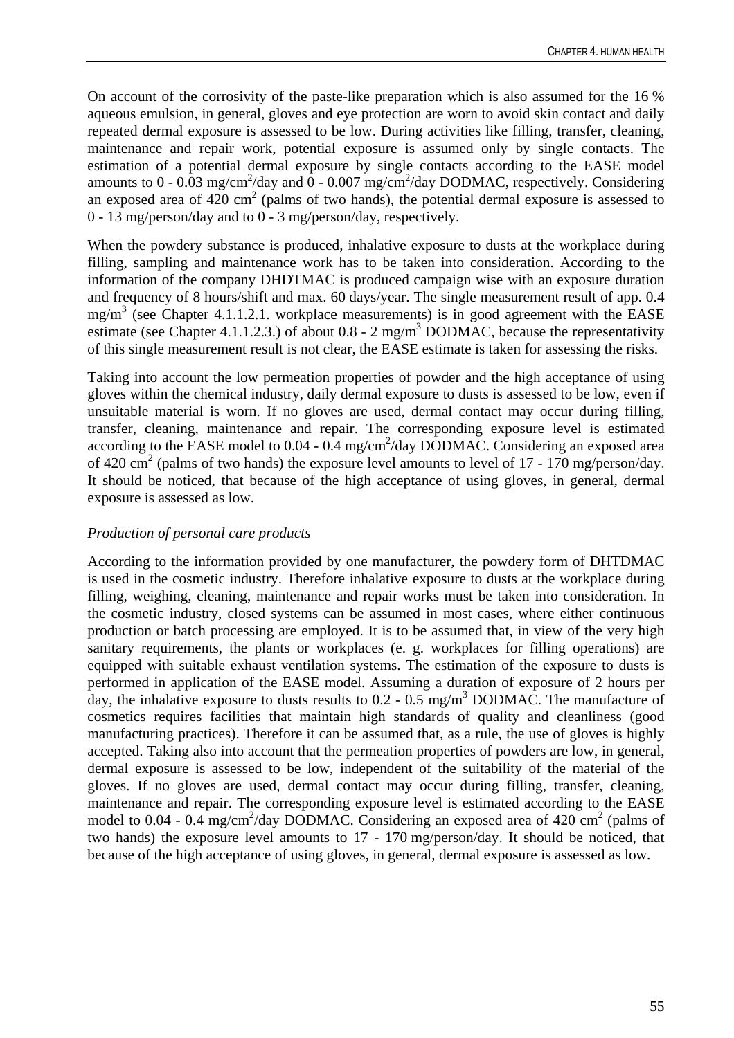On account of the corrosivity of the paste-like preparation which is also assumed for the 16 % aqueous emulsion, in general, gloves and eye protection are worn to avoid skin contact and daily repeated dermal exposure is assessed to be low. During activities like filling, transfer, cleaning, maintenance and repair work, potential exposure is assumed only by single contacts. The estimation of a potential dermal exposure by single contacts according to the EASE model amounts to 0 - 0.03 mg/cm$^2$/day and 0 - 0.007 mg/cm$^2$/day DODMAC, respectively. Considering an exposed area of 420 cm$^2$ (palms of two hands), the potential dermal exposure is assessed to 0 - 13 mg/person/day and to 0 - 3 mg/person/day, respectively.

When the powdery substance is produced, inhalative exposure to dusts at the workplace during filling, sampling and maintenance work has to be taken into consideration. According to the information of the company DHDTMAC is produced campaign wise with an exposure duration and frequency of 8 hours/shift and max. 60 days/year. The single measurement result of app. 0.4 mg/m$^3$ (see Chapter 4.1.1.2.1. workplace measurements) is in good agreement with the EASE estimate (see Chapter 4.1.1.2.3.) of about 0.8 - 2 mg/m$^3$ DODMAC, because the representativity of this single measurement result is not clear, the EASE estimate is taken for assessing the risks.

Taking into account the low permeation properties of powder and the high acceptance of using gloves within the chemical industry, daily dermal exposure to dusts is assessed to be low, even if unsuitable material is worn. If no gloves are used, dermal contact may occur during filling, transfer, cleaning, maintenance and repair. The corresponding exposure level is estimated according to the EASE model to 0.04 - 0.4 mg/cm$^2$/day DODMAC. Considering an exposed area of 420 cm$^2$ (palms of two hands) the exposure level amounts to level of 17 - 170 mg/person/day. It should be noticed, that because of the high acceptance of using gloves, in general, dermal exposure is assessed as low.

*Production of personal care products*

According to the information provided by one manufacturer, the powdery form of DHTDMAC is used in the cosmetic industry. Therefore inhalative exposure to dusts at the workplace during filling, weighing, cleaning, maintenance and repair works must be taken into consideration. In the cosmetic industry, closed systems can be assumed in most cases, where either continuous production or batch processing are employed. It is to be assumed that, in view of the very high sanitary requirements, the plants or workplaces (e. g. workplaces for filling operations) are equipped with suitable exhaust ventilation systems. The estimation of the exposure to dusts is performed in application of the EASE model. Assuming a duration of exposure of 2 hours per day, the inhalative exposure to dusts results to 0.2 - 0.5 mg/m$^3$ DODMAC. The manufacture of cosmetics requires facilities that maintain high standards of quality and cleanliness (good manufacturing practices). Therefore it can be assumed that, as a rule, the use of gloves is highly accepted. Taking also into account that the permeation properties of powders are low, in general, dermal exposure is assessed to be low, independent of the suitability of the material of the gloves. If no gloves are used, dermal contact may occur during filling, transfer, cleaning, maintenance and repair. The corresponding exposure level is estimated according to the EASE model to 0.04 - 0.4 mg/cm$^2$/day DODMAC. Considering an exposed area of 420 cm$^2$ (palms of two hands) the exposure level amounts to 17 - 170 mg/person/day. It should be noticed, that because of the high acceptance of using gloves, in general, dermal exposure is assessed as low.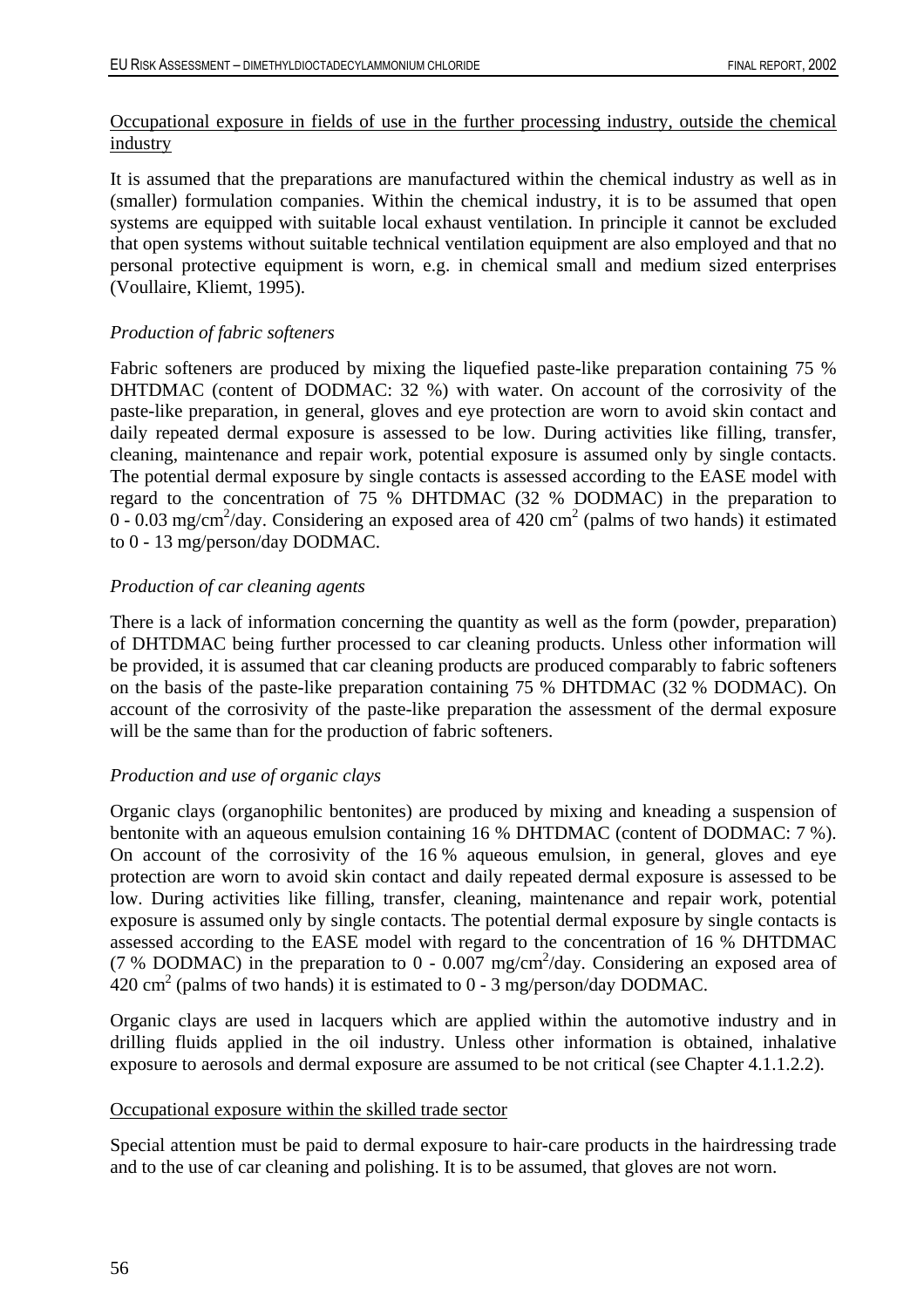Occupational exposure in fields of use in the further processing industry, outside the chemical industry

It is assumed that the preparations are manufactured within the chemical industry as well as in (smaller) formulation companies. Within the chemical industry, it is to be assumed that open systems are equipped with suitable local exhaust ventilation. In principle it cannot be excluded that open systems without suitable technical ventilation equipment are also employed and that no personal protective equipment is worn, e.g. in chemical small and medium sized enterprises (Voullaire, Kliemt, 1995).

*Production of fabric softeners*

Fabric softeners are produced by mixing the liquefied paste-like preparation containing 75 % DHTDMAC (content of DODMAC: 32 %) with water. On account of the corrosivity of the paste-like preparation, in general, gloves and eye protection are worn to avoid skin contact and daily repeated dermal exposure is assessed to be low. During activities like filling, transfer, cleaning, maintenance and repair work, potential exposure is assumed only by single contacts. The potential dermal exposure by single contacts is assessed according to the EASE model with regard to the concentration of 75 % DHTDMAC (32 % DODMAC) in the preparation to 0 - 0.03 $mg/cm^2$/day. Considering an exposed area of 420 $cm^2$ (palms of two hands) it estimated to 0 - 13 mg/person/day DODMAC.

*Production of car cleaning agents*

There is a lack of information concerning the quantity as well as the form (powder, preparation) of DHTDMAC being further processed to car cleaning products. Unless other information will be provided, it is assumed that car cleaning products are produced comparably to fabric softeners on the basis of the paste-like preparation containing 75 % DHTDMAC (32 % DODMAC). On account of the corrosivity of the paste-like preparation the assessment of the dermal exposure will be the same than for the production of fabric softeners.

*Production and use of organic clays*

Organic clays (organophilic bentonites) are produced by mixing and kneading a suspension of bentonite with an aqueous emulsion containing 16 % DHTDMAC (content of DODMAC: 7 %). On account of the corrosivity of the 16 % aqueous emulsion, in general, gloves and eye protection are worn to avoid skin contact and daily repeated dermal exposure is assessed to be low. During activities like filling, transfer, cleaning, maintenance and repair work, potential exposure is assumed only by single contacts. The potential dermal exposure by single contacts is assessed according to the EASE model with regard to the concentration of 16 % DHTDMAC (7 % DODMAC) in the preparation to 0 - 0.007 $mg/cm^2$/day. Considering an exposed area of 420 $cm^2$ (palms of two hands) it is estimated to 0 - 3 mg/person/day DODMAC.

Organic clays are used in lacquers which are applied within the automotive industry and in drilling fluids applied in the oil industry. Unless other information is obtained, inhalative exposure to aerosols and dermal exposure are assumed to be not critical (see Chapter 4.1.1.2.2).

Occupational exposure within the skilled trade sector

Special attention must be paid to dermal exposure to hair-care products in the hairdressing trade and to the use of car cleaning and polishing. It is to be assumed, that gloves are not worn.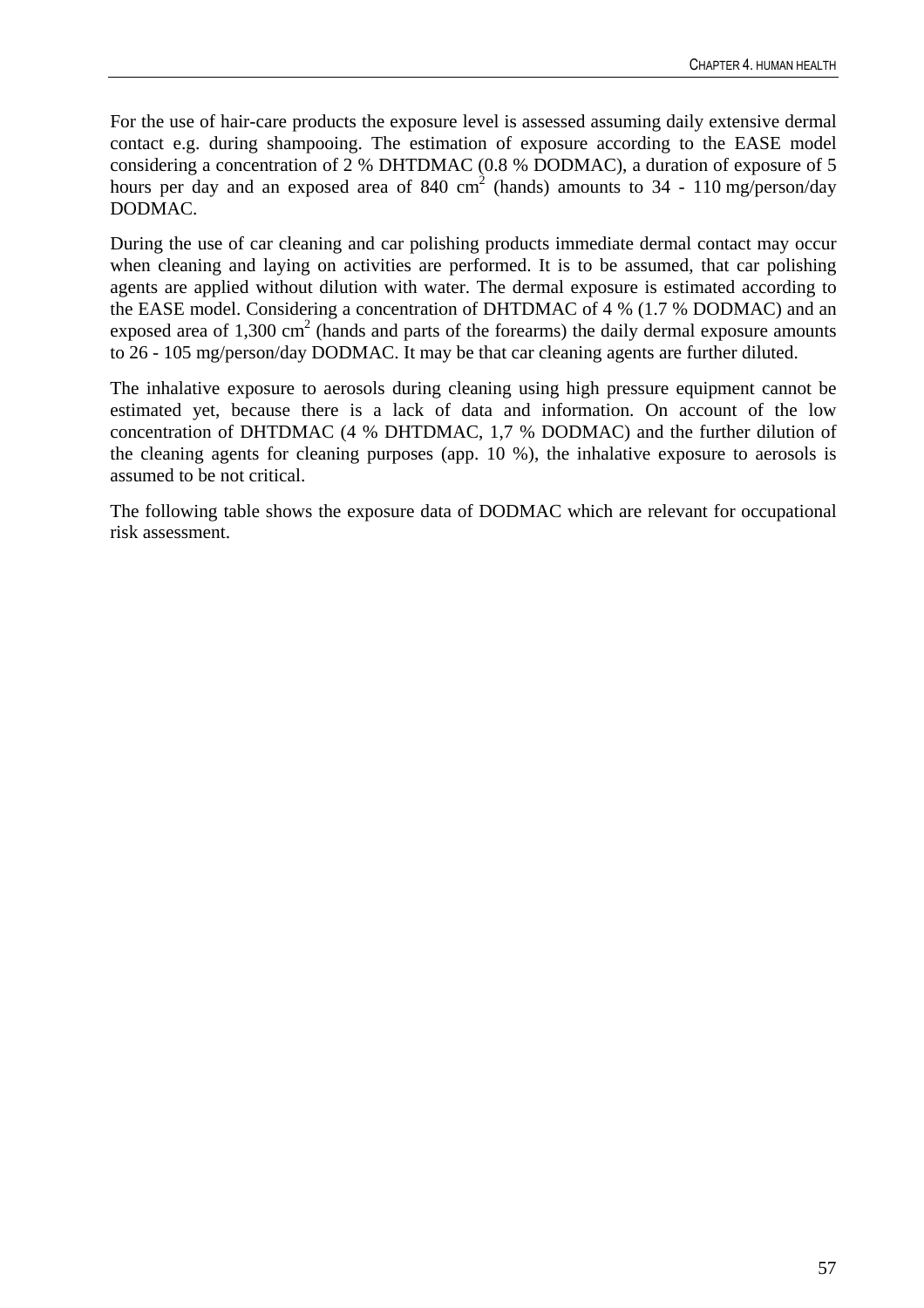For the use of hair-care products the exposure level is assessed assuming daily extensive dermal contact e.g. during shampooing. The estimation of exposure according to the EASE model considering a concentration of 2 % DHTDMAC (0.8 % DODMAC), a duration of exposure of 5 hours per day and an exposed area of 840 $cm^2$ (hands) amounts to 34 - 110 mg/person/day DODMAC.

During the use of car cleaning and car polishing products immediate dermal contact may occur when cleaning and laying on activities are performed. It is to be assumed, that car polishing agents are applied without dilution with water. The dermal exposure is estimated according to the EASE model. Considering a concentration of DHTDMAC of 4 % (1.7 % DODMAC) and an exposed area of 1,300 $cm^2$ (hands and parts of the forearms) the daily dermal exposure amounts to 26 - 105 mg/person/day DODMAC. It may be that car cleaning agents are further diluted.

The inhalative exposure to aerosols during cleaning using high pressure equipment cannot be estimated yet, because there is a lack of data and information. On account of the low concentration of DHTDMAC (4 % DHTDMAC, 1,7 % DODMAC) and the further dilution of the cleaning agents for cleaning purposes (app. 10 %), the inhalative exposure to aerosols is assumed to be not critical.

The following table shows the exposure data of DODMAC which are relevant for occupational risk assessment.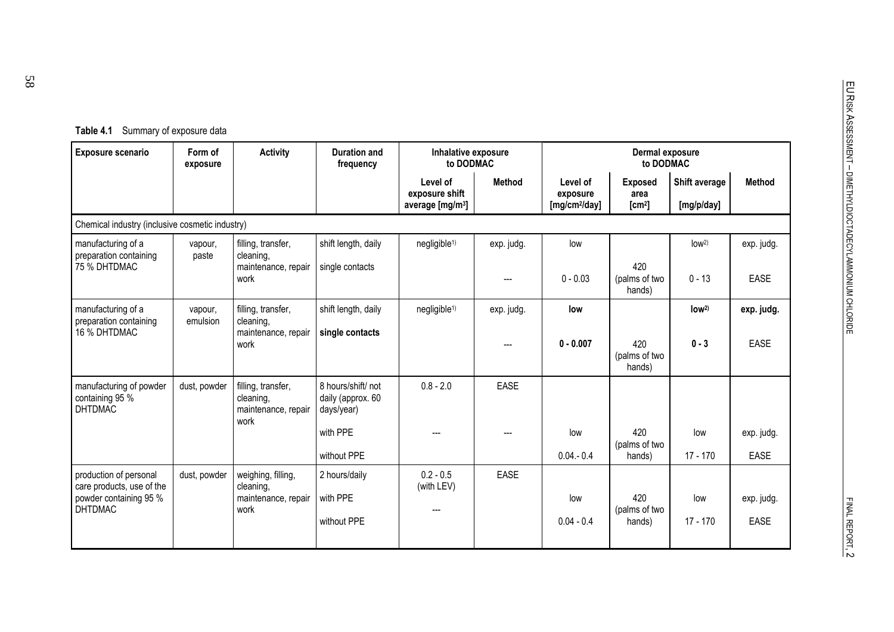**Table 4.1** Summary of exposure data

| Exposure scenario | Form of exposure | Activity | Duration and frequency | Inhalative exposure to DODMAC | | Dermal exposure to DODMAC | | | |
|---|---|---|---|---|---|---|---|---|---|
| | | | | Level of exposure shift average [mg/m³] | Method | Level of exposure [mg/cm²/day] | Exposed area [cm²] | Shift average [mg/p/day] | Method |
| Chemical industry (inclusive cosmetic industry) | | | | | | | | | |
| manufacturing of a preparation containing 75 % DHTDMAC | vapour, paste | filling, transfer, cleaning, | shift length, daily | negligible[1)] | exp. judg. | low | | low[2)] | exp. judg. |
| | | maintenance, repair work | single contacts | | --- | 0 - 0.03 | 420 (palms of two hands) | 0 - 13 | EASE |
| manufacturing of a preparation containing 16 % DHTDMAC | vapour, emulsion | filling, transfer, cleaning, | shift length, daily | negligible[1)] | exp. judg. | **low** | | **low[2)]** | **exp. judg.** |
| | | maintenance, repair work | **single contacts** | | --- | **0 - 0.007** | 420 (palms of two hands) | **0 - 3** | EASE |
| manufacturing of powder containing 95 % DHTDMAC | dust, powder | filling, transfer, cleaning, maintenance, repair work | 8 hours/shift/ not daily (approx. 60 days/year) | 0.8 - 2.0 | EASE | | | | |
| | | | with PPE | --- | --- | low | 420 (palms of two hands) | low | exp. judg. |
| | | | without PPE | | | 0.04.- 0.4 | | 17 - 170 | EASE |
| production of personal care products, use of the powder containing 95 % DHTDMAC | dust, powder | weighing, filling, cleaning, maintenance, repair work | 2 hours/daily | 0.2 - 0.5 (with LEV) | EASE | | | | |
| | | | with PPE | --- | | low | 420 (palms of two hands) | low | exp. judg. |
| | | | without PPE | | | 0.04 - 0.4 | | 17 - 170 | EASE |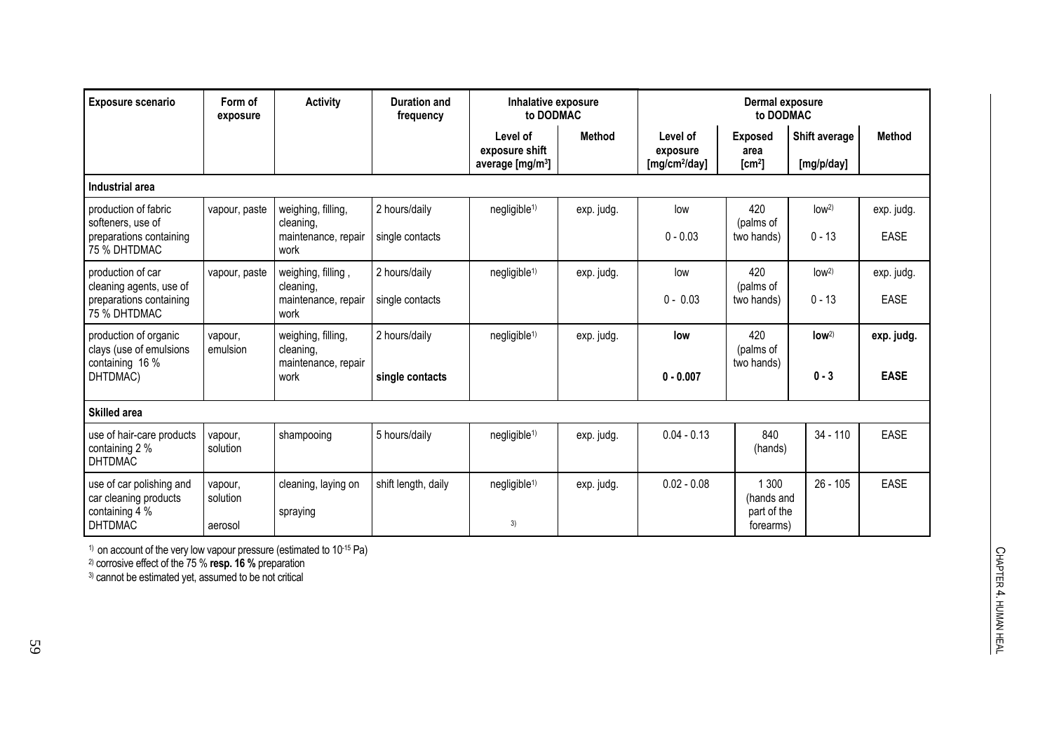| Exposure scenario | Form of exposure | Activity | Duration and frequency | Inhalative exposure to DODMAC | | Dermal exposure to DODMAC | | | |
|---|---|---|---|---|---|---|---|---|---|
| | | | | Level of exposure shift average [mg/m³] | Method | Level of exposure [mg/cm²/day] | Exposed area [cm²] | Shift average [mg/p/day] | Method |
| **Industrial area** | | | | | | | | | |
| production of fabric softeners, use of preparations containing 75 % DHTDMAC | vapour, paste | weighing, filling, cleaning, maintenance, repair work | 2 hours/daily single contacts | negligible[1)] | exp. judg. | low 0 - 0.03 | 420 (palms of two hands) | low[2)] 0 - 13 | exp. judg. EASE |
| production of car cleaning agents, use of preparations containing 75 % DHTDMAC | vapour, paste | weighing, filling , cleaning, maintenance, repair work | 2 hours/daily single contacts | negligible[1)] | exp. judg. | low 0 - 0.03 | 420 (palms of two hands) | low[2)] 0 - 13 | exp. judg. EASE |
| production of organic clays (use of emulsions containing 16 % DHTDMAC) | vapour, emulsion | weighing, filling, cleaning, maintenance, repair work | 2 hours/daily **single contacts** | negligible[1)] | exp. judg. | **low** **0 - 0.007** | 420 (palms of two hands) | **low**[2)] **0 - 3** | **exp. judg.** **EASE** |
| **Skilled area** | | | | | | | | | |
| use of hair-care products containing 2 % DHTDMAC | vapour, solution | shampooing | 5 hours/daily | negligible[1)] | exp. judg. | 0.04 - 0.13 | 840 (hands) | 34 - 110 | EASE |
| use of car polishing and car cleaning products containing 4 % DHTDMAC | vapour, solution aerosol | cleaning, laying on spraying | shift length, daily | negligible[1)] [3)] | exp. judg. | 0.02 - 0.08 | 1 300 (hands and part of the forearms) | 26 - 105 | EASE |

[1)] on account of the very low vapour pressure (estimated to $10^{-15}$ Pa)

[2)] corrosive effect of the 75 % **resp. 16 %** preparation

[3)] cannot be estimated yet, assumed to be not critical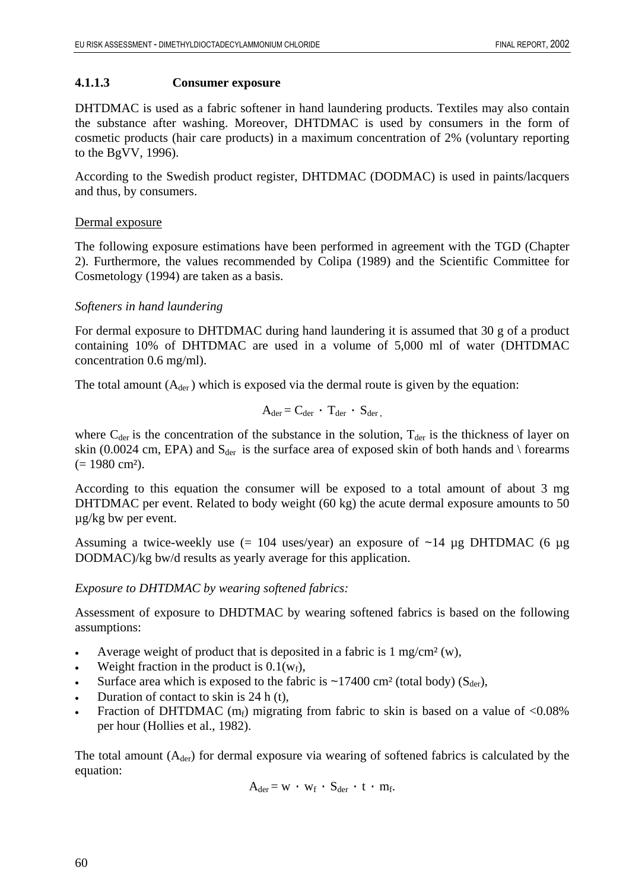#### 4.1.1.3 Consumer exposure

DHTDMAC is used as a fabric softener in hand laundering products. Textiles may also contain the substance after washing. Moreover, DHTDMAC is used by consumers in the form of cosmetic products (hair care products) in a maximum concentration of 2% (voluntary reporting to the BgVV, 1996).

According to the Swedish product register, DHTDMAC (DODMAC) is used in paints/lacquers and thus, by consumers.

Dermal exposure

The following exposure estimations have been performed in agreement with the TGD (Chapter 2). Furthermore, the values recommended by Colipa (1989) and the Scientific Committee for Cosmetology (1994) are taken as a basis.

*Softeners in hand laundering*

For dermal exposure to DHTDMAC during hand laundering it is assumed that 30 g of a product containing 10% of DHTDMAC are used in a volume of 5,000 ml of water (DHTDMAC concentration 0.6 mg/ml).

The total amount ($A_{der}$) which is exposed via the dermal route is given by the equation:

$$A_{der} = C_{der} \cdot T_{der} \cdot S_{der},$$

where $C_{der}$ is the concentration of the substance in the solution, $T_{der}$ is the thickness of layer on skin (0.0024 cm, EPA) and $S_{der}$ is the surface area of exposed skin of both hands and \ forearms (= 1980 cm²).

According to this equation the consumer will be exposed to a total amount of about 3 mg DHTDMAC per event. Related to body weight (60 kg) the acute dermal exposure amounts to 50 µg/kg bw per event.

Assuming a twice-weekly use (= 104 uses/year) an exposure of ~14 µg DHTDMAC (6 µg DODMAC)/kg bw/d results as yearly average for this application.

*Exposure to DHTDMAC by wearing softened fabrics:*

Assessment of exposure to DHDTMAC by wearing softened fabrics is based on the following assumptions:

- Average weight of product that is deposited in a fabric is 1 mg/cm² (w),
- Weight fraction in the product is 0.1($w_f$),
- Surface area which is exposed to the fabric is ~17400 cm² (total body) ($S_{der}$),
- Duration of contact to skin is 24 h (t),
- Fraction of DHTDMAC ($m_f$) migrating from fabric to skin is based on a value of <0.08% per hour (Hollies et al., 1982).

The total amount ($A_{der}$) for dermal exposure via wearing of softened fabrics is calculated by the equation:

$$A_{der} = w \cdot w_f \cdot S_{der} \cdot t \cdot m_f.$$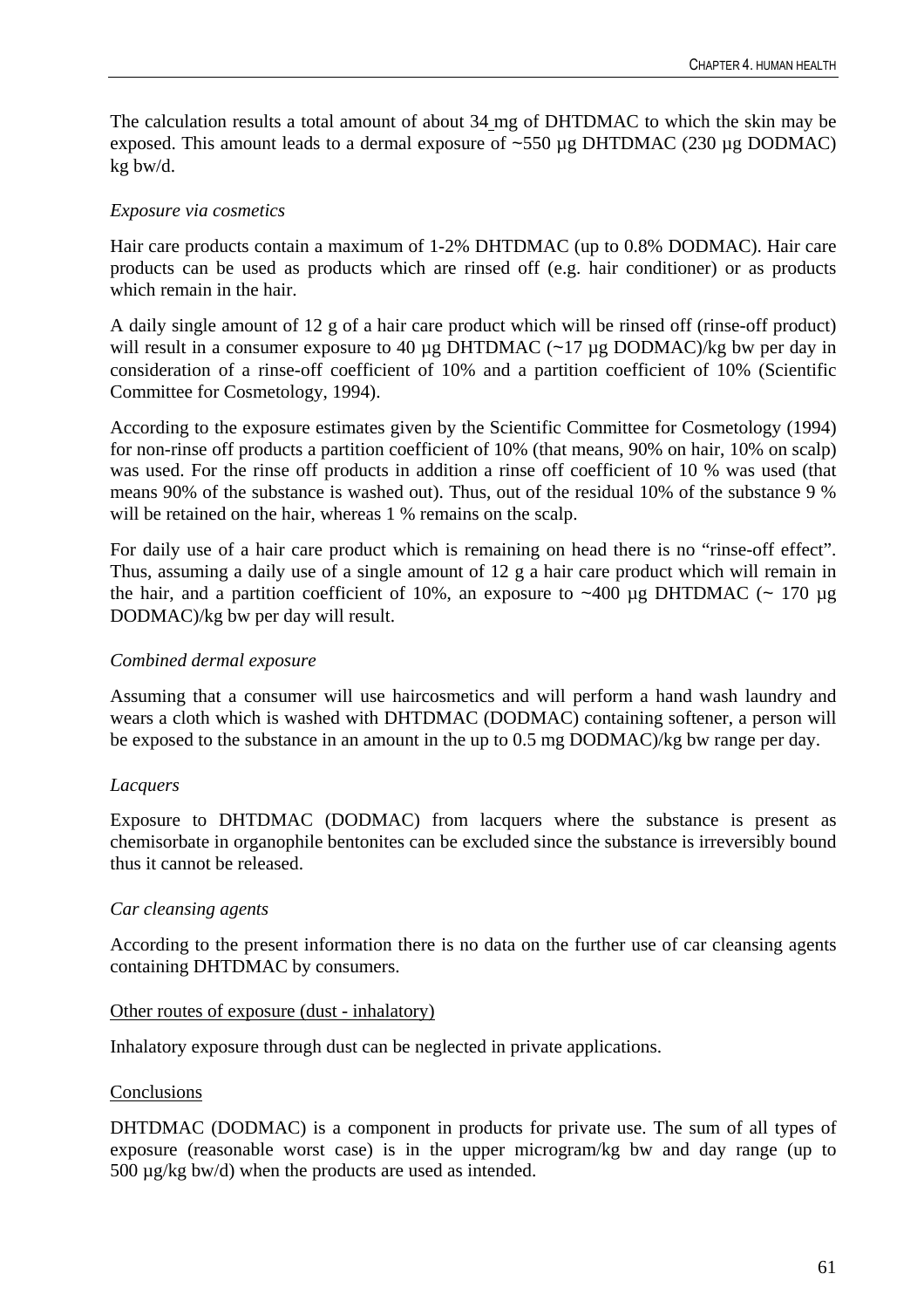The calculation results a total amount of about 34 mg of DHTDMAC to which the skin may be exposed. This amount leads to a dermal exposure of ~550 µg DHTDMAC (230 µg DODMAC) kg bw/d.

*Exposure via cosmetics*

Hair care products contain a maximum of 1-2% DHTDMAC (up to 0.8% DODMAC). Hair care products can be used as products which are rinsed off (e.g. hair conditioner) or as products which remain in the hair.

A daily single amount of 12 g of a hair care product which will be rinsed off (rinse-off product) will result in a consumer exposure to 40 µg DHTDMAC (~17 µg DODMAC)/kg bw per day in consideration of a rinse-off coefficient of 10% and a partition coefficient of 10% (Scientific Committee for Cosmetology, 1994).

According to the exposure estimates given by the Scientific Committee for Cosmetology (1994) for non-rinse off products a partition coefficient of 10% (that means, 90% on hair, 10% on scalp) was used. For the rinse off products in addition a rinse off coefficient of 10 % was used (that means 90% of the substance is washed out). Thus, out of the residual 10% of the substance 9 % will be retained on the hair, whereas 1 % remains on the scalp.

For daily use of a hair care product which is remaining on head there is no "rinse-off effect". Thus, assuming a daily use of a single amount of 12 g a hair care product which will remain in the hair, and a partition coefficient of 10%, an exposure to ~400 µg DHTDMAC (~ 170 µg DODMAC)/kg bw per day will result.

*Combined dermal exposure*

Assuming that a consumer will use haircosmetics and will perform a hand wash laundry and wears a cloth which is washed with DHTDMAC (DODMAC) containing softener, a person will be exposed to the substance in an amount in the up to 0.5 mg DODMAC)/kg bw range per day.

*Lacquers*

Exposure to DHTDMAC (DODMAC) from lacquers where the substance is present as chemisorbate in organophile bentonites can be excluded since the substance is irreversibly bound thus it cannot be released.

*Car cleansing agents*

According to the present information there is no data on the further use of car cleansing agents containing DHTDMAC by consumers.

Other routes of exposure (dust - inhalatory)

Inhalatory exposure through dust can be neglected in private applications.

Conclusions

DHTDMAC (DODMAC) is a component in products for private use. The sum of all types of exposure (reasonable worst case) is in the upper microgram/kg bw and day range (up to 500 µg/kg bw/d) when the products are used as intended.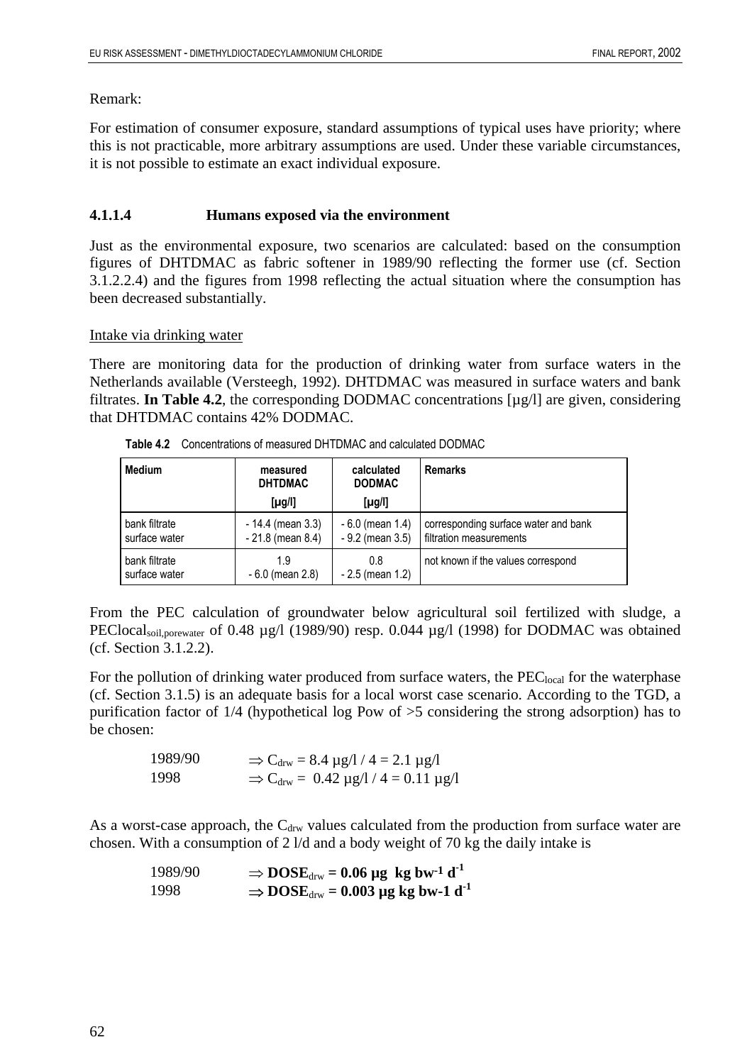Remark:

For estimation of consumer exposure, standard assumptions of typical uses have priority; where this is not practicable, more arbitrary assumptions are used. Under these variable circumstances, it is not possible to estimate an exact individual exposure.

#### 4.1.1.4 Humans exposed via the environment

Just as the environmental exposure, two scenarios are calculated: based on the consumption figures of DHTDMAC as fabric softener in 1989/90 reflecting the former use (cf. Section 3.1.2.2.4) and the figures from 1998 reflecting the actual situation where the consumption has been decreased substantially.

Intake via drinking water

There are monitoring data for the production of drinking water from surface waters in the Netherlands available (Versteegh, 1992). DHTDMAC was measured in surface waters and bank filtrates. **In Table 4.2**, the corresponding DODMAC concentrations [µg/l] are given, considering that DHTDMAC contains 42% DODMAC.

**Table 4.2** Concentrations of measured DHTDMAC and calculated DODMAC

| Medium | measured DHTDMAC [µg/l] | calculated DODMAC [µg/l] | Remarks |
|---|---|---|---|
| bank filtrate<br>surface water | - 14.4 (mean 3.3)<br>- 21.8 (mean 8.4) | - 6.0 (mean 1.4)<br>- 9.2 (mean 3.5) | corresponding surface water and bank filtration measurements |
| bank filtrate<br>surface water | 1.9<br>- 6.0 (mean 2.8) | 0.8<br>- 2.5 (mean 1.2) | not known if the values correspond |

From the PEC calculation of groundwater below agricultural soil fertilized with sludge, a $PEClocal_{soil,porewater}$ of 0.48 µg/l (1989/90) resp. 0.044 µg/l (1998) for DODMAC was obtained (cf. Section 3.1.2.2).

For the pollution of drinking water produced from surface waters, the $PEC_{local}$ for the waterphase (cf. Section 3.1.5) is an adequate basis for a local worst case scenario. According to the TGD, a purification factor of 1/4 (hypothetical log Pow of >5 considering the strong adsorption) has to be chosen:

1989/90 $\Rightarrow C_{drw} = 8.4\ \mu g/l\ /\ 4 = 2.1\ \mu g/l$

1998 $\Rightarrow C_{drw} = 0.42\ \mu g/l\ /\ 4 = 0.11\ \mu g/l$

As a worst-case approach, the $C_{drw}$ values calculated from the production from surface water are chosen. With a consumption of 2 l/d and a body weight of 70 kg the daily intake is

1989/90 $\Rightarrow$ **$DOSE_{drw}$ = 0.06 µg kg $bw^{-1}$ $d^{-1}$**

1998 $\Rightarrow$ **$DOSE_{drw}$ = 0.003 µg kg bw-1 $d^{-1}$**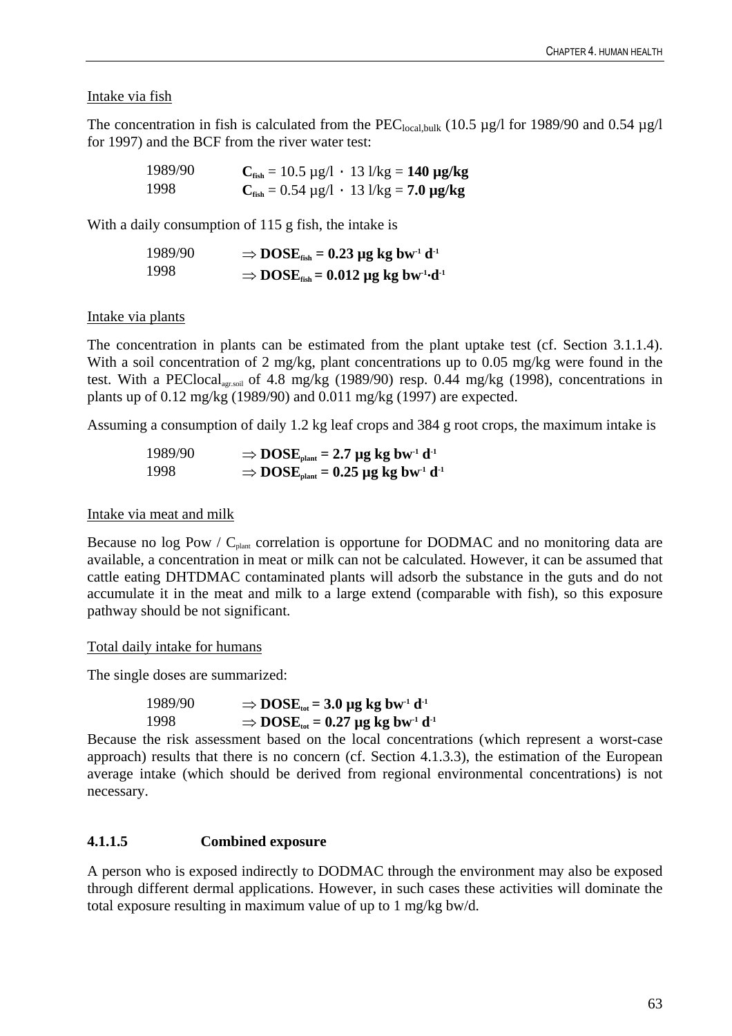Intake via fish

The concentration in fish is calculated from the $PEC_{local,bulk}$ (10.5 µg/l for 1989/90 and 0.54 µg/l for 1997) and the BCF from the river water test:

1989/90 $\quad C_{fish} = 10.5 \text{ µg/l} \cdot 13 \text{ l/kg} = \mathbf{140 \text{ µg/kg}}$

1998 $\quad C_{fish} = 0.54 \text{ µg/l} \cdot 13 \text{ l/kg} = \mathbf{7.0 \text{ µg/kg}}$

With a daily consumption of 115 g fish, the intake is

1989/90 $\quad \Rightarrow \mathbf{DOSE_{fish} = 0.23 \text{ µg kg bw}^{-1} \text{ d}^{-1}}$

1998 $\quad \Rightarrow \mathbf{DOSE_{fish} = 0.012 \text{ µg kg bw}^{-1} \cdot \text{d}^{-1}}$

Intake via plants

The concentration in plants can be estimated from the plant uptake test (cf. Section 3.1.1.4). With a soil concentration of 2 mg/kg, plant concentrations up to 0.05 mg/kg were found in the test. With a $PEClocal_{agr.soil}$ of 4.8 mg/kg (1989/90) resp. 0.44 mg/kg (1998), concentrations in plants up of 0.12 mg/kg (1989/90) and 0.011 mg/kg (1997) are expected.

Assuming a consumption of daily 1.2 kg leaf crops and 384 g root crops, the maximum intake is

1989/90 $\quad \Rightarrow \mathbf{DOSE_{plant} = 2.7 \text{ µg kg bw}^{-1} \text{ d}^{-1}}$

1998 $\quad \Rightarrow \mathbf{DOSE_{plant} = 0.25 \text{ µg kg bw}^{-1} \text{ d}^{-1}}$

Intake via meat and milk

Because no log Pow / $C_{plant}$ correlation is opportune for DODMAC and no monitoring data are available, a concentration in meat or milk can not be calculated. However, it can be assumed that cattle eating DHTDMAC contaminated plants will adsorb the substance in the guts and do not accumulate it in the meat and milk to a large extend (comparable with fish), so this exposure pathway should be not significant.

Total daily intake for humans

The single doses are summarized:

1989/90 $\quad \Rightarrow \mathbf{DOSE_{tot} = 3.0 \text{ µg kg bw}^{-1} \text{ d}^{-1}}$

1998 $\quad \Rightarrow \mathbf{DOSE_{tot} = 0.27 \text{ µg kg bw}^{-1} \text{ d}^{-1}}$

Because the risk assessment based on the local concentrations (which represent a worst-case approach) results that there is no concern (cf. Section 4.1.3.3), the estimation of the European average intake (which should be derived from regional environmental concentrations) is not necessary.

#### 4.1.1.5 Combined exposure

A person who is exposed indirectly to DODMAC through the environment may also be exposed through different dermal applications. However, in such cases these activities will dominate the total exposure resulting in maximum value of up to 1 mg/kg bw/d.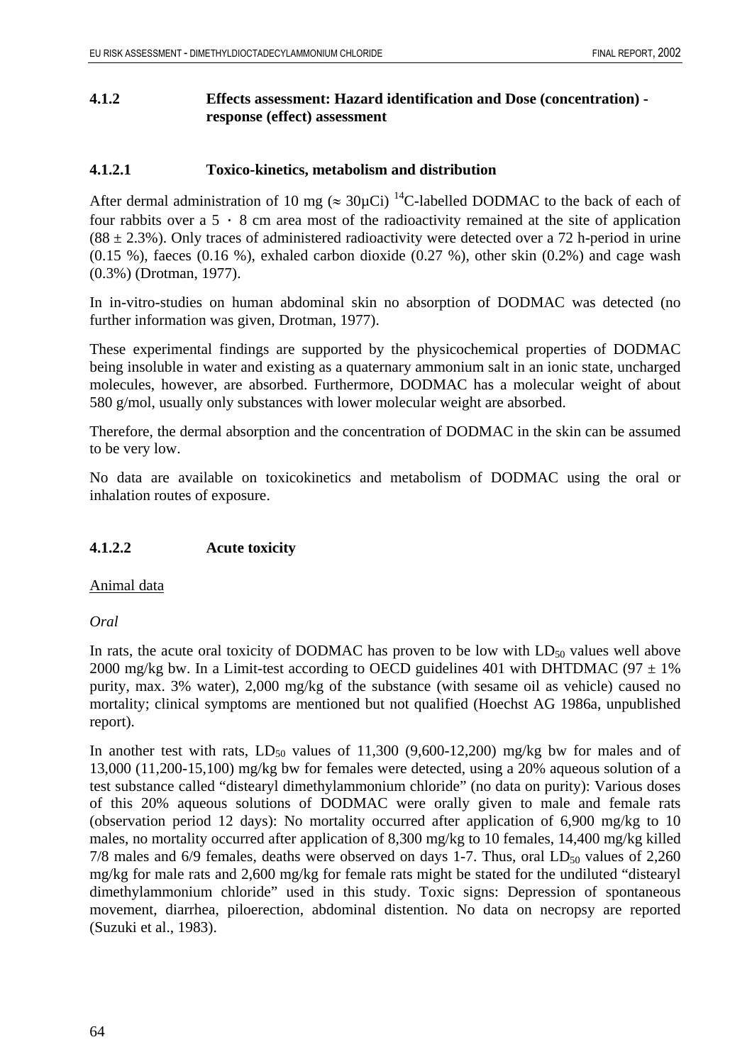### 4.1.2 Effects assessment: Hazard identification and Dose (concentration) - response (effect) assessment

#### 4.1.2.1 Toxico-kinetics, metabolism and distribution

After dermal administration of 10 mg (≈ 30µCi) $^{14}$C-labelled DODMAC to the back of each of four rabbits over a 5 · 8 cm area most of the radioactivity remained at the site of application (88 ± 2.3%). Only traces of administered radioactivity were detected over a 72 h-period in urine (0.15 %), faeces (0.16 %), exhaled carbon dioxide (0.27 %), other skin (0.2%) and cage wash (0.3%) (Drotman, 1977).

In in-vitro-studies on human abdominal skin no absorption of DODMAC was detected (no further information was given, Drotman, 1977).

These experimental findings are supported by the physicochemical properties of DODMAC being insoluble in water and existing as a quaternary ammonium salt in an ionic state, uncharged molecules, however, are absorbed. Furthermore, DODMAC has a molecular weight of about 580 g/mol, usually only substances with lower molecular weight are absorbed.

Therefore, the dermal absorption and the concentration of DODMAC in the skin can be assumed to be very low.

No data are available on toxicokinetics and metabolism of DODMAC using the oral or inhalation routes of exposure.

#### 4.1.2.2 Acute toxicity

Animal data

*Oral*

In rats, the acute oral toxicity of DODMAC has proven to be low with $LD_{50}$ values well above 2000 mg/kg bw. In a Limit-test according to OECD guidelines 401 with DHTDMAC (97 ± 1% purity, max. 3% water), 2,000 mg/kg of the substance (with sesame oil as vehicle) caused no mortality; clinical symptoms are mentioned but not qualified (Hoechst AG 1986a, unpublished report).

In another test with rats, $LD_{50}$ values of 11,300 (9,600-12,200) mg/kg bw for males and of 13,000 (11,200-15,100) mg/kg bw for females were detected, using a 20% aqueous solution of a test substance called "distearyl dimethylammonium chloride" (no data on purity): Various doses of this 20% aqueous solutions of DODMAC were orally given to male and female rats (observation period 12 days): No mortality occurred after application of 6,900 mg/kg to 10 males, no mortality occurred after application of 8,300 mg/kg to 10 females, 14,400 mg/kg killed 7/8 males and 6/9 females, deaths were observed on days 1-7. Thus, oral $LD_{50}$ values of 2,260 mg/kg for male rats and 2,600 mg/kg for female rats might be stated for the undiluted "distearyl dimethylammonium chloride" used in this study. Toxic signs: Depression of spontaneous movement, diarrhea, piloerection, abdominal distention. No data on necropsy are reported (Suzuki et al., 1983).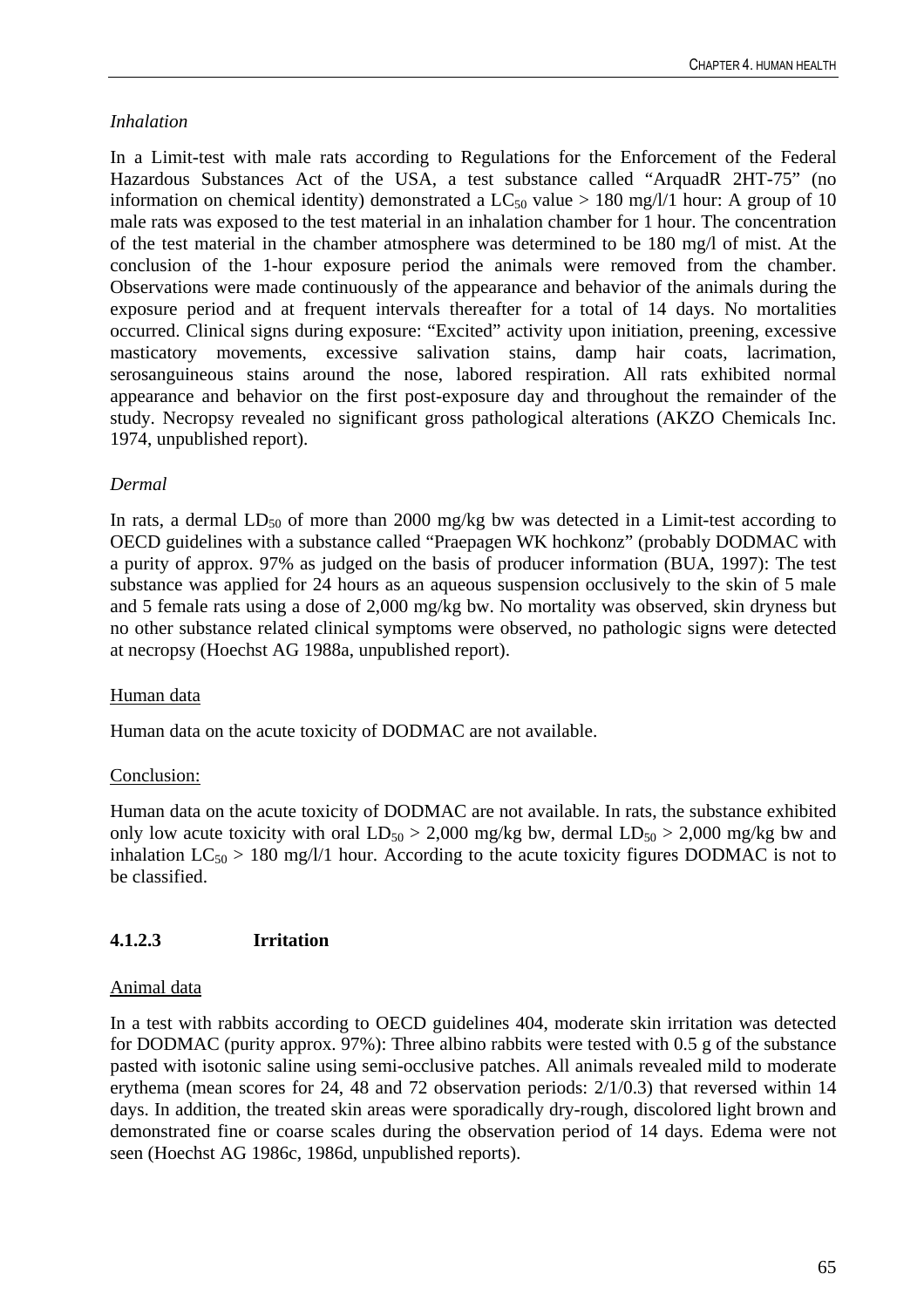*Inhalation*

In a Limit-test with male rats according to Regulations for the Enforcement of the Federal Hazardous Substances Act of the USA, a test substance called "ArquadR 2HT-75" (no information on chemical identity) demonstrated a $LC_{50}$ value > 180 mg/l/1 hour: A group of 10 male rats was exposed to the test material in an inhalation chamber for 1 hour. The concentration of the test material in the chamber atmosphere was determined to be 180 mg/l of mist. At the conclusion of the 1-hour exposure period the animals were removed from the chamber. Observations were made continuously of the appearance and behavior of the animals during the exposure period and at frequent intervals thereafter for a total of 14 days. No mortalities occurred. Clinical signs during exposure: "Excited" activity upon initiation, preening, excessive masticatory movements, excessive salivation stains, damp hair coats, lacrimation, serosanguineous stains around the nose, labored respiration. All rats exhibited normal appearance and behavior on the first post-exposure day and throughout the remainder of the study. Necropsy revealed no significant gross pathological alterations (AKZO Chemicals Inc. 1974, unpublished report).

*Dermal*

In rats, a dermal $LD_{50}$ of more than 2000 mg/kg bw was detected in a Limit-test according to OECD guidelines with a substance called "Praepagen WK hochkonz" (probably DODMAC with a purity of approx. 97% as judged on the basis of producer information (BUA, 1997): The test substance was applied for 24 hours as an aqueous suspension occlusively to the skin of 5 male and 5 female rats using a dose of 2,000 mg/kg bw. No mortality was observed, skin dryness but no other substance related clinical symptoms were observed, no pathologic signs were detected at necropsy (Hoechst AG 1988a, unpublished report).

Human data

Human data on the acute toxicity of DODMAC are not available.

Conclusion:

Human data on the acute toxicity of DODMAC are not available. In rats, the substance exhibited only low acute toxicity with oral $LD_{50}$ > 2,000 mg/kg bw, dermal $LD_{50}$ > 2,000 mg/kg bw and inhalation $LC_{50}$ > 180 mg/l/1 hour. According to the acute toxicity figures DODMAC is not to be classified.

#### 4.1.2.3 Irritation

Animal data

In a test with rabbits according to OECD guidelines 404, moderate skin irritation was detected for DODMAC (purity approx. 97%): Three albino rabbits were tested with 0.5 g of the substance pasted with isotonic saline using semi-occlusive patches. All animals revealed mild to moderate erythema (mean scores for 24, 48 and 72 observation periods: 2/1/0.3) that reversed within 14 days. In addition, the treated skin areas were sporadically dry-rough, discolored light brown and demonstrated fine or coarse scales during the observation period of 14 days. Edema were not seen (Hoechst AG 1986c, 1986d, unpublished reports).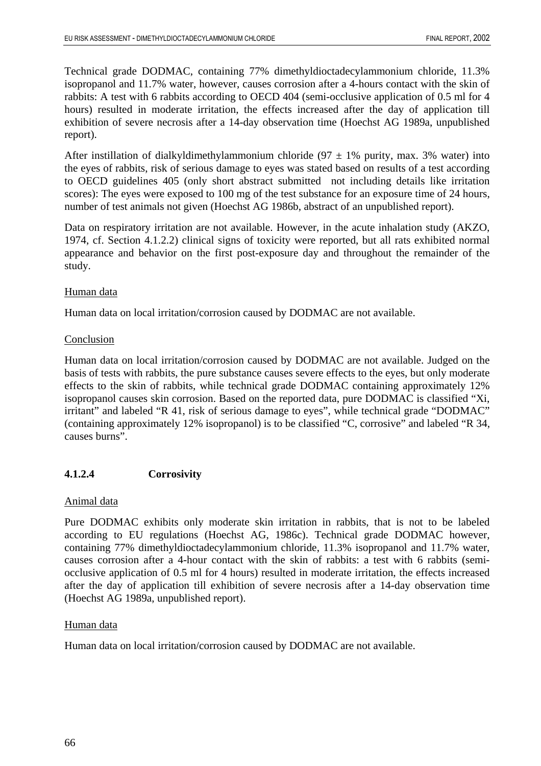Technical grade DODMAC, containing 77% dimethyldioctadecylammonium chloride, 11.3% isopropanol and 11.7% water, however, causes corrosion after a 4-hours contact with the skin of rabbits: A test with 6 rabbits according to OECD 404 (semi-occlusive application of 0.5 ml for 4 hours) resulted in moderate irritation, the effects increased after the day of application till exhibition of severe necrosis after a 14-day observation time (Hoechst AG 1989a, unpublished report).

After instillation of dialkyldimethylammonium chloride ($97 \pm 1\%$ purity, max. 3% water) into the eyes of rabbits, risk of serious damage to eyes was stated based on results of a test according to OECD guidelines 405 (only short abstract submitted not including details like irritation scores): The eyes were exposed to 100 mg of the test substance for an exposure time of 24 hours, number of test animals not given (Hoechst AG 1986b, abstract of an unpublished report).

Data on respiratory irritation are not available. However, in the acute inhalation study (AKZO, 1974, cf. Section 4.1.2.2) clinical signs of toxicity were reported, but all rats exhibited normal appearance and behavior on the first post-exposure day and throughout the remainder of the study.

Human data

Human data on local irritation/corrosion caused by DODMAC are not available.

Conclusion

Human data on local irritation/corrosion caused by DODMAC are not available. Judged on the basis of tests with rabbits, the pure substance causes severe effects to the eyes, but only moderate effects to the skin of rabbits, while technical grade DODMAC containing approximately 12% isopropanol causes skin corrosion. Based on the reported data, pure DODMAC is classified “Xi, irritant” and labeled “R 41, risk of serious damage to eyes”, while technical grade “DODMAC” (containing approximately 12% isopropanol) is to be classified “C, corrosive” and labeled “R 34, causes burns”.

#### 4.1.2.4 Corrosivity

Animal data

Pure DODMAC exhibits only moderate skin irritation in rabbits, that is not to be labeled according to EU regulations (Hoechst AG, 1986c). Technical grade DODMAC however, containing 77% dimethyldioctadecylammonium chloride, 11.3% isopropanol and 11.7% water, causes corrosion after a 4-hour contact with the skin of rabbits: a test with 6 rabbits (semi-occlusive application of 0.5 ml for 4 hours) resulted in moderate irritation, the effects increased after the day of application till exhibition of severe necrosis after a 14-day observation time (Hoechst AG 1989a, unpublished report).

Human data

Human data on local irritation/corrosion caused by DODMAC are not available.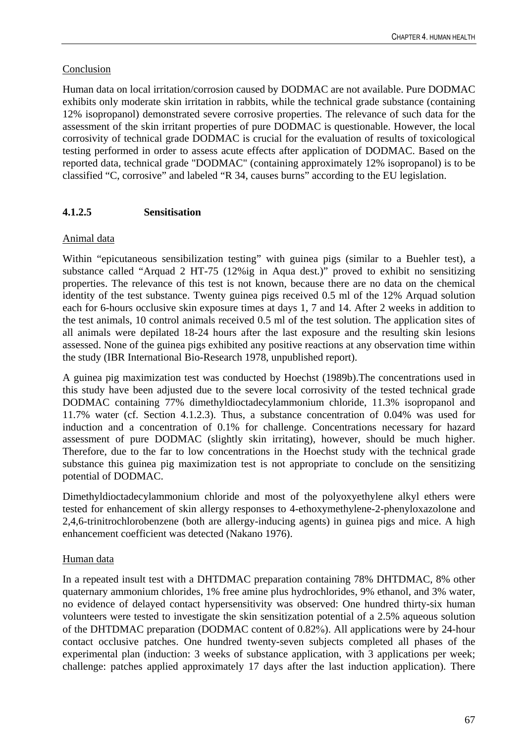Conclusion

Human data on local irritation/corrosion caused by DODMAC are not available. Pure DODMAC exhibits only moderate skin irritation in rabbits, while the technical grade substance (containing 12% isopropanol) demonstrated severe corrosive properties. The relevance of such data for the assessment of the skin irritant properties of pure DODMAC is questionable. However, the local corrosivity of technical grade DODMAC is crucial for the evaluation of results of toxicological testing performed in order to assess acute effects after application of DODMAC. Based on the reported data, technical grade "DODMAC" (containing approximately 12% isopropanol) is to be classified “C, corrosive” and labeled “R 34, causes burns” according to the EU legislation.

### 4.1.2.5 Sensitisation

Animal data

Within “epicutaneous sensibilization testing” with guinea pigs (similar to a Buehler test), a substance called “Arquad 2 HT-75 (12%ig in Aqua dest.)” proved to exhibit no sensitizing properties. The relevance of this test is not known, because there are no data on the chemical identity of the test substance. Twenty guinea pigs received 0.5 ml of the 12% Arquad solution each for 6-hours occlusive skin exposure times at days 1, 7 and 14. After 2 weeks in addition to the test animals, 10 control animals received 0.5 ml of the test solution. The application sites of all animals were depilated 18-24 hours after the last exposure and the resulting skin lesions assessed. None of the guinea pigs exhibited any positive reactions at any observation time within the study (IBR International Bio-Research 1978, unpublished report).

A guinea pig maximization test was conducted by Hoechst (1989b).The concentrations used in this study have been adjusted due to the severe local corrosivity of the tested technical grade DODMAC containing 77% dimethyldioctadecylammonium chloride, 11.3% isopropanol and 11.7% water (cf. Section 4.1.2.3). Thus, a substance concentration of 0.04% was used for induction and a concentration of 0.1% for challenge. Concentrations necessary for hazard assessment of pure DODMAC (slightly skin irritating), however, should be much higher. Therefore, due to the far to low concentrations in the Hoechst study with the technical grade substance this guinea pig maximization test is not appropriate to conclude on the sensitizing potential of DODMAC.

Dimethyldioctadecylammonium chloride and most of the polyoxyethylene alkyl ethers were tested for enhancement of skin allergy responses to 4-ethoxymethylene-2-phenyloxazolone and 2,4,6-trinitrochlorobenzene (both are allergy-inducing agents) in guinea pigs and mice. A high enhancement coefficient was detected (Nakano 1976).

Human data

In a repeated insult test with a DHTDMAC preparation containing 78% DHTDMAC, 8% other quaternary ammonium chlorides, 1% free amine plus hydrochlorides, 9% ethanol, and 3% water, no evidence of delayed contact hypersensitivity was observed: One hundred thirty-six human volunteers were tested to investigate the skin sensitization potential of a 2.5% aqueous solution of the DHTDMAC preparation (DODMAC content of 0.82%). All applications were by 24-hour contact occlusive patches. One hundred twenty-seven subjects completed all phases of the experimental plan (induction: 3 weeks of substance application, with 3 applications per week; challenge: patches applied approximately 17 days after the last induction application). There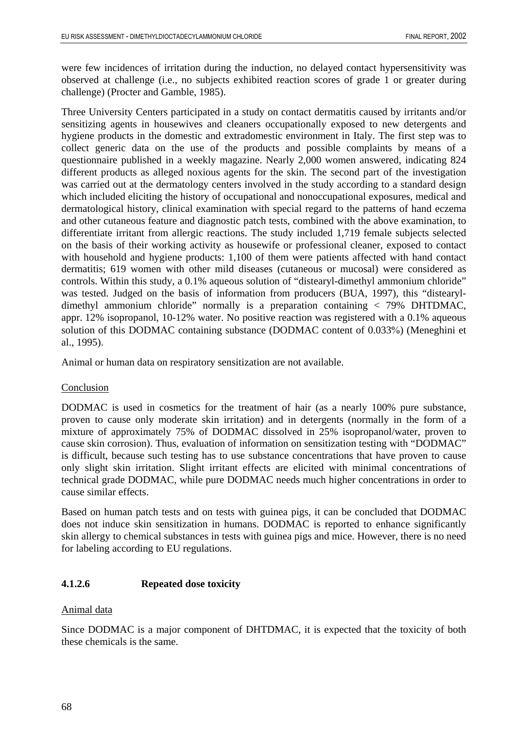were few incidences of irritation during the induction, no delayed contact hypersensitivity was observed at challenge (i.e., no subjects exhibited reaction scores of grade 1 or greater during challenge) (Procter and Gamble, 1985).

Three University Centers participated in a study on contact dermatitis caused by irritants and/or sensitizing agents in housewives and cleaners occupationally exposed to new detergents and hygiene products in the domestic and extradomestic environment in Italy. The first step was to collect generic data on the use of the products and possible complaints by means of a questionnaire published in a weekly magazine. Nearly 2,000 women answered, indicating 824 different products as alleged noxious agents for the skin. The second part of the investigation was carried out at the dermatology centers involved in the study according to a standard design which included eliciting the history of occupational and nonoccupational exposures, medical and dermatological history, clinical examination with special regard to the patterns of hand eczema and other cutaneous feature and diagnostic patch tests, combined with the above examination, to differentiate irritant from allergic reactions. The study included 1,719 female subjects selected on the basis of their working activity as housewife or professional cleaner, exposed to contact with household and hygiene products: 1,100 of them were patients affected with hand contact dermatitis; 619 women with other mild diseases (cutaneous or mucosal) were considered as controls. Within this study, a 0.1% aqueous solution of "distearyl-dimethyl ammonium chloride" was tested. Judged on the basis of information from producers (BUA, 1997), this "distearyl-dimethyl ammonium chloride" normally is a preparation containing < 79% DHTDMAC, appr. 12% isopropanol, 10-12% water. No positive reaction was registered with a 0.1% aqueous solution of this DODMAC containing substance (DODMAC content of 0.033%) (Meneghini et al., 1995).

Animal or human data on respiratory sensitization are not available.

Conclusion

DODMAC is used in cosmetics for the treatment of hair (as a nearly 100% pure substance, proven to cause only moderate skin irritation) and in detergents (normally in the form of a mixture of approximately 75% of DODMAC dissolved in 25% isopropanol/water, proven to cause skin corrosion). Thus, evaluation of information on sensitization testing with "DODMAC" is difficult, because such testing has to use substance concentrations that have proven to cause only slight skin irritation. Slight irritant effects are elicited with minimal concentrations of technical grade DODMAC, while pure DODMAC needs much higher concentrations in order to cause similar effects.

Based on human patch tests and on tests with guinea pigs, it can be concluded that DODMAC does not induce skin sensitization in humans. DODMAC is reported to enhance significantly skin allergy to chemical substances in tests with guinea pigs and mice. However, there is no need for labeling according to EU regulations.

#### 4.1.2.6 Repeated dose toxicity

Animal data

Since DODMAC is a major component of DHTDMAC, it is expected that the toxicity of both these chemicals is the same.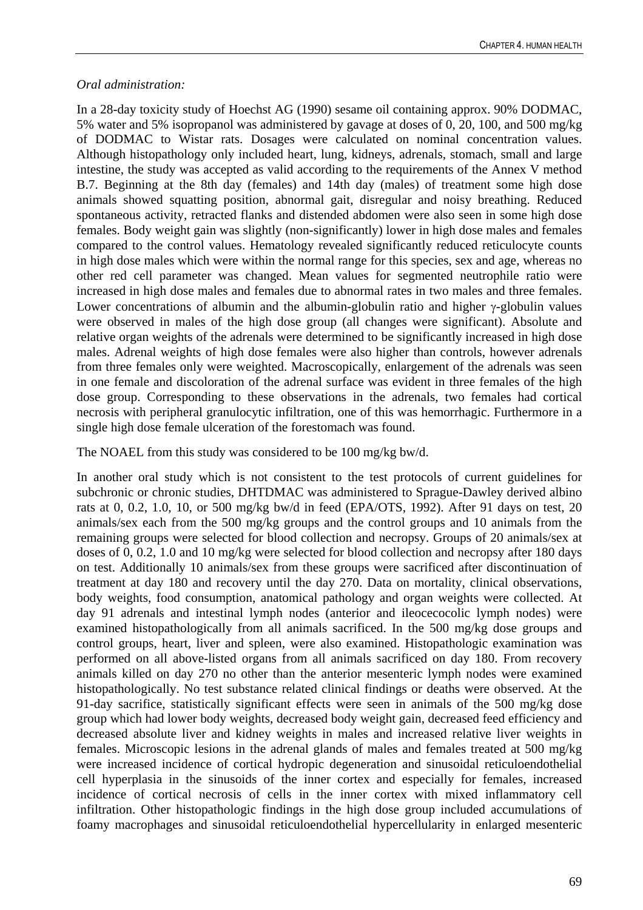*Oral administration:*

In a 28-day toxicity study of Hoechst AG (1990) sesame oil containing approx. 90% DODMAC, 5% water and 5% isopropanol was administered by gavage at doses of 0, 20, 100, and 500 mg/kg of DODMAC to Wistar rats. Dosages were calculated on nominal concentration values. Although histopathology only included heart, lung, kidneys, adrenals, stomach, small and large intestine, the study was accepted as valid according to the requirements of the Annex V method B.7. Beginning at the 8th day (females) and 14th day (males) of treatment some high dose animals showed squatting position, abnormal gait, disregular and noisy breathing. Reduced spontaneous activity, retracted flanks and distended abdomen were also seen in some high dose females. Body weight gain was slightly (non-significantly) lower in high dose males and females compared to the control values. Hematology revealed significantly reduced reticulocyte counts in high dose males which were within the normal range for this species, sex and age, whereas no other red cell parameter was changed. Mean values for segmented neutrophile ratio were increased in high dose males and females due to abnormal rates in two males and three females. Lower concentrations of albumin and the albumin-globulin ratio and higher γ-globulin values were observed in males of the high dose group (all changes were significant). Absolute and relative organ weights of the adrenals were determined to be significantly increased in high dose males. Adrenal weights of high dose females were also higher than controls, however adrenals from three females only were weighted. Macroscopically, enlargement of the adrenals was seen in one female and discoloration of the adrenal surface was evident in three females of the high dose group. Corresponding to these observations in the adrenals, two females had cortical necrosis with peripheral granulocytic infiltration, one of this was hemorrhagic. Furthermore in a single high dose female ulceration of the forestomach was found.

The NOAEL from this study was considered to be 100 mg/kg bw/d.

In another oral study which is not consistent to the test protocols of current guidelines for subchronic or chronic studies, DHTDMAC was administered to Sprague-Dawley derived albino rats at 0, 0.2, 1.0, 10, or 500 mg/kg bw/d in feed (EPA/OTS, 1992). After 91 days on test, 20 animals/sex each from the 500 mg/kg groups and the control groups and 10 animals from the remaining groups were selected for blood collection and necropsy. Groups of 20 animals/sex at doses of 0, 0.2, 1.0 and 10 mg/kg were selected for blood collection and necropsy after 180 days on test. Additionally 10 animals/sex from these groups were sacrificed after discontinuation of treatment at day 180 and recovery until the day 270. Data on mortality, clinical observations, body weights, food consumption, anatomical pathology and organ weights were collected. At day 91 adrenals and intestinal lymph nodes (anterior and ileocecocolic lymph nodes) were examined histopathologically from all animals sacrificed. In the 500 mg/kg dose groups and control groups, heart, liver and spleen, were also examined. Histopathologic examination was performed on all above-listed organs from all animals sacrificed on day 180. From recovery animals killed on day 270 no other than the anterior mesenteric lymph nodes were examined histopathologically. No test substance related clinical findings or deaths were observed. At the 91-day sacrifice, statistically significant effects were seen in animals of the 500 mg/kg dose group which had lower body weights, decreased body weight gain, decreased feed efficiency and decreased absolute liver and kidney weights in males and increased relative liver weights in females. Microscopic lesions in the adrenal glands of males and females treated at 500 mg/kg were increased incidence of cortical hydropic degeneration and sinusoidal reticuloendothelial cell hyperplasia in the sinusoids of the inner cortex and especially for females, increased incidence of cortical necrosis of cells in the inner cortex with mixed inflammatory cell infiltration. Other histopathologic findings in the high dose group included accumulations of foamy macrophages and sinusoidal reticuloendothelial hypercellularity in enlarged mesenteric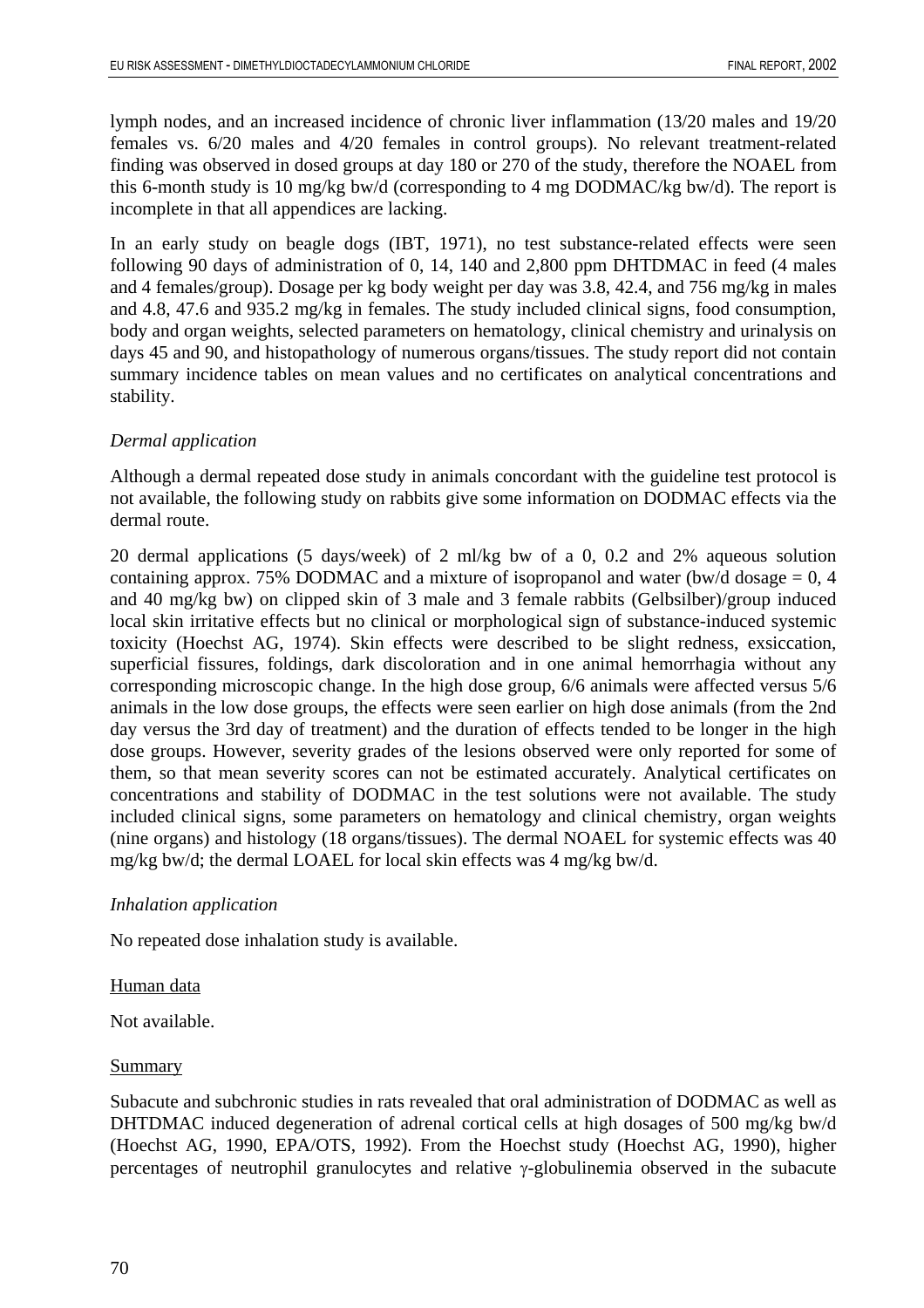lymph nodes, and an increased incidence of chronic liver inflammation (13/20 males and 19/20 females vs. 6/20 males and 4/20 females in control groups). No relevant treatment-related finding was observed in dosed groups at day 180 or 270 of the study, therefore the NOAEL from this 6-month study is 10 mg/kg bw/d (corresponding to 4 mg DODMAC/kg bw/d). The report is incomplete in that all appendices are lacking.

In an early study on beagle dogs (IBT, 1971), no test substance-related effects were seen following 90 days of administration of 0, 14, 140 and 2,800 ppm DHTDMAC in feed (4 males and 4 females/group). Dosage per kg body weight per day was 3.8, 42.4, and 756 mg/kg in males and 4.8, 47.6 and 935.2 mg/kg in females. The study included clinical signs, food consumption, body and organ weights, selected parameters on hematology, clinical chemistry and urinalysis on days 45 and 90, and histopathology of numerous organs/tissues. The study report did not contain summary incidence tables on mean values and no certificates on analytical concentrations and stability.

*Dermal application*

Although a dermal repeated dose study in animals concordant with the guideline test protocol is not available, the following study on rabbits give some information on DODMAC effects via the dermal route.

20 dermal applications (5 days/week) of 2 ml/kg bw of a 0, 0.2 and 2% aqueous solution containing approx. 75% DODMAC and a mixture of isopropanol and water (bw/d dosage = 0, 4 and 40 mg/kg bw) on clipped skin of 3 male and 3 female rabbits (Gelbsilber)/group induced local skin irritative effects but no clinical or morphological sign of substance-induced systemic toxicity (Hoechst AG, 1974). Skin effects were described to be slight redness, exsiccation, superficial fissures, foldings, dark discoloration and in one animal hemorrhagia without any corresponding microscopic change. In the high dose group, 6/6 animals were affected versus 5/6 animals in the low dose groups, the effects were seen earlier on high dose animals (from the 2nd day versus the 3rd day of treatment) and the duration of effects tended to be longer in the high dose groups. However, severity grades of the lesions observed were only reported for some of them, so that mean severity scores can not be estimated accurately. Analytical certificates on concentrations and stability of DODMAC in the test solutions were not available. The study included clinical signs, some parameters on hematology and clinical chemistry, organ weights (nine organs) and histology (18 organs/tissues). The dermal NOAEL for systemic effects was 40 mg/kg bw/d; the dermal LOAEL for local skin effects was 4 mg/kg bw/d.

*Inhalation application*

No repeated dose inhalation study is available.

Human data

Not available.

Summary

Subacute and subchronic studies in rats revealed that oral administration of DODMAC as well as DHTDMAC induced degeneration of adrenal cortical cells at high dosages of 500 mg/kg bw/d (Hoechst AG, 1990, EPA/OTS, 1992). From the Hoechst study (Hoechst AG, 1990), higher percentages of neutrophil granulocytes and relative $\gamma$-globulinemia observed in the subacute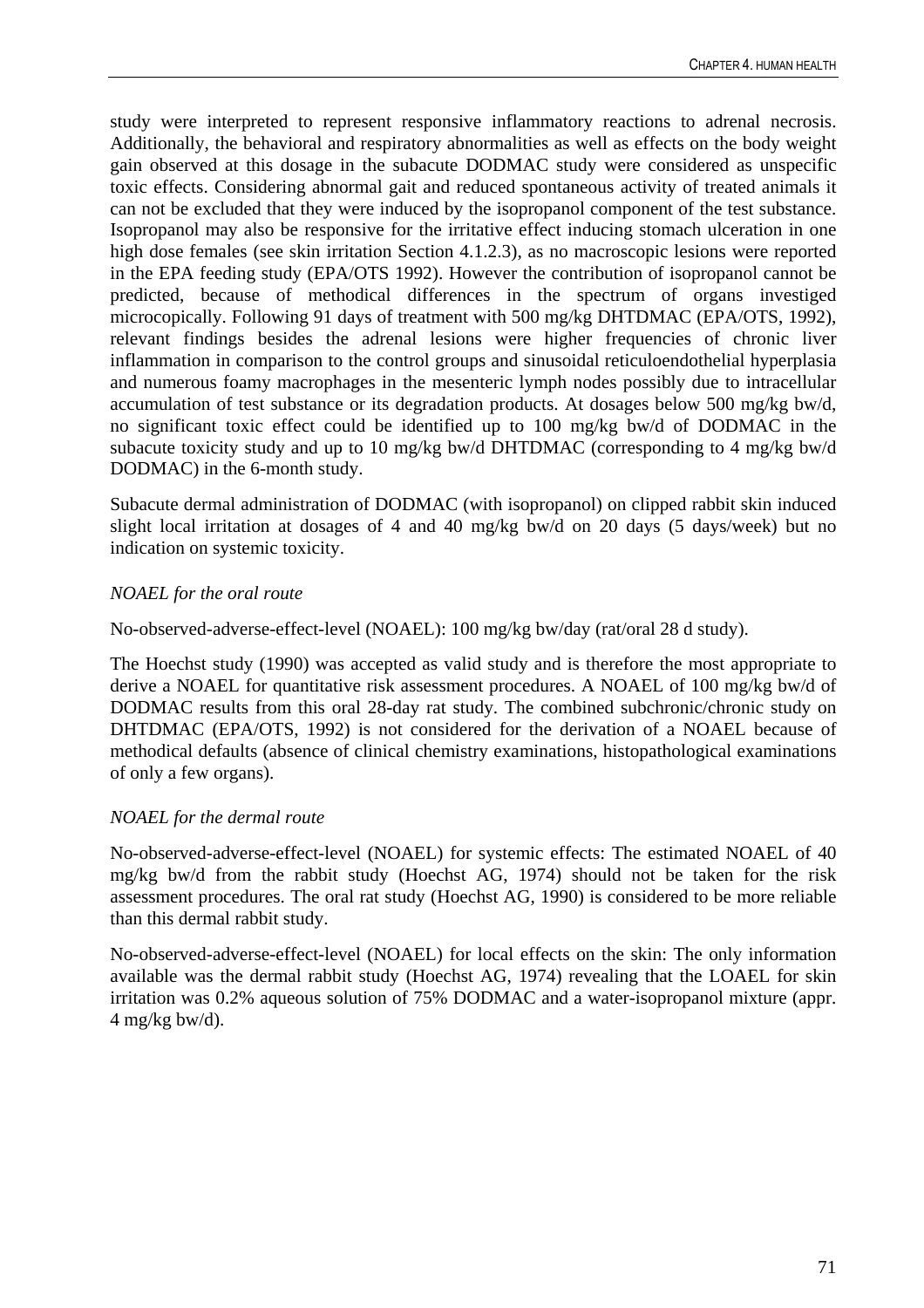study were interpreted to represent responsive inflammatory reactions to adrenal necrosis. Additionally, the behavioral and respiratory abnormalities as well as effects on the body weight gain observed at this dosage in the subacute DODMAC study were considered as unspecific toxic effects. Considering abnormal gait and reduced spontaneous activity of treated animals it can not be excluded that they were induced by the isopropanol component of the test substance. Isopropanol may also be responsive for the irritative effect inducing stomach ulceration in one high dose females (see skin irritation Section 4.1.2.3), as no macroscopic lesions were reported in the EPA feeding study (EPA/OTS 1992). However the contribution of isopropanol cannot be predicted, because of methodical differences in the spectrum of organs investiged micrcopically. Following 91 days of treatment with 500 mg/kg DHTDMAC (EPA/OTS, 1992), relevant findings besides the adrenal lesions were higher frequencies of chronic liver inflammation in comparison to the control groups and sinusoidal reticuloendothelial hyperplasia and numerous foamy macrophages in the mesenteric lymph nodes possibly due to intracellular accumulation of test substance or its degradation products. At dosages below 500 mg/kg bw/d, no significant toxic effect could be identified up to 100 mg/kg bw/d of DODMAC in the subacute toxicity study and up to 10 mg/kg bw/d DHTDMAC (corresponding to 4 mg/kg bw/d DODMAC) in the 6-month study.

Subacute dermal administration of DODMAC (with isopropanol) on clipped rabbit skin induced slight local irritation at dosages of 4 and 40 mg/kg bw/d on 20 days (5 days/week) but no indication on systemic toxicity.

*NOAEL for the oral route*

No-observed-adverse-effect-level (NOAEL): 100 mg/kg bw/day (rat/oral 28 d study).

The Hoechst study (1990) was accepted as valid study and is therefore the most appropriate to derive a NOAEL for quantitative risk assessment procedures. A NOAEL of 100 mg/kg bw/d of DODMAC results from this oral 28-day rat study. The combined subchronic/chronic study on DHTDMAC (EPA/OTS, 1992) is not considered for the derivation of a NOAEL because of methodical defaults (absence of clinical chemistry examinations, histopathological examinations of only a few organs).

*NOAEL for the dermal route*

No-observed-adverse-effect-level (NOAEL) for systemic effects: The estimated NOAEL of 40 mg/kg bw/d from the rabbit study (Hoechst AG, 1974) should not be taken for the risk assessment procedures. The oral rat study (Hoechst AG, 1990) is considered to be more reliable than this dermal rabbit study.

No-observed-adverse-effect-level (NOAEL) for local effects on the skin: The only information available was the dermal rabbit study (Hoechst AG, 1974) revealing that the LOAEL for skin irritation was 0.2% aqueous solution of 75% DODMAC and a water-isopropanol mixture (appr. 4 mg/kg bw/d).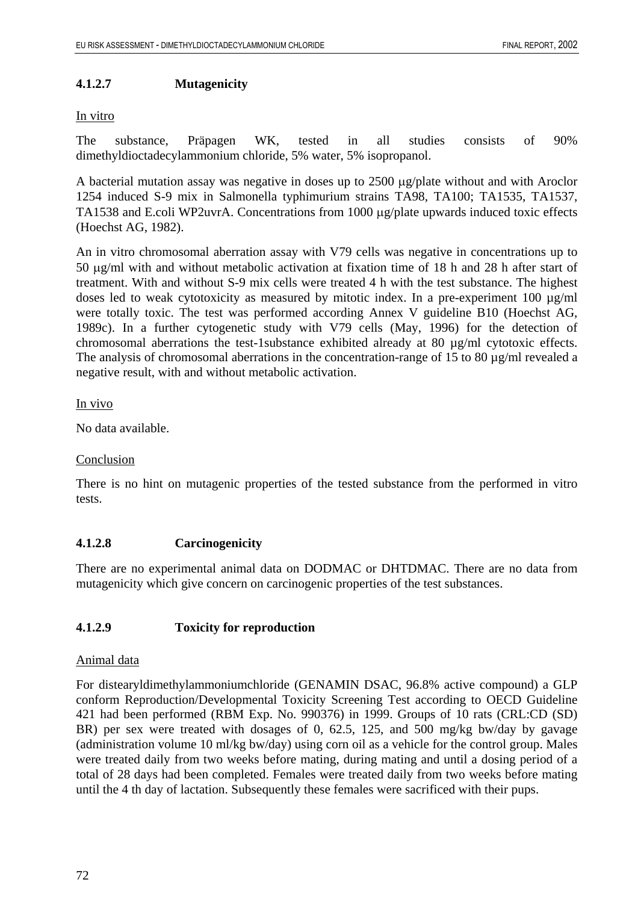#### 4.1.2.7 Mutagenicity

In vitro

The substance, Präpagen WK, tested in all studies consists of 90% dimethyldioctadecylammonium chloride, 5% water, 5% isopropanol.

A bacterial mutation assay was negative in doses up to 2500 μg/plate without and with Aroclor 1254 induced S-9 mix in Salmonella typhimurium strains TA98, TA100; TA1535, TA1537, TA1538 and E.coli WP2uvrA. Concentrations from 1000 μg/plate upwards induced toxic effects (Hoechst AG, 1982).

An in vitro chromosomal aberration assay with V79 cells was negative in concentrations up to 50 μg/ml with and without metabolic activation at fixation time of 18 h and 28 h after start of treatment. With and without S-9 mix cells were treated 4 h with the test substance. The highest doses led to weak cytotoxicity as measured by mitotic index. In a pre-experiment 100 µg/ml were totally toxic. The test was performed according Annex V guideline B10 (Hoechst AG, 1989c). In a further cytogenetic study with V79 cells (May, 1996) for the detection of chromosomal aberrations the test-1substance exhibited already at 80 µg/ml cytotoxic effects. The analysis of chromosomal aberrations in the concentration-range of 15 to 80 µg/ml revealed a negative result, with and without metabolic activation.

In vivo

No data available.

Conclusion

There is no hint on mutagenic properties of the tested substance from the performed in vitro tests.

#### 4.1.2.8 Carcinogenicity

There are no experimental animal data on DODMAC or DHTDMAC. There are no data from mutagenicity which give concern on carcinogenic properties of the test substances.

#### 4.1.2.9 Toxicity for reproduction

Animal data

For distearyldimethylammoniumchloride (GENAMIN DSAC, 96.8% active compound) a GLP conform Reproduction/Developmental Toxicity Screening Test according to OECD Guideline 421 had been performed (RBM Exp. No. 990376) in 1999. Groups of 10 rats (CRL:CD (SD) BR) per sex were treated with dosages of 0, 62.5, 125, and 500 mg/kg bw/day by gavage (administration volume 10 ml/kg bw/day) using corn oil as a vehicle for the control group. Males were treated daily from two weeks before mating, during mating and until a dosing period of a total of 28 days had been completed. Females were treated daily from two weeks before mating until the 4 th day of lactation. Subsequently these females were sacrificed with their pups.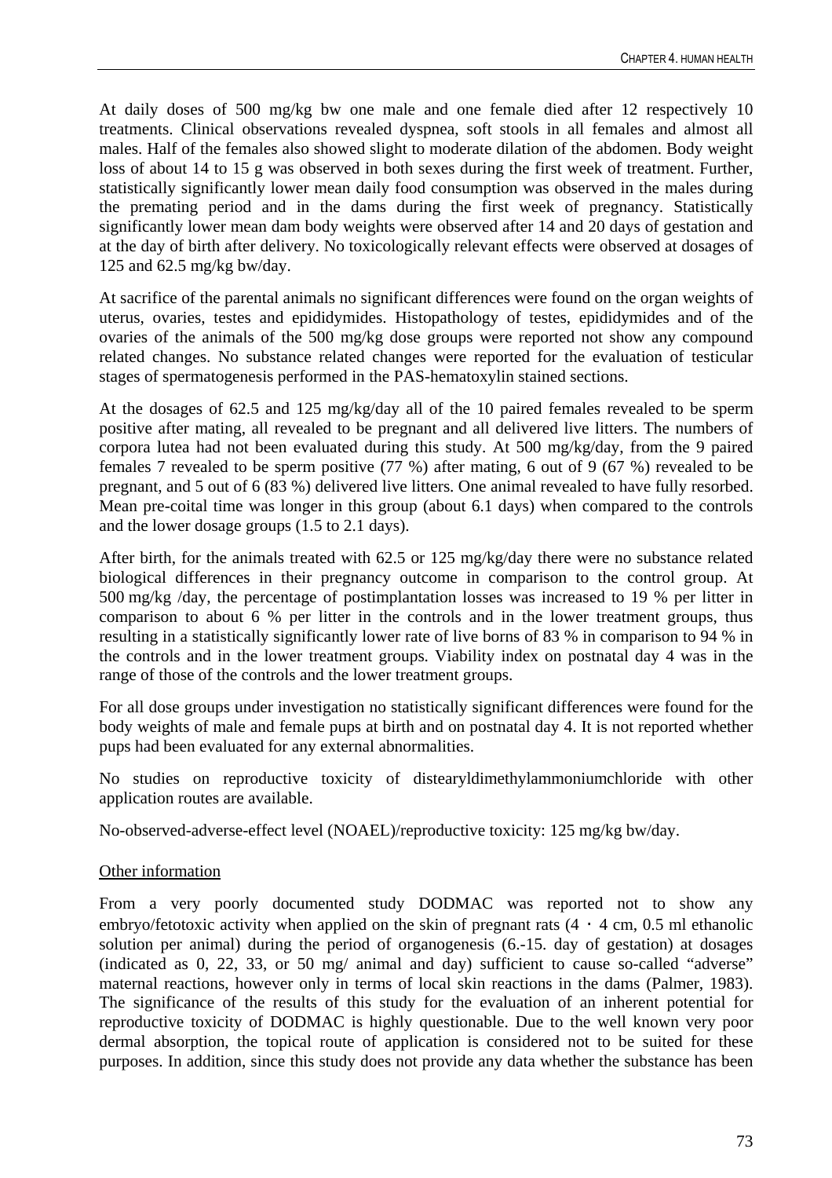At daily doses of 500 mg/kg bw one male and one female died after 12 respectively 10 treatments. Clinical observations revealed dyspnea, soft stools in all females and almost all males. Half of the females also showed slight to moderate dilation of the abdomen. Body weight loss of about 14 to 15 g was observed in both sexes during the first week of treatment. Further, statistically significantly lower mean daily food consumption was observed in the males during the premating period and in the dams during the first week of pregnancy. Statistically significantly lower mean dam body weights were observed after 14 and 20 days of gestation and at the day of birth after delivery. No toxicologically relevant effects were observed at dosages of 125 and 62.5 mg/kg bw/day.

At sacrifice of the parental animals no significant differences were found on the organ weights of uterus, ovaries, testes and epididymides. Histopathology of testes, epididymides and of the ovaries of the animals of the 500 mg/kg dose groups were reported not show any compound related changes. No substance related changes were reported for the evaluation of testicular stages of spermatogenesis performed in the PAS-hematoxylin stained sections.

At the dosages of 62.5 and 125 mg/kg/day all of the 10 paired females revealed to be sperm positive after mating, all revealed to be pregnant and all delivered live litters. The numbers of corpora lutea had not been evaluated during this study. At 500 mg/kg/day, from the 9 paired females 7 revealed to be sperm positive (77 %) after mating, 6 out of 9 (67 %) revealed to be pregnant, and 5 out of 6 (83 %) delivered live litters. One animal revealed to have fully resorbed. Mean pre-coital time was longer in this group (about 6.1 days) when compared to the controls and the lower dosage groups (1.5 to 2.1 days).

After birth, for the animals treated with 62.5 or 125 mg/kg/day there were no substance related biological differences in their pregnancy outcome in comparison to the control group. At 500 mg/kg /day, the percentage of postimplantation losses was increased to 19 % per litter in comparison to about 6 % per litter in the controls and in the lower treatment groups, thus resulting in a statistically significantly lower rate of live borns of 83 % in comparison to 94 % in the controls and in the lower treatment groups. Viability index on postnatal day 4 was in the range of those of the controls and the lower treatment groups.

For all dose groups under investigation no statistically significant differences were found for the body weights of male and female pups at birth and on postnatal day 4. It is not reported whether pups had been evaluated for any external abnormalities.

No studies on reproductive toxicity of distearyldimethylammoniumchloride with other application routes are available.

No-observed-adverse-effect level (NOAEL)/reproductive toxicity: 125 mg/kg bw/day.

Other information

From a very poorly documented study DODMAC was reported not to show any embryo/fetotoxic activity when applied on the skin of pregnant rats (4 · 4 cm, 0.5 ml ethanolic solution per animal) during the period of organogenesis (6.-15. day of gestation) at dosages (indicated as 0, 22, 33, or 50 mg/ animal and day) sufficient to cause so-called "adverse" maternal reactions, however only in terms of local skin reactions in the dams (Palmer, 1983). The significance of the results of this study for the evaluation of an inherent potential for reproductive toxicity of DODMAC is highly questionable. Due to the well known very poor dermal absorption, the topical route of application is considered not to be suited for these purposes. In addition, since this study does not provide any data whether the substance has been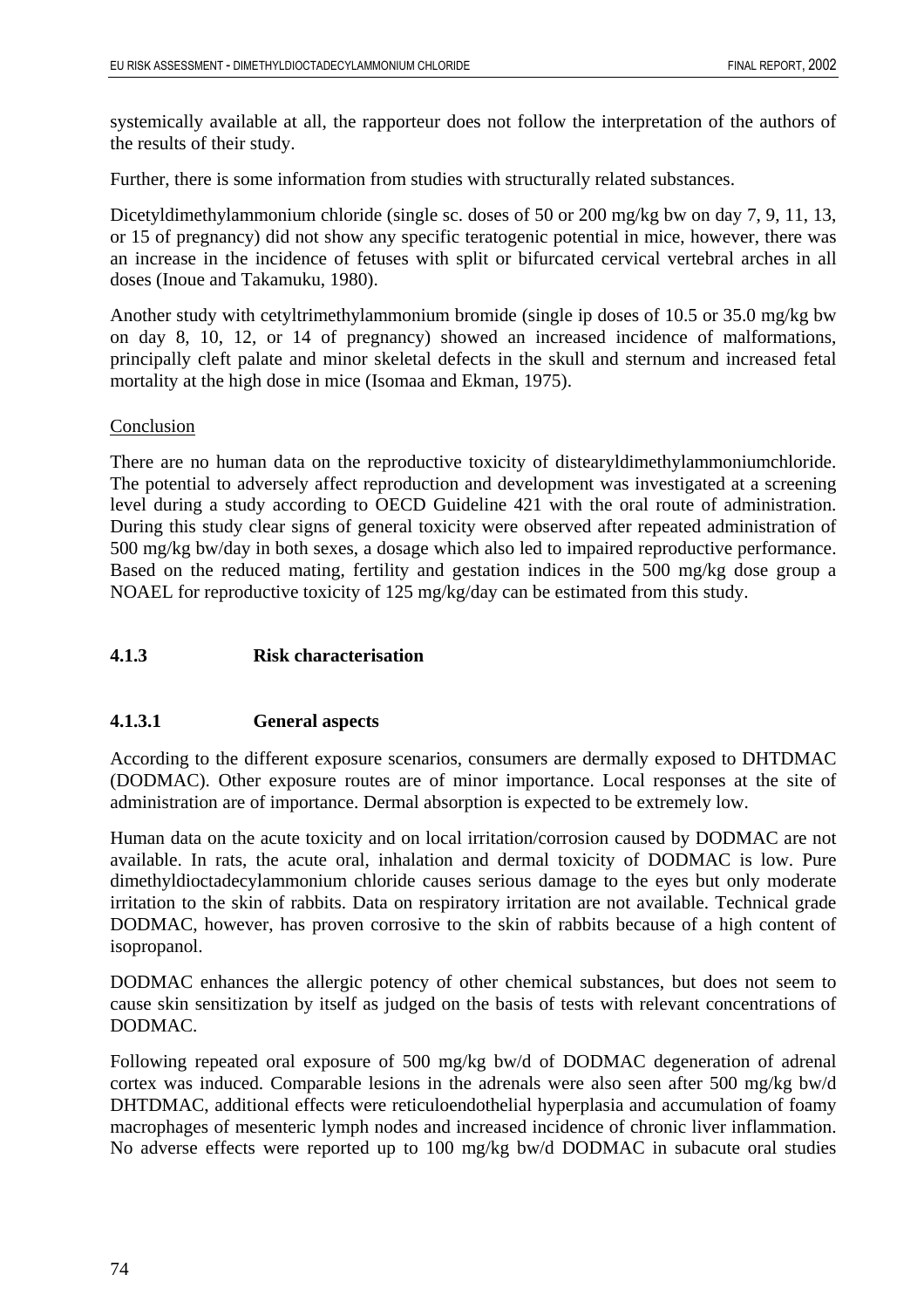systemically available at all, the rapporteur does not follow the interpretation of the authors of the results of their study.

Further, there is some information from studies with structurally related substances.

Dicetyldimethylammonium chloride (single sc. doses of 50 or 200 mg/kg bw on day 7, 9, 11, 13, or 15 of pregnancy) did not show any specific teratogenic potential in mice, however, there was an increase in the incidence of fetuses with split or bifurcated cervical vertebral arches in all doses (Inoue and Takamuku, 1980).

Another study with cetyltrimethylammonium bromide (single ip doses of 10.5 or 35.0 mg/kg bw on day 8, 10, 12, or 14 of pregnancy) showed an increased incidence of malformations, principally cleft palate and minor skeletal defects in the skull and sternum and increased fetal mortality at the high dose in mice (Isomaa and Ekman, 1975).

Conclusion

There are no human data on the reproductive toxicity of distearyldimethylammoniumchloride. The potential to adversely affect reproduction and development was investigated at a screening level during a study according to OECD Guideline 421 with the oral route of administration. During this study clear signs of general toxicity were observed after repeated administration of 500 mg/kg bw/day in both sexes, a dosage which also led to impaired reproductive performance. Based on the reduced mating, fertility and gestation indices in the 500 mg/kg dose group a NOAEL for reproductive toxicity of 125 mg/kg/day can be estimated from this study.

### 4.1.3 Risk characterisation

#### 4.1.3.1 General aspects

According to the different exposure scenarios, consumers are dermally exposed to DHTDMAC (DODMAC). Other exposure routes are of minor importance. Local responses at the site of administration are of importance. Dermal absorption is expected to be extremely low.

Human data on the acute toxicity and on local irritation/corrosion caused by DODMAC are not available. In rats, the acute oral, inhalation and dermal toxicity of DODMAC is low. Pure dimethyldioctadecylammonium chloride causes serious damage to the eyes but only moderate irritation to the skin of rabbits. Data on respiratory irritation are not available. Technical grade DODMAC, however, has proven corrosive to the skin of rabbits because of a high content of isopropanol.

DODMAC enhances the allergic potency of other chemical substances, but does not seem to cause skin sensitization by itself as judged on the basis of tests with relevant concentrations of DODMAC.

Following repeated oral exposure of 500 mg/kg bw/d of DODMAC degeneration of adrenal cortex was induced. Comparable lesions in the adrenals were also seen after 500 mg/kg bw/d DHTDMAC, additional effects were reticuloendothelial hyperplasia and accumulation of foamy macrophages of mesenteric lymph nodes and increased incidence of chronic liver inflammation. No adverse effects were reported up to 100 mg/kg bw/d DODMAC in subacute oral studies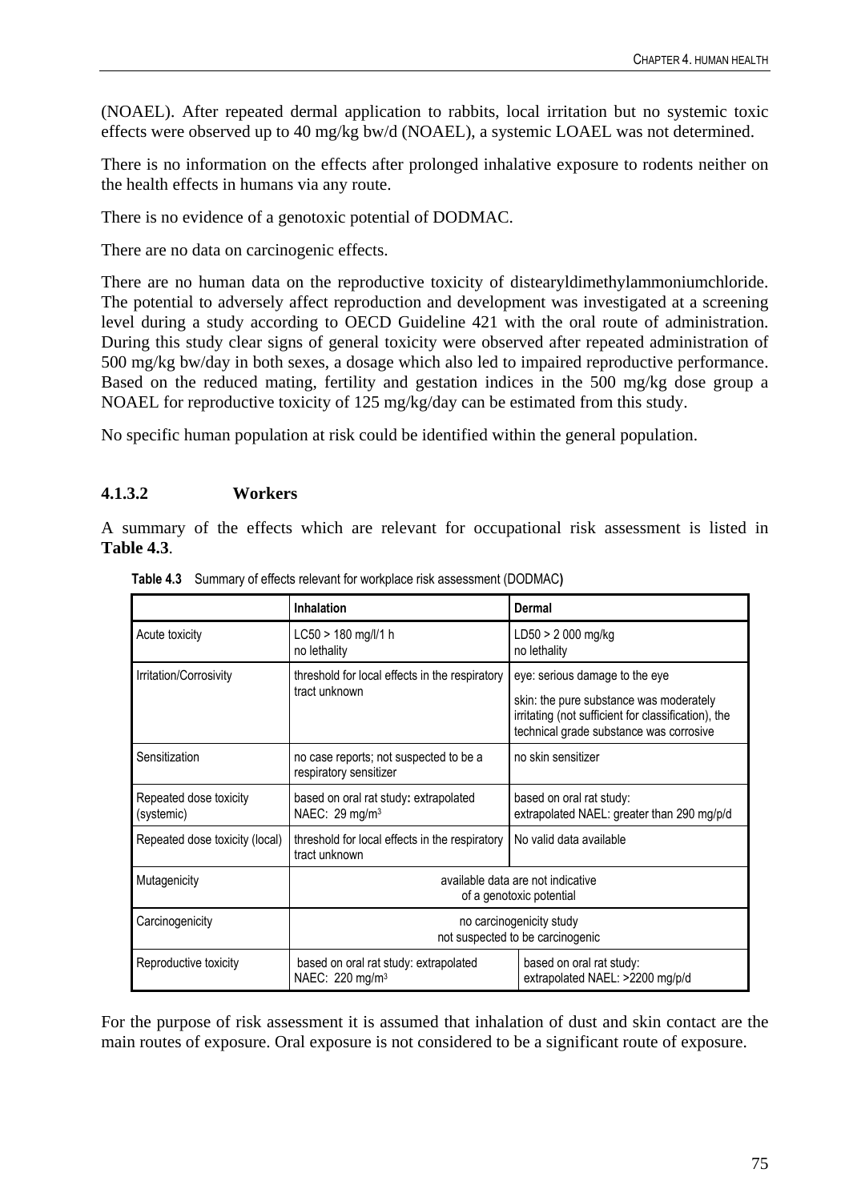(NOAEL). After repeated dermal application to rabbits, local irritation but no systemic toxic effects were observed up to 40 mg/kg bw/d (NOAEL), a systemic LOAEL was not determined.

There is no information on the effects after prolonged inhalative exposure to rodents neither on the health effects in humans via any route.

There is no evidence of a genotoxic potential of DODMAC.

There are no data on carcinogenic effects.

There are no human data on the reproductive toxicity of distearyldimethylammoniumchloride. The potential to adversely affect reproduction and development was investigated at a screening level during a study according to OECD Guideline 421 with the oral route of administration. During this study clear signs of general toxicity were observed after repeated administration of 500 mg/kg bw/day in both sexes, a dosage which also led to impaired reproductive performance. Based on the reduced mating, fertility and gestation indices in the 500 mg/kg dose group a NOAEL for reproductive toxicity of 125 mg/kg/day can be estimated from this study.

No specific human population at risk could be identified within the general population.

### 4.1.3.2 Workers

A summary of the effects which are relevant for occupational risk assessment is listed in **Table 4.3**.

**Table 4.3** Summary of effects relevant for workplace risk assessment (DODMAC)

| | Inhalation | Dermal |
|---|---|---|
| Acute toxicity | LC50 > 180 mg/l/1 h<br>no lethality | LD50 > 2 000 mg/kg<br>no lethality |
| Irritation/Corrosivity | threshold for local effects in the respiratory tract unknown | eye: serious damage to the eye<br>skin: the pure substance was moderately irritating (not sufficient for classification), the technical grade substance was corrosive |
| Sensitization | no case reports; not suspected to be a respiratory sensitizer | no skin sensitizer |
| Repeated dose toxicity (systemic) | based on oral rat study: extrapolated NAEC: 29 mg/m$^3$ | based on oral rat study:<br>extrapolated NAEL: greater than 290 mg/p/d |
| Repeated dose toxicity (local) | threshold for local effects in the respiratory tract unknown | No valid data available |
| Mutagenicity | available data are not indicative of a genotoxic potential | |
| Carcinogenicity | no carcinogenicity study<br>not suspected to be carcinogenic | |
| Reproductive toxicity | based on oral rat study: extrapolated NAEC: 220 mg/m$^3$ | based on oral rat study:<br>extrapolated NAEL: >2200 mg/p/d |

For the purpose of risk assessment it is assumed that inhalation of dust and skin contact are the main routes of exposure. Oral exposure is not considered to be a significant route of exposure.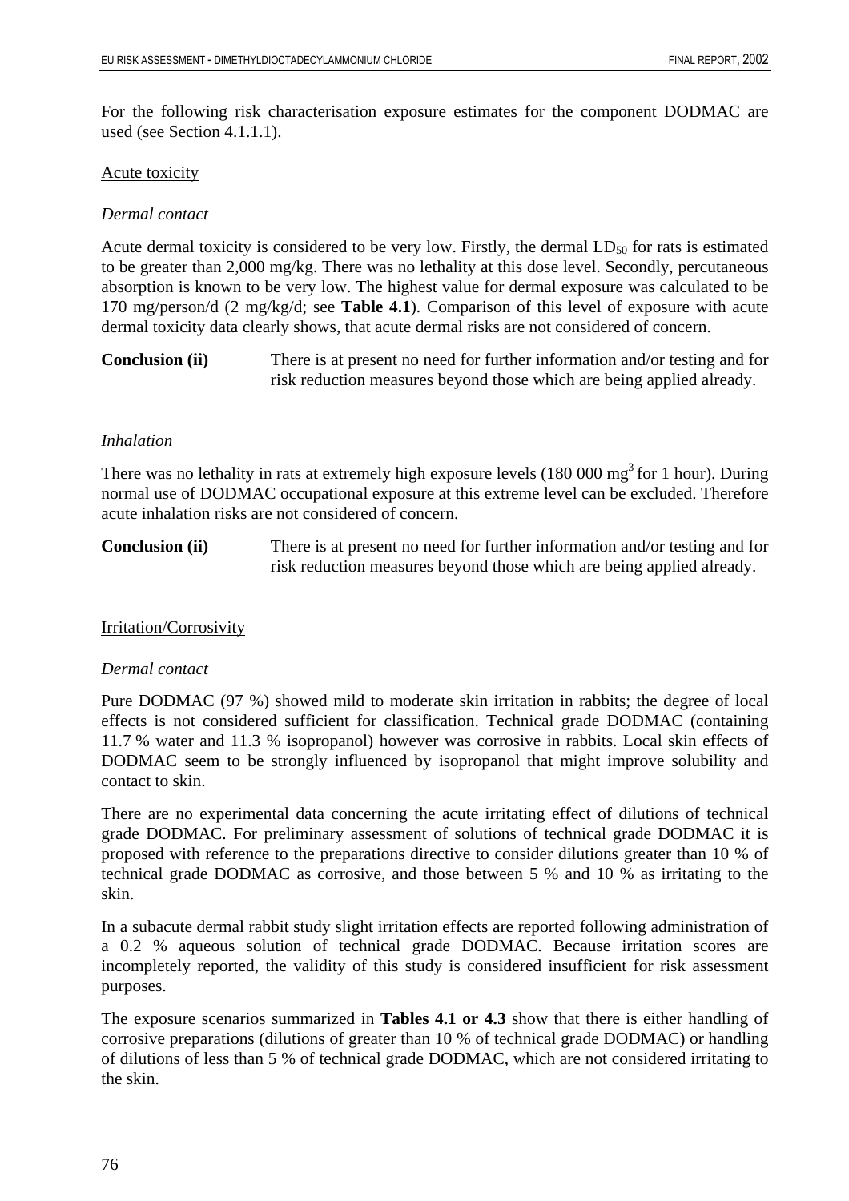For the following risk characterisation exposure estimates for the component DODMAC are used (see Section 4.1.1.1).

Acute toxicity

*Dermal contact*

Acute dermal toxicity is considered to be very low. Firstly, the dermal $LD_{50}$ for rats is estimated to be greater than 2,000 mg/kg. There was no lethality at this dose level. Secondly, percutaneous absorption is known to be very low. The highest value for dermal exposure was calculated to be 170 mg/person/d (2 mg/kg/d; see **Table 4.1**). Comparison of this level of exposure with acute dermal toxicity data clearly shows, that acute dermal risks are not considered of concern.

**Conclusion (ii)** There is at present no need for further information and/or testing and for risk reduction measures beyond those which are being applied already.

*Inhalation*

There was no lethality in rats at extremely high exposure levels (180 000 $mg^3$ for 1 hour). During normal use of DODMAC occupational exposure at this extreme level can be excluded. Therefore acute inhalation risks are not considered of concern.

**Conclusion (ii)** There is at present no need for further information and/or testing and for risk reduction measures beyond those which are being applied already.

Irritation/Corrosivity

*Dermal contact*

Pure DODMAC (97 %) showed mild to moderate skin irritation in rabbits; the degree of local effects is not considered sufficient for classification. Technical grade DODMAC (containing 11.7 % water and 11.3 % isopropanol) however was corrosive in rabbits. Local skin effects of DODMAC seem to be strongly influenced by isopropanol that might improve solubility and contact to skin.

There are no experimental data concerning the acute irritating effect of dilutions of technical grade DODMAC. For preliminary assessment of solutions of technical grade DODMAC it is proposed with reference to the preparations directive to consider dilutions greater than 10 % of technical grade DODMAC as corrosive, and those between 5 % and 10 % as irritating to the skin.

In a subacute dermal rabbit study slight irritation effects are reported following administration of a 0.2 % aqueous solution of technical grade DODMAC. Because irritation scores are incompletely reported, the validity of this study is considered insufficient for risk assessment purposes.

The exposure scenarios summarized in **Tables 4.1 or 4.3** show that there is either handling of corrosive preparations (dilutions of greater than 10 % of technical grade DODMAC) or handling of dilutions of less than 5 % of technical grade DODMAC, which are not considered irritating to the skin.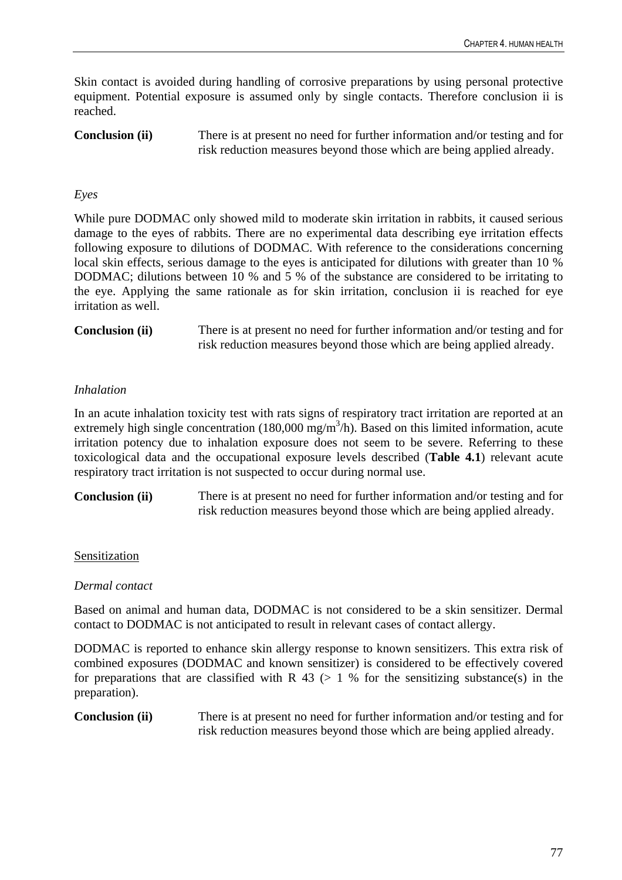Skin contact is avoided during handling of corrosive preparations by using personal protective equipment. Potential exposure is assumed only by single contacts. Therefore conclusion ii is reached.

**Conclusion (ii)** There is at present no need for further information and/or testing and for risk reduction measures beyond those which are being applied already.

*Eyes*

While pure DODMAC only showed mild to moderate skin irritation in rabbits, it caused serious damage to the eyes of rabbits. There are no experimental data describing eye irritation effects following exposure to dilutions of DODMAC. With reference to the considerations concerning local skin effects, serious damage to the eyes is anticipated for dilutions with greater than 10 % DODMAC; dilutions between 10 % and 5 % of the substance are considered to be irritating to the eye. Applying the same rationale as for skin irritation, conclusion ii is reached for eye irritation as well.

**Conclusion (ii)** There is at present no need for further information and/or testing and for risk reduction measures beyond those which are being applied already.

*Inhalation*

In an acute inhalation toxicity test with rats signs of respiratory tract irritation are reported at an extremely high single concentration (180,000 $mg/m^3/h$). Based on this limited information, acute irritation potency due to inhalation exposure does not seem to be severe. Referring to these toxicological data and the occupational exposure levels described (**Table 4.1**) relevant acute respiratory tract irritation is not suspected to occur during normal use.

**Conclusion (ii)** There is at present no need for further information and/or testing and for risk reduction measures beyond those which are being applied already.

Sensitization

*Dermal contact*

Based on animal and human data, DODMAC is not considered to be a skin sensitizer. Dermal contact to DODMAC is not anticipated to result in relevant cases of contact allergy.

DODMAC is reported to enhance skin allergy response to known sensitizers. This extra risk of combined exposures (DODMAC and known sensitizer) is considered to be effectively covered for preparations that are classified with R 43 (> 1 % for the sensitizing substance(s) in the preparation).

**Conclusion (ii)** There is at present no need for further information and/or testing and for risk reduction measures beyond those which are being applied already.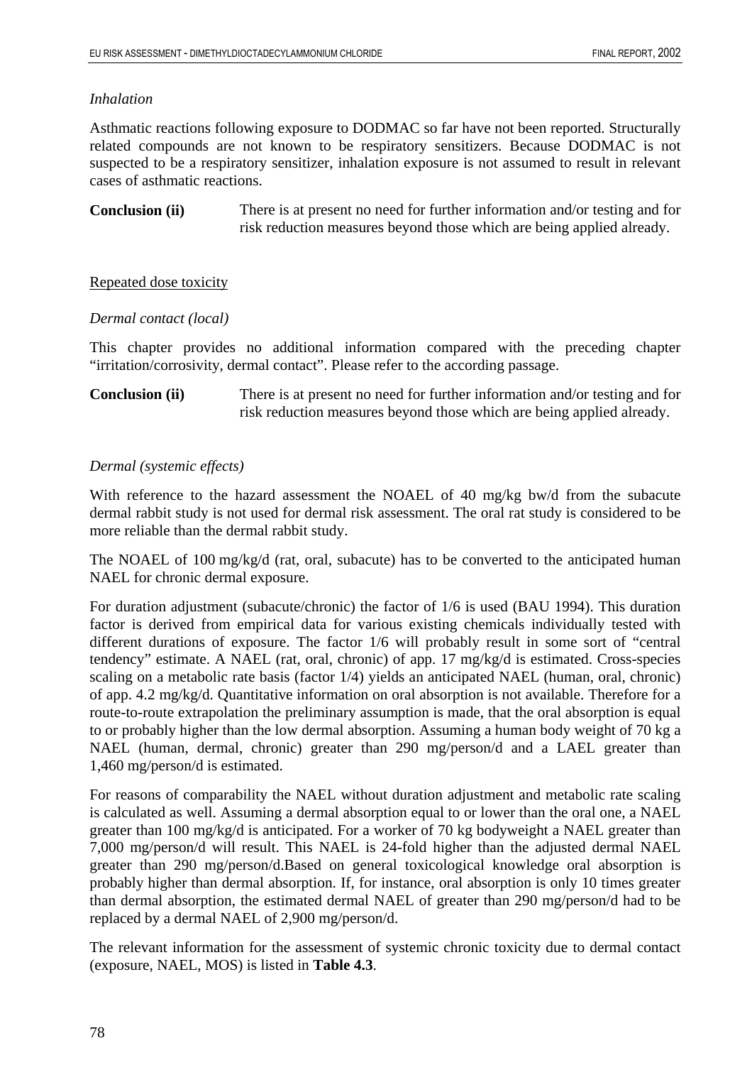*Inhalation*

Asthmatic reactions following exposure to DODMAC so far have not been reported. Structurally related compounds are not known to be respiratory sensitizers. Because DODMAC is not suspected to be a respiratory sensitizer, inhalation exposure is not assumed to result in relevant cases of asthmatic reactions.

**Conclusion (ii)** There is at present no need for further information and/or testing and for risk reduction measures beyond those which are being applied already.

Repeated dose toxicity

*Dermal contact (local)*

This chapter provides no additional information compared with the preceding chapter “irritation/corrosivity, dermal contact”. Please refer to the according passage.

**Conclusion (ii)** There is at present no need for further information and/or testing and for risk reduction measures beyond those which are being applied already.

*Dermal (systemic effects)*

With reference to the hazard assessment the NOAEL of 40 mg/kg bw/d from the subacute dermal rabbit study is not used for dermal risk assessment. The oral rat study is considered to be more reliable than the dermal rabbit study.

The NOAEL of 100 mg/kg/d (rat, oral, subacute) has to be converted to the anticipated human NAEL for chronic dermal exposure.

For duration adjustment (subacute/chronic) the factor of 1/6 is used (BAU 1994). This duration factor is derived from empirical data for various existing chemicals individually tested with different durations of exposure. The factor 1/6 will probably result in some sort of “central tendency” estimate. A NAEL (rat, oral, chronic) of app. 17 mg/kg/d is estimated. Cross-species scaling on a metabolic rate basis (factor 1/4) yields an anticipated NAEL (human, oral, chronic) of app. 4.2 mg/kg/d. Quantitative information on oral absorption is not available. Therefore for a route-to-route extrapolation the preliminary assumption is made, that the oral absorption is equal to or probably higher than the low dermal absorption. Assuming a human body weight of 70 kg a NAEL (human, dermal, chronic) greater than 290 mg/person/d and a LAEL greater than 1,460 mg/person/d is estimated.

For reasons of comparability the NAEL without duration adjustment and metabolic rate scaling is calculated as well. Assuming a dermal absorption equal to or lower than the oral one, a NAEL greater than 100 mg/kg/d is anticipated. For a worker of 70 kg bodyweight a NAEL greater than 7,000 mg/person/d will result. This NAEL is 24-fold higher than the adjusted dermal NAEL greater than 290 mg/person/d.Based on general toxicological knowledge oral absorption is probably higher than dermal absorption. If, for instance, oral absorption is only 10 times greater than dermal absorption, the estimated dermal NAEL of greater than 290 mg/person/d had to be replaced by a dermal NAEL of 2,900 mg/person/d.

The relevant information for the assessment of systemic chronic toxicity due to dermal contact (exposure, NAEL, MOS) is listed in **Table 4.3**.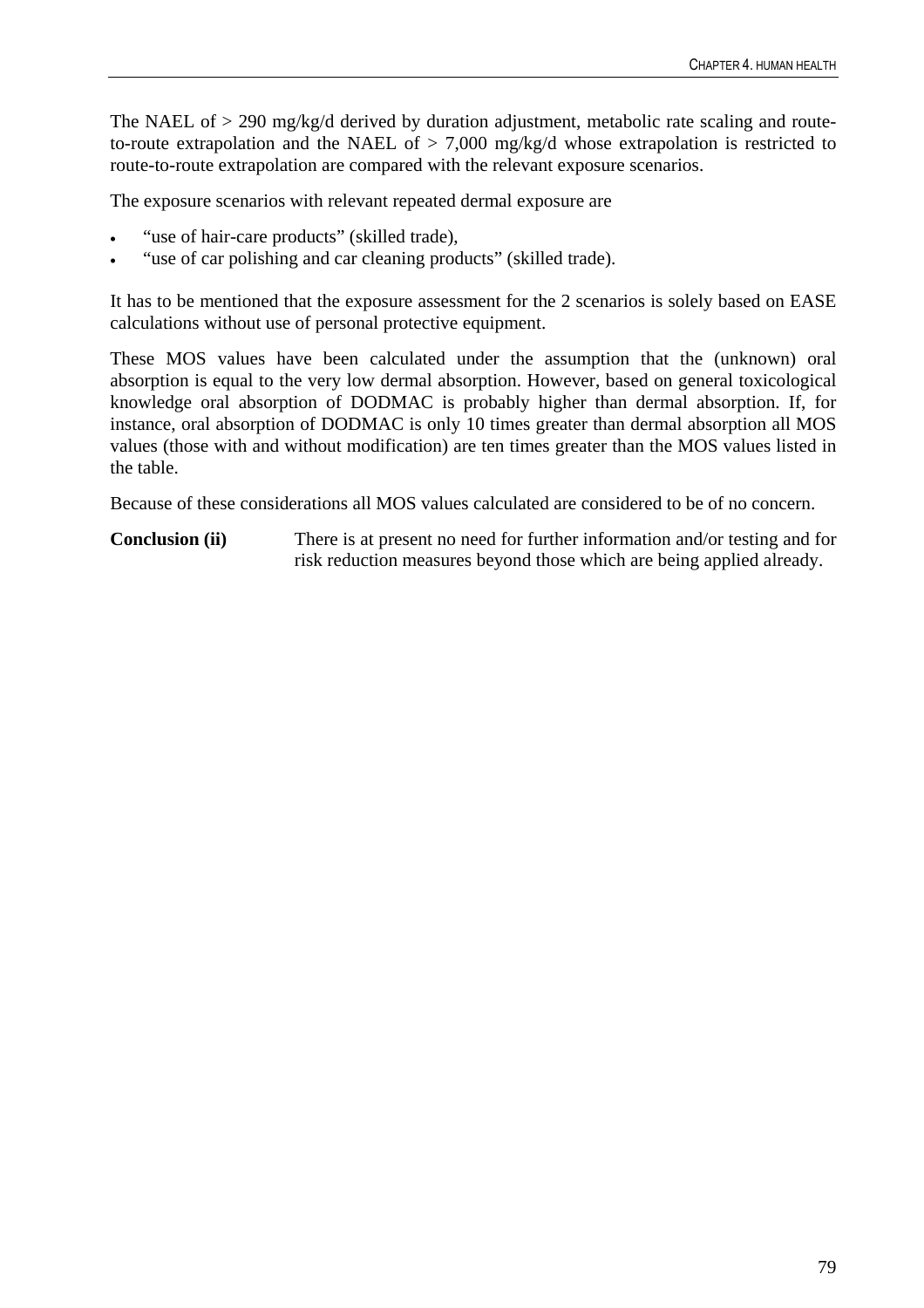The NAEL of > 290 mg/kg/d derived by duration adjustment, metabolic rate scaling and route-to-route extrapolation and the NAEL of > 7,000 mg/kg/d whose extrapolation is restricted to route-to-route extrapolation are compared with the relevant exposure scenarios.

The exposure scenarios with relevant repeated dermal exposure are

- "use of hair-care products" (skilled trade),
- "use of car polishing and car cleaning products" (skilled trade).

It has to be mentioned that the exposure assessment for the 2 scenarios is solely based on EASE calculations without use of personal protective equipment.

These MOS values have been calculated under the assumption that the (unknown) oral absorption is equal to the very low dermal absorption. However, based on general toxicological knowledge oral absorption of DODMAC is probably higher than dermal absorption. If, for instance, oral absorption of DODMAC is only 10 times greater than dermal absorption all MOS values (those with and without modification) are ten times greater than the MOS values listed in the table.

Because of these considerations all MOS values calculated are considered to be of no concern.

**Conclusion (ii)** There is at present no need for further information and/or testing and for risk reduction measures beyond those which are being applied already.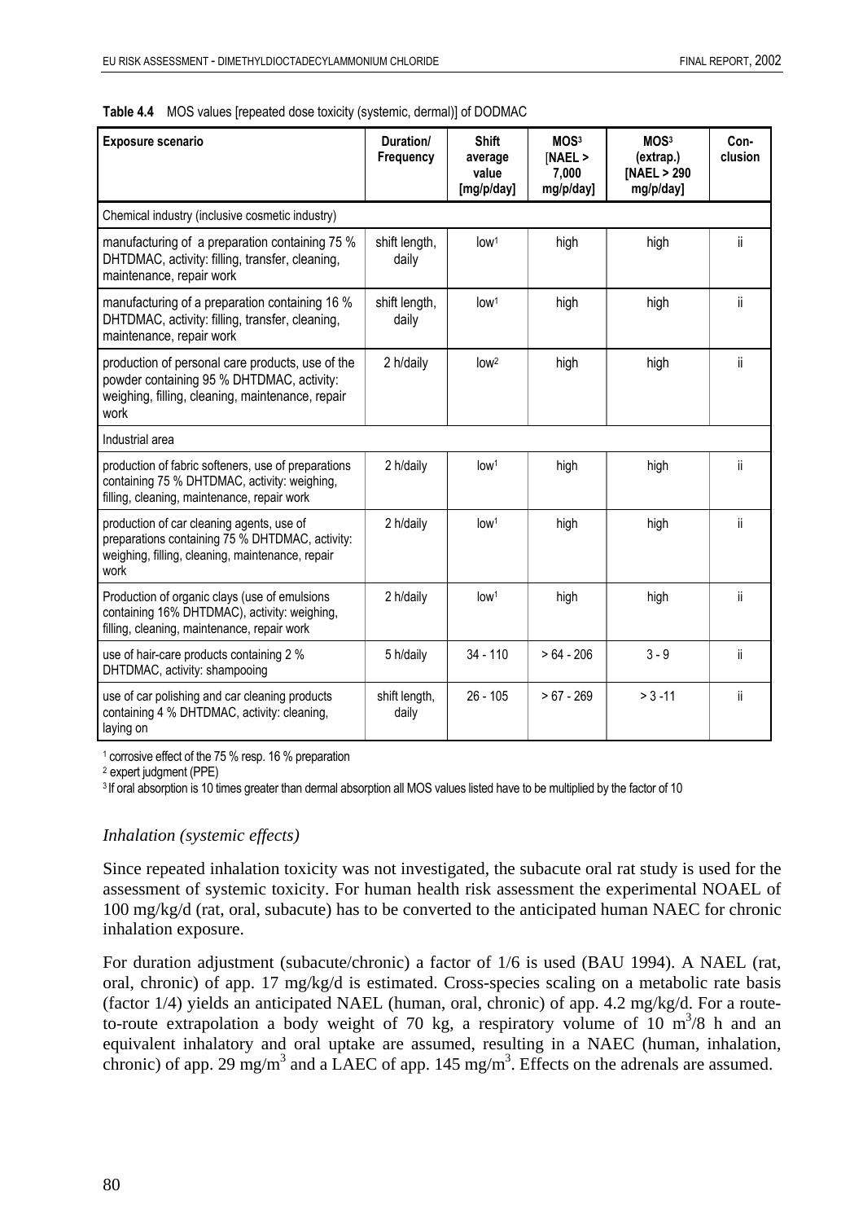**Table 4.4** MOS values [repeated dose toxicity (systemic, dermal)] of DODMAC

| Exposure scenario | Duration/ Frequency | Shift average value [mg/p/day] | MOS[3] [NAEL > 7,000 mg/p/day] | MOS[3] (extrap.) [NAEL > 290 mg/p/day] | Conclusion |
|---|---|---|---|---|---|
| Chemical industry (inclusive cosmetic industry) | | | | | |
| manufacturing of a preparation containing 75 % DHTDMAC, activity: filling, transfer, cleaning, maintenance, repair work | shift length, daily | low[1] | high | high | ii |
| manufacturing of a preparation containing 16 % DHTDMAC, activity: filling, transfer, cleaning, maintenance, repair work | shift length, daily | low[1] | high | high | ii |
| production of personal care products, use of the powder containing 95 % DHTDMAC, activity: weighing, filling, cleaning, maintenance, repair work | 2 h/daily | low[2] | high | high | ii |
| Industrial area | | | | | |
| production of fabric softeners, use of preparations containing 75 % DHTDMAC, activity: weighing, filling, cleaning, maintenance, repair work | 2 h/daily | low[1] | high | high | ii |
| production of car cleaning agents, use of preparations containing 75 % DHTDMAC, activity: weighing, filling, cleaning, maintenance, repair work | 2 h/daily | low[1] | high | high | ii |
| Production of organic clays (use of emulsions containing 16% DHTDMAC), activity: weighing, filling, cleaning, maintenance, repair work | 2 h/daily | low[1] | high | high | ii |
| use of hair-care products containing 2 % DHTDMAC, activity: shampooing | 5 h/daily | 34 - 110 | > 64 - 206 | 3 - 9 | ii |
| use of car polishing and car cleaning products containing 4 % DHTDMAC, activity: cleaning, laying on | shift length, daily | 26 - 105 | > 67 - 269 | > 3 -11 | ii |

[1] corrosive effect of the 75 % resp. 16 % preparation

[2] expert judgment (PPE)

[3] If oral absorption is 10 times greater than dermal absorption all MOS values listed have to be multiplied by the factor of 10

*Inhalation (systemic effects)*

Since repeated inhalation toxicity was not investigated, the subacute oral rat study is used for the assessment of systemic toxicity. For human health risk assessment the experimental NOAEL of 100 mg/kg/d (rat, oral, subacute) has to be converted to the anticipated human NAEC for chronic inhalation exposure.

For duration adjustment (subacute/chronic) a factor of 1/6 is used (BAU 1994). A NAEL (rat, oral, chronic) of app. 17 mg/kg/d is estimated. Cross-species scaling on a metabolic rate basis (factor 1/4) yields an anticipated NAEL (human, oral, chronic) of app. 4.2 mg/kg/d. For a route-to-route extrapolation a body weight of 70 kg, a respiratory volume of 10 $m^3$/8 h and an equivalent inhalatory and oral uptake are assumed, resulting in a NAEC (human, inhalation, chronic) of app. 29 $mg/m^3$ and a LAEC of app. 145 $mg/m^3$. Effects on the adrenals are assumed.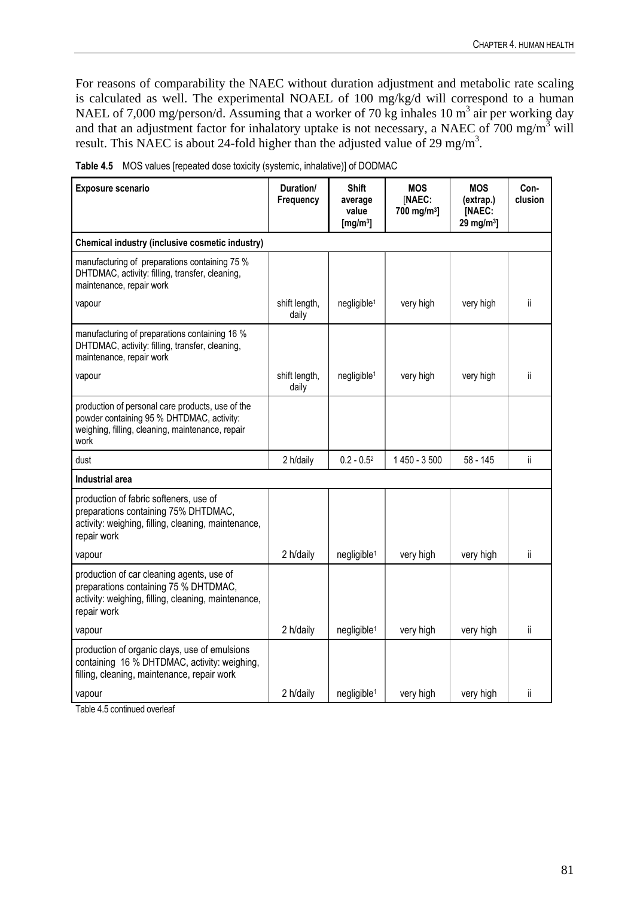For reasons of comparability the NAEC without duration adjustment and metabolic rate scaling is calculated as well. The experimental NOAEL of 100 mg/kg/d will correspond to a human NAEL of 7,000 mg/person/d. Assuming that a worker of 70 kg inhales 10 $m^3$ air per working day and that an adjustment factor for inhalatory uptake is not necessary, a NAEC of 700 $mg/m^3$ will result. This NAEC is about 24-fold higher than the adjusted value of 29 $mg/m^3$.

**Table 4.5** MOS values [repeated dose toxicity (systemic, inhalative)] of DODMAC

| Exposure scenario | Duration/ Frequency | Shift average value [$mg/m^3$] | MOS [NAEC: 700 $mg/m^3$] | MOS (extrap.) [NAEC: 29 $mg/m^3$] | Con-clusion |
|---|---|---|---|---|---|
| **Chemical industry (inclusive cosmetic industry)** | | | | | |
| manufacturing of preparations containing 75 % DHTDMAC, activity: filling, transfer, cleaning, maintenance, repair work | | | | | |
| vapour | shift length, daily | negligible[1] | very high | very high | ii |
| manufacturing of preparations containing 16 % DHTDMAC, activity: filling, transfer, cleaning, maintenance, repair work | | | | | |
| vapour | shift length, daily | negligible[1] | very high | very high | ii |
| production of personal care products, use of the powder containing 95 % DHTDMAC, activity: weighing, filling, cleaning, maintenance, repair work | | | | | |
| dust | 2 h/daily | 0.2 - 0.5[2] | 1 450 - 3 500 | 58 - 145 | ii |
| **Industrial area** | | | | | |
| production of fabric softeners, use of preparations containing 75% DHTDMAC, activity: weighing, filling, cleaning, maintenance, repair work | | | | | |
| vapour | 2 h/daily | negligible[1] | very high | very high | ii |
| production of car cleaning agents, use of preparations containing 75 % DHTDMAC, activity: weighing, filling, cleaning, maintenance, repair work | | | | | |
| vapour | 2 h/daily | negligible[1] | very high | very high | ii |
| production of organic clays, use of emulsions containing 16 % DHTDMAC, activity: weighing, filling, cleaning, maintenance, repair work | | | | | |
| vapour | 2 h/daily | negligible[1] | very high | very high | ii |

Table 4.5 continued overleaf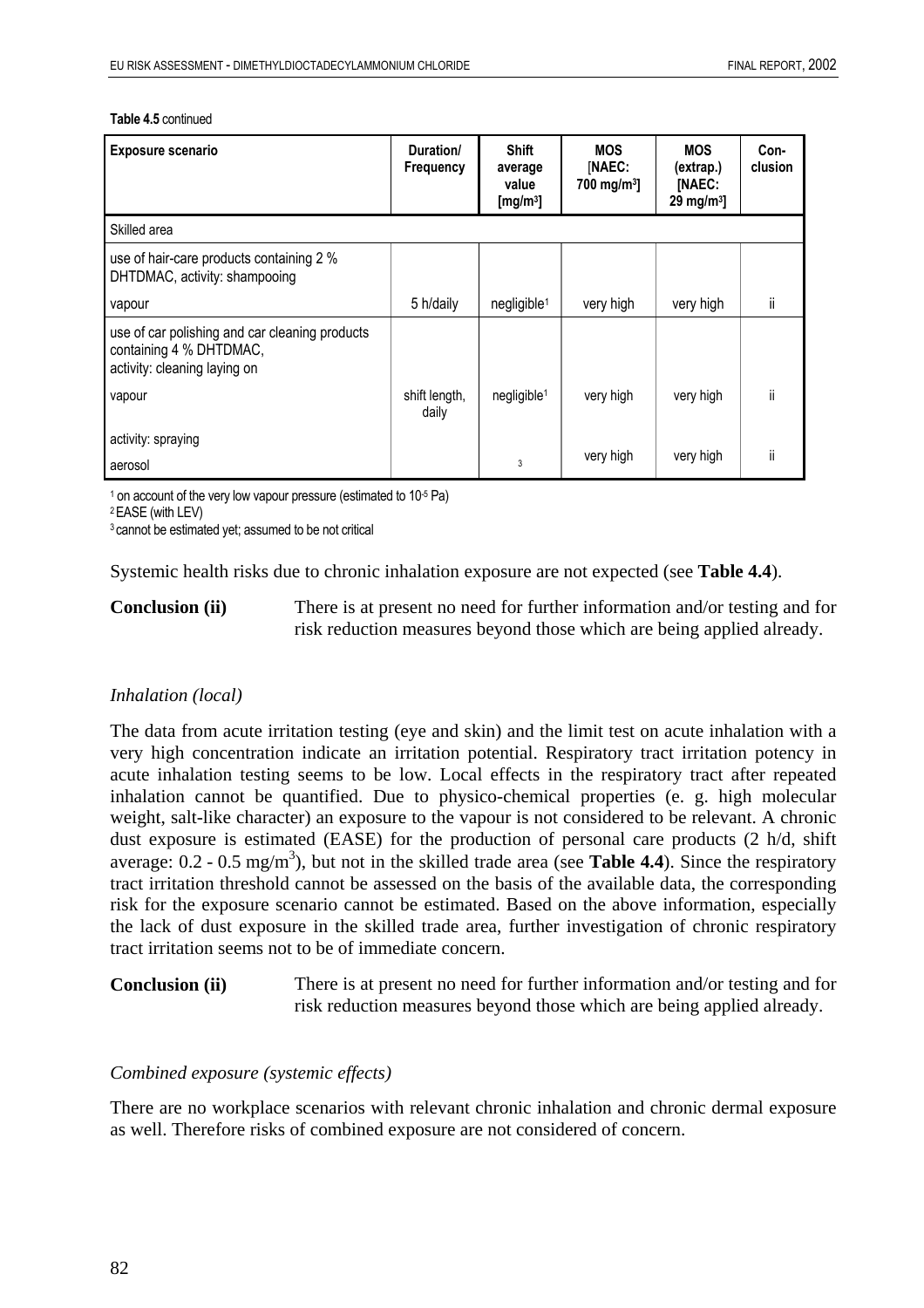**Table 4.5** continued

| Exposure scenario | Duration/ Frequency | Shift average value [mg/m³] | MOS [NAEC: 700 mg/m³] | MOS (extrap.) [NAEC: 29 mg/m³] | Con-clusion |
|---|---|---|---|---|---|
| Skilled area | | | | | |
| use of hair-care products containing 2 % DHTDMAC, activity: shampooing | | | | | |
| vapour | 5 h/daily | negligible[1] | very high | very high | ii |
| use of car polishing and car cleaning products containing 4 % DHTDMAC, activity: cleaning laying on | | | | | |
| vapour | shift length, daily | negligible[1] | very high | very high | ii |
| activity: spraying | | | | | |
| aerosol | | [3] | very high | very high | ii |

[1] on account of the very low vapour pressure (estimated to $10^{-5}$ Pa)
[2] EASE (with LEV)
[3] cannot be estimated yet; assumed to be not critical

Systemic health risks due to chronic inhalation exposure are not expected (see **Table 4.4**).

**Conclusion (ii)** There is at present no need for further information and/or testing and for risk reduction measures beyond those which are being applied already.

*Inhalation (local)*

The data from acute irritation testing (eye and skin) and the limit test on acute inhalation with a very high concentration indicate an irritation potential. Respiratory tract irritation potency in acute inhalation testing seems to be low. Local effects in the respiratory tract after repeated inhalation cannot be quantified. Due to physico-chemical properties (e. g. high molecular weight, salt-like character) an exposure to the vapour is not considered to be relevant. A chronic dust exposure is estimated (EASE) for the production of personal care products (2 h/d, shift average: 0.2 - 0.5 mg/m$^3$), but not in the skilled trade area (see **Table 4.4**). Since the respiratory tract irritation threshold cannot be assessed on the basis of the available data, the corresponding risk for the exposure scenario cannot be estimated. Based on the above information, especially the lack of dust exposure in the skilled trade area, further investigation of chronic respiratory tract irritation seems not to be of immediate concern.

**Conclusion (ii)** There is at present no need for further information and/or testing and for risk reduction measures beyond those which are being applied already.

*Combined exposure (systemic effects)*

There are no workplace scenarios with relevant chronic inhalation and chronic dermal exposure as well. Therefore risks of combined exposure are not considered of concern.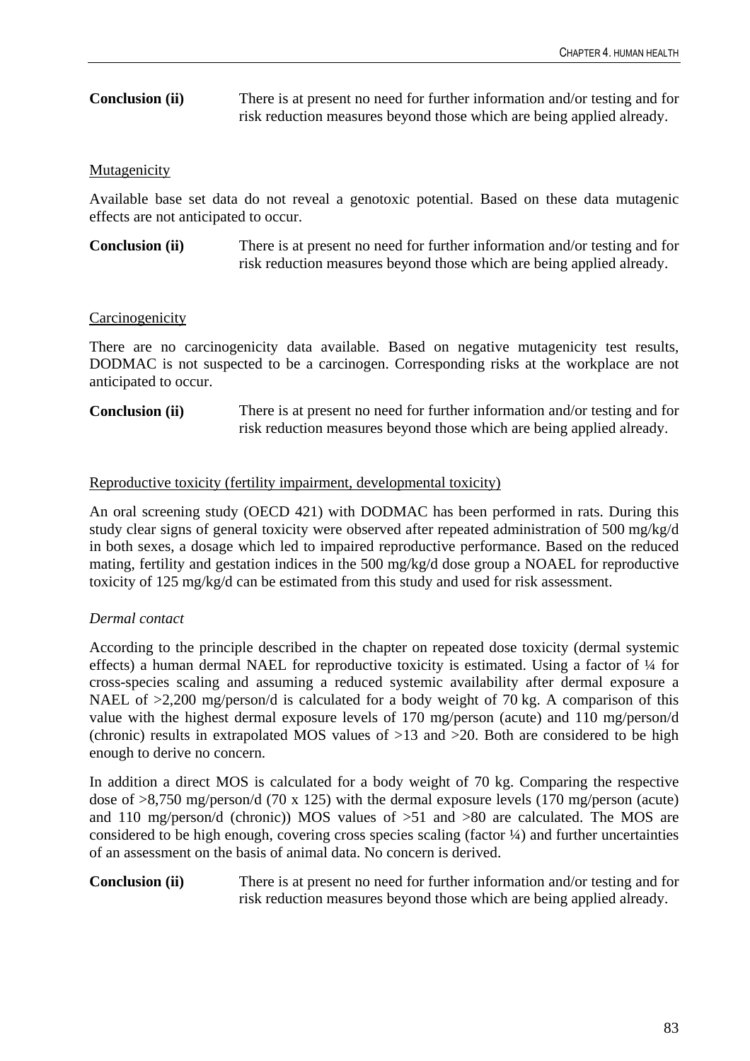**Conclusion (ii)** There is at present no need for further information and/or testing and for risk reduction measures beyond those which are being applied already.

Mutagenicity

Available base set data do not reveal a genotoxic potential. Based on these data mutagenic effects are not anticipated to occur.

**Conclusion (ii)** There is at present no need for further information and/or testing and for risk reduction measures beyond those which are being applied already.

Carcinogenicity

There are no carcinogenicity data available. Based on negative mutagenicity test results, DODMAC is not suspected to be a carcinogen. Corresponding risks at the workplace are not anticipated to occur.

**Conclusion (ii)** There is at present no need for further information and/or testing and for risk reduction measures beyond those which are being applied already.

Reproductive toxicity (fertility impairment, developmental toxicity)

An oral screening study (OECD 421) with DODMAC has been performed in rats. During this study clear signs of general toxicity were observed after repeated administration of 500 mg/kg/d in both sexes, a dosage which led to impaired reproductive performance. Based on the reduced mating, fertility and gestation indices in the 500 mg/kg/d dose group a NOAEL for reproductive toxicity of 125 mg/kg/d can be estimated from this study and used for risk assessment.

*Dermal contact*

According to the principle described in the chapter on repeated dose toxicity (dermal systemic effects) a human dermal NAEL for reproductive toxicity is estimated. Using a factor of ¼ for cross-species scaling and assuming a reduced systemic availability after dermal exposure a NAEL of >2,200 mg/person/d is calculated for a body weight of 70 kg. A comparison of this value with the highest dermal exposure levels of 170 mg/person (acute) and 110 mg/person/d (chronic) results in extrapolated MOS values of >13 and >20. Both are considered to be high enough to derive no concern.

In addition a direct MOS is calculated for a body weight of 70 kg. Comparing the respective dose of >8,750 mg/person/d (70 x 125) with the dermal exposure levels (170 mg/person (acute) and 110 mg/person/d (chronic)) MOS values of >51 and >80 are calculated. The MOS are considered to be high enough, covering cross species scaling (factor ¼) and further uncertainties of an assessment on the basis of animal data. No concern is derived.

**Conclusion (ii)** There is at present no need for further information and/or testing and for risk reduction measures beyond those which are being applied already.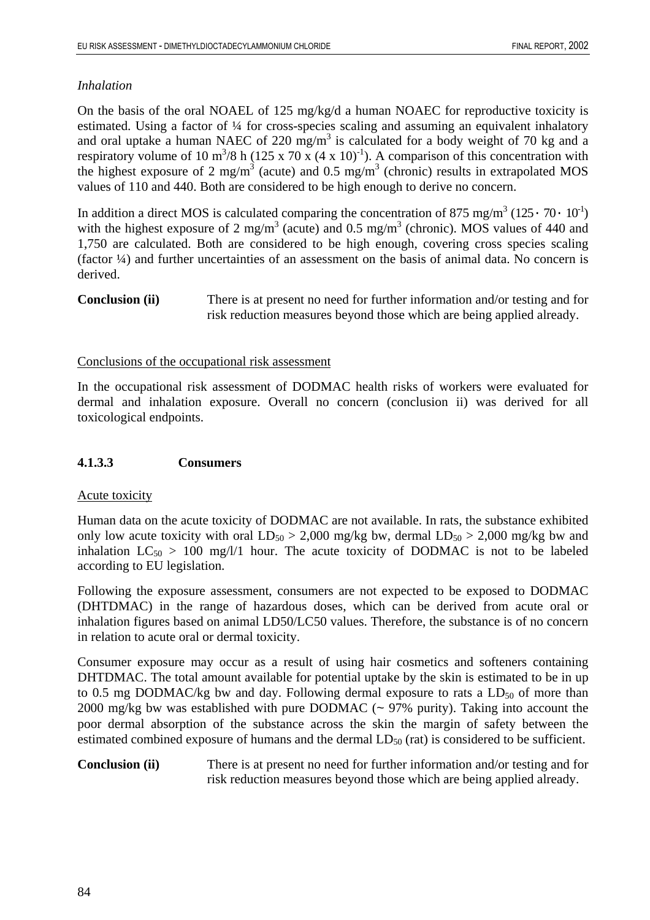*Inhalation*

On the basis of the oral NOAEL of 125 mg/kg/d a human NOAEC for reproductive toxicity is estimated. Using a factor of ¼ for cross-species scaling and assuming an equivalent inhalatory and oral uptake a human NAEC of 220 $mg/m^3$ is calculated for a body weight of 70 kg and a respiratory volume of 10 $m^3$/8 h ($125 \times 70 \times (4 \times 10)^{-1}$). A comparison of this concentration with the highest exposure of 2 $mg/m^3$ (acute) and 0.5 $mg/m^3$ (chronic) results in extrapolated MOS values of 110 and 440. Both are considered to be high enough to derive no concern.

In addition a direct MOS is calculated comparing the concentration of 875 $mg/m^3$ ($125 \cdot 70 \cdot 10^{-1}$) with the highest exposure of 2 $mg/m^3$ (acute) and 0.5 $mg/m^3$ (chronic). MOS values of 440 and 1,750 are calculated. Both are considered to be high enough, covering cross species scaling (factor ¼) and further uncertainties of an assessment on the basis of animal data. No concern is derived.

**Conclusion (ii)** There is at present no need for further information and/or testing and for risk reduction measures beyond those which are being applied already.

Conclusions of the occupational risk assessment

In the occupational risk assessment of DODMAC health risks of workers were evaluated for dermal and inhalation exposure. Overall no concern (conclusion ii) was derived for all toxicological endpoints.

#### 4.1.3.3 Consumers

Acute toxicity

Human data on the acute toxicity of DODMAC are not available. In rats, the substance exhibited only low acute toxicity with oral $LD_{50} > 2,000$ mg/kg bw, dermal $LD_{50} > 2,000$ mg/kg bw and inhalation $LC_{50} > 100$ mg/l/1 hour. The acute toxicity of DODMAC is not to be labeled according to EU legislation.

Following the exposure assessment, consumers are not expected to be exposed to DODMAC (DHTDMAC) in the range of hazardous doses, which can be derived from acute oral or inhalation figures based on animal LD50/LC50 values. Therefore, the substance is of no concern in relation to acute oral or dermal toxicity.

Consumer exposure may occur as a result of using hair cosmetics and softeners containing DHTDMAC. The total amount available for potential uptake by the skin is estimated to be in up to 0.5 mg DODMAC/kg bw and day. Following dermal exposure to rats a $LD_{50}$ of more than 2000 mg/kg bw was established with pure DODMAC (~ 97% purity). Taking into account the poor dermal absorption of the substance across the skin the margin of safety between the estimated combined exposure of humans and the dermal $LD_{50}$ (rat) is considered to be sufficient.

**Conclusion (ii)** There is at present no need for further information and/or testing and for risk reduction measures beyond those which are being applied already.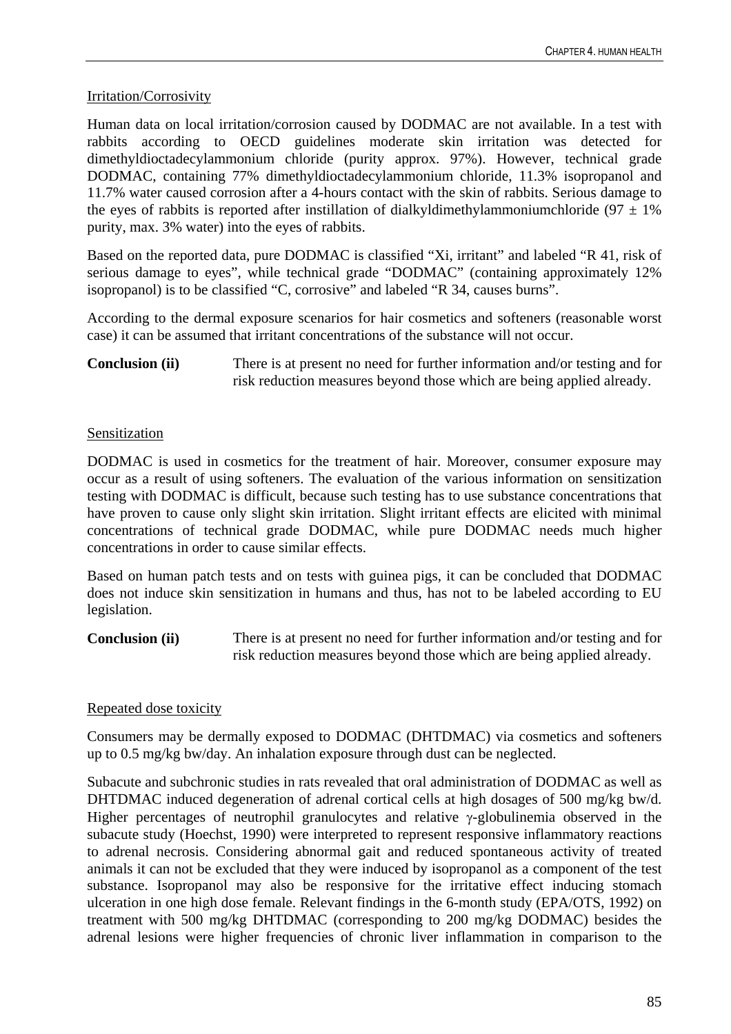Irritation/Corrosivity

Human data on local irritation/corrosion caused by DODMAC are not available. In a test with rabbits according to OECD guidelines moderate skin irritation was detected for dimethyldioctadecylammonium chloride (purity approx. 97%). However, technical grade DODMAC, containing 77% dimethyldioctadecylammonium chloride, 11.3% isopropanol and 11.7% water caused corrosion after a 4-hours contact with the skin of rabbits. Serious damage to the eyes of rabbits is reported after instillation of dialkyldimethylammoniumchloride (97 ± 1% purity, max. 3% water) into the eyes of rabbits.

Based on the reported data, pure DODMAC is classified "Xi, irritant" and labeled "R 41, risk of serious damage to eyes", while technical grade "DODMAC" (containing approximately 12% isopropanol) is to be classified "C, corrosive" and labeled "R 34, causes burns".

According to the dermal exposure scenarios for hair cosmetics and softeners (reasonable worst case) it can be assumed that irritant concentrations of the substance will not occur.

**Conclusion (ii)** There is at present no need for further information and/or testing and for risk reduction measures beyond those which are being applied already.

Sensitization

DODMAC is used in cosmetics for the treatment of hair. Moreover, consumer exposure may occur as a result of using softeners. The evaluation of the various information on sensitization testing with DODMAC is difficult, because such testing has to use substance concentrations that have proven to cause only slight skin irritation. Slight irritant effects are elicited with minimal concentrations of technical grade DODMAC, while pure DODMAC needs much higher concentrations in order to cause similar effects.

Based on human patch tests and on tests with guinea pigs, it can be concluded that DODMAC does not induce skin sensitization in humans and thus, has not to be labeled according to EU legislation.

**Conclusion (ii)** There is at present no need for further information and/or testing and for risk reduction measures beyond those which are being applied already.

Repeated dose toxicity

Consumers may be dermally exposed to DODMAC (DHTDMAC) via cosmetics and softeners up to 0.5 mg/kg bw/day. An inhalation exposure through dust can be neglected.

Subacute and subchronic studies in rats revealed that oral administration of DODMAC as well as DHTDMAC induced degeneration of adrenal cortical cells at high dosages of 500 mg/kg bw/d. Higher percentages of neutrophil granulocytes and relative γ-globulinemia observed in the subacute study (Hoechst, 1990) were interpreted to represent responsive inflammatory reactions to adrenal necrosis. Considering abnormal gait and reduced spontaneous activity of treated animals it can not be excluded that they were induced by isopropanol as a component of the test substance. Isopropanol may also be responsive for the irritative effect inducing stomach ulceration in one high dose female. Relevant findings in the 6-month study (EPA/OTS, 1992) on treatment with 500 mg/kg DHTDMAC (corresponding to 200 mg/kg DODMAC) besides the adrenal lesions were higher frequencies of chronic liver inflammation in comparison to the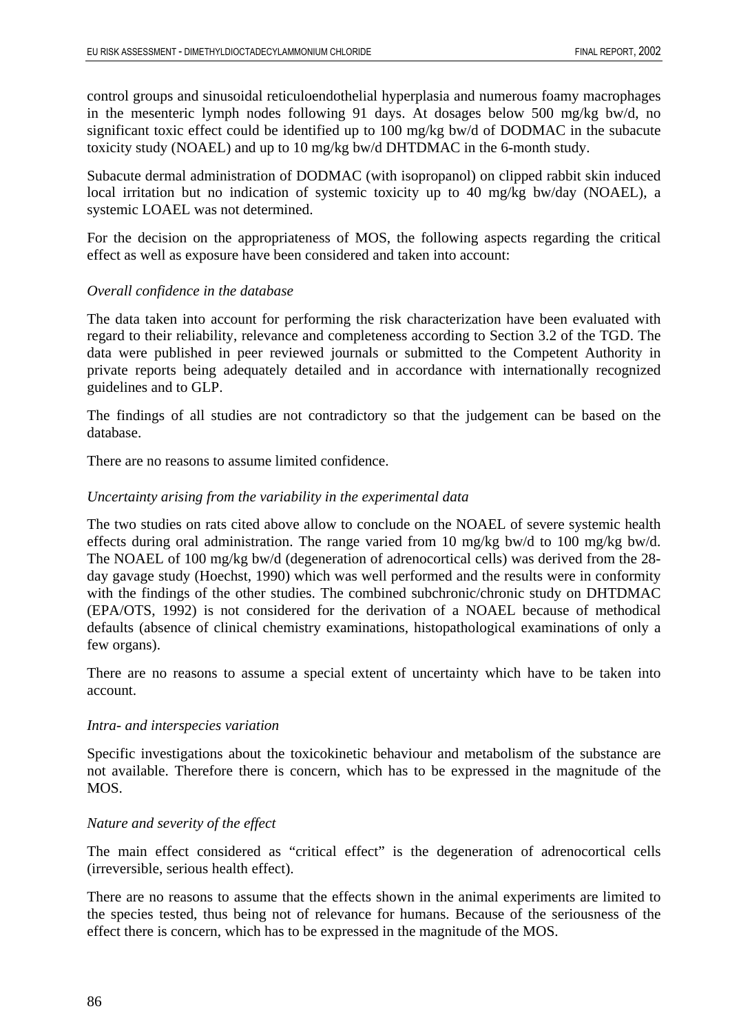control groups and sinusoidal reticuloendothelial hyperplasia and numerous foamy macrophages in the mesenteric lymph nodes following 91 days. At dosages below 500 mg/kg bw/d, no significant toxic effect could be identified up to 100 mg/kg bw/d of DODMAC in the subacute toxicity study (NOAEL) and up to 10 mg/kg bw/d DHTDMAC in the 6-month study.

Subacute dermal administration of DODMAC (with isopropanol) on clipped rabbit skin induced local irritation but no indication of systemic toxicity up to 40 mg/kg bw/day (NOAEL), a systemic LOAEL was not determined.

For the decision on the appropriateness of MOS, the following aspects regarding the critical effect as well as exposure have been considered and taken into account:

*Overall confidence in the database*

The data taken into account for performing the risk characterization have been evaluated with regard to their reliability, relevance and completeness according to Section 3.2 of the TGD. The data were published in peer reviewed journals or submitted to the Competent Authority in private reports being adequately detailed and in accordance with internationally recognized guidelines and to GLP.

The findings of all studies are not contradictory so that the judgement can be based on the database.

There are no reasons to assume limited confidence.

*Uncertainty arising from the variability in the experimental data*

The two studies on rats cited above allow to conclude on the NOAEL of severe systemic health effects during oral administration. The range varied from 10 mg/kg bw/d to 100 mg/kg bw/d. The NOAEL of 100 mg/kg bw/d (degeneration of adrenocortical cells) was derived from the 28-day gavage study (Hoechst, 1990) which was well performed and the results were in conformity with the findings of the other studies. The combined subchronic/chronic study on DHTDMAC (EPA/OTS, 1992) is not considered for the derivation of a NOAEL because of methodical defaults (absence of clinical chemistry examinations, histopathological examinations of only a few organs).

There are no reasons to assume a special extent of uncertainty which have to be taken into account.

*Intra- and interspecies variation*

Specific investigations about the toxicokinetic behaviour and metabolism of the substance are not available. Therefore there is concern, which has to be expressed in the magnitude of the MOS.

*Nature and severity of the effect*

The main effect considered as "critical effect" is the degeneration of adrenocortical cells (irreversible, serious health effect).

There are no reasons to assume that the effects shown in the animal experiments are limited to the species tested, thus being not of relevance for humans. Because of the seriousness of the effect there is concern, which has to be expressed in the magnitude of the MOS.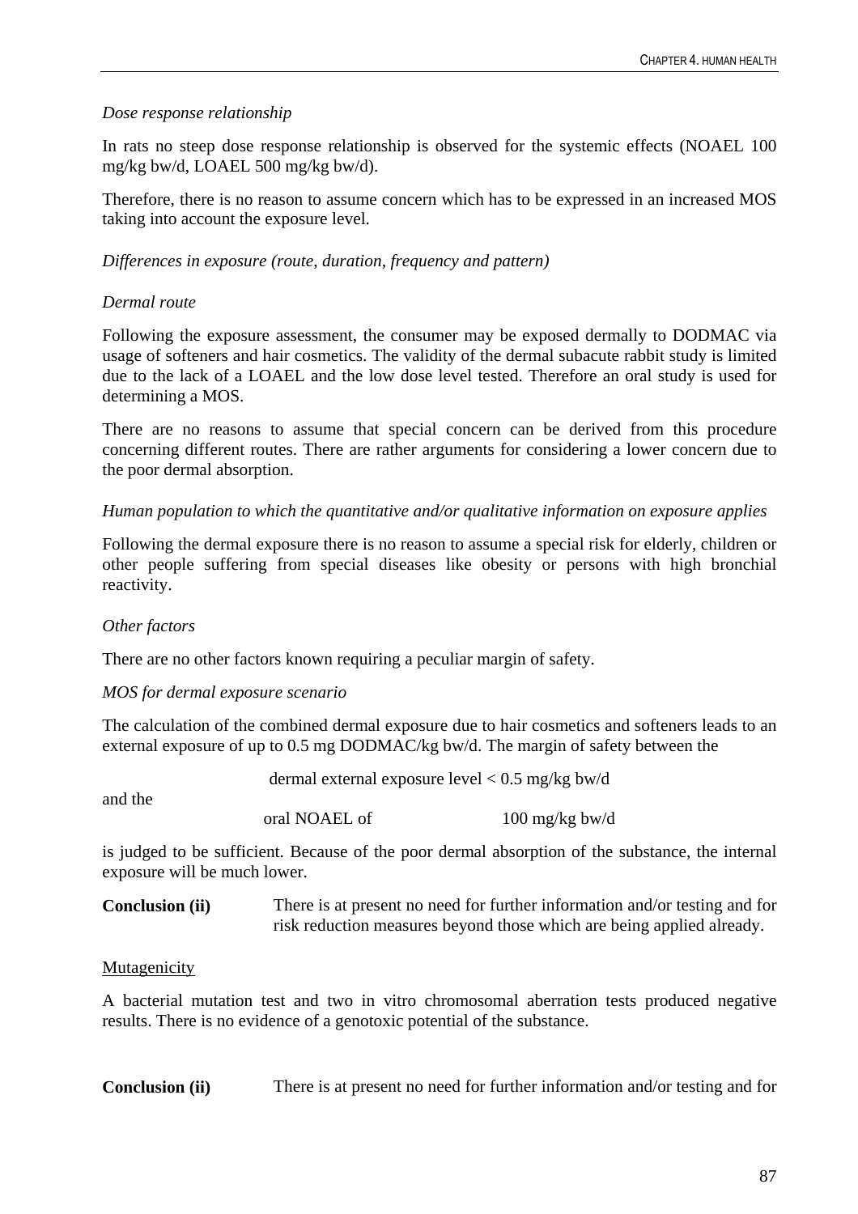*Dose response relationship*

In rats no steep dose response relationship is observed for the systemic effects (NOAEL 100 mg/kg bw/d, LOAEL 500 mg/kg bw/d).

Therefore, there is no reason to assume concern which has to be expressed in an increased MOS taking into account the exposure level.

*Differences in exposure (route, duration, frequency and pattern)*

*Dermal route*

Following the exposure assessment, the consumer may be exposed dermally to DODMAC via usage of softeners and hair cosmetics. The validity of the dermal subacute rabbit study is limited due to the lack of a LOAEL and the low dose level tested. Therefore an oral study is used for determining a MOS.

There are no reasons to assume that special concern can be derived from this procedure concerning different routes. There are rather arguments for considering a lower concern due to the poor dermal absorption.

*Human population to which the quantitative and/or qualitative information on exposure applies*

Following the dermal exposure there is no reason to assume a special risk for elderly, children or other people suffering from special diseases like obesity or persons with high bronchial reactivity.

*Other factors*

There are no other factors known requiring a peculiar margin of safety.

*MOS for dermal exposure scenario*

The calculation of the combined dermal exposure due to hair cosmetics and softeners leads to an external exposure of up to 0.5 mg DODMAC/kg bw/d. The margin of safety between the

dermal external exposure level < 0.5 mg/kg bw/d

and the

oral NOAEL of 100 mg/kg bw/d

is judged to be sufficient. Because of the poor dermal absorption of the substance, the internal exposure will be much lower.

**Conclusion (ii)** There is at present no need for further information and/or testing and for risk reduction measures beyond those which are being applied already.

Mutagenicity

A bacterial mutation test and two in vitro chromosomal aberration tests produced negative results. There is no evidence of a genotoxic potential of the substance.

**Conclusion (ii)** There is at present no need for further information and/or testing and for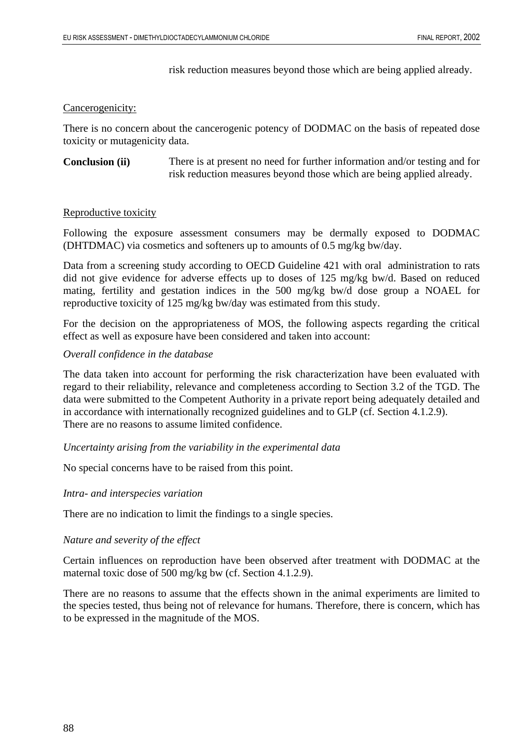risk reduction measures beyond those which are being applied already.

Cancerogenicity:

There is no concern about the cancerogenic potency of DODMAC on the basis of repeated dose toxicity or mutagenicity data.

**Conclusion (ii)** There is at present no need for further information and/or testing and for risk reduction measures beyond those which are being applied already.

Reproductive toxicity

Following the exposure assessment consumers may be dermally exposed to DODMAC (DHTDMAC) via cosmetics and softeners up to amounts of 0.5 mg/kg bw/day.

Data from a screening study according to OECD Guideline 421 with oral administration to rats did not give evidence for adverse effects up to doses of 125 mg/kg bw/d. Based on reduced mating, fertility and gestation indices in the 500 mg/kg bw/d dose group a NOAEL for reproductive toxicity of 125 mg/kg bw/day was estimated from this study.

For the decision on the appropriateness of MOS, the following aspects regarding the critical effect as well as exposure have been considered and taken into account:

*Overall confidence in the database*

The data taken into account for performing the risk characterization have been evaluated with regard to their reliability, relevance and completeness according to Section 3.2 of the TGD. The data were submitted to the Competent Authority in a private report being adequately detailed and in accordance with internationally recognized guidelines and to GLP (cf. Section 4.1.2.9).
There are no reasons to assume limited confidence.

*Uncertainty arising from the variability in the experimental data*

No special concerns have to be raised from this point.

*Intra- and interspecies variation*

There are no indication to limit the findings to a single species.

*Nature and severity of the effect*

Certain influences on reproduction have been observed after treatment with DODMAC at the maternal toxic dose of 500 mg/kg bw (cf. Section 4.1.2.9).

There are no reasons to assume that the effects shown in the animal experiments are limited to the species tested, thus being not of relevance for humans. Therefore, there is concern, which has to be expressed in the magnitude of the MOS.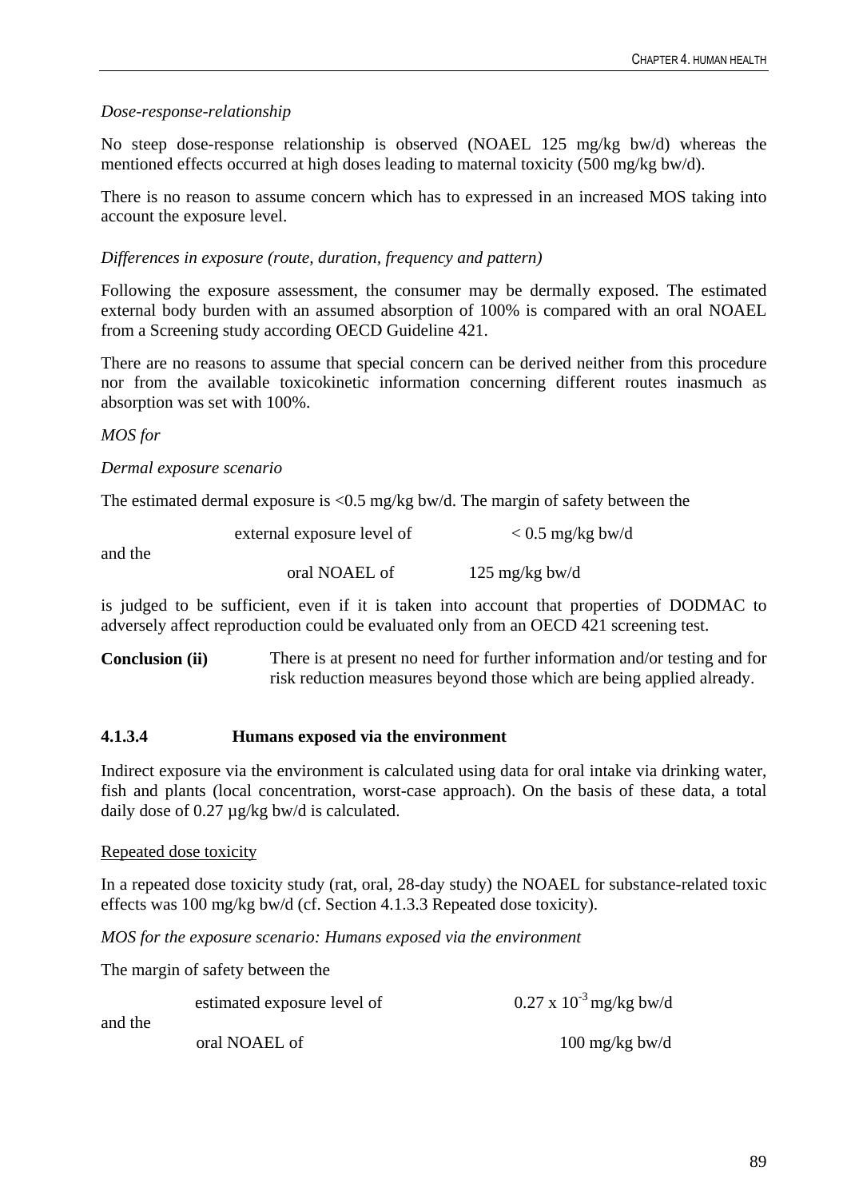*Dose-response-relationship*

No steep dose-response relationship is observed (NOAEL 125 mg/kg bw/d) whereas the mentioned effects occurred at high doses leading to maternal toxicity (500 mg/kg bw/d).

There is no reason to assume concern which has to expressed in an increased MOS taking into account the exposure level.

*Differences in exposure (route, duration, frequency and pattern)*

Following the exposure assessment, the consumer may be dermally exposed. The estimated external body burden with an assumed absorption of 100% is compared with an oral NOAEL from a Screening study according OECD Guideline 421.

There are no reasons to assume that special concern can be derived neither from this procedure nor from the available toxicokinetic information concerning different routes inasmuch as absorption was set with 100%.

*MOS for*

*Dermal exposure scenario*

The estimated dermal exposure is <0.5 mg/kg bw/d. The margin of safety between the

external exposure level of < 0.5 mg/kg bw/d

and the

oral NOAEL of 125 mg/kg bw/d

is judged to be sufficient, even if it is taken into account that properties of DODMAC to adversely affect reproduction could be evaluated only from an OECD 421 screening test.

**Conclusion (ii)** There is at present no need for further information and/or testing and for risk reduction measures beyond those which are being applied already.

### 4.1.3.4 Humans exposed via the environment

Indirect exposure via the environment is calculated using data for oral intake via drinking water, fish and plants (local concentration, worst-case approach). On the basis of these data, a total daily dose of 0.27 µg/kg bw/d is calculated.

Repeated dose toxicity

In a repeated dose toxicity study (rat, oral, 28-day study) the NOAEL for substance-related toxic effects was 100 mg/kg bw/d (cf. Section 4.1.3.3 Repeated dose toxicity).

*MOS for the exposure scenario: Humans exposed via the environment*

The margin of safety between the

estimated exposure level of $0.27 \times 10^{-3}$ mg/kg bw/d

and the

oral NOAEL of 100 mg/kg bw/d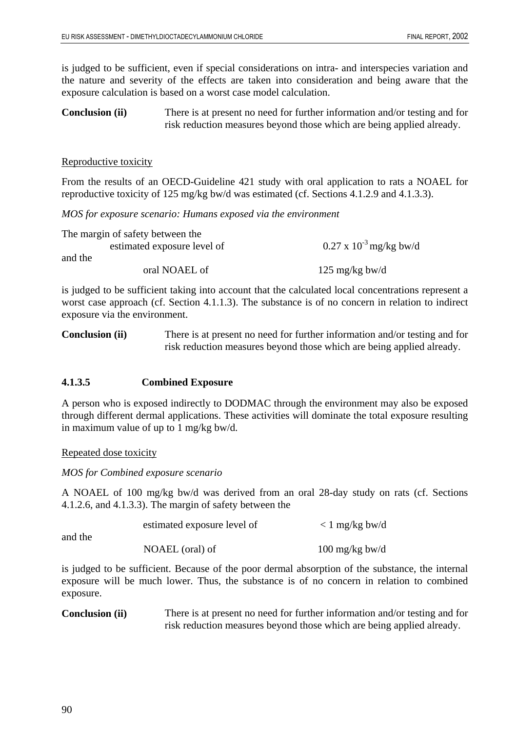is judged to be sufficient, even if special considerations on intra- and interspecies variation and the nature and severity of the effects are taken into consideration and being aware that the exposure calculation is based on a worst case model calculation.

**Conclusion (ii)** There is at present no need for further information and/or testing and for risk reduction measures beyond those which are being applied already.

Reproductive toxicity

From the results of an OECD-Guideline 421 study with oral application to rats a NOAEL for reproductive toxicity of 125 mg/kg bw/d was estimated (cf. Sections 4.1.2.9 and 4.1.3.3).

*MOS for exposure scenario: Humans exposed via the environment*

The margin of safety between the
estimated exposure level of $0.27 \times 10^{-3}$ mg/kg bw/d
and the
oral NOAEL of 125 mg/kg bw/d

is judged to be sufficient taking into account that the calculated local concentrations represent a worst case approach (cf. Section 4.1.1.3). The substance is of no concern in relation to indirect exposure via the environment.

**Conclusion (ii)** There is at present no need for further information and/or testing and for risk reduction measures beyond those which are being applied already.

#### 4.1.3.5 Combined Exposure

A person who is exposed indirectly to DODMAC through the environment may also be exposed through different dermal applications. These activities will dominate the total exposure resulting in maximum value of up to 1 mg/kg bw/d.

Repeated dose toxicity

*MOS for Combined exposure scenario*

A NOAEL of 100 mg/kg bw/d was derived from an oral 28-day study on rats (cf. Sections 4.1.2.6, and 4.1.3.3). The margin of safety between the

estimated exposure level of < 1 mg/kg bw/d
and the
NOAEL (oral) of 100 mg/kg bw/d

is judged to be sufficient. Because of the poor dermal absorption of the substance, the internal exposure will be much lower. Thus, the substance is of no concern in relation to combined exposure.

**Conclusion (ii)** There is at present no need for further information and/or testing and for risk reduction measures beyond those which are being applied already.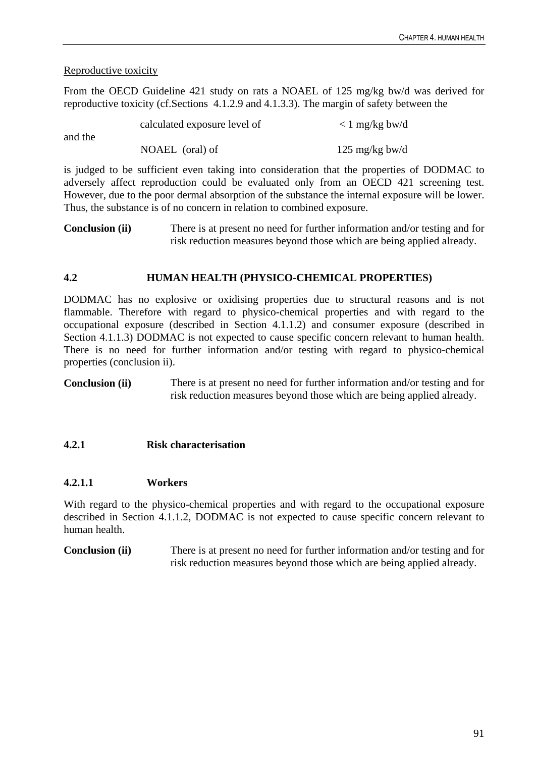Reproductive toxicity

From the OECD Guideline 421 study on rats a NOAEL of 125 mg/kg bw/d was derived for reproductive toxicity (cf.Sections 4.1.2.9 and 4.1.3.3). The margin of safety between the

| | | |
|---|---|---|
| | calculated exposure level of | < 1 mg/kg bw/d |
| and the | | |
| | NOAEL (oral) of | 125 mg/kg bw/d |

is judged to be sufficient even taking into consideration that the properties of DODMAC to adversely affect reproduction could be evaluated only from an OECD 421 screening test. However, due to the poor dermal absorption of the substance the internal exposure will be lower. Thus, the substance is of no concern in relation to combined exposure.

**Conclusion (ii)** There is at present no need for further information and/or testing and for risk reduction measures beyond those which are being applied already.

## 4.2 HUMAN HEALTH (PHYSICO-CHEMICAL PROPERTIES)

DODMAC has no explosive or oxidising properties due to structural reasons and is not flammable. Therefore with regard to physico-chemical properties and with regard to the occupational exposure (described in Section 4.1.1.2) and consumer exposure (described in Section 4.1.1.3) DODMAC is not expected to cause specific concern relevant to human health. There is no need for further information and/or testing with regard to physico-chemical properties (conclusion ii).

**Conclusion (ii)** There is at present no need for further information and/or testing and for risk reduction measures beyond those which are being applied already.

### 4.2.1 Risk characterisation

#### 4.2.1.1 Workers

With regard to the physico-chemical properties and with regard to the occupational exposure described in Section 4.1.1.2, DODMAC is not expected to cause specific concern relevant to human health.

**Conclusion (ii)** There is at present no need for further information and/or testing and for risk reduction measures beyond those which are being applied already.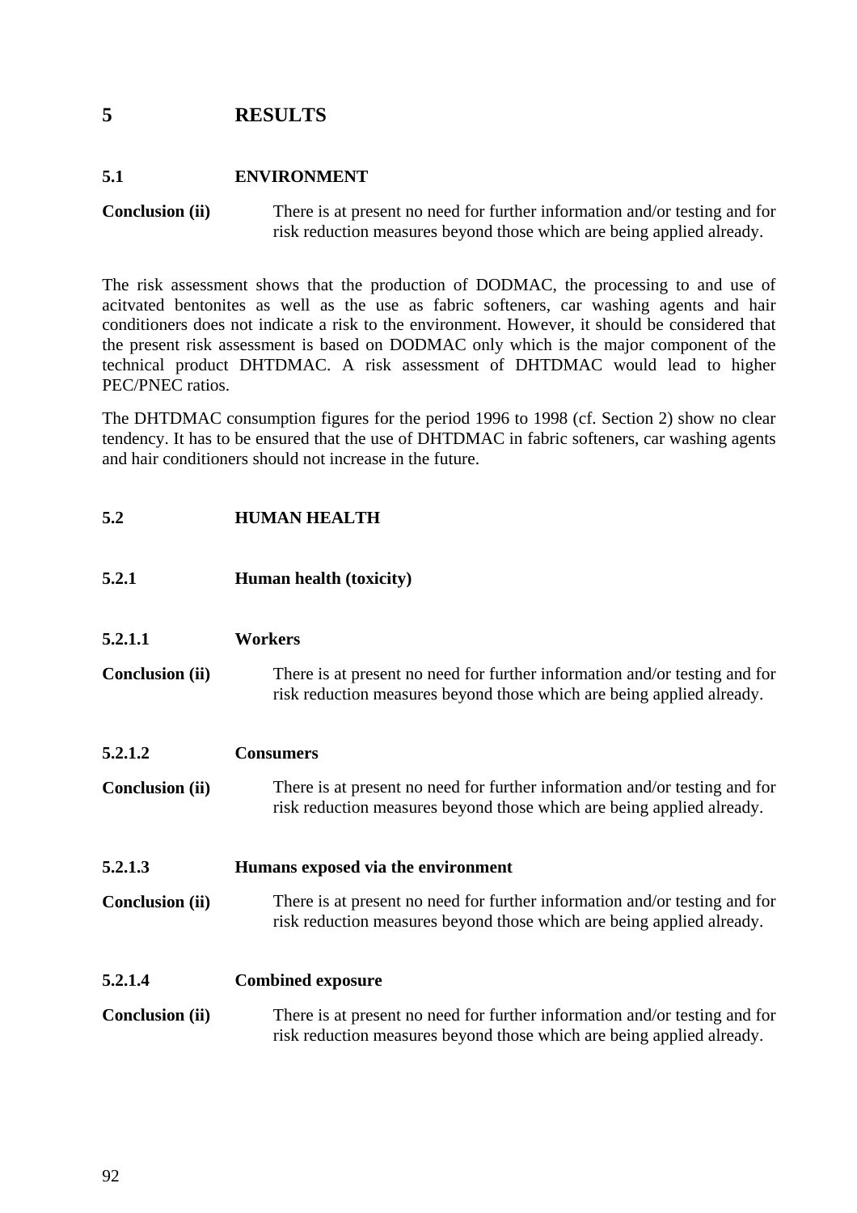# 5 RESULTS

## 5.1 ENVIRONMENT

**Conclusion (ii)** There is at present no need for further information and/or testing and for risk reduction measures beyond those which are being applied already.

The risk assessment shows that the production of DODMAC, the processing to and use of acitvated bentonites as well as the use as fabric softeners, car washing agents and hair conditioners does not indicate a risk to the environment. However, it should be considered that the present risk assessment is based on DODMAC only which is the major component of the technical product DHTDMAC. A risk assessment of DHTDMAC would lead to higher PEC/PNEC ratios.

The DHTDMAC consumption figures for the period 1996 to 1998 (cf. Section 2) show no clear tendency. It has to be ensured that the use of DHTDMAC in fabric softeners, car washing agents and hair conditioners should not increase in the future.

## 5.2 HUMAN HEALTH

### 5.2.1 Human health (toxicity)

#### 5.2.1.1 Workers

**Conclusion (ii)** There is at present no need for further information and/or testing and for risk reduction measures beyond those which are being applied already.

#### 5.2.1.2 Consumers

**Conclusion (ii)** There is at present no need for further information and/or testing and for risk reduction measures beyond those which are being applied already.

#### 5.2.1.3 Humans exposed via the environment

**Conclusion (ii)** There is at present no need for further information and/or testing and for risk reduction measures beyond those which are being applied already.

#### 5.2.1.4 Combined exposure

**Conclusion (ii)** There is at present no need for further information and/or testing and for risk reduction measures beyond those which are being applied already.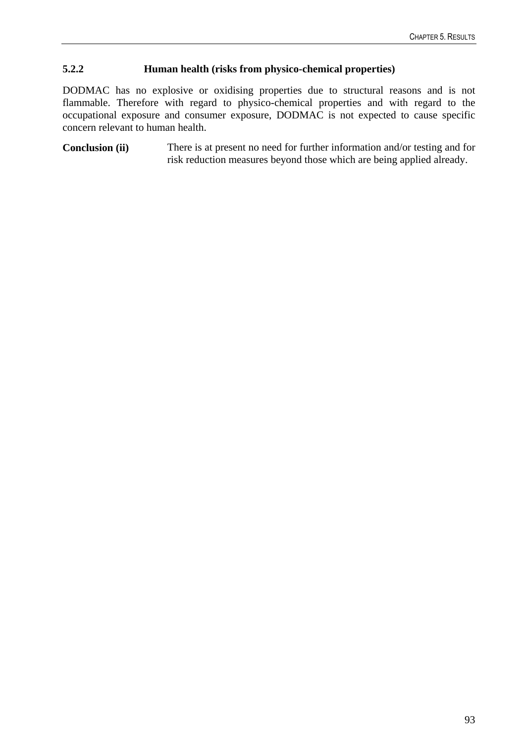### 5.2.2 Human health (risks from physico-chemical properties)

DODMAC has no explosive or oxidising properties due to structural reasons and is not flammable. Therefore with regard to physico-chemical properties and with regard to the occupational exposure and consumer exposure, DODMAC is not expected to cause specific concern relevant to human health.

**Conclusion (ii)** There is at present no need for further information and/or testing and for risk reduction measures beyond those which are being applied already.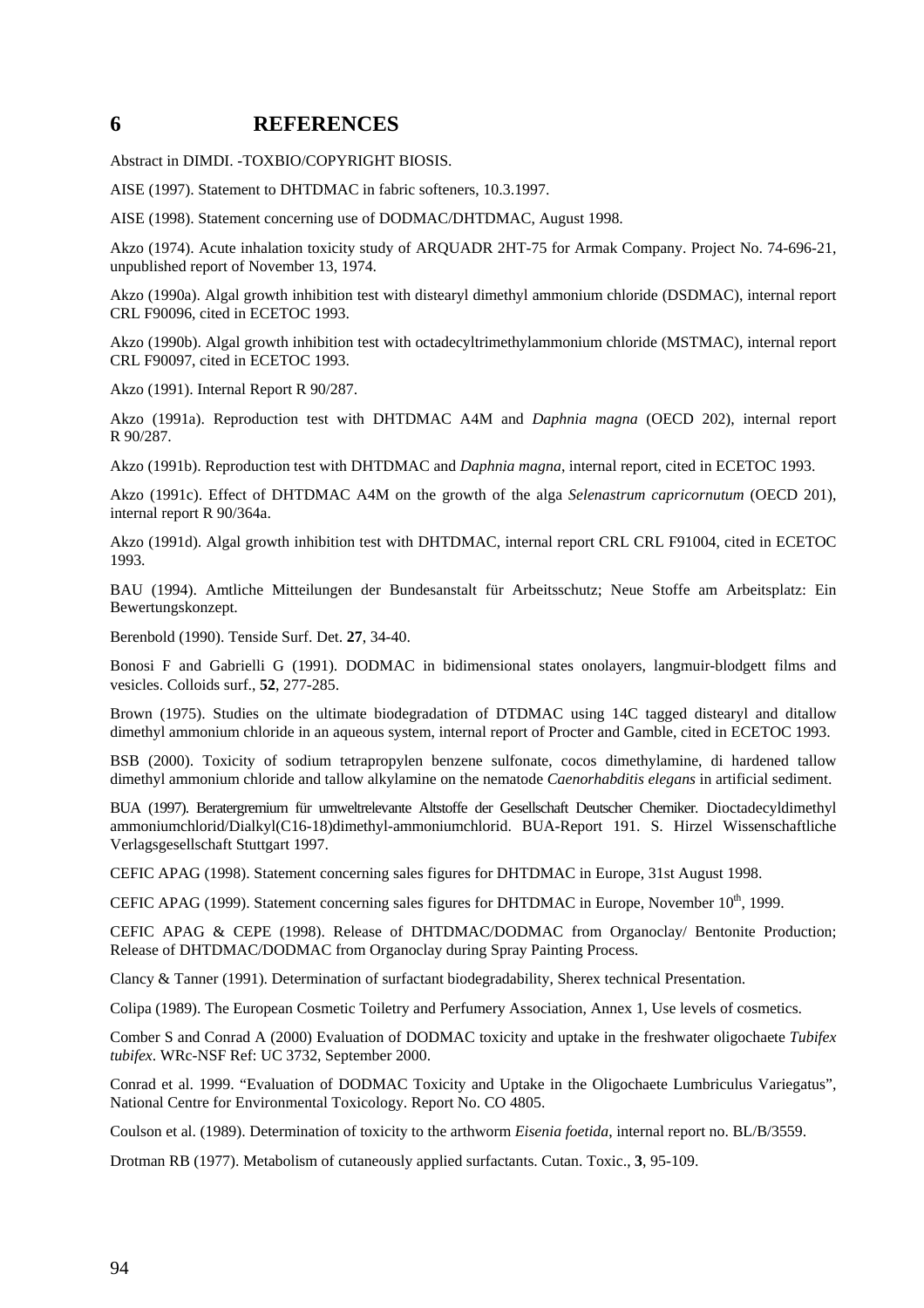# 6 REFERENCES

Abstract in DIMDI. -TOXBIO/COPYRIGHT BIOSIS.

AISE (1997). Statement to DHTDMAC in fabric softeners, 10.3.1997.

AISE (1998). Statement concerning use of DODMAC/DHTDMAC, August 1998.

Akzo (1974). Acute inhalation toxicity study of ARQUADR 2HT-75 for Armak Company. Project No. 74-696-21, unpublished report of November 13, 1974.

Akzo (1990a). Algal growth inhibition test with distearyl dimethyl ammonium chloride (DSDMAC), internal report CRL F90096, cited in ECETOC 1993.

Akzo (1990b). Algal growth inhibition test with octadecyltrimethylammonium chloride (MSTMAC), internal report CRL F90097, cited in ECETOC 1993.

Akzo (1991). Internal Report R 90/287.

Akzo (1991a). Reproduction test with DHTDMAC A4M and *Daphnia magna* (OECD 202), internal report R 90/287.

Akzo (1991b). Reproduction test with DHTDMAC and *Daphnia magna*, internal report, cited in ECETOC 1993.

Akzo (1991c). Effect of DHTDMAC A4M on the growth of the alga *Selenastrum capricornutum* (OECD 201), internal report R 90/364a.

Akzo (1991d). Algal growth inhibition test with DHTDMAC, internal report CRL CRL F91004, cited in ECETOC 1993.

BAU (1994). Amtliche Mitteilungen der Bundesanstalt für Arbeitsschutz; Neue Stoffe am Arbeitsplatz: Ein Bewertungskonzept.

Berenbold (1990). Tenside Surf. Det. **27**, 34-40.

Bonosi F and Gabrielli G (1991). DODMAC in bidimensional states onolayers, langmuir-blodgett films and vesicles. Colloids surf., **52**, 277-285.

Brown (1975). Studies on the ultimate biodegradation of DTDMAC using 14C tagged distearyl and ditallow dimethyl ammonium chloride in an aqueous system, internal report of Procter and Gamble, cited in ECETOC 1993.

BSB (2000). Toxicity of sodium tetrapropylen benzene sulfonate, cocos dimethylamine, di hardened tallow dimethyl ammonium chloride and tallow alkylamine on the nematode *Caenorhabditis elegans* in artificial sediment.

BUA (1997). Beratergremium für umweltrelevante Altstoffe der Gesellschaft Deutscher Chemiker. Dioctadecyldimethyl ammoniumchlorid/Dialkyl(C16-18)dimethyl-ammoniumchlorid. BUA-Report 191. S. Hirzel Wissenschaftliche Verlagsgesellschaft Stuttgart 1997.

CEFIC APAG (1998). Statement concerning sales figures for DHTDMAC in Europe, 31st August 1998.

CEFIC APAG (1999). Statement concerning sales figures for DHTDMAC in Europe, November 10th, 1999.

CEFIC APAG & CEPE (1998). Release of DHTDMAC/DODMAC from Organoclay/ Bentonite Production; Release of DHTDMAC/DODMAC from Organoclay during Spray Painting Process.

Clancy & Tanner (1991). Determination of surfactant biodegradability, Sherex technical Presentation.

Colipa (1989). The European Cosmetic Toiletry and Perfumery Association, Annex 1, Use levels of cosmetics.

Comber S and Conrad A (2000) Evaluation of DODMAC toxicity and uptake in the freshwater oligochaete *Tubifex tubifex*. WRc-NSF Ref: UC 3732, September 2000.

Conrad et al. 1999. "Evaluation of DODMAC Toxicity and Uptake in the Oligochaete Lumbriculus Variegatus", National Centre for Environmental Toxicology. Report No. CO 4805.

Coulson et al. (1989). Determination of toxicity to the arthworm *Eisenia foetida*, internal report no. BL/B/3559.

Drotman RB (1977). Metabolism of cutaneously applied surfactants. Cutan. Toxic., **3**, 95-109.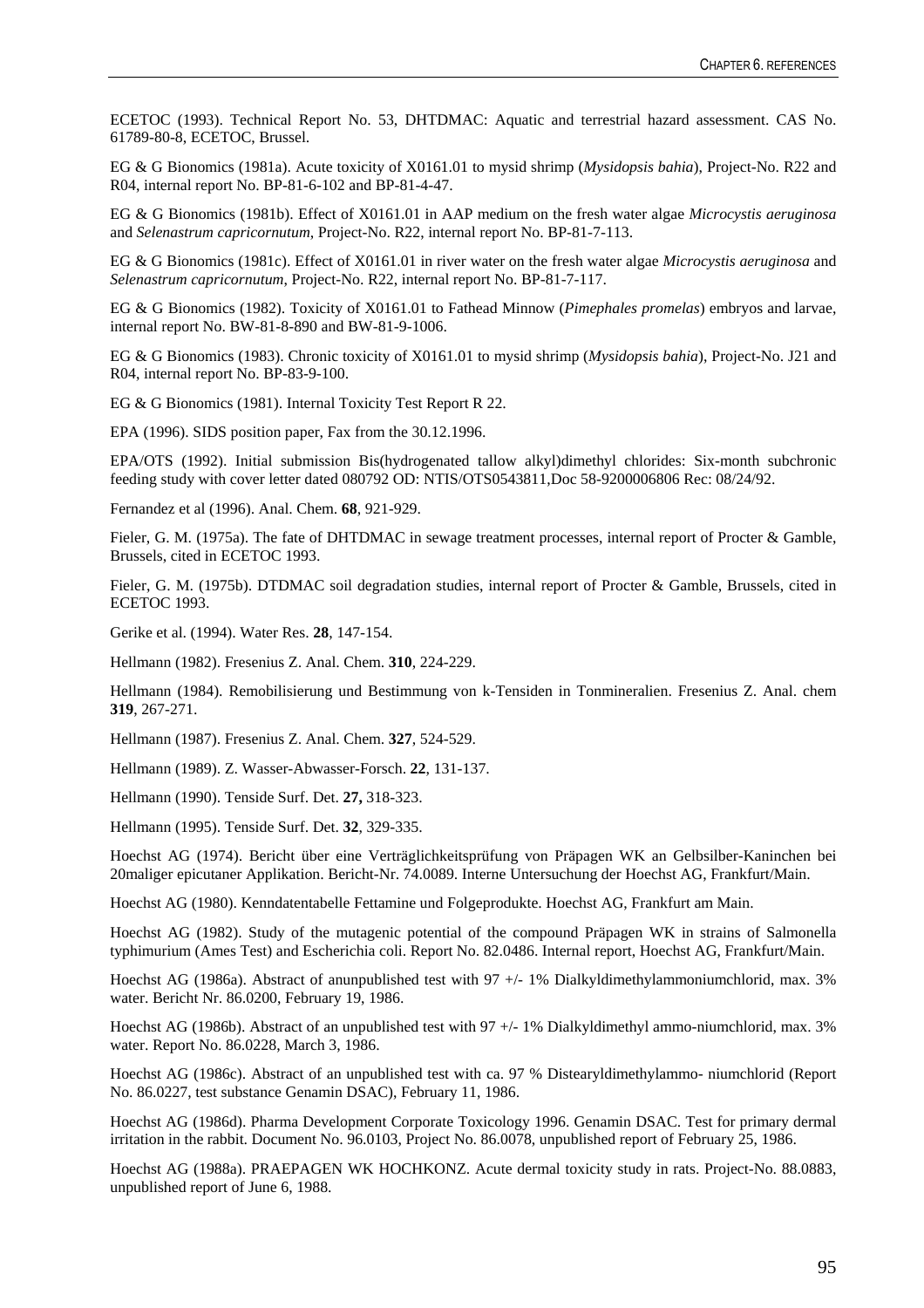ECETOC (1993). Technical Report No. 53, DHTDMAC: Aquatic and terrestrial hazard assessment. CAS No. 61789-80-8, ECETOC, Brussel.

EG & G Bionomics (1981a). Acute toxicity of X0161.01 to mysid shrimp (*Mysidopsis bahia*), Project-No. R22 and R04, internal report No. BP-81-6-102 and BP-81-4-47.

EG & G Bionomics (1981b). Effect of X0161.01 in AAP medium on the fresh water algae *Microcystis aeruginosa* and *Selenastrum capricornutum*, Project-No. R22, internal report No. BP-81-7-113.

EG & G Bionomics (1981c). Effect of X0161.01 in river water on the fresh water algae *Microcystis aeruginosa* and *Selenastrum capricornutum*, Project-No. R22, internal report No. BP-81-7-117.

EG & G Bionomics (1982). Toxicity of X0161.01 to Fathead Minnow (*Pimephales promelas*) embryos and larvae, internal report No. BW-81-8-890 and BW-81-9-1006.

EG & G Bionomics (1983). Chronic toxicity of X0161.01 to mysid shrimp (*Mysidopsis bahia*), Project-No. J21 and R04, internal report No. BP-83-9-100.

EG & G Bionomics (1981). Internal Toxicity Test Report R 22.

EPA (1996). SIDS position paper, Fax from the 30.12.1996.

EPA/OTS (1992). Initial submission Bis(hydrogenated tallow alkyl)dimethyl chlorides: Six-month subchronic feeding study with cover letter dated 080792 OD: NTIS/OTS0543811,Doc 58-9200006806 Rec: 08/24/92.

Fernandez et al (1996). Anal. Chem. **68**, 921-929.

Fieler, G. M. (1975a). The fate of DHTDMAC in sewage treatment processes, internal report of Procter & Gamble, Brussels, cited in ECETOC 1993.

Fieler, G. M. (1975b). DTDMAC soil degradation studies, internal report of Procter & Gamble, Brussels, cited in ECETOC 1993.

Gerike et al. (1994). Water Res. **28**, 147-154.

Hellmann (1982). Fresenius Z. Anal. Chem. **310**, 224-229.

Hellmann (1984). Remobilisierung und Bestimmung von k-Tensiden in Tonmineralien. Fresenius Z. Anal. chem **319**, 267-271.

Hellmann (1987). Fresenius Z. Anal. Chem. **327**, 524-529.

Hellmann (1989). Z. Wasser-Abwasser-Forsch. **22**, 131-137.

Hellmann (1990). Tenside Surf. Det. **27,** 318-323.

Hellmann (1995). Tenside Surf. Det. **32**, 329-335.

Hoechst AG (1974). Bericht über eine Verträglichkeitsprüfung von Präpagen WK an Gelbsilber-Kaninchen bei 20maliger epicutaner Applikation. Bericht-Nr. 74.0089. Interne Untersuchung der Hoechst AG, Frankfurt/Main.

Hoechst AG (1980). Kenndatentabelle Fettamine und Folgeprodukte. Hoechst AG, Frankfurt am Main.

Hoechst AG (1982). Study of the mutagenic potential of the compound Präpagen WK in strains of Salmonella typhimurium (Ames Test) and Escherichia coli. Report No. 82.0486. Internal report, Hoechst AG, Frankfurt/Main.

Hoechst AG (1986a). Abstract of anunpublished test with 97 +/- 1% Dialkyldimethylammoniumchlorid, max. 3% water. Bericht Nr. 86.0200, February 19, 1986.

Hoechst AG (1986b). Abstract of an unpublished test with 97 +/- 1% Dialkyldimethyl ammo-niumchlorid, max. 3% water. Report No. 86.0228, March 3, 1986.

Hoechst AG (1986c). Abstract of an unpublished test with ca. 97 % Distearyldimethylammo- niumchlorid (Report No. 86.0227, test substance Genamin DSAC), February 11, 1986.

Hoechst AG (1986d). Pharma Development Corporate Toxicology 1996. Genamin DSAC. Test for primary dermal irritation in the rabbit. Document No. 96.0103, Project No. 86.0078, unpublished report of February 25, 1986.

Hoechst AG (1988a). PRAEPAGEN WK HOCHKONZ. Acute dermal toxicity study in rats. Project-No. 88.0883, unpublished report of June 6, 1988.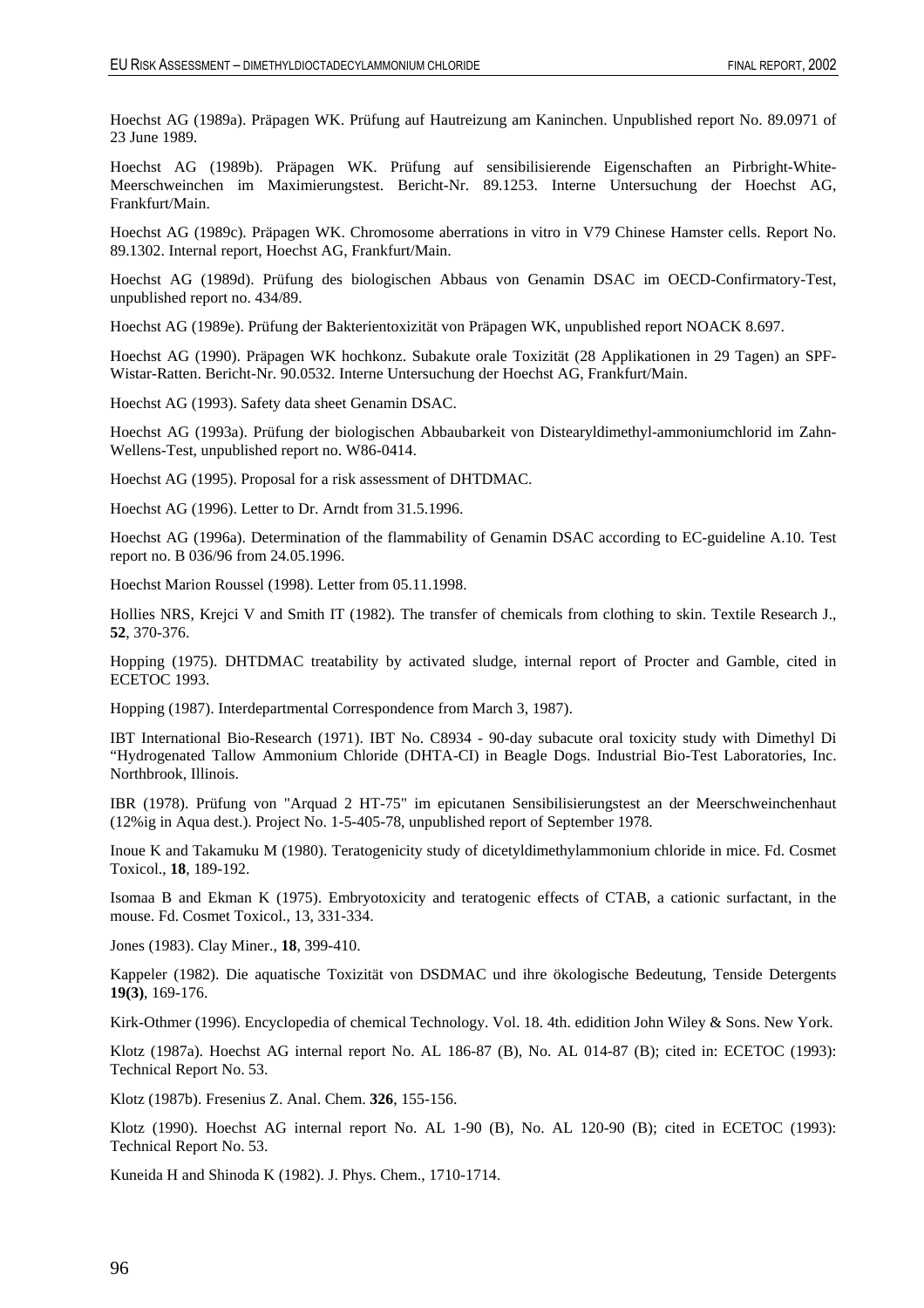Hoechst AG (1989a). Präpagen WK. Prüfung auf Hautreizung am Kaninchen. Unpublished report No. 89.0971 of 23 June 1989.

Hoechst AG (1989b). Präpagen WK. Prüfung auf sensibilisierende Eigenschaften an Pirbright-White-Meerschweinchen im Maximierungstest. Bericht-Nr. 89.1253. Interne Untersuchung der Hoechst AG, Frankfurt/Main.

Hoechst AG (1989c). Präpagen WK. Chromosome aberrations in vitro in V79 Chinese Hamster cells. Report No. 89.1302. Internal report, Hoechst AG, Frankfurt/Main.

Hoechst AG (1989d). Prüfung des biologischen Abbaus von Genamin DSAC im OECD-Confirmatory-Test, unpublished report no. 434/89.

Hoechst AG (1989e). Prüfung der Bakterientoxizität von Präpagen WK, unpublished report NOACK 8.697.

Hoechst AG (1990). Präpagen WK hochkonz. Subakute orale Toxizität (28 Applikationen in 29 Tagen) an SPF-Wistar-Ratten. Bericht-Nr. 90.0532. Interne Untersuchung der Hoechst AG, Frankfurt/Main.

Hoechst AG (1993). Safety data sheet Genamin DSAC.

Hoechst AG (1993a). Prüfung der biologischen Abbaubarkeit von Distearyldimethyl-ammoniumchlorid im Zahn-Wellens-Test, unpublished report no. W86-0414.

Hoechst AG (1995). Proposal for a risk assessment of DHTDMAC.

Hoechst AG (1996). Letter to Dr. Arndt from 31.5.1996.

Hoechst AG (1996a). Determination of the flammability of Genamin DSAC according to EC-guideline A.10. Test report no. B 036/96 from 24.05.1996.

Hoechst Marion Roussel (1998). Letter from 05.11.1998.

Hollies NRS, Krejci V and Smith IT (1982). The transfer of chemicals from clothing to skin. Textile Research J., **52**, 370-376.

Hopping (1975). DHTDMAC treatability by activated sludge, internal report of Procter and Gamble, cited in ECETOC 1993.

Hopping (1987). Interdepartmental Correspondence from March 3, 1987).

IBT International Bio-Research (1971). IBT No. C8934 - 90-day subacute oral toxicity study with Dimethyl Di "Hydrogenated Tallow Ammonium Chloride (DHTA-Cl) in Beagle Dogs. Industrial Bio-Test Laboratories, Inc. Northbrook, Illinois.

IBR (1978). Prüfung von "Arquad 2 HT-75" im epicutanen Sensibilisierungstest an der Meerschweinchenhaut (12%ig in Aqua dest.). Project No. 1-5-405-78, unpublished report of September 1978.

Inoue K and Takamuku M (1980). Teratogenicity study of dicetyldimethylammonium chloride in mice. Fd. Cosmet Toxicol., **18**, 189-192.

Isomaa B and Ekman K (1975). Embryotoxicity and teratogenic effects of CTAB, a cationic surfactant, in the mouse. Fd. Cosmet Toxicol., 13, 331-334.

Jones (1983). Clay Miner., **18**, 399-410.

Kappeler (1982). Die aquatische Toxizität von DSDMAC und ihre ökologische Bedeutung, Tenside Detergents **19(3)**, 169-176.

Kirk-Othmer (1996). Encyclopedia of chemical Technology. Vol. 18. 4th. edidition John Wiley & Sons. New York.

Klotz (1987a). Hoechst AG internal report No. AL 186-87 (B), No. AL 014-87 (B); cited in: ECETOC (1993): Technical Report No. 53.

Klotz (1987b). Fresenius Z. Anal. Chem. **326**, 155-156.

Klotz (1990). Hoechst AG internal report No. AL 1-90 (B), No. AL 120-90 (B); cited in ECETOC (1993): Technical Report No. 53.

Kuneida H and Shinoda K (1982). J. Phys. Chem., 1710-1714.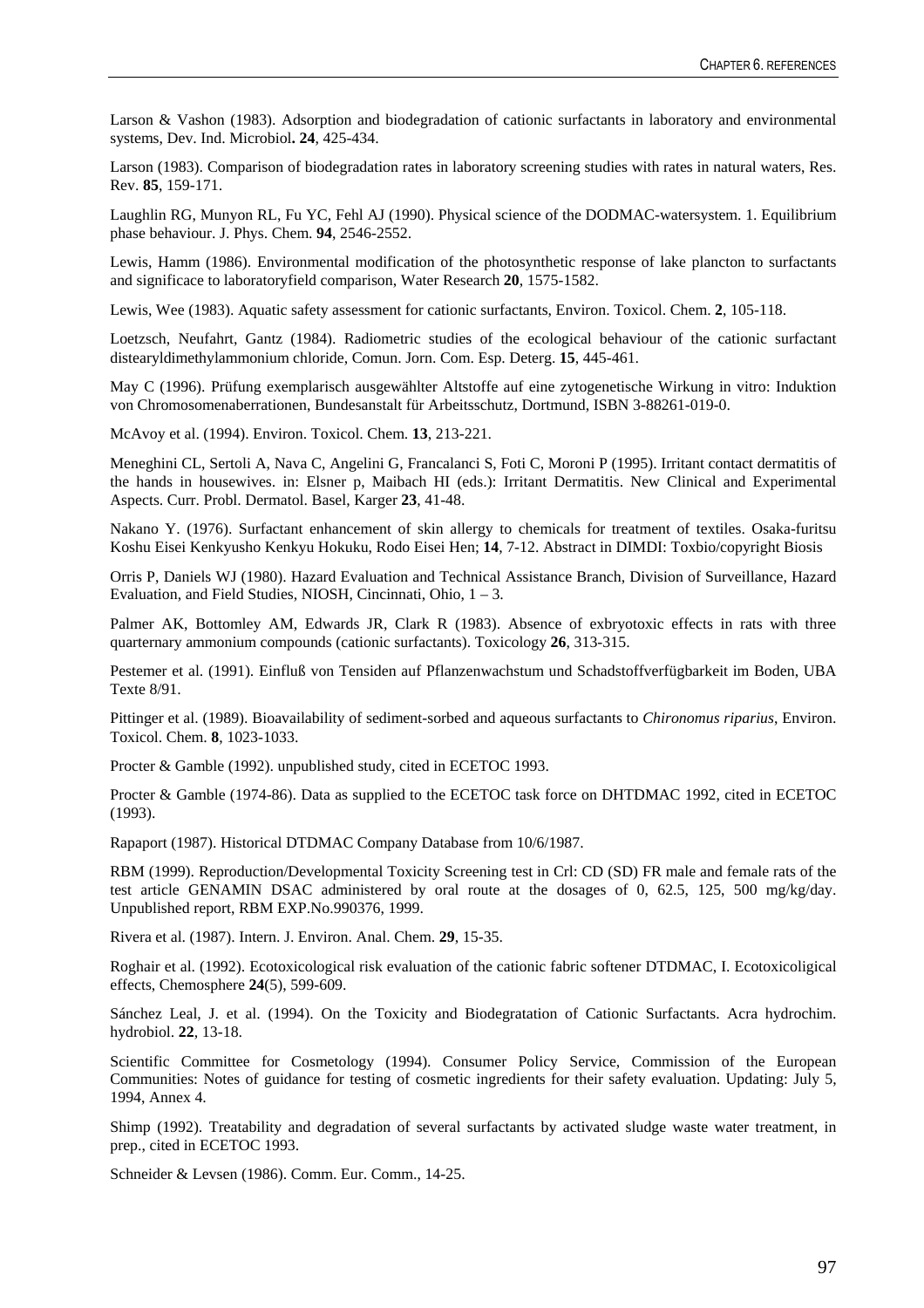Larson & Vashon (1983). Adsorption and biodegradation of cationic surfactants in laboratory and environmental systems, Dev. Ind. Microbiol**. 24**, 425-434.

Larson (1983). Comparison of biodegradation rates in laboratory screening studies with rates in natural waters, Res. Rev. **85**, 159-171.

Laughlin RG, Munyon RL, Fu YC, Fehl AJ (1990). Physical science of the DODMAC-watersystem. 1. Equilibrium phase behaviour. J. Phys. Chem. **94**, 2546-2552.

Lewis, Hamm (1986). Environmental modification of the photosynthetic response of lake plancton to surfactants and significace to laboratoryfield comparison, Water Research **20**, 1575-1582.

Lewis, Wee (1983). Aquatic safety assessment for cationic surfactants, Environ. Toxicol. Chem. **2**, 105-118.

Loetzsch, Neufahrt, Gantz (1984). Radiometric studies of the ecological behaviour of the cationic surfactant distearyldimethylammonium chloride, Comun. Jorn. Com. Esp. Deterg. **15**, 445-461.

May C (1996). Prüfung exemplarisch ausgewählter Altstoffe auf eine zytogenetische Wirkung in vitro: Induktion von Chromosomenaberrationen, Bundesanstalt für Arbeitsschutz, Dortmund, ISBN 3-88261-019-0.

McAvoy et al. (1994). Environ. Toxicol. Chem. **13**, 213-221.

Meneghini CL, Sertoli A, Nava C, Angelini G, Francalanci S, Foti C, Moroni P (1995). Irritant contact dermatitis of the hands in housewives. in: Elsner p, Maibach HI (eds.): Irritant Dermatitis. New Clinical and Experimental Aspects. Curr. Probl. Dermatol. Basel, Karger **23**, 41-48.

Nakano Y. (1976). Surfactant enhancement of skin allergy to chemicals for treatment of textiles. Osaka-furitsu Koshu Eisei Kenkyusho Kenkyu Hokuku, Rodo Eisei Hen; **14**, 7-12. Abstract in DIMDI: Toxbio/copyright Biosis

Orris P, Daniels WJ (1980). Hazard Evaluation and Technical Assistance Branch, Division of Surveillance, Hazard Evaluation, and Field Studies, NIOSH, Cincinnati, Ohio, 1 – 3.

Palmer AK, Bottomley AM, Edwards JR, Clark R (1983). Absence of exbryotoxic effects in rats with three quarternary ammonium compounds (cationic surfactants). Toxicology **26**, 313-315.

Pestemer et al. (1991). Einfluß von Tensiden auf Pflanzenwachstum und Schadstoffverfügbarkeit im Boden, UBA Texte 8/91.

Pittinger et al. (1989). Bioavailability of sediment-sorbed and aqueous surfactants to *Chironomus riparius*, Environ. Toxicol. Chem. **8**, 1023-1033.

Procter & Gamble (1992). unpublished study, cited in ECETOC 1993.

Procter & Gamble (1974-86). Data as supplied to the ECETOC task force on DHTDMAC 1992, cited in ECETOC (1993).

Rapaport (1987). Historical DTDMAC Company Database from 10/6/1987.

RBM (1999). Reproduction/Developmental Toxicity Screening test in Crl: CD (SD) FR male and female rats of the test article GENAMIN DSAC administered by oral route at the dosages of 0, 62.5, 125, 500 mg/kg/day. Unpublished report, RBM EXP.No.990376, 1999.

Rivera et al. (1987). Intern. J. Environ. Anal. Chem. **29**, 15-35.

Roghair et al. (1992). Ecotoxicological risk evaluation of the cationic fabric softener DTDMAC, I. Ecotoxicoligical effects, Chemosphere **24**(5), 599-609.

Sánchez Leal, J. et al. (1994). On the Toxicity and Biodegratation of Cationic Surfactants. Acra hydrochim. hydrobiol. **22**, 13-18.

Scientific Committee for Cosmetology (1994). Consumer Policy Service, Commission of the European Communities: Notes of guidance for testing of cosmetic ingredients for their safety evaluation. Updating: July 5, 1994, Annex 4.

Shimp (1992). Treatability and degradation of several surfactants by activated sludge waste water treatment, in prep., cited in ECETOC 1993.

Schneider & Levsen (1986). Comm. Eur. Comm., 14-25.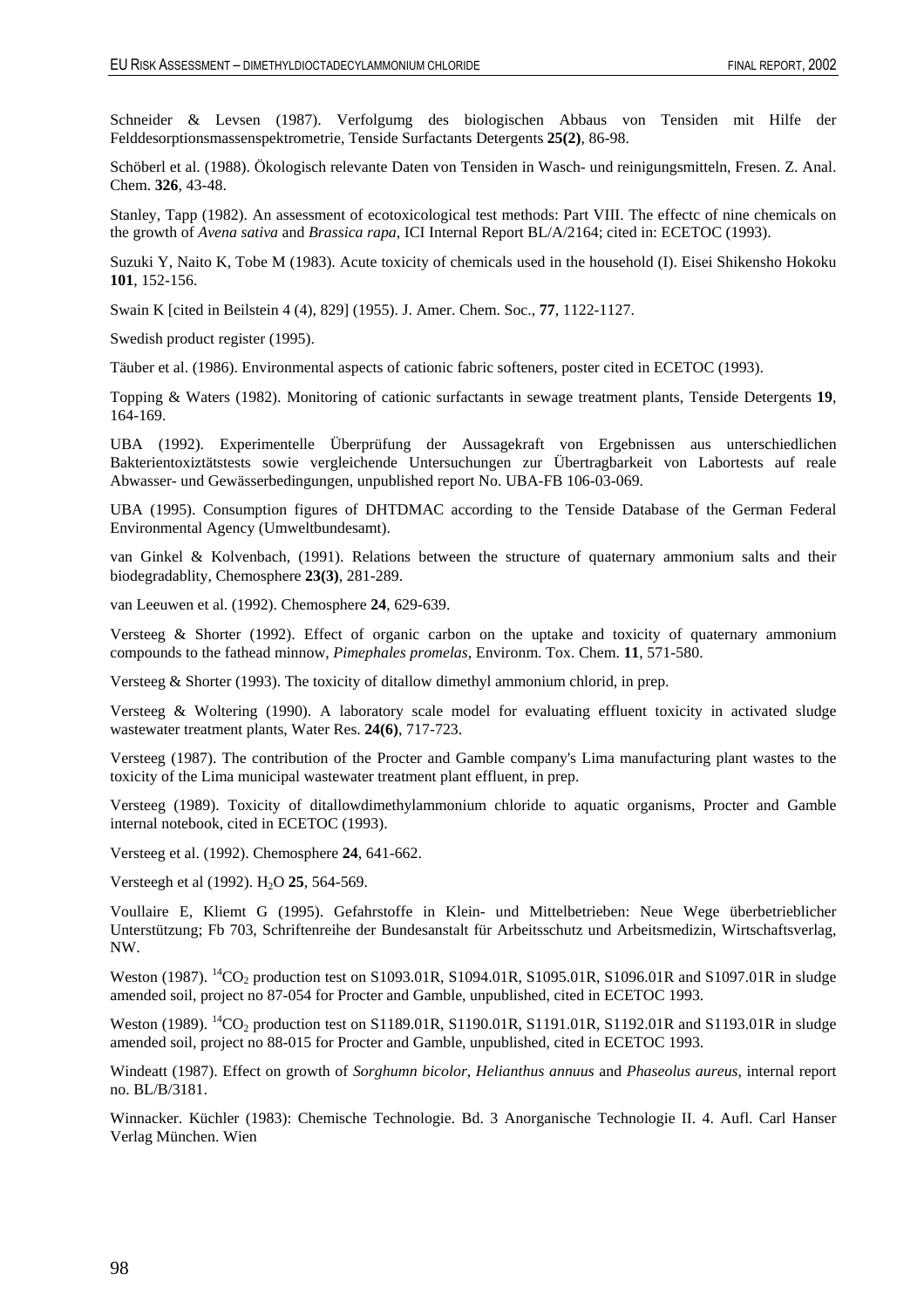Schneider & Levsen (1987). Verfolgumg des biologischen Abbaus von Tensiden mit Hilfe der Felddesorptionsmassenspektrometrie, Tenside Surfactants Detergents **25(2)**, 86-98.

Schöberl et al. (1988). Ökologisch relevante Daten von Tensiden in Wasch- und reinigungsmitteln, Fresen. Z. Anal. Chem. **326**, 43-48.

Stanley, Tapp (1982). An assessment of ecotoxicological test methods: Part VIII. The effectc of nine chemicals on the growth of *Avena sativa* and *Brassica rapa*, ICI Internal Report BL/A/2164; cited in: ECETOC (1993).

Suzuki Y, Naito K, Tobe M (1983). Acute toxicity of chemicals used in the household (I). Eisei Shikensho Hokoku **101**, 152-156.

Swain K [cited in Beilstein 4 (4), 829] (1955). J. Amer. Chem. Soc., **77**, 1122-1127.

Swedish product register (1995).

Täuber et al. (1986). Environmental aspects of cationic fabric softeners, poster cited in ECETOC (1993).

Topping & Waters (1982). Monitoring of cationic surfactants in sewage treatment plants, Tenside Detergents **19**, 164-169.

UBA (1992). Experimentelle Überprüfung der Aussagekraft von Ergebnissen aus unterschiedlichen Bakterientoxiztätstests sowie vergleichende Untersuchungen zur Übertragbarkeit von Labortests auf reale Abwasser- und Gewässerbedingungen, unpublished report No. UBA-FB 106-03-069.

UBA (1995). Consumption figures of DHTDMAC according to the Tenside Database of the German Federal Environmental Agency (Umweltbundesamt).

van Ginkel & Kolvenbach, (1991). Relations between the structure of quaternary ammonium salts and their biodegradablity, Chemosphere **23(3)**, 281-289.

van Leeuwen et al. (1992). Chemosphere **24**, 629-639.

Versteeg & Shorter (1992). Effect of organic carbon on the uptake and toxicity of quaternary ammonium compounds to the fathead minnow, *Pimephales promelas*, Environm. Tox. Chem. **11**, 571-580.

Versteeg & Shorter (1993). The toxicity of ditallow dimethyl ammonium chlorid, in prep.

Versteeg & Woltering (1990). A laboratory scale model for evaluating effluent toxicity in activated sludge wastewater treatment plants, Water Res. **24(6)**, 717-723.

Versteeg (1987). The contribution of the Procter and Gamble company's Lima manufacturing plant wastes to the toxicity of the Lima municipal wastewater treatment plant effluent, in prep.

Versteeg (1989). Toxicity of ditallowdimethylammonium chloride to aquatic organisms, Procter and Gamble internal notebook, cited in ECETOC (1993).

Versteeg et al. (1992). Chemosphere **24**, 641-662.

Versteegh et al (1992). $H_2O$ **25**, 564-569.

Voullaire E, Kliemt G (1995). Gefahrstoffe in Klein- und Mittelbetrieben: Neue Wege überbetrieblicher Unterstützung; Fb 703, Schriftenreihe der Bundesanstalt für Arbeitsschutz und Arbeitsmedizin, Wirtschaftsverlag, NW.

Weston (1987). $^{14}CO_2$ production test on S1093.01R, S1094.01R, S1095.01R, S1096.01R and S1097.01R in sludge amended soil, project no 87-054 for Procter and Gamble, unpublished, cited in ECETOC 1993.

Weston (1989). $^{14}CO_2$ production test on S1189.01R, S1190.01R, S1191.01R, S1192.01R and S1193.01R in sludge amended soil, project no 88-015 for Procter and Gamble, unpublished, cited in ECETOC 1993.

Windeatt (1987). Effect on growth of *Sorghumn bicolor*, *Helianthus annuus* and *Phaseolus aureus*, internal report no. BL/B/3181.

Winnacker. Küchler (1983): Chemische Technologie. Bd. 3 Anorganische Technologie II. 4. Aufl. Carl Hanser Verlag München. Wien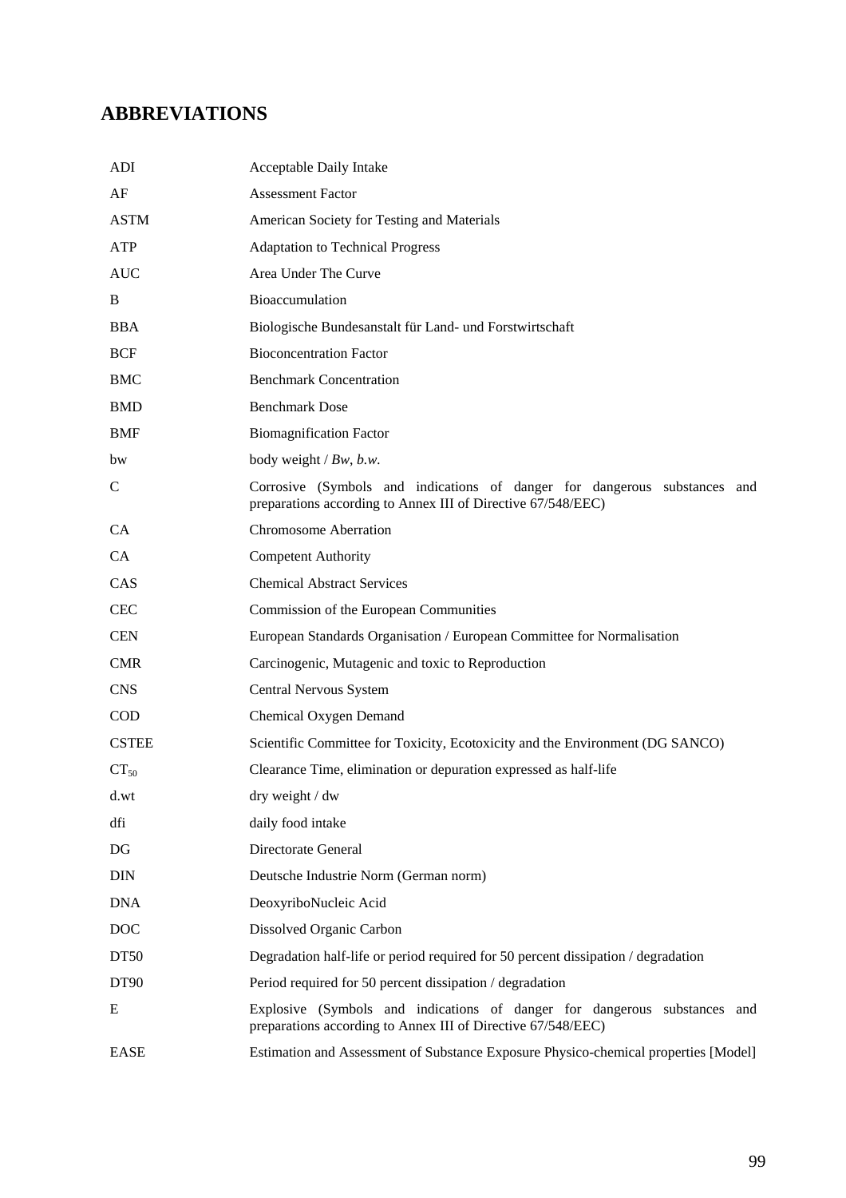# ABBREVIATIONS

| | |
|---|---|
| ADI | Acceptable Daily Intake |
| AF | Assessment Factor |
| ASTM | American Society for Testing and Materials |
| ATP | Adaptation to Technical Progress |
| AUC | Area Under The Curve |
| B | Bioaccumulation |
| BBA | Biologische Bundesanstalt für Land- und Forstwirtschaft |
| BCF | Bioconcentration Factor |
| BMC | Benchmark Concentration |
| BMD | Benchmark Dose |
| BMF | Biomagnification Factor |
| bw | body weight / *Bw*, *b.w.* |
| C | Corrosive (Symbols and indications of danger for dangerous substances and preparations according to Annex III of Directive 67/548/EEC) |
| CA | Chromosome Aberration |
| CA | Competent Authority |
| CAS | Chemical Abstract Services |
| CEC | Commission of the European Communities |
| CEN | European Standards Organisation / European Committee for Normalisation |
| CMR | Carcinogenic, Mutagenic and toxic to Reproduction |
| CNS | Central Nervous System |
| COD | Chemical Oxygen Demand |
| CSTEE | Scientific Committee for Toxicity, Ecotoxicity and the Environment (DG SANCO) |
| $CT_{50}$ | Clearance Time, elimination or depuration expressed as half-life |
| d.wt | dry weight / dw |
| dfi | daily food intake |
| DG | Directorate General |
| DIN | Deutsche Industrie Norm (German norm) |
| DNA | DeoxyriboNucleic Acid |
| DOC | Dissolved Organic Carbon |
| DT50 | Degradation half-life or period required for 50 percent dissipation / degradation |
| DT90 | Period required for 50 percent dissipation / degradation |
| E | Explosive (Symbols and indications of danger for dangerous substances and preparations according to Annex III of Directive 67/548/EEC) |
| EASE | Estimation and Assessment of Substance Exposure Physico-chemical properties [Model] |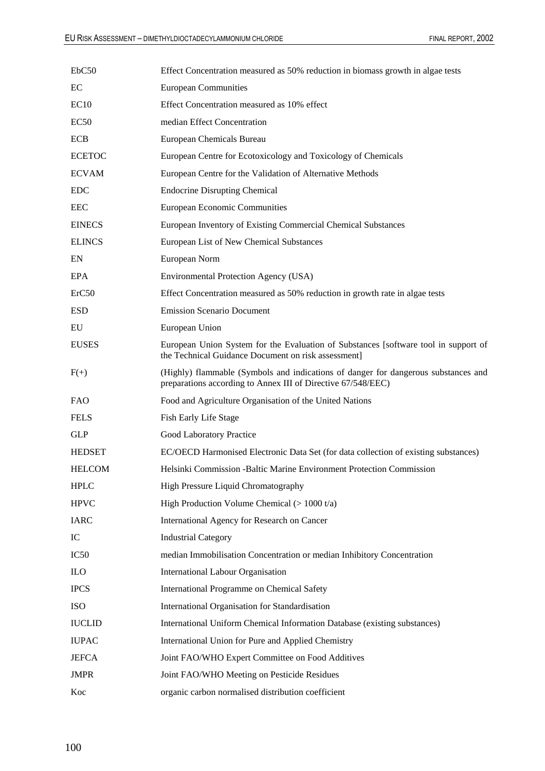| | |
|---|---|
| EbC50 | Effect Concentration measured as 50% reduction in biomass growth in algae tests |
| EC | European Communities |
| EC10 | Effect Concentration measured as 10% effect |
| EC50 | median Effect Concentration |
| ECB | European Chemicals Bureau |
| ECETOC | European Centre for Ecotoxicology and Toxicology of Chemicals |
| ECVAM | European Centre for the Validation of Alternative Methods |
| EDC | Endocrine Disrupting Chemical |
| EEC | European Economic Communities |
| EINECS | European Inventory of Existing Commercial Chemical Substances |
| ELINCS | European List of New Chemical Substances |
| EN | European Norm |
| EPA | Environmental Protection Agency (USA) |
| ErC50 | Effect Concentration measured as 50% reduction in growth rate in algae tests |
| ESD | Emission Scenario Document |
| EU | European Union |
| EUSES | European Union System for the Evaluation of Substances [software tool in support of the Technical Guidance Document on risk assessment] |
| F(+) | (Highly) flammable (Symbols and indications of danger for dangerous substances and preparations according to Annex III of Directive 67/548/EEC) |
| FAO | Food and Agriculture Organisation of the United Nations |
| FELS | Fish Early Life Stage |
| GLP | Good Laboratory Practice |
| HEDSET | EC/OECD Harmonised Electronic Data Set (for data collection of existing substances) |
| HELCOM | Helsinki Commission -Baltic Marine Environment Protection Commission |
| HPLC | High Pressure Liquid Chromatography |
| HPVC | High Production Volume Chemical (> 1000 t/a) |
| IARC | International Agency for Research on Cancer |
| IC | Industrial Category |
| IC50 | median Immobilisation Concentration or median Inhibitory Concentration |
| ILO | International Labour Organisation |
| IPCS | International Programme on Chemical Safety |
| ISO | International Organisation for Standardisation |
| IUCLID | International Uniform Chemical Information Database (existing substances) |
| IUPAC | International Union for Pure and Applied Chemistry |
| JEFCA | Joint FAO/WHO Expert Committee on Food Additives |
| JMPR | Joint FAO/WHO Meeting on Pesticide Residues |
| Koc | organic carbon normalised distribution coefficient |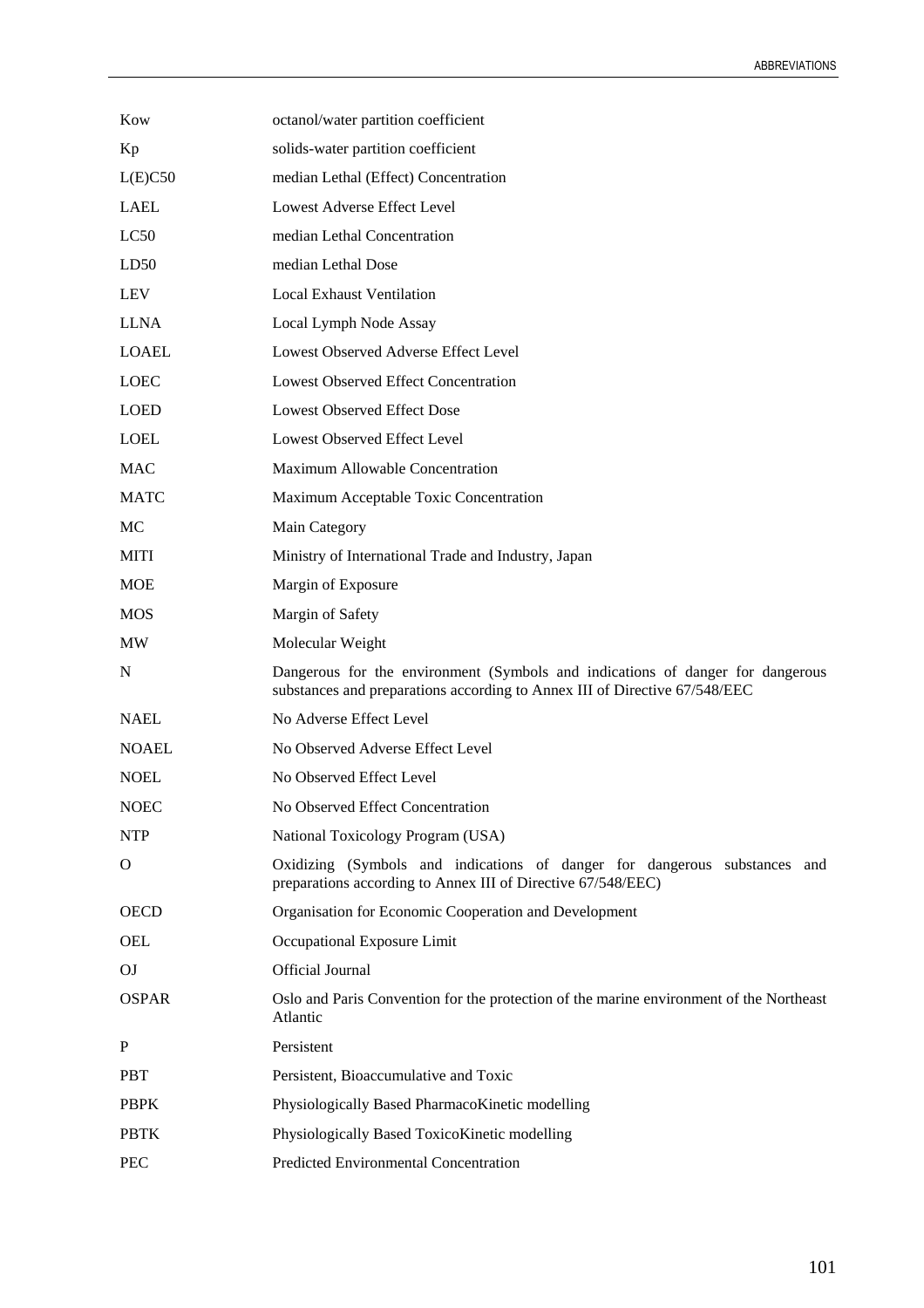| | |
|---|---|
| Kow | octanol/water partition coefficient |
| Kp | solids-water partition coefficient |
| L(E)C50 | median Lethal (Effect) Concentration |
| LAEL | Lowest Adverse Effect Level |
| LC50 | median Lethal Concentration |
| LD50 | median Lethal Dose |
| LEV | Local Exhaust Ventilation |
| LLNA | Local Lymph Node Assay |
| LOAEL | Lowest Observed Adverse Effect Level |
| LOEC | Lowest Observed Effect Concentration |
| LOED | Lowest Observed Effect Dose |
| LOEL | Lowest Observed Effect Level |
| MAC | Maximum Allowable Concentration |
| MATC | Maximum Acceptable Toxic Concentration |
| MC | Main Category |
| MITI | Ministry of International Trade and Industry, Japan |
| MOE | Margin of Exposure |
| MOS | Margin of Safety |
| MW | Molecular Weight |
| N | Dangerous for the environment (Symbols and indications of danger for dangerous substances and preparations according to Annex III of Directive 67/548/EEC |
| NAEL | No Adverse Effect Level |
| NOAEL | No Observed Adverse Effect Level |
| NOEL | No Observed Effect Level |
| NOEC | No Observed Effect Concentration |
| NTP | National Toxicology Program (USA) |
| O | Oxidizing (Symbols and indications of danger for dangerous substances and preparations according to Annex III of Directive 67/548/EEC) |
| OECD | Organisation for Economic Cooperation and Development |
| OEL | Occupational Exposure Limit |
| OJ | Official Journal |
| OSPAR | Oslo and Paris Convention for the protection of the marine environment of the Northeast Atlantic |
| P | Persistent |
| PBT | Persistent, Bioaccumulative and Toxic |
| PBPK | Physiologically Based PharmacoKinetic modelling |
| PBTK | Physiologically Based ToxicoKinetic modelling |
| PEC | Predicted Environmental Concentration |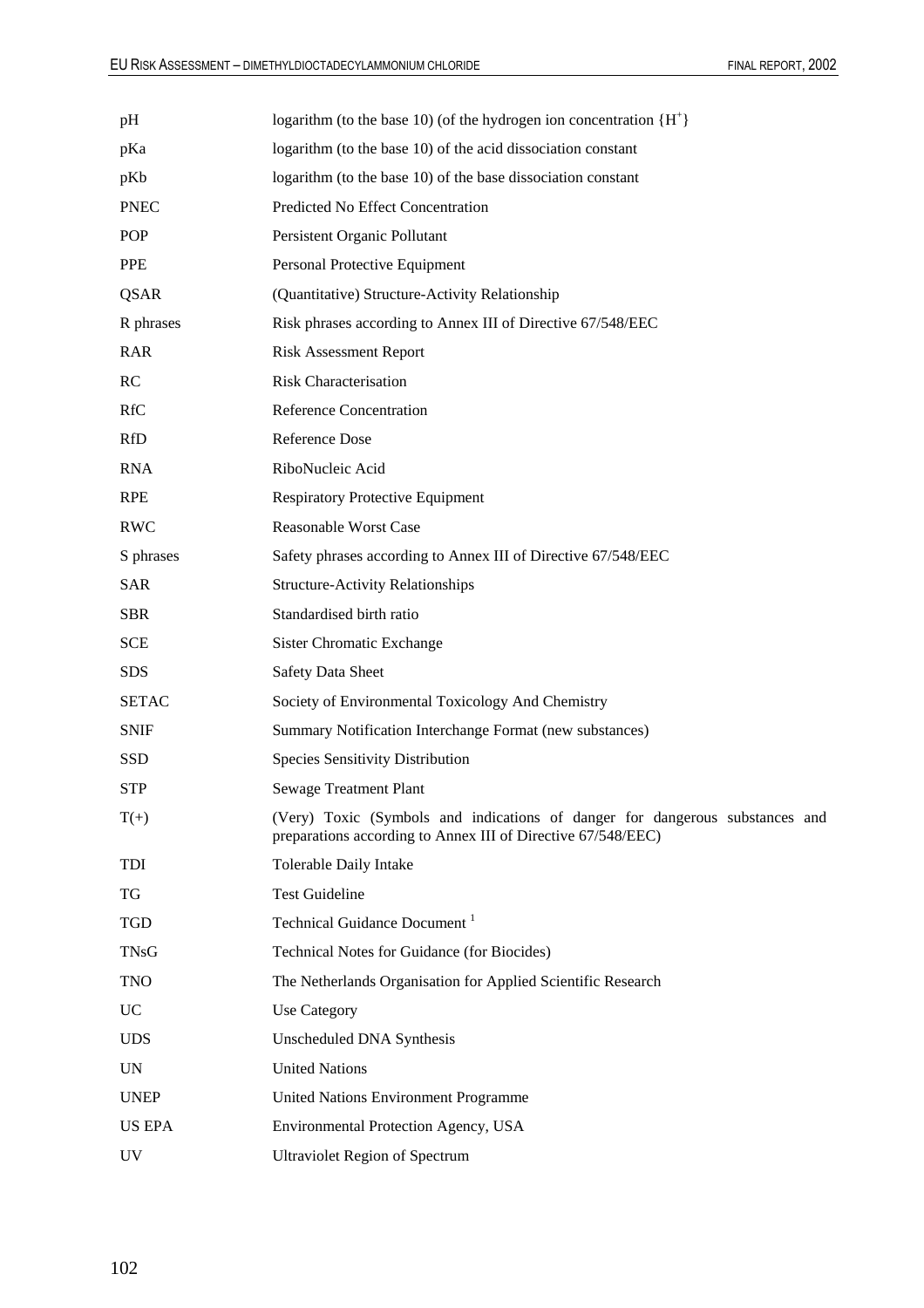| | |
|---|---|
| pH | logarithm (to the base 10) (of the hydrogen ion concentration $\{H^+\}$ |
| pKa | logarithm (to the base 10) of the acid dissociation constant |
| pKb | logarithm (to the base 10) of the base dissociation constant |
| PNEC | Predicted No Effect Concentration |
| POP | Persistent Organic Pollutant |
| PPE | Personal Protective Equipment |
| QSAR | (Quantitative) Structure-Activity Relationship |
| R phrases | Risk phrases according to Annex III of Directive 67/548/EEC |
| RAR | Risk Assessment Report |
| RC | Risk Characterisation |
| RfC | Reference Concentration |
| RfD | Reference Dose |
| RNA | RiboNucleic Acid |
| RPE | Respiratory Protective Equipment |
| RWC | Reasonable Worst Case |
| S phrases | Safety phrases according to Annex III of Directive 67/548/EEC |
| SAR | Structure-Activity Relationships |
| SBR | Standardised birth ratio |
| SCE | Sister Chromatic Exchange |
| SDS | Safety Data Sheet |
| SETAC | Society of Environmental Toxicology And Chemistry |
| SNIF | Summary Notification Interchange Format (new substances) |
| SSD | Species Sensitivity Distribution |
| STP | Sewage Treatment Plant |
| T(+) | (Very) Toxic (Symbols and indications of danger for dangerous substances and preparations according to Annex III of Directive 67/548/EEC) |
| TDI | Tolerable Daily Intake |
| TG | Test Guideline |
| TGD | Technical Guidance Document [1] |
| TNsG | Technical Notes for Guidance (for Biocides) |
| TNO | The Netherlands Organisation for Applied Scientific Research |
| UC | Use Category |
| UDS | Unscheduled DNA Synthesis |
| UN | United Nations |
| UNEP | United Nations Environment Programme |
| US EPA | Environmental Protection Agency, USA |
| UV | Ultraviolet Region of Spectrum |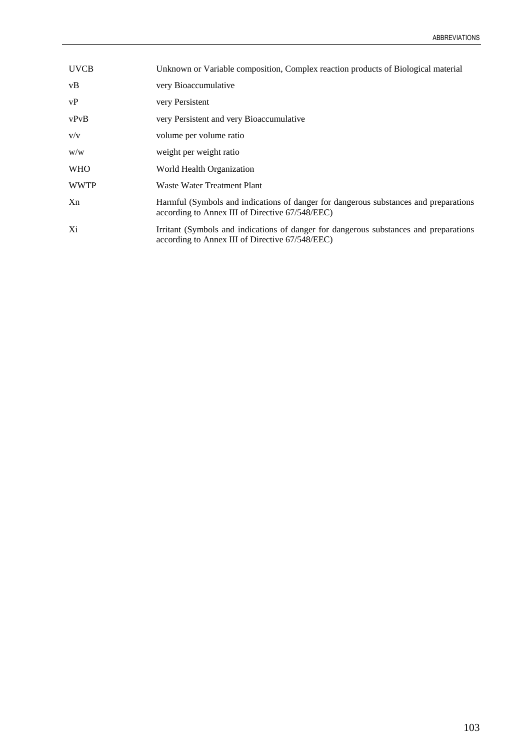| | |
|---|---|
| UVCB | Unknown or Variable composition, Complex reaction products of Biological material |
| vB | very Bioaccumulative |
| vP | very Persistent |
| vPvB | very Persistent and very Bioaccumulative |
| v/v | volume per volume ratio |
| w/w | weight per weight ratio |
| WHO | World Health Organization |
| WWTP | Waste Water Treatment Plant |
| Xn | Harmful (Symbols and indications of danger for dangerous substances and preparations according to Annex III of Directive 67/548/EEC) |
| Xi | Irritant (Symbols and indications of danger for dangerous substances and preparations according to Annex III of Directive 67/548/EEC) |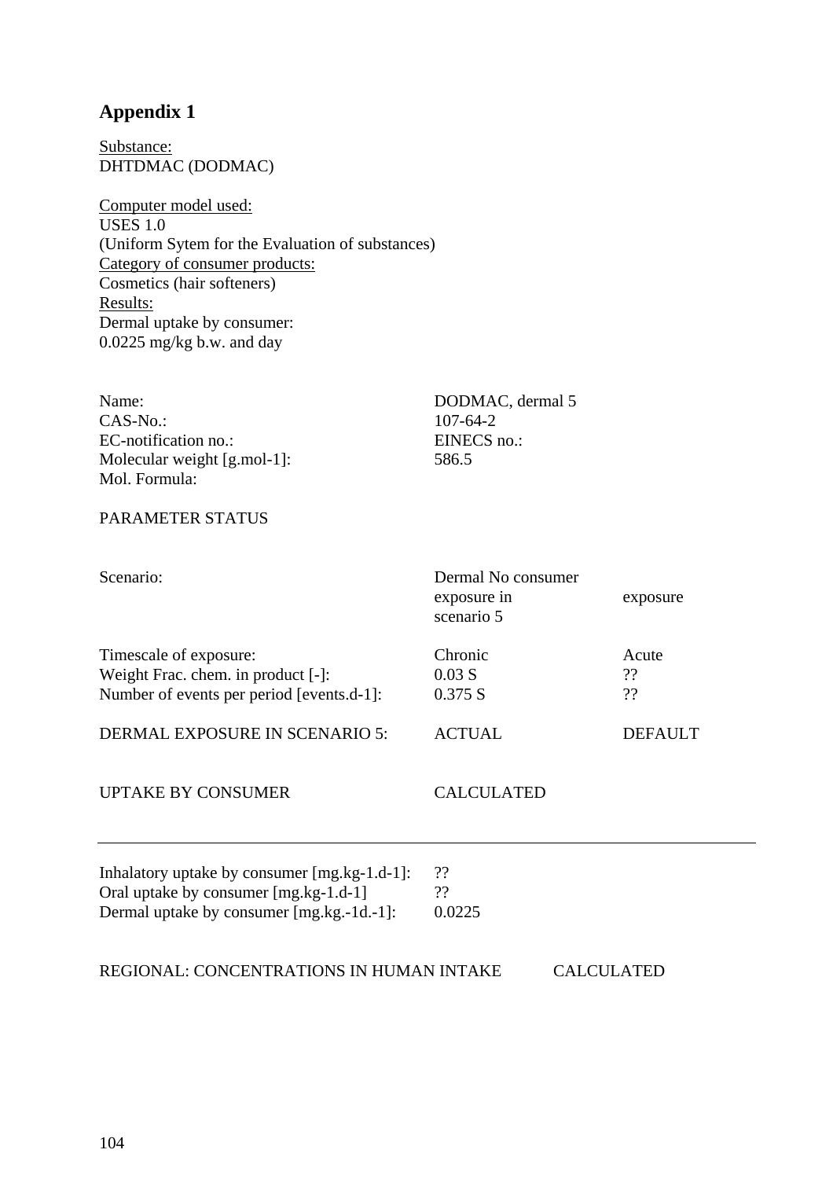## Appendix 1

Substance:
DHTDMAC (DODMAC)

Computer model used:
USES 1.0
(Uniform Sytem for the Evaluation of substances)
Category of consumer products:
Cosmetics (hair softeners)
Results:
Dermal uptake by consumer:
0.0225 mg/kg b.w. and day

| | |
|---|---|
| Name: | DODMAC, dermal 5 |
| CAS-No.: | 107-64-2 |
| EC-notification no.: | EINECS no.: |
| Molecular weight [g.mol-1]: | 586.5 |
| Mol. Formula: | |

PARAMETER STATUS

| | | |
|---|---|---|
| Scenario: | Dermal No consumer exposure in scenario 5 | exposure |
| Timescale of exposure: | Chronic | Acute |
| Weight Frac. chem. in product [-]: | 0.03 S | ?? |
| Number of events per period [events.d-1]: | 0.375 S | ?? |
| DERMAL EXPOSURE IN SCENARIO 5: | ACTUAL | DEFAULT |
| UPTAKE BY CONSUMER | CALCULATED | |

---

| | |
|---|---|
| Inhalatory uptake by consumer [mg.kg-1.d-1]: | ?? |
| Oral uptake by consumer [mg.kg-1.d-1] | ?? |
| Dermal uptake by consumer [mg.kg.-1d.-1]: | 0.0225 |

REGIONAL: CONCENTRATIONS IN HUMAN INTAKE CALCULATED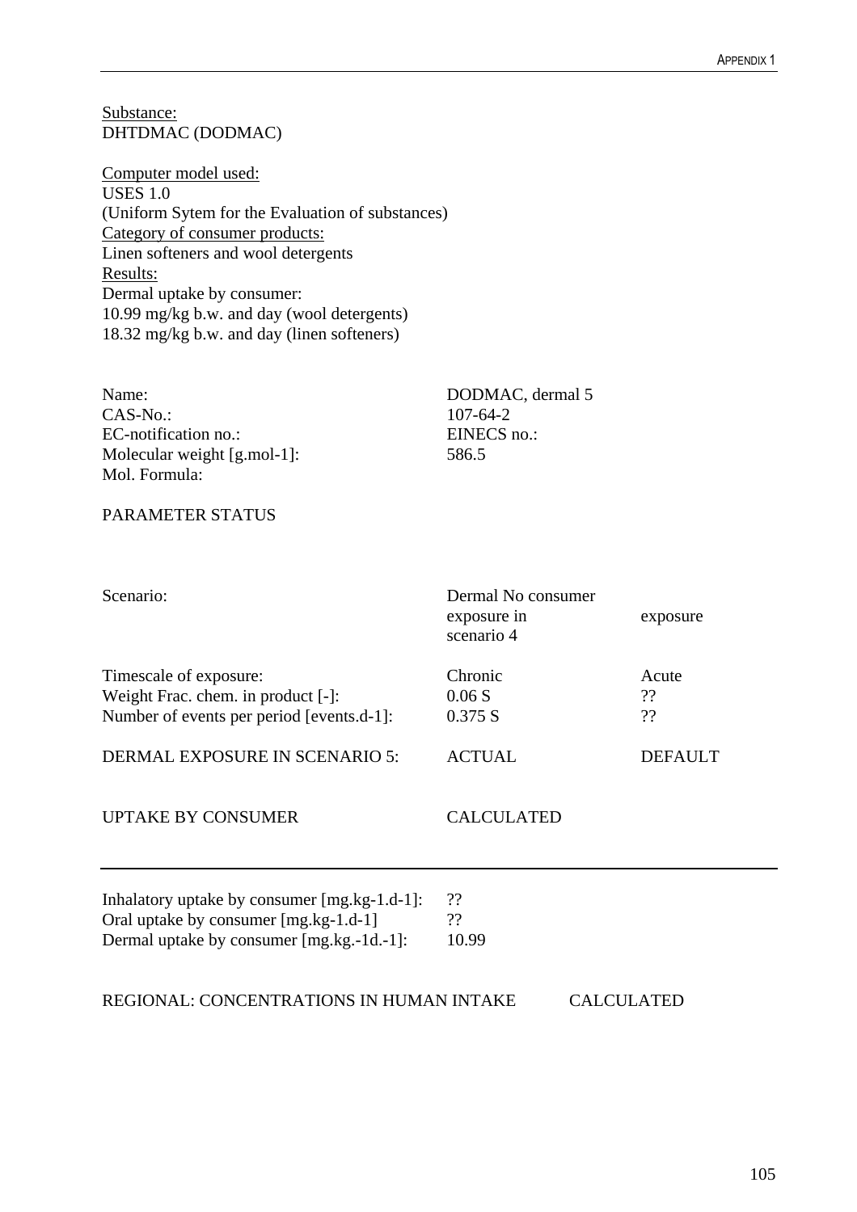Substance:
DHTDMAC (DODMAC)

Computer model used:
USES 1.0
(Uniform Sytem for the Evaluation of substances)
Category of consumer products:
Linen softeners and wool detergents
Results:
Dermal uptake by consumer:
10.99 mg/kg b.w. and day (wool detergents)
18.32 mg/kg b.w. and day (linen softeners)

| | |
|---|---|
| Name: | DODMAC, dermal 5 |
| CAS-No.: | 107-64-2 |
| EC-notification no.: | EINECS no.: |
| Molecular weight [g.mol-1]: | 586.5 |
| Mol. Formula: | |

PARAMETER STATUS

| | | |
|---|---|---|
| Scenario: | Dermal No consumer exposure in scenario 4 | exposure |
| Timescale of exposure: | Chronic | Acute |
| Weight Frac. chem. in product [-]: | 0.06 S | ?? |
| Number of events per period [events.d-1]: | 0.375 S | ?? |
| DERMAL EXPOSURE IN SCENARIO 5: | ACTUAL | DEFAULT |
| UPTAKE BY CONSUMER | CALCULATED | |

---

| | |
|---|---|
| Inhalatory uptake by consumer [mg.kg-1.d-1]: | ?? |
| Oral uptake by consumer [mg.kg-1.d-1] | ?? |
| Dermal uptake by consumer [mg.kg.-1d.-1]: | 10.99 |

REGIONAL: CONCENTRATIONS IN HUMAN INTAKE CALCULATED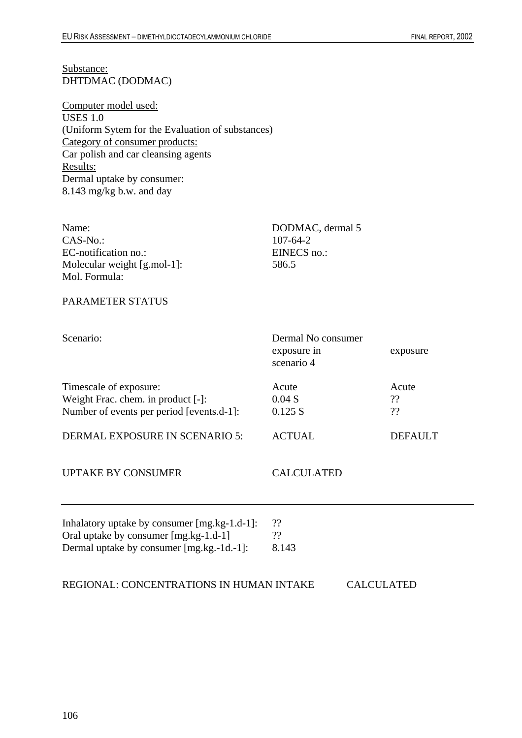Substance:
DHTDMAC (DODMAC)

Computer model used:
USES 1.0
(Uniform Sytem for the Evaluation of substances)
Category of consumer products:
Car polish and car cleansing agents
Results:
Dermal uptake by consumer:
8.143 mg/kg b.w. and day

| | |
|---|---|
| Name: | DODMAC, dermal 5 |
| CAS-No.: | 107-64-2 |
| EC-notification no.: | EINECS no.: |
| Molecular weight [g.mol-1]: | 586.5 |
| Mol. Formula: | |

PARAMETER STATUS

| Scenario: | Dermal No consumer exposure in scenario 4 | exposure |
|---|---|---|
| Timescale of exposure: | Acute | Acute |
| Weight Frac. chem. in product [-]: | 0.04 S | ?? |
| Number of events per period [events.d-1]: | 0.125 S | ?? |
| DERMAL EXPOSURE IN SCENARIO 5: | ACTUAL | DEFAULT |
| UPTAKE BY CONSUMER | CALCULATED | |

---

| | |
|---|---|
| Inhalatory uptake by consumer [mg.kg-1.d-1]: | ?? |
| Oral uptake by consumer [mg.kg-1.d-1] | ?? |
| Dermal uptake by consumer [mg.kg.-1d.-1]: | 8.143 |

REGIONAL: CONCENTRATIONS IN HUMAN INTAKE CALCULATED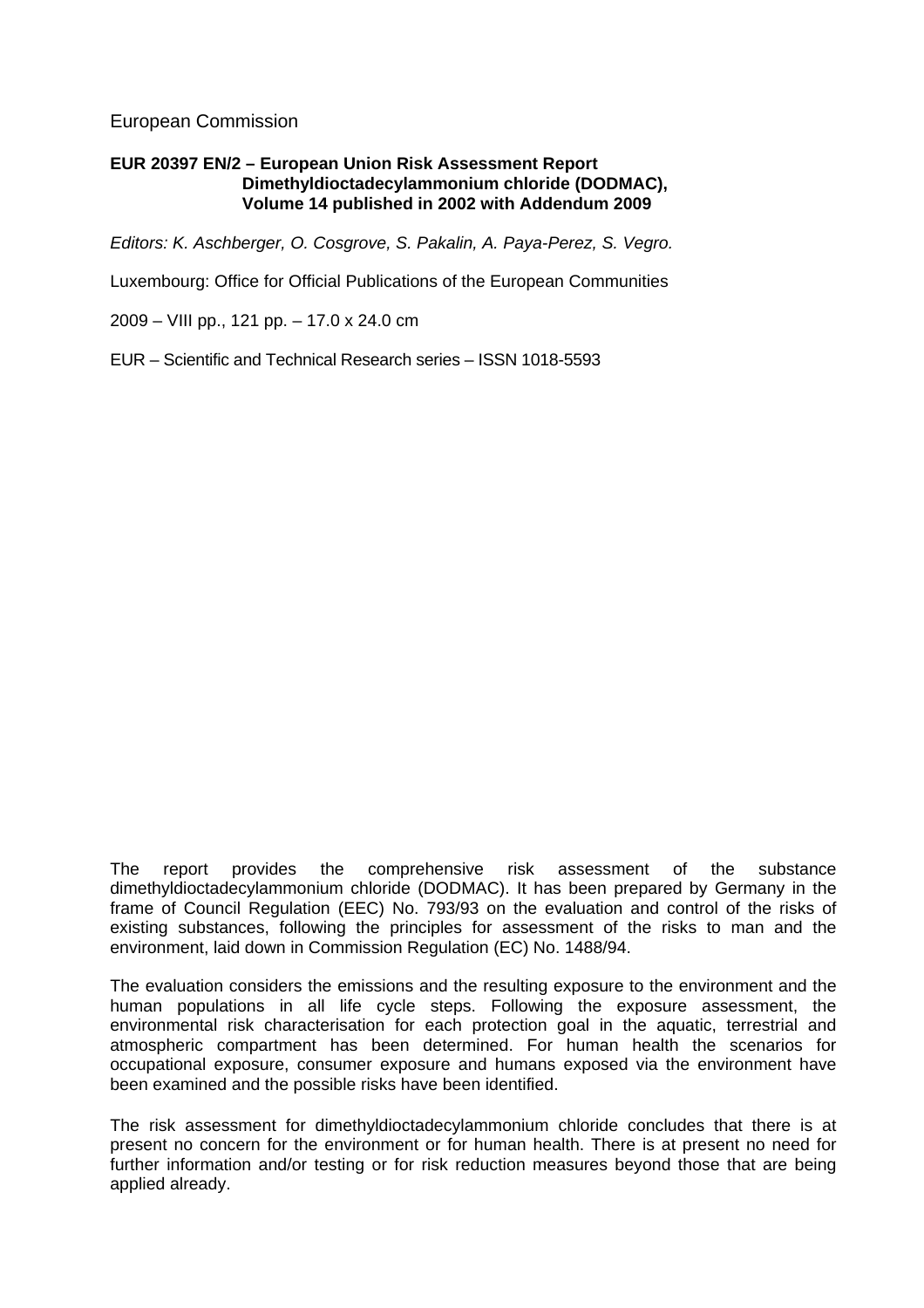European Commission

**EUR 20397 EN/2 – European Union Risk Assessment Report**
**Dimethyldioctadecylammonium chloride (DODMAC),**
**Volume 14 published in 2002 with Addendum 2009**

*Editors: K. Aschberger, O. Cosgrove, S. Pakalin, A. Paya-Perez, S. Vegro.*

Luxembourg: Office for Official Publications of the European Communities

2009 – VIII pp., 121 pp. – 17.0 x 24.0 cm

EUR – Scientific and Technical Research series – ISSN 1018-5593

The report provides the comprehensive risk assessment of the substance dimethyldioctadecylammonium chloride (DODMAC). It has been prepared by Germany in the frame of Council Regulation (EEC) No. 793/93 on the evaluation and control of the risks of existing substances, following the principles for assessment of the risks to man and the environment, laid down in Commission Regulation (EC) No. 1488/94.

The evaluation considers the emissions and the resulting exposure to the environment and the human populations in all life cycle steps. Following the exposure assessment, the environmental risk characterisation for each protection goal in the aquatic, terrestrial and atmospheric compartment has been determined. For human health the scenarios for occupational exposure, consumer exposure and humans exposed via the environment have been examined and the possible risks have been identified.

The risk assessment for dimethyldioctadecylammonium chloride concludes that there is at present no concern for the environment or for human health. There is at present no need for further information and/or testing or for risk reduction measures beyond those that are being applied already.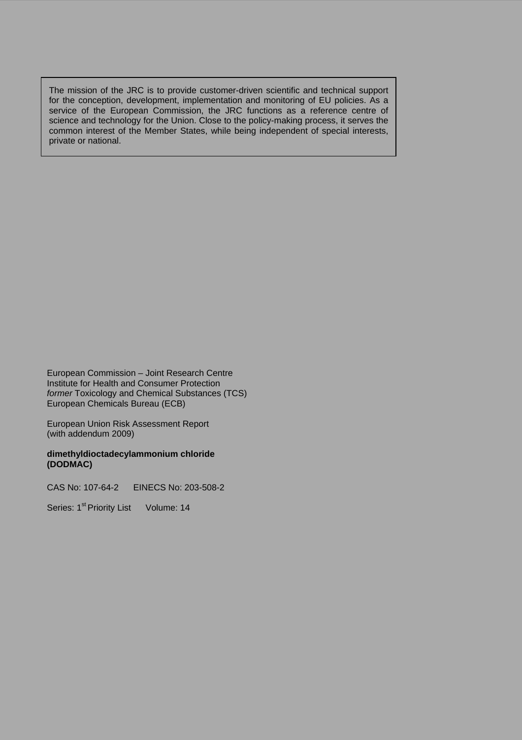The mission of the JRC is to provide customer-driven scientific and technical support for the conception, development, implementation and monitoring of EU policies. As a service of the European Commission, the JRC functions as a reference centre of science and technology for the Union. Close to the policy-making process, it serves the common interest of the Member States, while being independent of special interests, private or national.

European Commission – Joint Research Centre
Institute for Health and Consumer Protection
*former* Toxicology and Chemical Substances (TCS)
European Chemicals Bureau (ECB)

European Union Risk Assessment Report
(with addendum 2009)

**dimethyldioctadecylammonium chloride (DODMAC)**

CAS No: 107-64-2 EINECS No: 203-508-2

Series: 1st Priority List Volume: 14